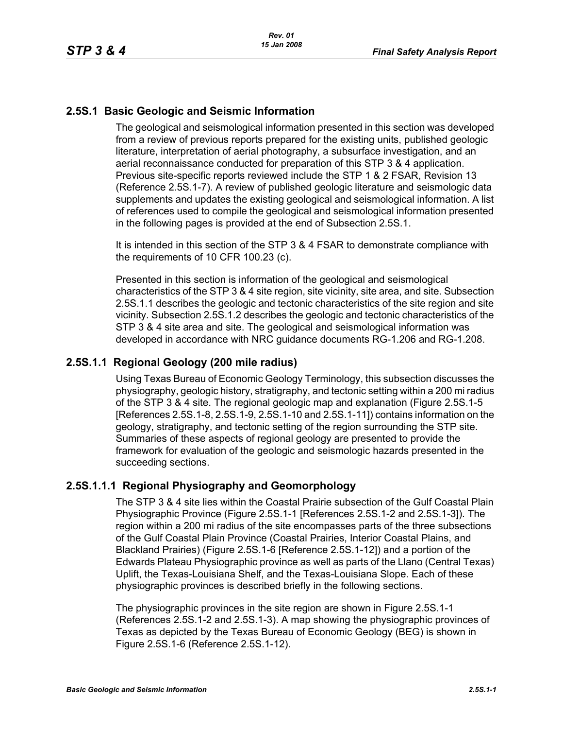## 2.5S.1 Basic Geologic and Seismic Information

The geological and seismological information presented in this section was developed from a review of previous reports prepared for the existing units, published geologic literature, interpretation of aerial photography, a subsurface investigation, and an aerial reconnaissance conducted for preparation of this STP 3 & 4 application. Previous site-specific reports reviewed include the STP 1 & 2 FSAR, Revision 13 (Reference 2.5S.1-7). A review of published geologic literature and seismologic data supplements and updates the existing geological and seismological information. A list of references used to compile the geological and seismological information presented in the following pages is provided at the end of Subsection 2.5S.1.

It is intended in this section of the STP 3 & 4 FSAR to demonstrate compliance with the requirements of 10 CFR 100.23 (c).

Presented in this section is information of the geological and seismological characteristics of the STP 3 & 4 site region, site vicinity, site area, and site. Subsection 2.5S.1.1 describes the geologic and tectonic characteristics of the site region and site vicinity. Subsection 2.5S.1.2 describes the geologic and tectonic characteristics of the STP 3 & 4 site area and site. The geological and seismological information was developed in accordance with NRC guidance documents RG-1.206 and RG-1.208.

### 2.5S.1.1 Regional Geology (200 mile radius)

Using Texas Bureau of Economic Geology Terminology, this subsection discusses the physiography, geologic history, stratigraphy, and tectonic setting within a 200 mi radius of the STP 3 & 4 site. The regional geologic map and explanation (Figure 2.5S.1-5 [References 2.5S.1-8, 2.5S.1-9, 2.5S.1-10 and 2.5S.1-11]) contains information on the geology, stratigraphy, and tectonic setting of the region surrounding the STP site. Summaries of these aspects of regional geology are presented to provide the framework for evaluation of the geologic and seismologic hazards presented in the succeeding sections.

#### 2.5S.1.1.1 Regional Physiography and Geomorphology

The STP 3 & 4 site lies within the Coastal Prairie subsection of the Gulf Coastal Plain Physiographic Province (Figure 2.5S.1-1 [References 2.5S.1-2 and 2.5S.1-3]). The region within a 200 mi radius of the site encompasses parts of the three subsections of the Gulf Coastal Plain Province (Coastal Prairies, Interior Coastal Plains, and Blackland Prairies) (Figure 2.5S.1-6 [Reference 2.5S.1-12]) and a portion of the Edwards Plateau Physiographic province as well as parts of the Llano (Central Texas) Uplift, the Texas-Louisiana Shelf, and the Texas-Louisiana Slope. Each of these physiographic provinces is described briefly in the following sections.

The physiographic provinces in the site region are shown in Figure 2.5S.1-1 (References 2.5S.1-2 and 2.5S.1-3). A map showing the physiographic provinces of Texas as depicted by the Texas Bureau of Economic Geology (BEG) is shown in Figure 2.5S.1-6 (Reference 2.5S.1-12).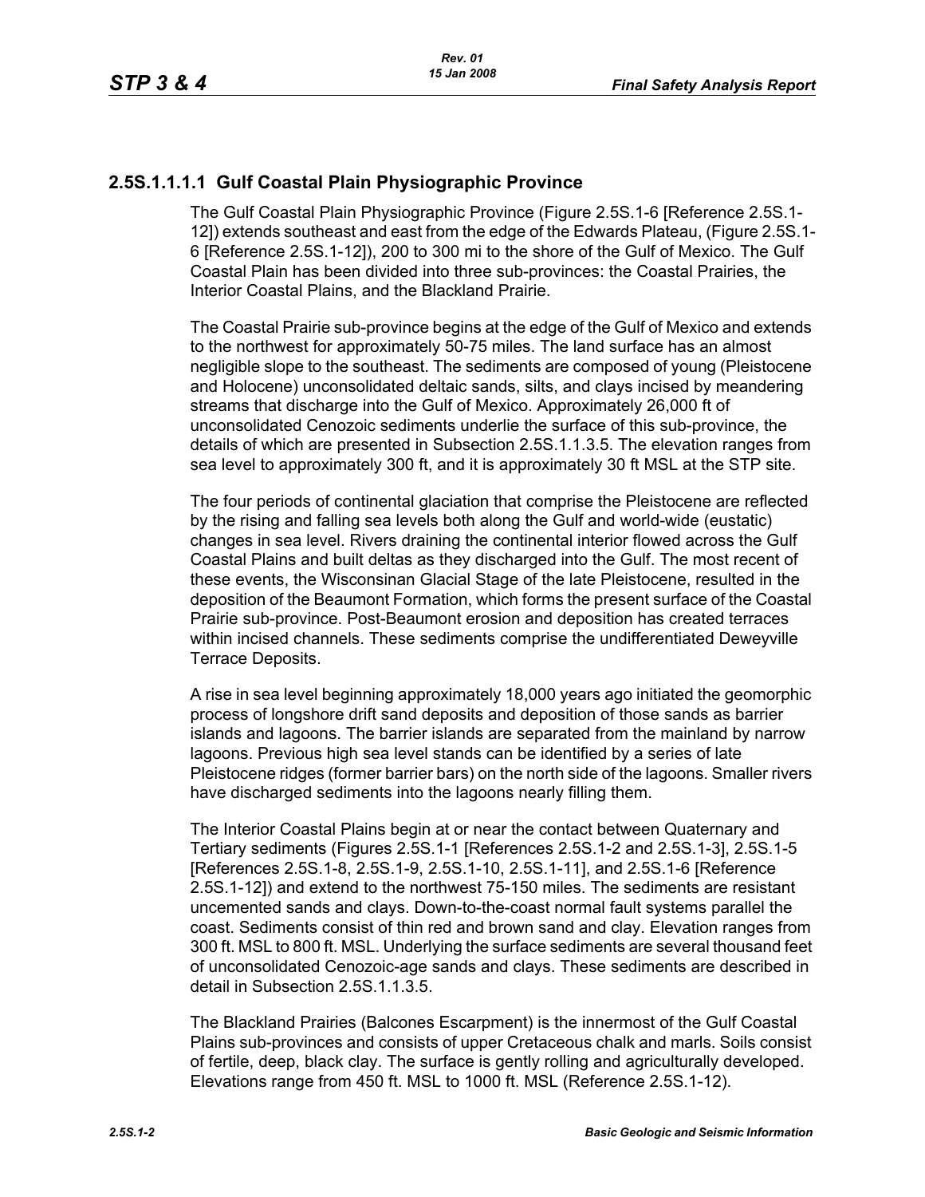### 2.5S.1.1.1.1 Gulf Coastal Plain Physiographic Province

The Gulf Coastal Plain Physiographic Province (Figure 2.5S.1-6 [Reference 2.5S.1-12]) extends southeast and east from the edge of the Edwards Plateau, (Figure 2.5S.1-6 [Reference 2.5S.1-12]), 200 to 300 mi to the shore of the Gulf of Mexico. The Gulf Coastal Plain has been divided into three sub-provinces: the Coastal Prairies, the Interior Coastal Plains, and the Blackland Prairie.

The Coastal Prairie sub-province begins at the edge of the Gulf of Mexico and extends to the northwest for approximately 50-75 miles. The land surface has an almost negligible slope to the southeast. The sediments are composed of young (Pleistocene and Holocene) unconsolidated deltaic sands, silts, and clays incised by meandering streams that discharge into the Gulf of Mexico. Approximately 26,000 ft of unconsolidated Cenozoic sediments underlie the surface of this sub-province, the details of which are presented in Subsection 2.5S.1.1.3.5. The elevation ranges from sea level to approximately 300 ft, and it is approximately 30 ft MSL at the STP site.

The four periods of continental glaciation that comprise the Pleistocene are reflected by the rising and falling sea levels both along the Gulf and world-wide (eustatic) changes in sea level. Rivers draining the continental interior flowed across the Gulf Coastal Plains and built deltas as they discharged into the Gulf. The most recent of these events, the Wisconsinan Glacial Stage of the late Pleistocene, resulted in the deposition of the Beaumont Formation, which forms the present surface of the Coastal Prairie sub-province. Post-Beaumont erosion and deposition has created terraces within incised channels. These sediments comprise the undifferentiated Deweyville Terrace Deposits.

A rise in sea level beginning approximately 18,000 years ago initiated the geomorphic process of longshore drift sand deposits and deposition of those sands as barrier islands and lagoons. The barrier islands are separated from the mainland by narrow lagoons. Previous high sea level stands can be identified by a series of late Pleistocene ridges (former barrier bars) on the north side of the lagoons. Smaller rivers have discharged sediments into the lagoons nearly filling them.

The Interior Coastal Plains begin at or near the contact between Quaternary and Tertiary sediments (Figures 2.5S.1-1 [References 2.5S.1-2 and 2.5S.1-3], 2.5S.1-5 [References 2.5S.1-8, 2.5S.1-9, 2.5S.1-10, 2.5S.1-11], and 2.5S.1-6 [Reference 2.5S.1-12]) and extend to the northwest 75-150 miles. The sediments are resistant uncemented sands and clays. Down-to-the-coast normal fault systems parallel the coast. Sediments consist of thin red and brown sand and clay. Elevation ranges from 300 ft. MSL to 800 ft. MSL. Underlying the surface sediments are several thousand feet of unconsolidated Cenozoic-age sands and clays. These sediments are described in detail in Subsection 2.5S.1.1.3.5.

The Blackland Prairies (Balcones Escarpment) is the innermost of the Gulf Coastal Plains sub-provinces and consists of upper Cretaceous chalk and marls. Soils consist of fertile, deep, black clay. The surface is gently rolling and agriculturally developed. Elevations range from 450 ft. MSL to 1000 ft. MSL (Reference 2.5S.1-12).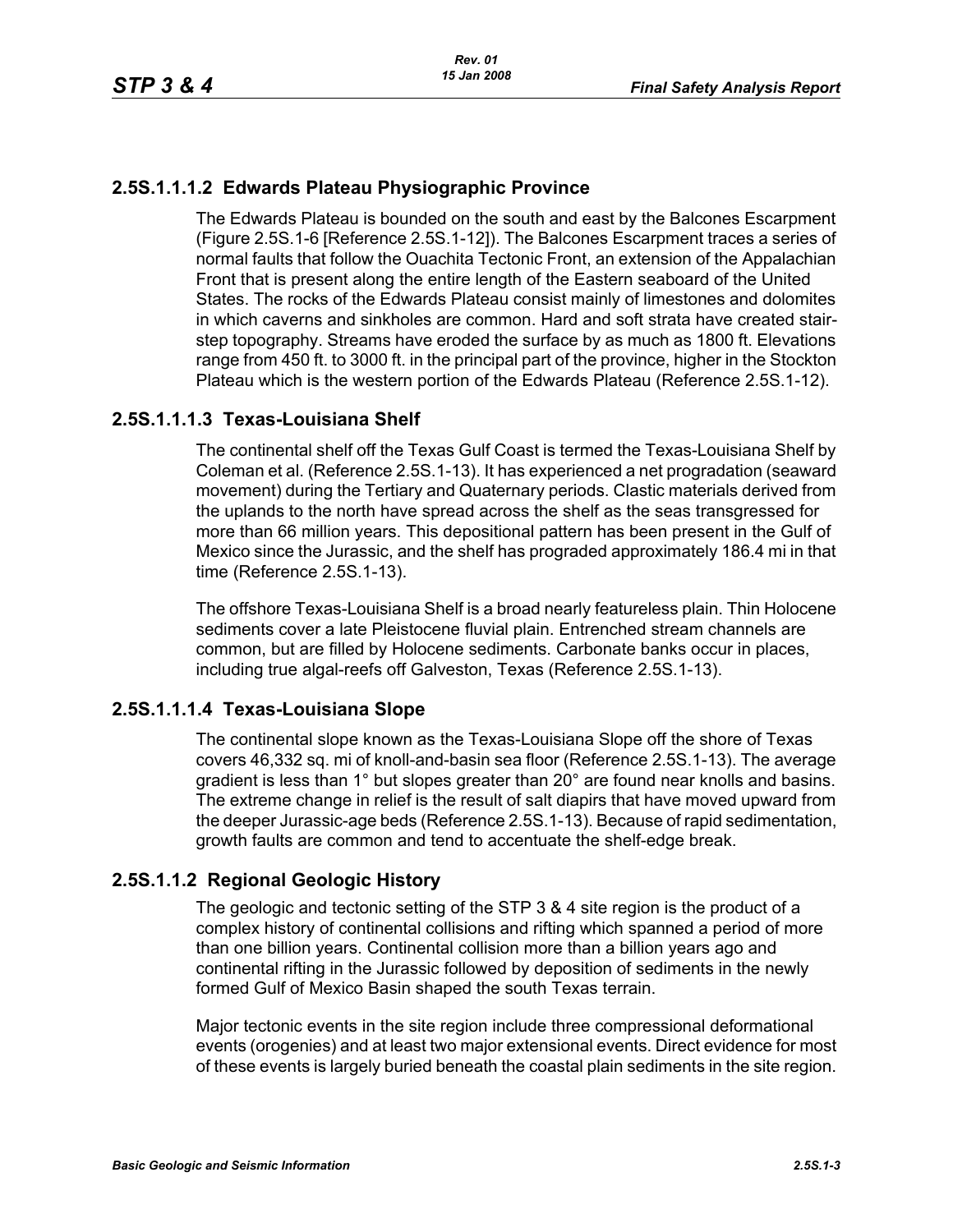#### 2.5S.1.1.1.2 Edwards Plateau Physiographic Province

The Edwards Plateau is bounded on the south and east by the Balcones Escarpment (Figure 2.5S.1-6 [Reference 2.5S.1-12]). The Balcones Escarpment traces a series of normal faults that follow the Ouachita Tectonic Front, an extension of the Appalachian Front that is present along the entire length of the Eastern seaboard of the United States. The rocks of the Edwards Plateau consist mainly of limestones and dolomites in which caverns and sinkholes are common. Hard and soft strata have created stair-step topography. Streams have eroded the surface by as much as 1800 ft. Elevations range from 450 ft. to 3000 ft. in the principal part of the province, higher in the Stockton Plateau which is the western portion of the Edwards Plateau (Reference 2.5S.1-12).

#### 2.5S.1.1.1.3 Texas-Louisiana Shelf

The continental shelf off the Texas Gulf Coast is termed the Texas-Louisiana Shelf by Coleman et al. (Reference 2.5S.1-13). It has experienced a net progradation (seaward movement) during the Tertiary and Quaternary periods. Clastic materials derived from the uplands to the north have spread across the shelf as the seas transgressed for more than 66 million years. This depositional pattern has been present in the Gulf of Mexico since the Jurassic, and the shelf has prograded approximately 186.4 mi in that time (Reference 2.5S.1-13).

The offshore Texas-Louisiana Shelf is a broad nearly featureless plain. Thin Holocene sediments cover a late Pleistocene fluvial plain. Entrenched stream channels are common, but are filled by Holocene sediments. Carbonate banks occur in places, including true algal-reefs off Galveston, Texas (Reference 2.5S.1-13).

#### 2.5S.1.1.1.4 Texas-Louisiana Slope

The continental slope known as the Texas-Louisiana Slope off the shore of Texas covers 46,332 sq. mi of knoll-and-basin sea floor (Reference 2.5S.1-13). The average gradient is less than 1° but slopes greater than 20° are found near knolls and basins. The extreme change in relief is the result of salt diapirs that have moved upward from the deeper Jurassic-age beds (Reference 2.5S.1-13). Because of rapid sedimentation, growth faults are common and tend to accentuate the shelf-edge break.

### 2.5S.1.1.2 Regional Geologic History

The geologic and tectonic setting of the STP 3 & 4 site region is the product of a complex history of continental collisions and rifting which spanned a period of more than one billion years. Continental collision more than a billion years ago and continental rifting in the Jurassic followed by deposition of sediments in the newly formed Gulf of Mexico Basin shaped the south Texas terrain.

Major tectonic events in the site region include three compressional deformational events (orogenies) and at least two major extensional events. Direct evidence for most of these events is largely buried beneath the coastal plain sediments in the site region.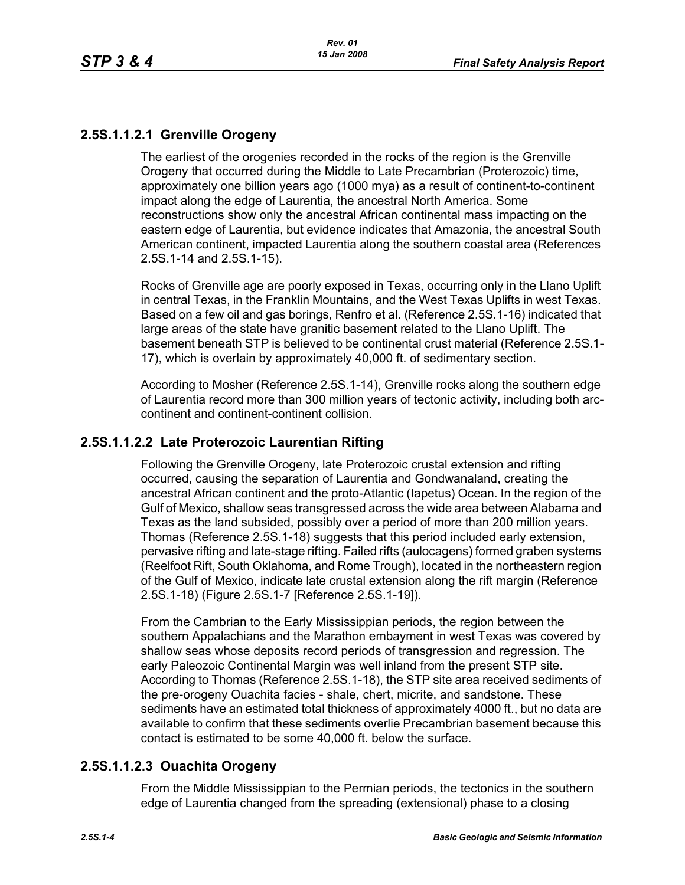#### 2.5S.1.1.2.1 Grenville Orogeny

The earliest of the orogenies recorded in the rocks of the region is the Grenville Orogeny that occurred during the Middle to Late Precambrian (Proterozoic) time, approximately one billion years ago (1000 mya) as a result of continent-to-continent impact along the edge of Laurentia, the ancestral North America. Some reconstructions show only the ancestral African continental mass impacting on the eastern edge of Laurentia, but evidence indicates that Amazonia, the ancestral South American continent, impacted Laurentia along the southern coastal area (References 2.5S.1-14 and 2.5S.1-15).

Rocks of Grenville age are poorly exposed in Texas, occurring only in the Llano Uplift in central Texas, in the Franklin Mountains, and the West Texas Uplifts in west Texas. Based on a few oil and gas borings, Renfro et al. (Reference 2.5S.1-16) indicated that large areas of the state have granitic basement related to the Llano Uplift. The basement beneath STP is believed to be continental crust material (Reference 2.5S.1-17), which is overlain by approximately 40,000 ft. of sedimentary section.

According to Mosher (Reference 2.5S.1-14), Grenville rocks along the southern edge of Laurentia record more than 300 million years of tectonic activity, including both arc-continent and continent-continent collision.

#### 2.5S.1.1.2.2 Late Proterozoic Laurentian Rifting

Following the Grenville Orogeny, late Proterozoic crustal extension and rifting occurred, causing the separation of Laurentia and Gondwanaland, creating the ancestral African continent and the proto-Atlantic (Iapetus) Ocean. In the region of the Gulf of Mexico, shallow seas transgressed across the wide area between Alabama and Texas as the land subsided, possibly over a period of more than 200 million years. Thomas (Reference 2.5S.1-18) suggests that this period included early extension, pervasive rifting and late-stage rifting. Failed rifts (aulocagens) formed graben systems (Reelfoot Rift, South Oklahoma, and Rome Trough), located in the northeastern region of the Gulf of Mexico, indicate late crustal extension along the rift margin (Reference 2.5S.1-18) (Figure 2.5S.1-7 [Reference 2.5S.1-19]).

From the Cambrian to the Early Mississippian periods, the region between the southern Appalachians and the Marathon embayment in west Texas was covered by shallow seas whose deposits record periods of transgression and regression. The early Paleozoic Continental Margin was well inland from the present STP site. According to Thomas (Reference 2.5S.1-18), the STP site area received sediments of the pre-orogeny Ouachita facies - shale, chert, micrite, and sandstone. These sediments have an estimated total thickness of approximately 4000 ft., but no data are available to confirm that these sediments overlie Precambrian basement because this contact is estimated to be some 40,000 ft. below the surface.

#### 2.5S.1.1.2.3 Ouachita Orogeny

From the Middle Mississippian to the Permian periods, the tectonics in the southern edge of Laurentia changed from the spreading (extensional) phase to a closing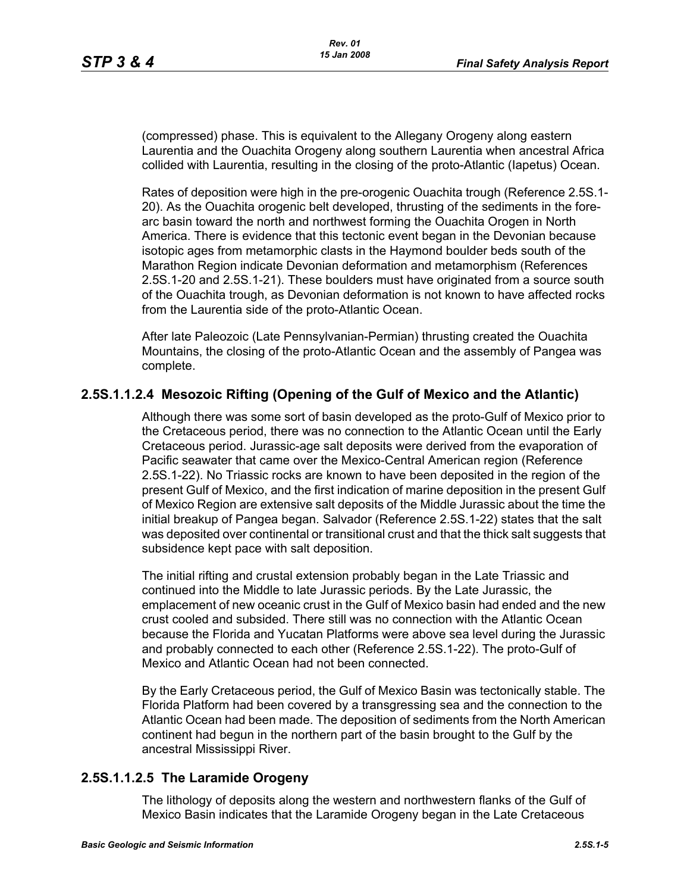(compressed) phase. This is equivalent to the Allegany Orogeny along eastern Laurentia and the Ouachita Orogeny along southern Laurentia when ancestral Africa collided with Laurentia, resulting in the closing of the proto-Atlantic (Iapetus) Ocean.

Rates of deposition were high in the pre-orogenic Ouachita trough (Reference 2.5S.1-20). As the Ouachita orogenic belt developed, thrusting of the sediments in the fore-arc basin toward the north and northwest forming the Ouachita Orogen in North America. There is evidence that this tectonic event began in the Devonian because isotopic ages from metamorphic clasts in the Haymond boulder beds south of the Marathon Region indicate Devonian deformation and metamorphism (References 2.5S.1-20 and 2.5S.1-21). These boulders must have originated from a source south of the Ouachita trough, as Devonian deformation is not known to have affected rocks from the Laurentia side of the proto-Atlantic Ocean.

After late Paleozoic (Late Pennsylvanian-Permian) thrusting created the Ouachita Mountains, the closing of the proto-Atlantic Ocean and the assembly of Pangea was complete.

### 2.5S.1.1.2.4 Mesozoic Rifting (Opening of the Gulf of Mexico and the Atlantic)

Although there was some sort of basin developed as the proto-Gulf of Mexico prior to the Cretaceous period, there was no connection to the Atlantic Ocean until the Early Cretaceous period. Jurassic-age salt deposits were derived from the evaporation of Pacific seawater that came over the Mexico-Central American region (Reference 2.5S.1-22). No Triassic rocks are known to have been deposited in the region of the present Gulf of Mexico, and the first indication of marine deposition in the present Gulf of Mexico Region are extensive salt deposits of the Middle Jurassic about the time the initial breakup of Pangea began. Salvador (Reference 2.5S.1-22) states that the salt was deposited over continental or transitional crust and that the thick salt suggests that subsidence kept pace with salt deposition.

The initial rifting and crustal extension probably began in the Late Triassic and continued into the Middle to late Jurassic periods. By the Late Jurassic, the emplacement of new oceanic crust in the Gulf of Mexico basin had ended and the new crust cooled and subsided. There still was no connection with the Atlantic Ocean because the Florida and Yucatan Platforms were above sea level during the Jurassic and probably connected to each other (Reference 2.5S.1-22). The proto-Gulf of Mexico and Atlantic Ocean had not been connected.

By the Early Cretaceous period, the Gulf of Mexico Basin was tectonically stable. The Florida Platform had been covered by a transgressing sea and the connection to the Atlantic Ocean had been made. The deposition of sediments from the North American continent had begun in the northern part of the basin brought to the Gulf by the ancestral Mississippi River.

### 2.5S.1.1.2.5 The Laramide Orogeny

The lithology of deposits along the western and northwestern flanks of the Gulf of Mexico Basin indicates that the Laramide Orogeny began in the Late Cretaceous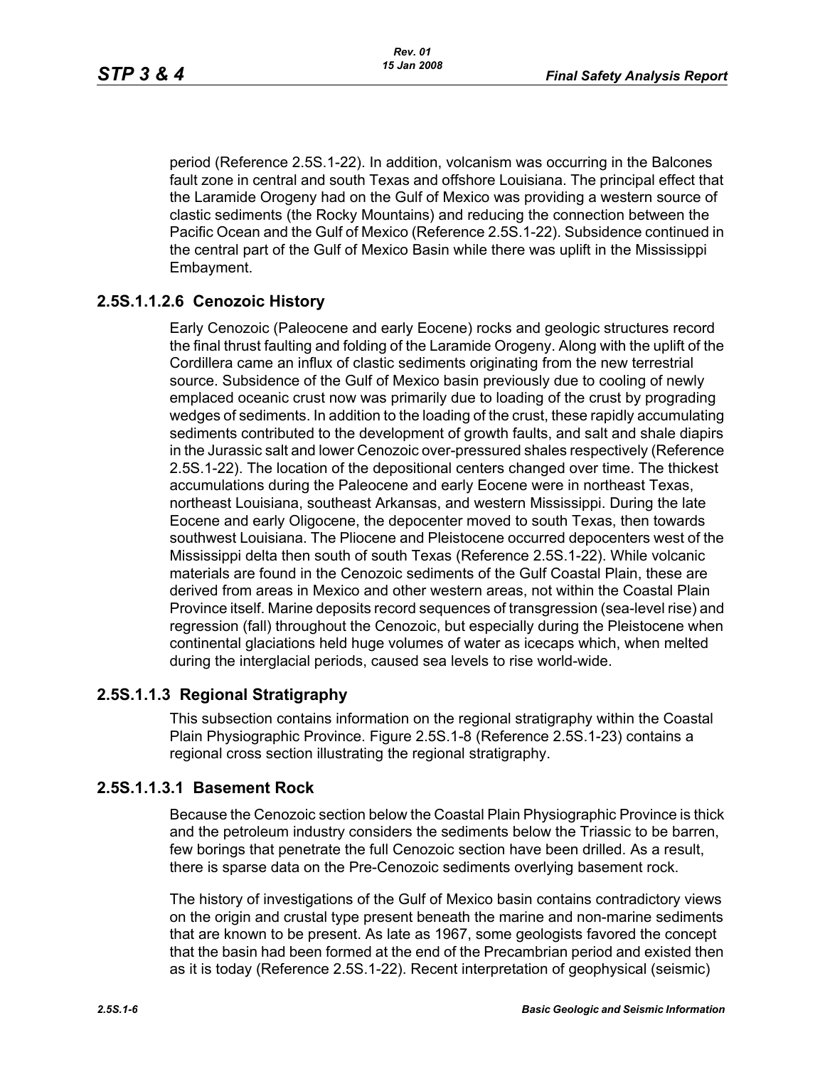period (Reference 2.5S.1-22). In addition, volcanism was occurring in the Balcones fault zone in central and south Texas and offshore Louisiana. The principal effect that the Laramide Orogeny had on the Gulf of Mexico was providing a western source of clastic sediments (the Rocky Mountains) and reducing the connection between the Pacific Ocean and the Gulf of Mexico (Reference 2.5S.1-22). Subsidence continued in the central part of the Gulf of Mexico Basin while there was uplift in the Mississippi Embayment.

#### 2.5S.1.1.2.6 Cenozoic History

Early Cenozoic (Paleocene and early Eocene) rocks and geologic structures record the final thrust faulting and folding of the Laramide Orogeny. Along with the uplift of the Cordillera came an influx of clastic sediments originating from the new terrestrial source. Subsidence of the Gulf of Mexico basin previously due to cooling of newly emplaced oceanic crust now was primarily due to loading of the crust by prograding wedges of sediments. In addition to the loading of the crust, these rapidly accumulating sediments contributed to the development of growth faults, and salt and shale diapirs in the Jurassic salt and lower Cenozoic over-pressured shales respectively (Reference 2.5S.1-22). The location of the depositional centers changed over time. The thickest accumulations during the Paleocene and early Eocene were in northeast Texas, northeast Louisiana, southeast Arkansas, and western Mississippi. During the late Eocene and early Oligocene, the depocenter moved to south Texas, then towards southwest Louisiana. The Pliocene and Pleistocene occurred depocenters west of the Mississippi delta then south of south Texas (Reference 2.5S.1-22). While volcanic materials are found in the Cenozoic sediments of the Gulf Coastal Plain, these are derived from areas in Mexico and other western areas, not within the Coastal Plain Province itself. Marine deposits record sequences of transgression (sea-level rise) and regression (fall) throughout the Cenozoic, but especially during the Pleistocene when continental glaciations held huge volumes of water as icecaps which, when melted during the interglacial periods, caused sea levels to rise world-wide.

### 2.5S.1.1.3 Regional Stratigraphy

This subsection contains information on the regional stratigraphy within the Coastal Plain Physiographic Province. Figure 2.5S.1-8 (Reference 2.5S.1-23) contains a regional cross section illustrating the regional stratigraphy.

#### 2.5S.1.1.3.1 Basement Rock

Because the Cenozoic section below the Coastal Plain Physiographic Province is thick and the petroleum industry considers the sediments below the Triassic to be barren, few borings that penetrate the full Cenozoic section have been drilled. As a result, there is sparse data on the Pre-Cenozoic sediments overlying basement rock.

The history of investigations of the Gulf of Mexico basin contains contradictory views on the origin and crustal type present beneath the marine and non-marine sediments that are known to be present. As late as 1967, some geologists favored the concept that the basin had been formed at the end of the Precambrian period and existed then as it is today (Reference 2.5S.1-22). Recent interpretation of geophysical (seismic)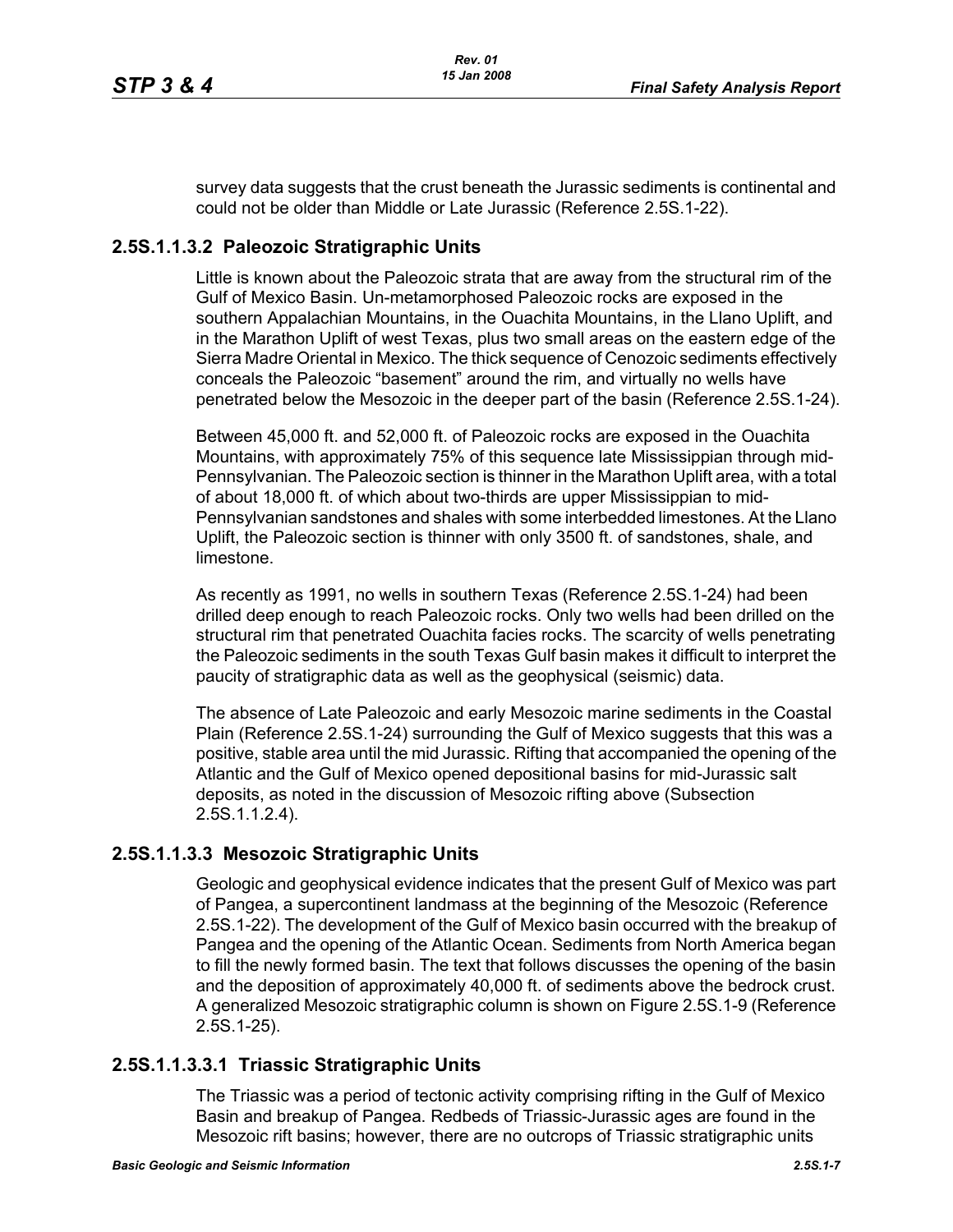survey data suggests that the crust beneath the Jurassic sediments is continental and could not be older than Middle or Late Jurassic (Reference 2.5S.1-22).

### 2.5S.1.1.3.2 Paleozoic Stratigraphic Units

Little is known about the Paleozoic strata that are away from the structural rim of the Gulf of Mexico Basin. Un-metamorphosed Paleozoic rocks are exposed in the southern Appalachian Mountains, in the Ouachita Mountains, in the Llano Uplift, and in the Marathon Uplift of west Texas, plus two small areas on the eastern edge of the Sierra Madre Oriental in Mexico. The thick sequence of Cenozoic sediments effectively conceals the Paleozoic "basement" around the rim, and virtually no wells have penetrated below the Mesozoic in the deeper part of the basin (Reference 2.5S.1-24).

Between 45,000 ft. and 52,000 ft. of Paleozoic rocks are exposed in the Ouachita Mountains, with approximately 75% of this sequence late Mississippian through mid-Pennsylvanian. The Paleozoic section is thinner in the Marathon Uplift area, with a total of about 18,000 ft. of which about two-thirds are upper Mississippian to mid-Pennsylvanian sandstones and shales with some interbedded limestones. At the Llano Uplift, the Paleozoic section is thinner with only 3500 ft. of sandstones, shale, and limestone.

As recently as 1991, no wells in southern Texas (Reference 2.5S.1-24) had been drilled deep enough to reach Paleozoic rocks. Only two wells had been drilled on the structural rim that penetrated Ouachita facies rocks. The scarcity of wells penetrating the Paleozoic sediments in the south Texas Gulf basin makes it difficult to interpret the paucity of stratigraphic data as well as the geophysical (seismic) data.

The absence of Late Paleozoic and early Mesozoic marine sediments in the Coastal Plain (Reference 2.5S.1-24) surrounding the Gulf of Mexico suggests that this was a positive, stable area until the mid Jurassic. Rifting that accompanied the opening of the Atlantic and the Gulf of Mexico opened depositional basins for mid-Jurassic salt deposits, as noted in the discussion of Mesozoic rifting above (Subsection 2.5S.1.1.2.4).

### 2.5S.1.1.3.3 Mesozoic Stratigraphic Units

Geologic and geophysical evidence indicates that the present Gulf of Mexico was part of Pangea, a supercontinent landmass at the beginning of the Mesozoic (Reference 2.5S.1-22). The development of the Gulf of Mexico basin occurred with the breakup of Pangea and the opening of the Atlantic Ocean. Sediments from North America began to fill the newly formed basin. The text that follows discusses the opening of the basin and the deposition of approximately 40,000 ft. of sediments above the bedrock crust. A generalized Mesozoic stratigraphic column is shown on Figure 2.5S.1-9 (Reference 2.5S.1-25).

#### 2.5S.1.1.3.3.1 Triassic Stratigraphic Units

The Triassic was a period of tectonic activity comprising rifting in the Gulf of Mexico Basin and breakup of Pangea. Redbeds of Triassic-Jurassic ages are found in the Mesozoic rift basins; however, there are no outcrops of Triassic stratigraphic units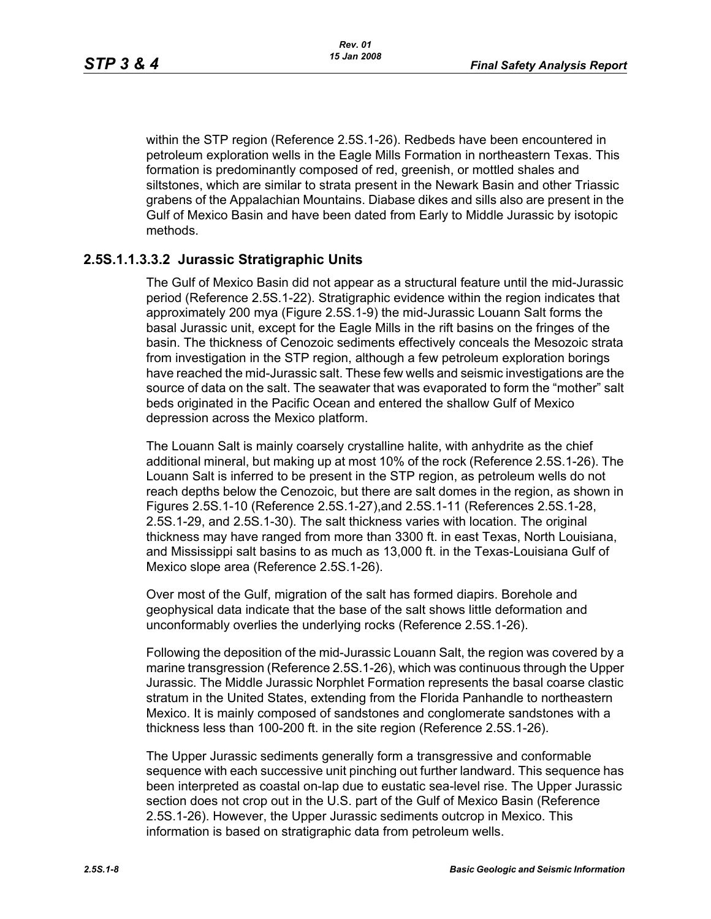within the STP region (Reference 2.5S.1-26). Redbeds have been encountered in petroleum exploration wells in the Eagle Mills Formation in northeastern Texas. This formation is predominantly composed of red, greenish, or mottled shales and siltstones, which are similar to strata present in the Newark Basin and other Triassic grabens of the Appalachian Mountains. Diabase dikes and sills also are present in the Gulf of Mexico Basin and have been dated from Early to Middle Jurassic by isotopic methods.

### 2.5S.1.1.3.3.2 Jurassic Stratigraphic Units

The Gulf of Mexico Basin did not appear as a structural feature until the mid-Jurassic period (Reference 2.5S.1-22). Stratigraphic evidence within the region indicates that approximately 200 mya (Figure 2.5S.1-9) the mid-Jurassic Louann Salt forms the basal Jurassic unit, except for the Eagle Mills in the rift basins on the fringes of the basin. The thickness of Cenozoic sediments effectively conceals the Mesozoic strata from investigation in the STP region, although a few petroleum exploration borings have reached the mid-Jurassic salt. These few wells and seismic investigations are the source of data on the salt. The seawater that was evaporated to form the "mother" salt beds originated in the Pacific Ocean and entered the shallow Gulf of Mexico depression across the Mexico platform.

The Louann Salt is mainly coarsely crystalline halite, with anhydrite as the chief additional mineral, but making up at most 10% of the rock (Reference 2.5S.1-26). The Louann Salt is inferred to be present in the STP region, as petroleum wells do not reach depths below the Cenozoic, but there are salt domes in the region, as shown in Figures 2.5S.1-10 (Reference 2.5S.1-27),and 2.5S.1-11 (References 2.5S.1-28, 2.5S.1-29, and 2.5S.1-30). The salt thickness varies with location. The original thickness may have ranged from more than 3300 ft. in east Texas, North Louisiana, and Mississippi salt basins to as much as 13,000 ft. in the Texas-Louisiana Gulf of Mexico slope area (Reference 2.5S.1-26).

Over most of the Gulf, migration of the salt has formed diapirs. Borehole and geophysical data indicate that the base of the salt shows little deformation and unconformably overlies the underlying rocks (Reference 2.5S.1-26).

Following the deposition of the mid-Jurassic Louann Salt, the region was covered by a marine transgression (Reference 2.5S.1-26), which was continuous through the Upper Jurassic. The Middle Jurassic Norphlet Formation represents the basal coarse clastic stratum in the United States, extending from the Florida Panhandle to northeastern Mexico. It is mainly composed of sandstones and conglomerate sandstones with a thickness less than 100-200 ft. in the site region (Reference 2.5S.1-26).

The Upper Jurassic sediments generally form a transgressive and conformable sequence with each successive unit pinching out further landward. This sequence has been interpreted as coastal on-lap due to eustatic sea-level rise. The Upper Jurassic section does not crop out in the U.S. part of the Gulf of Mexico Basin (Reference 2.5S.1-26). However, the Upper Jurassic sediments outcrop in Mexico. This information is based on stratigraphic data from petroleum wells.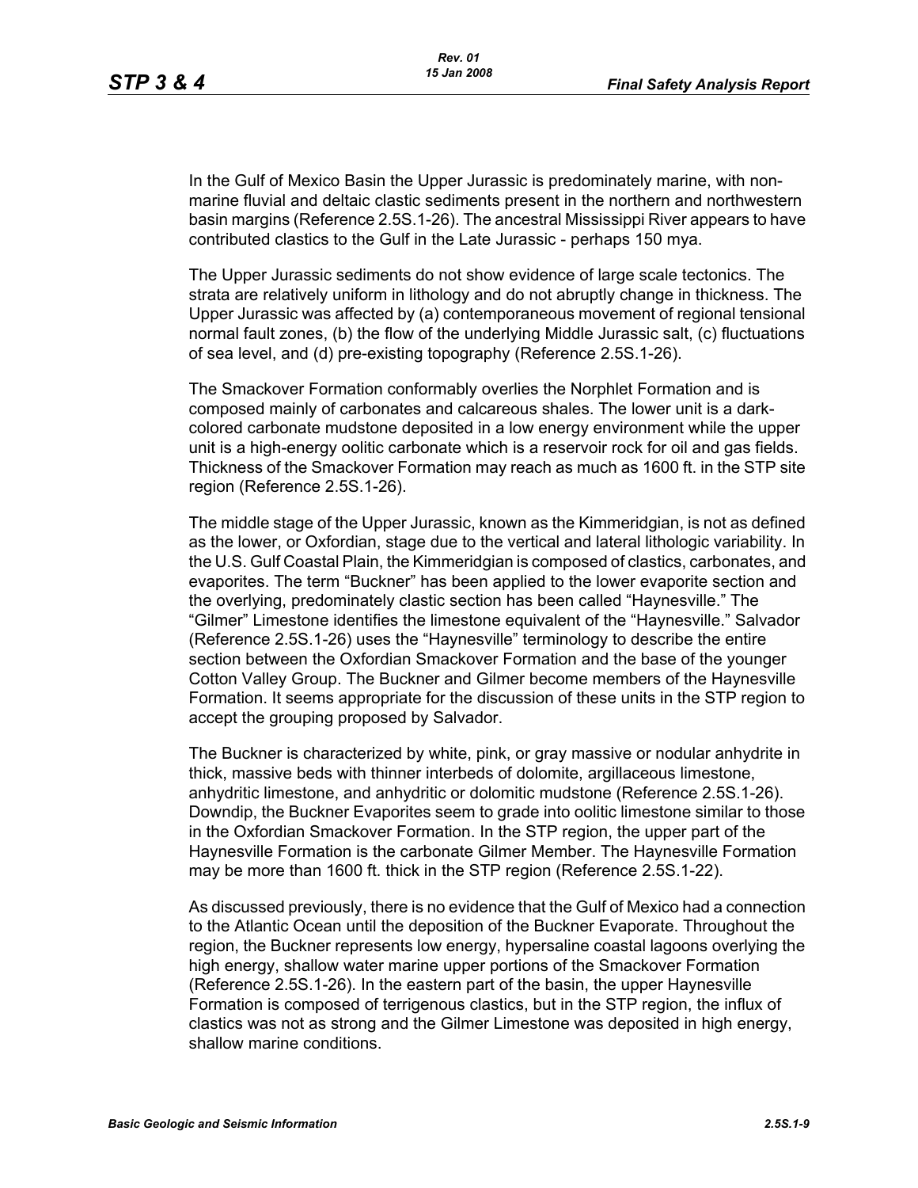In the Gulf of Mexico Basin the Upper Jurassic is predominately marine, with non-marine fluvial and deltaic clastic sediments present in the northern and northwestern basin margins (Reference 2.5S.1-26). The ancestral Mississippi River appears to have contributed clastics to the Gulf in the Late Jurassic - perhaps 150 mya.

The Upper Jurassic sediments do not show evidence of large scale tectonics. The strata are relatively uniform in lithology and do not abruptly change in thickness. The Upper Jurassic was affected by (a) contemporaneous movement of regional tensional normal fault zones, (b) the flow of the underlying Middle Jurassic salt, (c) fluctuations of sea level, and (d) pre-existing topography (Reference 2.5S.1-26).

The Smackover Formation conformably overlies the Norphlet Formation and is composed mainly of carbonates and calcareous shales. The lower unit is a dark-colored carbonate mudstone deposited in a low energy environment while the upper unit is a high-energy oolitic carbonate which is a reservoir rock for oil and gas fields. Thickness of the Smackover Formation may reach as much as 1600 ft. in the STP site region (Reference 2.5S.1-26).

The middle stage of the Upper Jurassic, known as the Kimmeridgian, is not as defined as the lower, or Oxfordian, stage due to the vertical and lateral lithologic variability. In the U.S. Gulf Coastal Plain, the Kimmeridgian is composed of clastics, carbonates, and evaporites. The term "Buckner" has been applied to the lower evaporite section and the overlying, predominately clastic section has been called "Haynesville." The "Gilmer" Limestone identifies the limestone equivalent of the "Haynesville." Salvador (Reference 2.5S.1-26) uses the "Haynesville" terminology to describe the entire section between the Oxfordian Smackover Formation and the base of the younger Cotton Valley Group. The Buckner and Gilmer become members of the Haynesville Formation. It seems appropriate for the discussion of these units in the STP region to accept the grouping proposed by Salvador.

The Buckner is characterized by white, pink, or gray massive or nodular anhydrite in thick, massive beds with thinner interbeds of dolomite, argillaceous limestone, anhydritic limestone, and anhydritic or dolomitic mudstone (Reference 2.5S.1-26). Downdip, the Buckner Evaporites seem to grade into oolitic limestone similar to those in the Oxfordian Smackover Formation. In the STP region, the upper part of the Haynesville Formation is the carbonate Gilmer Member. The Haynesville Formation may be more than 1600 ft. thick in the STP region (Reference 2.5S.1-22).

As discussed previously, there is no evidence that the Gulf of Mexico had a connection to the Atlantic Ocean until the deposition of the Buckner Evaporate. Throughout the region, the Buckner represents low energy, hypersaline coastal lagoons overlying the high energy, shallow water marine upper portions of the Smackover Formation (Reference 2.5S.1-26). In the eastern part of the basin, the upper Haynesville Formation is composed of terrigenous clastics, but in the STP region, the influx of clastics was not as strong and the Gilmer Limestone was deposited in high energy, shallow marine conditions.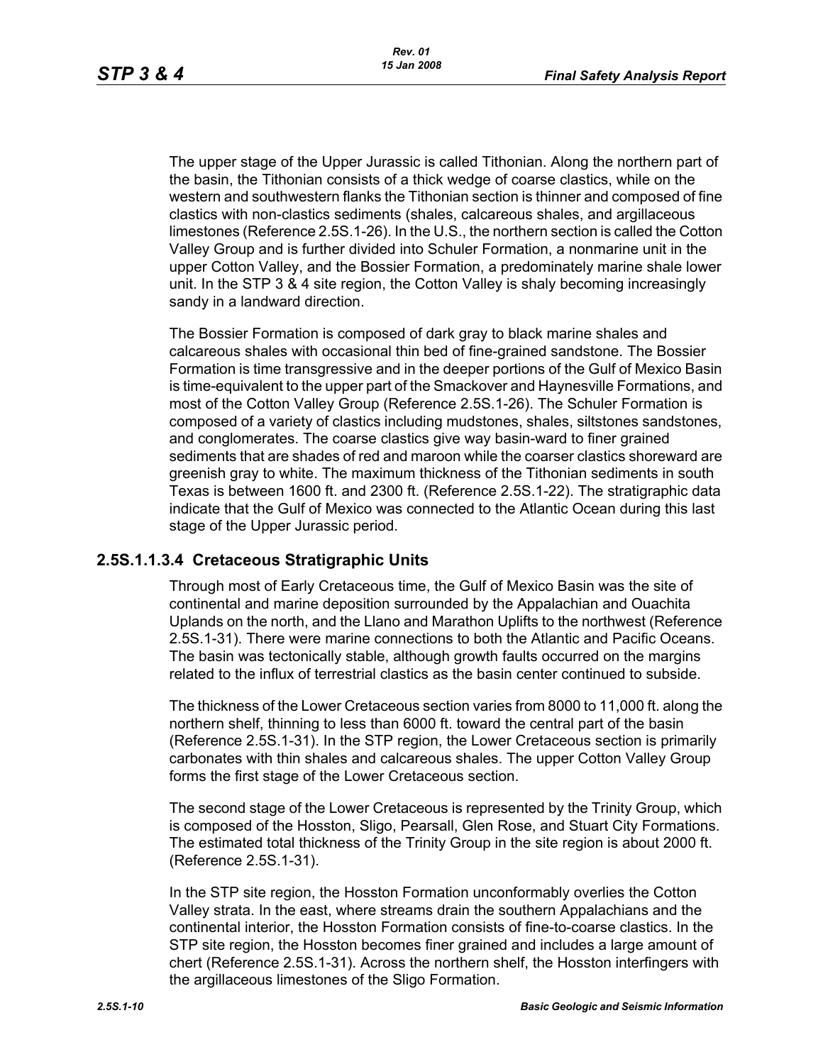The upper stage of the Upper Jurassic is called Tithonian. Along the northern part of the basin, the Tithonian consists of a thick wedge of coarse clastics, while on the western and southwestern flanks the Tithonian section is thinner and composed of fine clastics with non-clastics sediments (shales, calcareous shales, and argillaceous limestones (Reference 2.5S.1-26). In the U.S., the northern section is called the Cotton Valley Group and is further divided into Schuler Formation, a nonmarine unit in the upper Cotton Valley, and the Bossier Formation, a predominately marine shale lower unit. In the STP 3 & 4 site region, the Cotton Valley is shaly becoming increasingly sandy in a landward direction.

The Bossier Formation is composed of dark gray to black marine shales and calcareous shales with occasional thin bed of fine-grained sandstone. The Bossier Formation is time transgressive and in the deeper portions of the Gulf of Mexico Basin is time-equivalent to the upper part of the Smackover and Haynesville Formations, and most of the Cotton Valley Group (Reference 2.5S.1-26). The Schuler Formation is composed of a variety of clastics including mudstones, shales, siltstones sandstones, and conglomerates. The coarse clastics give way basin-ward to finer grained sediments that are shades of red and maroon while the coarser clastics shoreward are greenish gray to white. The maximum thickness of the Tithonian sediments in south Texas is between 1600 ft. and 2300 ft. (Reference 2.5S.1-22). The stratigraphic data indicate that the Gulf of Mexico was connected to the Atlantic Ocean during this last stage of the Upper Jurassic period.

#### 2.5S.1.1.3.4 Cretaceous Stratigraphic Units

Through most of Early Cretaceous time, the Gulf of Mexico Basin was the site of continental and marine deposition surrounded by the Appalachian and Ouachita Uplands on the north, and the Llano and Marathon Uplifts to the northwest (Reference 2.5S.1-31). There were marine connections to both the Atlantic and Pacific Oceans. The basin was tectonically stable, although growth faults occurred on the margins related to the influx of terrestrial clastics as the basin center continued to subside.

The thickness of the Lower Cretaceous section varies from 8000 to 11,000 ft. along the northern shelf, thinning to less than 6000 ft. toward the central part of the basin (Reference 2.5S.1-31). In the STP region, the Lower Cretaceous section is primarily carbonates with thin shales and calcareous shales. The upper Cotton Valley Group forms the first stage of the Lower Cretaceous section.

The second stage of the Lower Cretaceous is represented by the Trinity Group, which is composed of the Hosston, Sligo, Pearsall, Glen Rose, and Stuart City Formations. The estimated total thickness of the Trinity Group in the site region is about 2000 ft. (Reference 2.5S.1-31).

In the STP site region, the Hosston Formation unconformably overlies the Cotton Valley strata. In the east, where streams drain the southern Appalachians and the continental interior, the Hosston Formation consists of fine-to-coarse clastics. In the STP site region, the Hosston becomes finer grained and includes a large amount of chert (Reference 2.5S.1-31). Across the northern shelf, the Hosston interfingers with the argillaceous limestones of the Sligo Formation.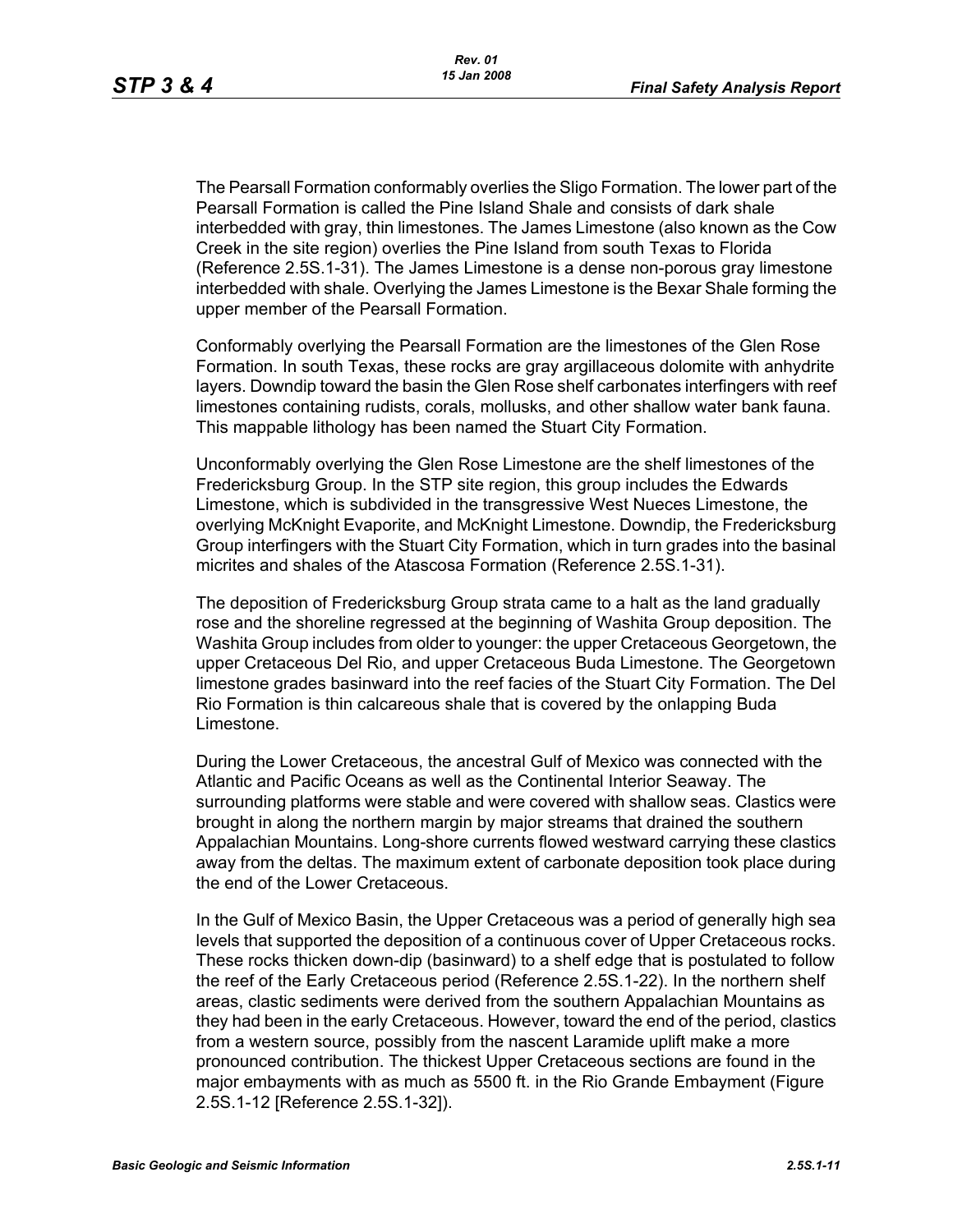The Pearsall Formation conformably overlies the Sligo Formation. The lower part of the Pearsall Formation is called the Pine Island Shale and consists of dark shale interbedded with gray, thin limestones. The James Limestone (also known as the Cow Creek in the site region) overlies the Pine Island from south Texas to Florida (Reference 2.5S.1-31). The James Limestone is a dense non-porous gray limestone interbedded with shale. Overlying the James Limestone is the Bexar Shale forming the upper member of the Pearsall Formation.

Conformably overlying the Pearsall Formation are the limestones of the Glen Rose Formation. In south Texas, these rocks are gray argillaceous dolomite with anhydrite layers. Downdip toward the basin the Glen Rose shelf carbonates interfingers with reef limestones containing rudists, corals, mollusks, and other shallow water bank fauna. This mappable lithology has been named the Stuart City Formation.

Unconformably overlying the Glen Rose Limestone are the shelf limestones of the Fredericksburg Group. In the STP site region, this group includes the Edwards Limestone, which is subdivided in the transgressive West Nueces Limestone, the overlying McKnight Evaporite, and McKnight Limestone. Downdip, the Fredericksburg Group interfingers with the Stuart City Formation, which in turn grades into the basinal micrites and shales of the Atascosa Formation (Reference 2.5S.1-31).

The deposition of Fredericksburg Group strata came to a halt as the land gradually rose and the shoreline regressed at the beginning of Washita Group deposition. The Washita Group includes from older to younger: the upper Cretaceous Georgetown, the upper Cretaceous Del Rio, and upper Cretaceous Buda Limestone. The Georgetown limestone grades basinward into the reef facies of the Stuart City Formation. The Del Rio Formation is thin calcareous shale that is covered by the onlapping Buda Limestone.

During the Lower Cretaceous, the ancestral Gulf of Mexico was connected with the Atlantic and Pacific Oceans as well as the Continental Interior Seaway. The surrounding platforms were stable and were covered with shallow seas. Clastics were brought in along the northern margin by major streams that drained the southern Appalachian Mountains. Long-shore currents flowed westward carrying these clastics away from the deltas. The maximum extent of carbonate deposition took place during the end of the Lower Cretaceous.

In the Gulf of Mexico Basin, the Upper Cretaceous was a period of generally high sea levels that supported the deposition of a continuous cover of Upper Cretaceous rocks. These rocks thicken down-dip (basinward) to a shelf edge that is postulated to follow the reef of the Early Cretaceous period (Reference 2.5S.1-22). In the northern shelf areas, clastic sediments were derived from the southern Appalachian Mountains as they had been in the early Cretaceous. However, toward the end of the period, clastics from a western source, possibly from the nascent Laramide uplift make a more pronounced contribution. The thickest Upper Cretaceous sections are found in the major embayments with as much as 5500 ft. in the Rio Grande Embayment (Figure 2.5S.1-12 [Reference 2.5S.1-32]).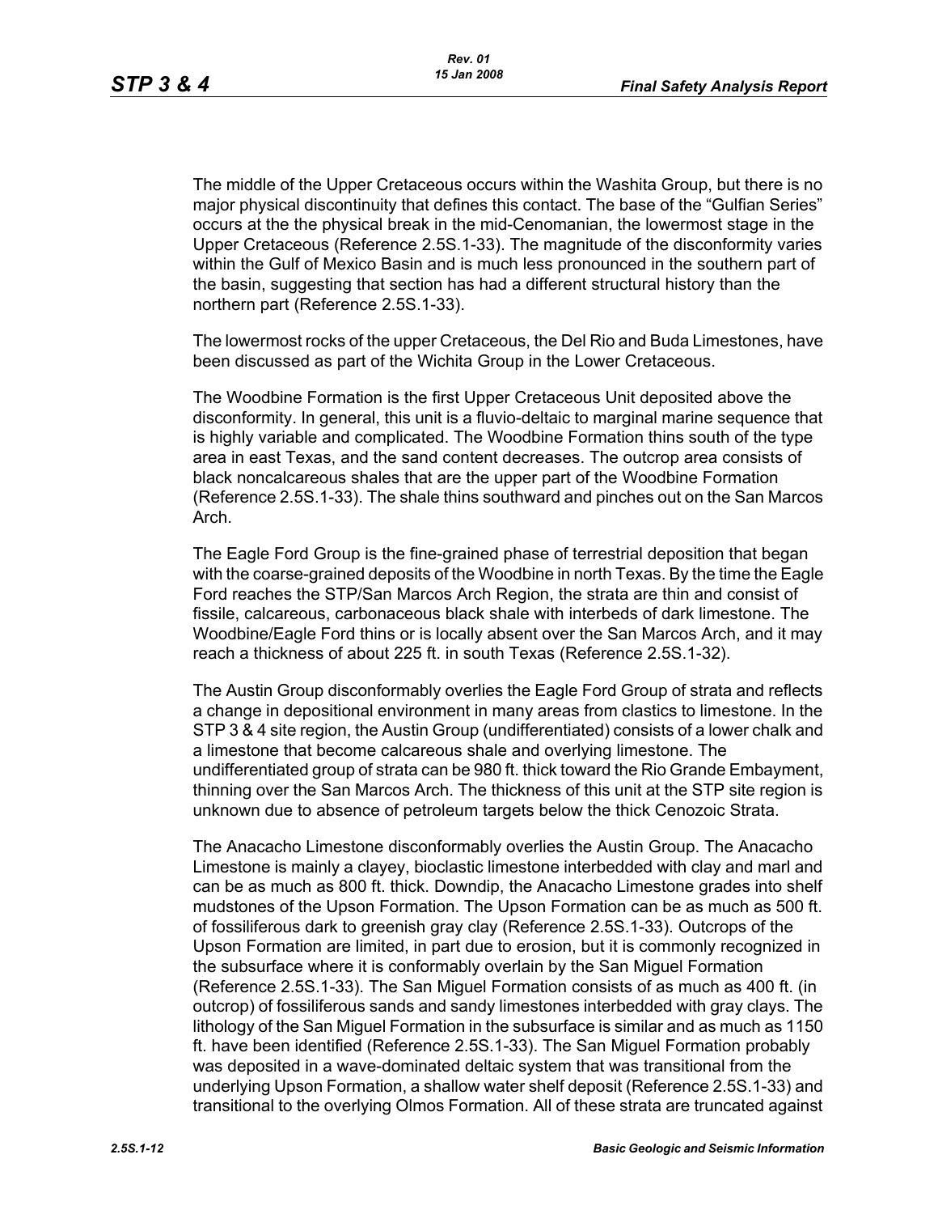The middle of the Upper Cretaceous occurs within the Washita Group, but there is no major physical discontinuity that defines this contact. The base of the "Gulfian Series" occurs at the the physical break in the mid-Cenomanian, the lowermost stage in the Upper Cretaceous (Reference 2.5S.1-33). The magnitude of the disconformity varies within the Gulf of Mexico Basin and is much less pronounced in the southern part of the basin, suggesting that section has had a different structural history than the northern part (Reference 2.5S.1-33).

The lowermost rocks of the upper Cretaceous, the Del Rio and Buda Limestones, have been discussed as part of the Wichita Group in the Lower Cretaceous.

The Woodbine Formation is the first Upper Cretaceous Unit deposited above the disconformity. In general, this unit is a fluvio-deltaic to marginal marine sequence that is highly variable and complicated. The Woodbine Formation thins south of the type area in east Texas, and the sand content decreases. The outcrop area consists of black noncalcareous shales that are the upper part of the Woodbine Formation (Reference 2.5S.1-33). The shale thins southward and pinches out on the San Marcos Arch.

The Eagle Ford Group is the fine-grained phase of terrestrial deposition that began with the coarse-grained deposits of the Woodbine in north Texas. By the time the Eagle Ford reaches the STP/San Marcos Arch Region, the strata are thin and consist of fissile, calcareous, carbonaceous black shale with interbeds of dark limestone. The Woodbine/Eagle Ford thins or is locally absent over the San Marcos Arch, and it may reach a thickness of about 225 ft. in south Texas (Reference 2.5S.1-32).

The Austin Group disconformably overlies the Eagle Ford Group of strata and reflects a change in depositional environment in many areas from clastics to limestone. In the STP 3 & 4 site region, the Austin Group (undifferentiated) consists of a lower chalk and a limestone that become calcareous shale and overlying limestone. The undifferentiated group of strata can be 980 ft. thick toward the Rio Grande Embayment, thinning over the San Marcos Arch. The thickness of this unit at the STP site region is unknown due to absence of petroleum targets below the thick Cenozoic Strata.

The Anacacho Limestone disconformably overlies the Austin Group. The Anacacho Limestone is mainly a clayey, bioclastic limestone interbedded with clay and marl and can be as much as 800 ft. thick. Downdip, the Anacacho Limestone grades into shelf mudstones of the Upson Formation. The Upson Formation can be as much as 500 ft. of fossiliferous dark to greenish gray clay (Reference 2.5S.1-33). Outcrops of the Upson Formation are limited, in part due to erosion, but it is commonly recognized in the subsurface where it is conformably overlain by the San Miguel Formation (Reference 2.5S.1-33). The San Miguel Formation consists of as much as 400 ft. (in outcrop) of fossiliferous sands and sandy limestones interbedded with gray clays. The lithology of the San Miguel Formation in the subsurface is similar and as much as 1150 ft. have been identified (Reference 2.5S.1-33). The San Miguel Formation probably was deposited in a wave-dominated deltaic system that was transitional from the underlying Upson Formation, a shallow water shelf deposit (Reference 2.5S.1-33) and transitional to the overlying Olmos Formation. All of these strata are truncated against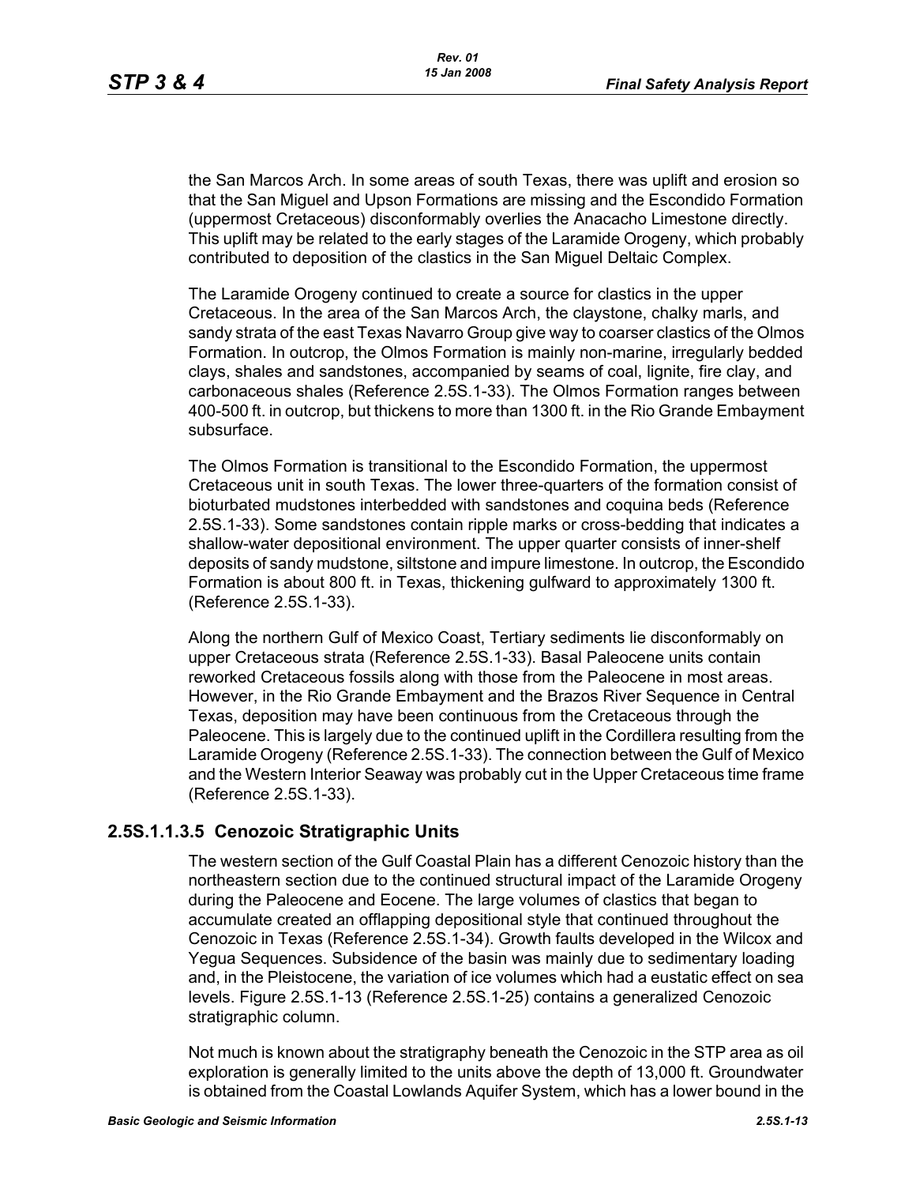the San Marcos Arch. In some areas of south Texas, there was uplift and erosion so that the San Miguel and Upson Formations are missing and the Escondido Formation (uppermost Cretaceous) disconformably overlies the Anacacho Limestone directly. This uplift may be related to the early stages of the Laramide Orogeny, which probably contributed to deposition of the clastics in the San Miguel Deltaic Complex.

The Laramide Orogeny continued to create a source for clastics in the upper Cretaceous. In the area of the San Marcos Arch, the claystone, chalky marls, and sandy strata of the east Texas Navarro Group give way to coarser clastics of the Olmos Formation. In outcrop, the Olmos Formation is mainly non-marine, irregularly bedded clays, shales and sandstones, accompanied by seams of coal, lignite, fire clay, and carbonaceous shales (Reference 2.5S.1-33). The Olmos Formation ranges between 400-500 ft. in outcrop, but thickens to more than 1300 ft. in the Rio Grande Embayment subsurface.

The Olmos Formation is transitional to the Escondido Formation, the uppermost Cretaceous unit in south Texas. The lower three-quarters of the formation consist of bioturbated mudstones interbedded with sandstones and coquina beds (Reference 2.5S.1-33). Some sandstones contain ripple marks or cross-bedding that indicates a shallow-water depositional environment. The upper quarter consists of inner-shelf deposits of sandy mudstone, siltstone and impure limestone. In outcrop, the Escondido Formation is about 800 ft. in Texas, thickening gulfward to approximately 1300 ft. (Reference 2.5S.1-33).

Along the northern Gulf of Mexico Coast, Tertiary sediments lie disconformably on upper Cretaceous strata (Reference 2.5S.1-33). Basal Paleocene units contain reworked Cretaceous fossils along with those from the Paleocene in most areas. However, in the Rio Grande Embayment and the Brazos River Sequence in Central Texas, deposition may have been continuous from the Cretaceous through the Paleocene. This is largely due to the continued uplift in the Cordillera resulting from the Laramide Orogeny (Reference 2.5S.1-33). The connection between the Gulf of Mexico and the Western Interior Seaway was probably cut in the Upper Cretaceous time frame (Reference 2.5S.1-33).

### 2.5S.1.1.3.5 Cenozoic Stratigraphic Units

The western section of the Gulf Coastal Plain has a different Cenozoic history than the northeastern section due to the continued structural impact of the Laramide Orogeny during the Paleocene and Eocene. The large volumes of clastics that began to accumulate created an offlapping depositional style that continued throughout the Cenozoic in Texas (Reference 2.5S.1-34). Growth faults developed in the Wilcox and Yegua Sequences. Subsidence of the basin was mainly due to sedimentary loading and, in the Pleistocene, the variation of ice volumes which had a eustatic effect on sea levels. Figure 2.5S.1-13 (Reference 2.5S.1-25) contains a generalized Cenozoic stratigraphic column.

Not much is known about the stratigraphy beneath the Cenozoic in the STP area as oil exploration is generally limited to the units above the depth of 13,000 ft. Groundwater is obtained from the Coastal Lowlands Aquifer System, which has a lower bound in the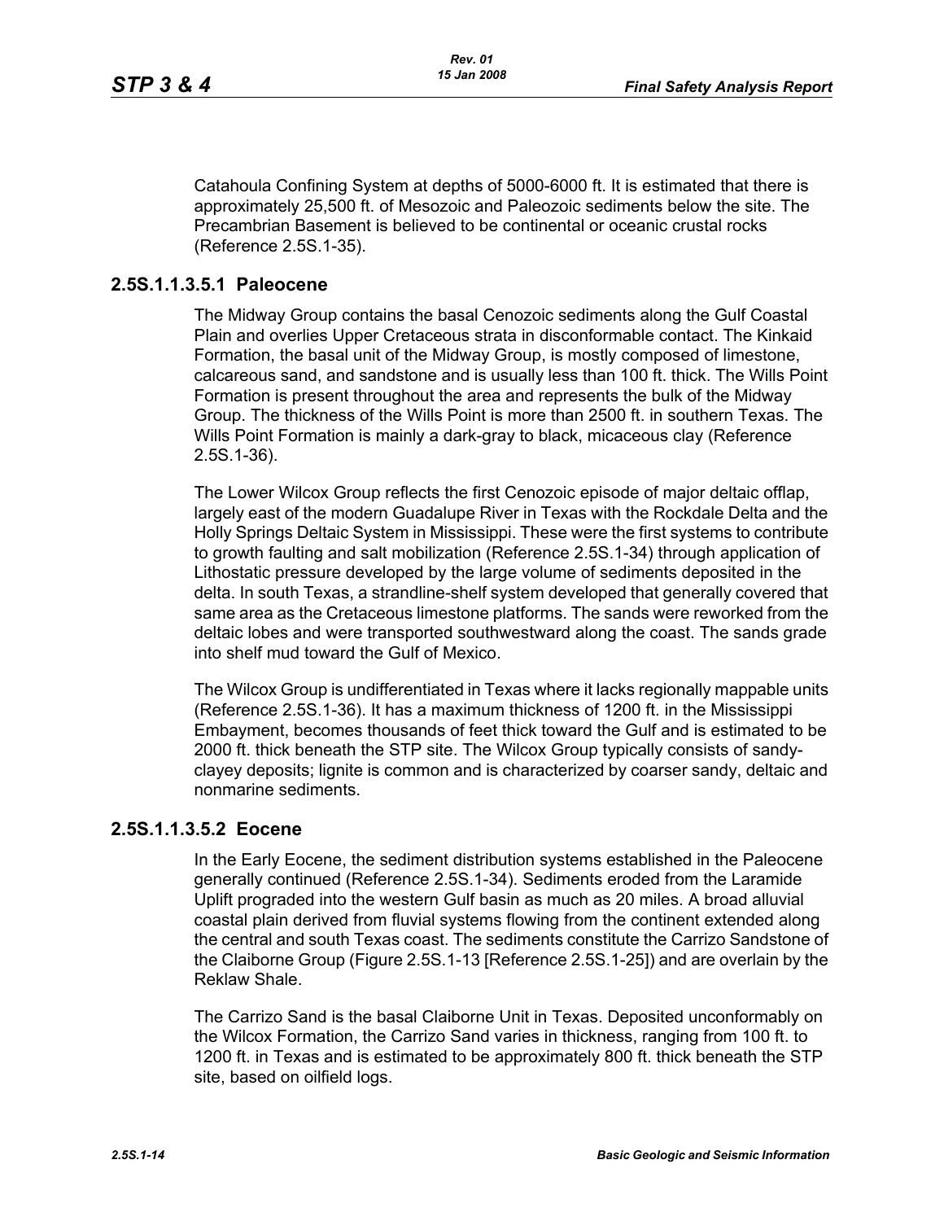Catahoula Confining System at depths of 5000-6000 ft. It is estimated that there is approximately 25,500 ft. of Mesozoic and Paleozoic sediments below the site. The Precambrian Basement is believed to be continental or oceanic crustal rocks (Reference 2.5S.1-35).

### 2.5S.1.1.3.5.1 Paleocene

The Midway Group contains the basal Cenozoic sediments along the Gulf Coastal Plain and overlies Upper Cretaceous strata in disconformable contact. The Kinkaid Formation, the basal unit of the Midway Group, is mostly composed of limestone, calcareous sand, and sandstone and is usually less than 100 ft. thick. The Wills Point Formation is present throughout the area and represents the bulk of the Midway Group. The thickness of the Wills Point is more than 2500 ft. in southern Texas. The Wills Point Formation is mainly a dark-gray to black, micaceous clay (Reference 2.5S.1-36).

The Lower Wilcox Group reflects the first Cenozoic episode of major deltaic offlap, largely east of the modern Guadalupe River in Texas with the Rockdale Delta and the Holly Springs Deltaic System in Mississippi. These were the first systems to contribute to growth faulting and salt mobilization (Reference 2.5S.1-34) through application of Lithostatic pressure developed by the large volume of sediments deposited in the delta. In south Texas, a strandline-shelf system developed that generally covered that same area as the Cretaceous limestone platforms. The sands were reworked from the deltaic lobes and were transported southwestward along the coast. The sands grade into shelf mud toward the Gulf of Mexico.

The Wilcox Group is undifferentiated in Texas where it lacks regionally mappable units (Reference 2.5S.1-36). It has a maximum thickness of 1200 ft. in the Mississippi Embayment, becomes thousands of feet thick toward the Gulf and is estimated to be 2000 ft. thick beneath the STP site. The Wilcox Group typically consists of sandy-clayey deposits; lignite is common and is characterized by coarser sandy, deltaic and nonmarine sediments.

### 2.5S.1.1.3.5.2 Eocene

In the Early Eocene, the sediment distribution systems established in the Paleocene generally continued (Reference 2.5S.1-34). Sediments eroded from the Laramide Uplift prograded into the western Gulf basin as much as 20 miles. A broad alluvial coastal plain derived from fluvial systems flowing from the continent extended along the central and south Texas coast. The sediments constitute the Carrizo Sandstone of the Claiborne Group (Figure 2.5S.1-13 [Reference 2.5S.1-25]) and are overlain by the Reklaw Shale.

The Carrizo Sand is the basal Claiborne Unit in Texas. Deposited unconformably on the Wilcox Formation, the Carrizo Sand varies in thickness, ranging from 100 ft. to 1200 ft. in Texas and is estimated to be approximately 800 ft. thick beneath the STP site, based on oilfield logs.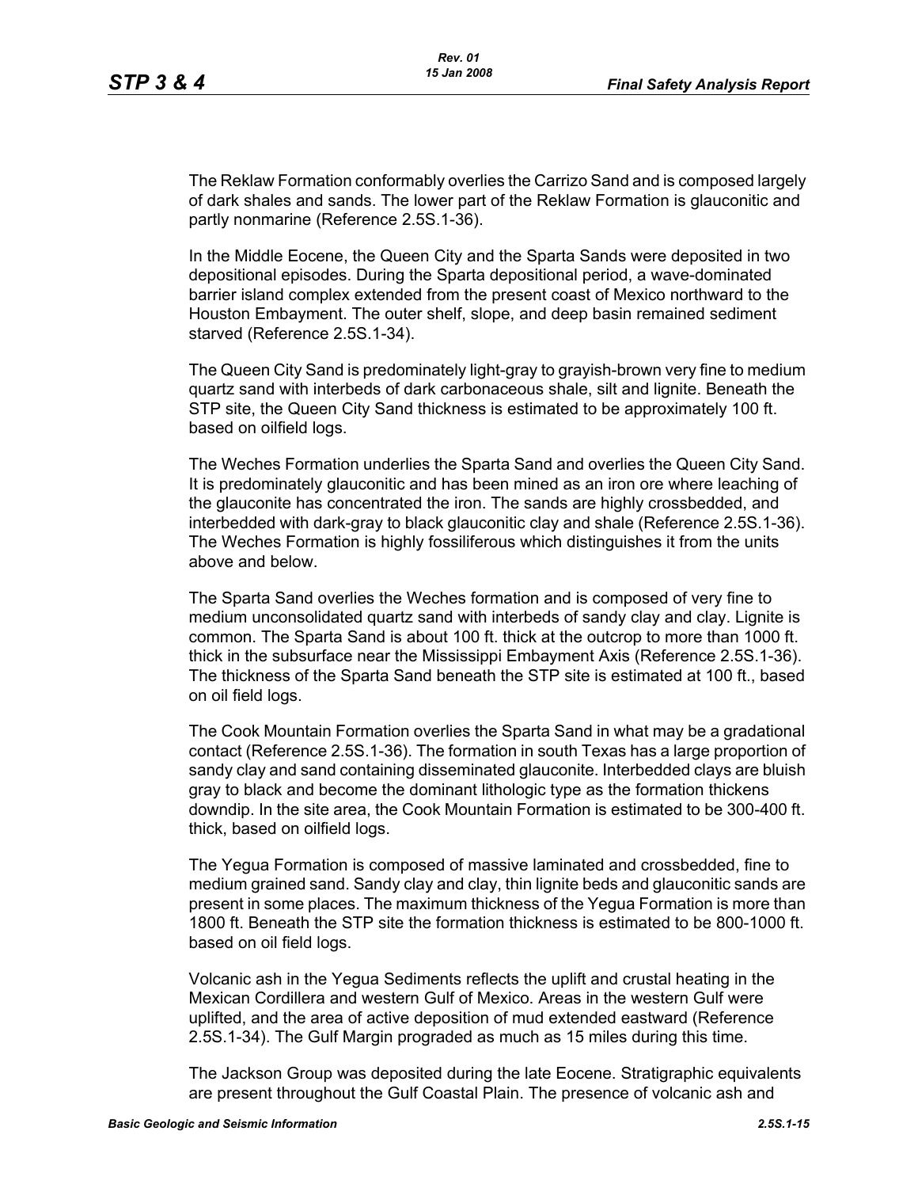The Reklaw Formation conformably overlies the Carrizo Sand and is composed largely of dark shales and sands. The lower part of the Reklaw Formation is glauconitic and partly nonmarine (Reference 2.5S.1-36).

In the Middle Eocene, the Queen City and the Sparta Sands were deposited in two depositional episodes. During the Sparta depositional period, a wave-dominated barrier island complex extended from the present coast of Mexico northward to the Houston Embayment. The outer shelf, slope, and deep basin remained sediment starved (Reference 2.5S.1-34).

The Queen City Sand is predominately light-gray to grayish-brown very fine to medium quartz sand with interbeds of dark carbonaceous shale, silt and lignite. Beneath the STP site, the Queen City Sand thickness is estimated to be approximately 100 ft. based on oilfield logs.

The Weches Formation underlies the Sparta Sand and overlies the Queen City Sand. It is predominately glauconitic and has been mined as an iron ore where leaching of the glauconite has concentrated the iron. The sands are highly crossbedded, and interbedded with dark-gray to black glauconitic clay and shale (Reference 2.5S.1-36). The Weches Formation is highly fossiliferous which distinguishes it from the units above and below.

The Sparta Sand overlies the Weches formation and is composed of very fine to medium unconsolidated quartz sand with interbeds of sandy clay and clay. Lignite is common. The Sparta Sand is about 100 ft. thick at the outcrop to more than 1000 ft. thick in the subsurface near the Mississippi Embayment Axis (Reference 2.5S.1-36). The thickness of the Sparta Sand beneath the STP site is estimated at 100 ft., based on oil field logs.

The Cook Mountain Formation overlies the Sparta Sand in what may be a gradational contact (Reference 2.5S.1-36). The formation in south Texas has a large proportion of sandy clay and sand containing disseminated glauconite. Interbedded clays are bluish gray to black and become the dominant lithologic type as the formation thickens downdip. In the site area, the Cook Mountain Formation is estimated to be 300-400 ft. thick, based on oilfield logs.

The Yegua Formation is composed of massive laminated and crossbedded, fine to medium grained sand. Sandy clay and clay, thin lignite beds and glauconitic sands are present in some places. The maximum thickness of the Yegua Formation is more than 1800 ft. Beneath the STP site the formation thickness is estimated to be 800-1000 ft. based on oil field logs.

Volcanic ash in the Yegua Sediments reflects the uplift and crustal heating in the Mexican Cordillera and western Gulf of Mexico. Areas in the western Gulf were uplifted, and the area of active deposition of mud extended eastward (Reference 2.5S.1-34). The Gulf Margin prograded as much as 15 miles during this time.

The Jackson Group was deposited during the late Eocene. Stratigraphic equivalents are present throughout the Gulf Coastal Plain. The presence of volcanic ash and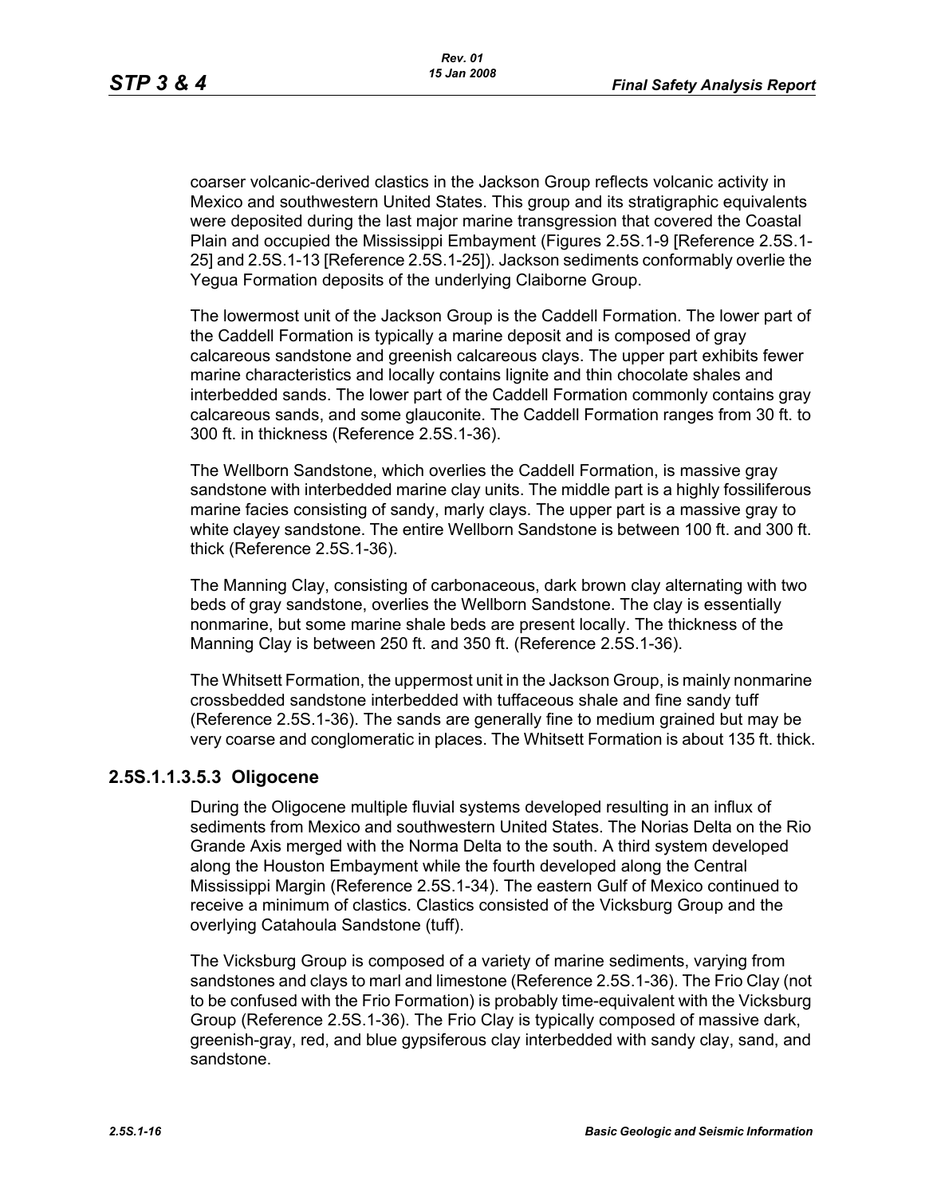coarser volcanic-derived clastics in the Jackson Group reflects volcanic activity in Mexico and southwestern United States. This group and its stratigraphic equivalents were deposited during the last major marine transgression that covered the Coastal Plain and occupied the Mississippi Embayment (Figures 2.5S.1-9 [Reference 2.5S.1-25] and 2.5S.1-13 [Reference 2.5S.1-25]). Jackson sediments conformably overlie the Yegua Formation deposits of the underlying Claiborne Group.

The lowermost unit of the Jackson Group is the Caddell Formation. The lower part of the Caddell Formation is typically a marine deposit and is composed of gray calcareous sandstone and greenish calcareous clays. The upper part exhibits fewer marine characteristics and locally contains lignite and thin chocolate shales and interbedded sands. The lower part of the Caddell Formation commonly contains gray calcareous sands, and some glauconite. The Caddell Formation ranges from 30 ft. to 300 ft. in thickness (Reference 2.5S.1-36).

The Wellborn Sandstone, which overlies the Caddell Formation, is massive gray sandstone with interbedded marine clay units. The middle part is a highly fossiliferous marine facies consisting of sandy, marly clays. The upper part is a massive gray to white clayey sandstone. The entire Wellborn Sandstone is between 100 ft. and 300 ft. thick (Reference 2.5S.1-36).

The Manning Clay, consisting of carbonaceous, dark brown clay alternating with two beds of gray sandstone, overlies the Wellborn Sandstone. The clay is essentially nonmarine, but some marine shale beds are present locally. The thickness of the Manning Clay is between 250 ft. and 350 ft. (Reference 2.5S.1-36).

The Whitsett Formation, the uppermost unit in the Jackson Group, is mainly nonmarine crossbedded sandstone interbedded with tuffaceous shale and fine sandy tuff (Reference 2.5S.1-36). The sands are generally fine to medium grained but may be very coarse and conglomeratic in places. The Whitsett Formation is about 135 ft. thick.

### 2.5S.1.1.3.5.3 Oligocene

During the Oligocene multiple fluvial systems developed resulting in an influx of sediments from Mexico and southwestern United States. The Norias Delta on the Rio Grande Axis merged with the Norma Delta to the south. A third system developed along the Houston Embayment while the fourth developed along the Central Mississippi Margin (Reference 2.5S.1-34). The eastern Gulf of Mexico continued to receive a minimum of clastics. Clastics consisted of the Vicksburg Group and the overlying Catahoula Sandstone (tuff).

The Vicksburg Group is composed of a variety of marine sediments, varying from sandstones and clays to marl and limestone (Reference 2.5S.1-36). The Frio Clay (not to be confused with the Frio Formation) is probably time-equivalent with the Vicksburg Group (Reference 2.5S.1-36). The Frio Clay is typically composed of massive dark, greenish-gray, red, and blue gypsiferous clay interbedded with sandy clay, sand, and sandstone.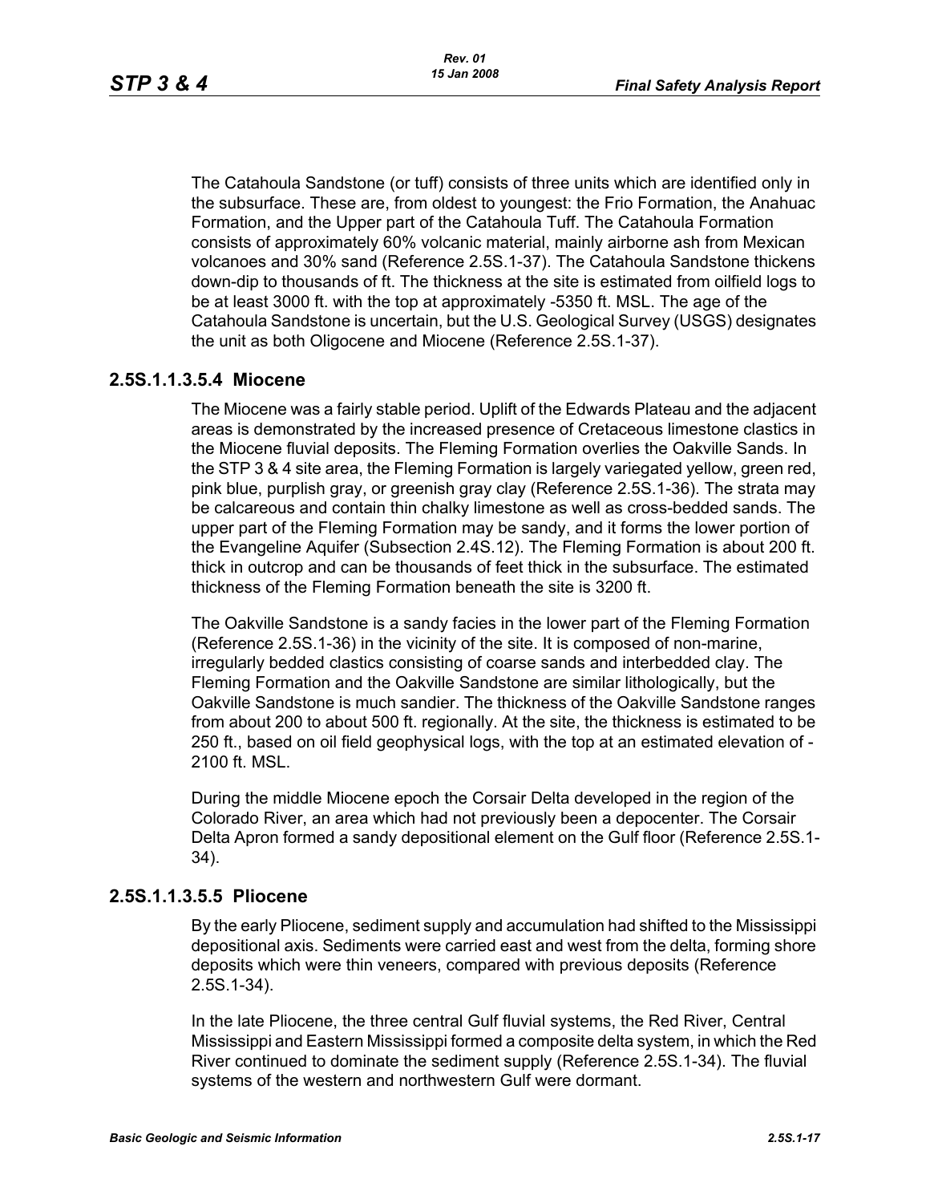The Catahoula Sandstone (or tuff) consists of three units which are identified only in the subsurface. These are, from oldest to youngest: the Frio Formation, the Anahuac Formation, and the Upper part of the Catahoula Tuff. The Catahoula Formation consists of approximately 60% volcanic material, mainly airborne ash from Mexican volcanoes and 30% sand (Reference 2.5S.1-37). The Catahoula Sandstone thickens down-dip to thousands of ft. The thickness at the site is estimated from oilfield logs to be at least 3000 ft. with the top at approximately -5350 ft. MSL. The age of the Catahoula Sandstone is uncertain, but the U.S. Geological Survey (USGS) designates the unit as both Oligocene and Miocene (Reference 2.5S.1-37).

### 2.5S.1.1.3.5.4 Miocene

The Miocene was a fairly stable period. Uplift of the Edwards Plateau and the adjacent areas is demonstrated by the increased presence of Cretaceous limestone clastics in the Miocene fluvial deposits. The Fleming Formation overlies the Oakville Sands. In the STP 3 & 4 site area, the Fleming Formation is largely variegated yellow, green red, pink blue, purplish gray, or greenish gray clay (Reference 2.5S.1-36). The strata may be calcareous and contain thin chalky limestone as well as cross-bedded sands. The upper part of the Fleming Formation may be sandy, and it forms the lower portion of the Evangeline Aquifer (Subsection 2.4S.12). The Fleming Formation is about 200 ft. thick in outcrop and can be thousands of feet thick in the subsurface. The estimated thickness of the Fleming Formation beneath the site is 3200 ft.

The Oakville Sandstone is a sandy facies in the lower part of the Fleming Formation (Reference 2.5S.1-36) in the vicinity of the site. It is composed of non-marine, irregularly bedded clastics consisting of coarse sands and interbedded clay. The Fleming Formation and the Oakville Sandstone are similar lithologically, but the Oakville Sandstone is much sandier. The thickness of the Oakville Sandstone ranges from about 200 to about 500 ft. regionally. At the site, the thickness is estimated to be 250 ft., based on oil field geophysical logs, with the top at an estimated elevation of -2100 ft. MSL.

During the middle Miocene epoch the Corsair Delta developed in the region of the Colorado River, an area which had not previously been a depocenter. The Corsair Delta Apron formed a sandy depositional element on the Gulf floor (Reference 2.5S.1-34).

### 2.5S.1.1.3.5.5 Pliocene

By the early Pliocene, sediment supply and accumulation had shifted to the Mississippi depositional axis. Sediments were carried east and west from the delta, forming shore deposits which were thin veneers, compared with previous deposits (Reference 2.5S.1-34).

In the late Pliocene, the three central Gulf fluvial systems, the Red River, Central Mississippi and Eastern Mississippi formed a composite delta system, in which the Red River continued to dominate the sediment supply (Reference 2.5S.1-34). The fluvial systems of the western and northwestern Gulf were dormant.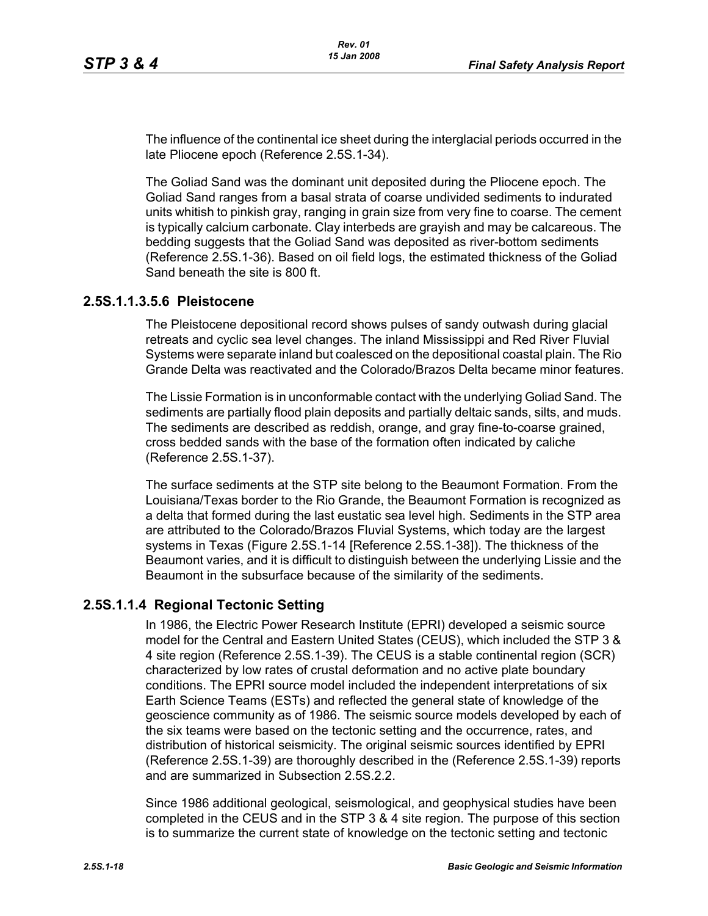The influence of the continental ice sheet during the interglacial periods occurred in the late Pliocene epoch (Reference 2.5S.1-34).

The Goliad Sand was the dominant unit deposited during the Pliocene epoch. The Goliad Sand ranges from a basal strata of coarse undivided sediments to indurated units whitish to pinkish gray, ranging in grain size from very fine to coarse. The cement is typically calcium carbonate. Clay interbeds are grayish and may be calcareous. The bedding suggests that the Goliad Sand was deposited as river-bottom sediments (Reference 2.5S.1-36). Based on oil field logs, the estimated thickness of the Goliad Sand beneath the site is 800 ft.

### 2.5S.1.1.3.5.6 Pleistocene

The Pleistocene depositional record shows pulses of sandy outwash during glacial retreats and cyclic sea level changes. The inland Mississippi and Red River Fluvial Systems were separate inland but coalesced on the depositional coastal plain. The Rio Grande Delta was reactivated and the Colorado/Brazos Delta became minor features.

The Lissie Formation is in unconformable contact with the underlying Goliad Sand. The sediments are partially flood plain deposits and partially deltaic sands, silts, and muds. The sediments are described as reddish, orange, and gray fine-to-coarse grained, cross bedded sands with the base of the formation often indicated by caliche (Reference 2.5S.1-37).

The surface sediments at the STP site belong to the Beaumont Formation. From the Louisiana/Texas border to the Rio Grande, the Beaumont Formation is recognized as a delta that formed during the last eustatic sea level high. Sediments in the STP area are attributed to the Colorado/Brazos Fluvial Systems, which today are the largest systems in Texas (Figure 2.5S.1-14 [Reference 2.5S.1-38]). The thickness of the Beaumont varies, and it is difficult to distinguish between the underlying Lissie and the Beaumont in the subsurface because of the similarity of the sediments.

## 2.5S.1.1.4 Regional Tectonic Setting

In 1986, the Electric Power Research Institute (EPRI) developed a seismic source model for the Central and Eastern United States (CEUS), which included the STP 3 & 4 site region (Reference 2.5S.1-39). The CEUS is a stable continental region (SCR) characterized by low rates of crustal deformation and no active plate boundary conditions. The EPRI source model included the independent interpretations of six Earth Science Teams (ESTs) and reflected the general state of knowledge of the geoscience community as of 1986. The seismic source models developed by each of the six teams were based on the tectonic setting and the occurrence, rates, and distribution of historical seismicity. The original seismic sources identified by EPRI (Reference 2.5S.1-39) are thoroughly described in the (Reference 2.5S.1-39) reports and are summarized in Subsection 2.5S.2.2.

Since 1986 additional geological, seismological, and geophysical studies have been completed in the CEUS and in the STP 3 & 4 site region. The purpose of this section is to summarize the current state of knowledge on the tectonic setting and tectonic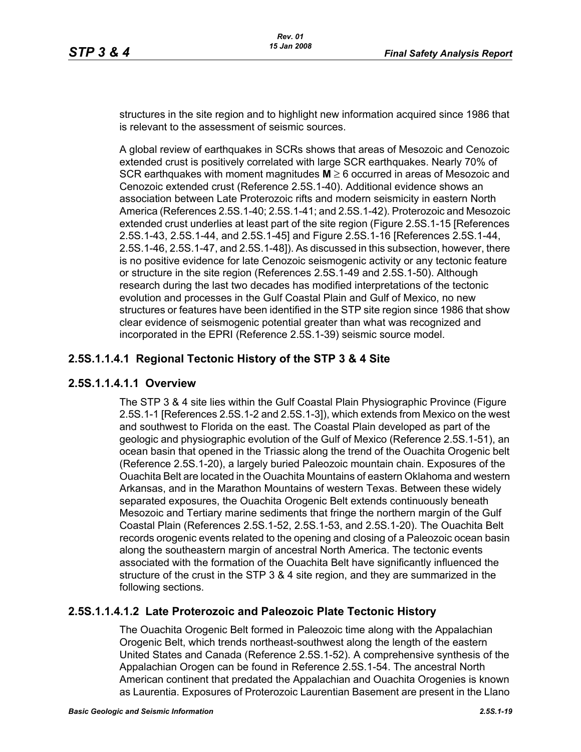structures in the site region and to highlight new information acquired since 1986 that is relevant to the assessment of seismic sources.

A global review of earthquakes in SCRs shows that areas of Mesozoic and Cenozoic extended crust is positively correlated with large SCR earthquakes. Nearly 70% of SCR earthquakes with moment magnitudes **M** ≥ 6 occurred in areas of Mesozoic and Cenozoic extended crust (Reference 2.5S.1-40). Additional evidence shows an association between Late Proterozoic rifts and modern seismicity in eastern North America (References 2.5S.1-40; 2.5S.1-41; and 2.5S.1-42). Proterozoic and Mesozoic extended crust underlies at least part of the site region (Figure 2.5S.1-15 [References 2.5S.1-43, 2.5S.1-44, and 2.5S.1-45] and Figure 2.5S.1-16 [References 2.5S.1-44, 2.5S.1-46, 2.5S.1-47, and 2.5S.1-48]). As discussed in this subsection, however, there is no positive evidence for late Cenozoic seismogenic activity or any tectonic feature or structure in the site region (References 2.5S.1-49 and 2.5S.1-50). Although research during the last two decades has modified interpretations of the tectonic evolution and processes in the Gulf Coastal Plain and Gulf of Mexico, no new structures or features have been identified in the STP site region since 1986 that show clear evidence of seismogenic potential greater than what was recognized and incorporated in the EPRI (Reference 2.5S.1-39) seismic source model.

## 2.5S.1.1.4.1 Regional Tectonic History of the STP 3 & 4 Site

### 2.5S.1.1.4.1.1 Overview

The STP 3 & 4 site lies within the Gulf Coastal Plain Physiographic Province (Figure 2.5S.1-1 [References 2.5S.1-2 and 2.5S.1-3]), which extends from Mexico on the west and southwest to Florida on the east. The Coastal Plain developed as part of the geologic and physiographic evolution of the Gulf of Mexico (Reference 2.5S.1-51), an ocean basin that opened in the Triassic along the trend of the Ouachita Orogenic belt (Reference 2.5S.1-20), a largely buried Paleozoic mountain chain. Exposures of the Ouachita Belt are located in the Ouachita Mountains of eastern Oklahoma and western Arkansas, and in the Marathon Mountains of western Texas. Between these widely separated exposures, the Ouachita Orogenic Belt extends continuously beneath Mesozoic and Tertiary marine sediments that fringe the northern margin of the Gulf Coastal Plain (References 2.5S.1-52, 2.5S.1-53, and 2.5S.1-20). The Ouachita Belt records orogenic events related to the opening and closing of a Paleozoic ocean basin along the southeastern margin of ancestral North America. The tectonic events associated with the formation of the Ouachita Belt have significantly influenced the structure of the crust in the STP 3 & 4 site region, and they are summarized in the following sections.

### 2.5S.1.1.4.1.2 Late Proterozoic and Paleozoic Plate Tectonic History

The Ouachita Orogenic Belt formed in Paleozoic time along with the Appalachian Orogenic Belt, which trends northeast-southwest along the length of the eastern United States and Canada (Reference 2.5S.1-52). A comprehensive synthesis of the Appalachian Orogen can be found in Reference 2.5S.1-54. The ancestral North American continent that predated the Appalachian and Ouachita Orogenies is known as Laurentia. Exposures of Proterozoic Laurentian Basement are present in the Llano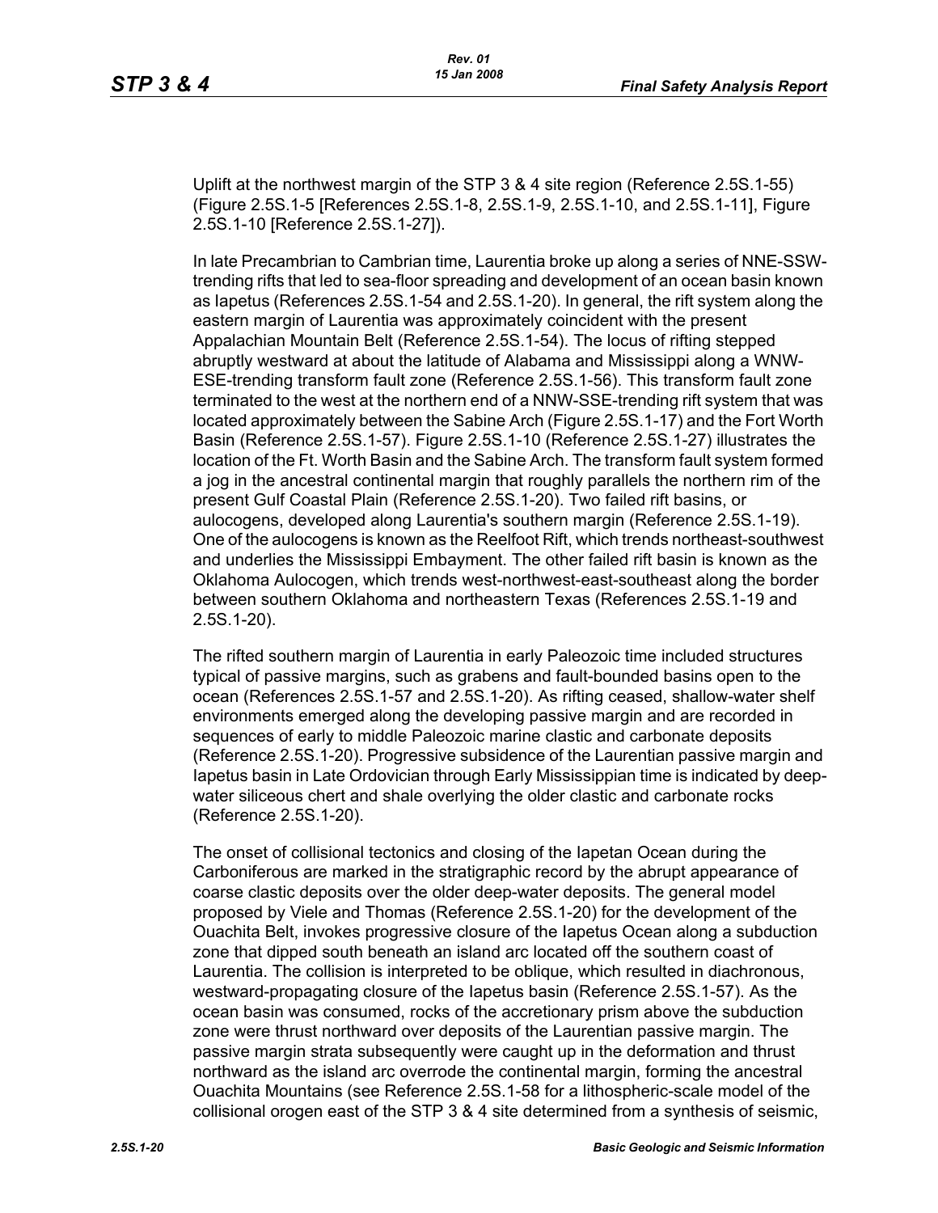Uplift at the northwest margin of the STP 3 & 4 site region (Reference 2.5S.1-55) (Figure 2.5S.1-5 [References 2.5S.1-8, 2.5S.1-9, 2.5S.1-10, and 2.5S.1-11], Figure 2.5S.1-10 [Reference 2.5S.1-27]).

In late Precambrian to Cambrian time, Laurentia broke up along a series of NNE-SSW-trending rifts that led to sea-floor spreading and development of an ocean basin known as Iapetus (References 2.5S.1-54 and 2.5S.1-20). In general, the rift system along the eastern margin of Laurentia was approximately coincident with the present Appalachian Mountain Belt (Reference 2.5S.1-54). The locus of rifting stepped abruptly westward at about the latitude of Alabama and Mississippi along a WNW-ESE-trending transform fault zone (Reference 2.5S.1-56). This transform fault zone terminated to the west at the northern end of a NNW-SSE-trending rift system that was located approximately between the Sabine Arch (Figure 2.5S.1-17) and the Fort Worth Basin (Reference 2.5S.1-57). Figure 2.5S.1-10 (Reference 2.5S.1-27) illustrates the location of the Ft. Worth Basin and the Sabine Arch. The transform fault system formed a jog in the ancestral continental margin that roughly parallels the northern rim of the present Gulf Coastal Plain (Reference 2.5S.1-20). Two failed rift basins, or aulocogens, developed along Laurentia's southern margin (Reference 2.5S.1-19). One of the aulocogens is known as the Reelfoot Rift, which trends northeast-southwest and underlies the Mississippi Embayment. The other failed rift basin is known as the Oklahoma Aulocogen, which trends west-northwest-east-southeast along the border between southern Oklahoma and northeastern Texas (References 2.5S.1-19 and 2.5S.1-20).

The rifted southern margin of Laurentia in early Paleozoic time included structures typical of passive margins, such as grabens and fault-bounded basins open to the ocean (References 2.5S.1-57 and 2.5S.1-20). As rifting ceased, shallow-water shelf environments emerged along the developing passive margin and are recorded in sequences of early to middle Paleozoic marine clastic and carbonate deposits (Reference 2.5S.1-20). Progressive subsidence of the Laurentian passive margin and Iapetus basin in Late Ordovician through Early Mississippian time is indicated by deep-water siliceous chert and shale overlying the older clastic and carbonate rocks (Reference 2.5S.1-20).

The onset of collisional tectonics and closing of the Iapetan Ocean during the Carboniferous are marked in the stratigraphic record by the abrupt appearance of coarse clastic deposits over the older deep-water deposits. The general model proposed by Viele and Thomas (Reference 2.5S.1-20) for the development of the Ouachita Belt, invokes progressive closure of the Iapetus Ocean along a subduction zone that dipped south beneath an island arc located off the southern coast of Laurentia. The collision is interpreted to be oblique, which resulted in diachronous, westward-propagating closure of the Iapetus basin (Reference 2.5S.1-57). As the ocean basin was consumed, rocks of the accretionary prism above the subduction zone were thrust northward over deposits of the Laurentian passive margin. The passive margin strata subsequently were caught up in the deformation and thrust northward as the island arc overrode the continental margin, forming the ancestral Ouachita Mountains (see Reference 2.5S.1-58 for a lithospheric-scale model of the collisional orogen east of the STP 3 & 4 site determined from a synthesis of seismic,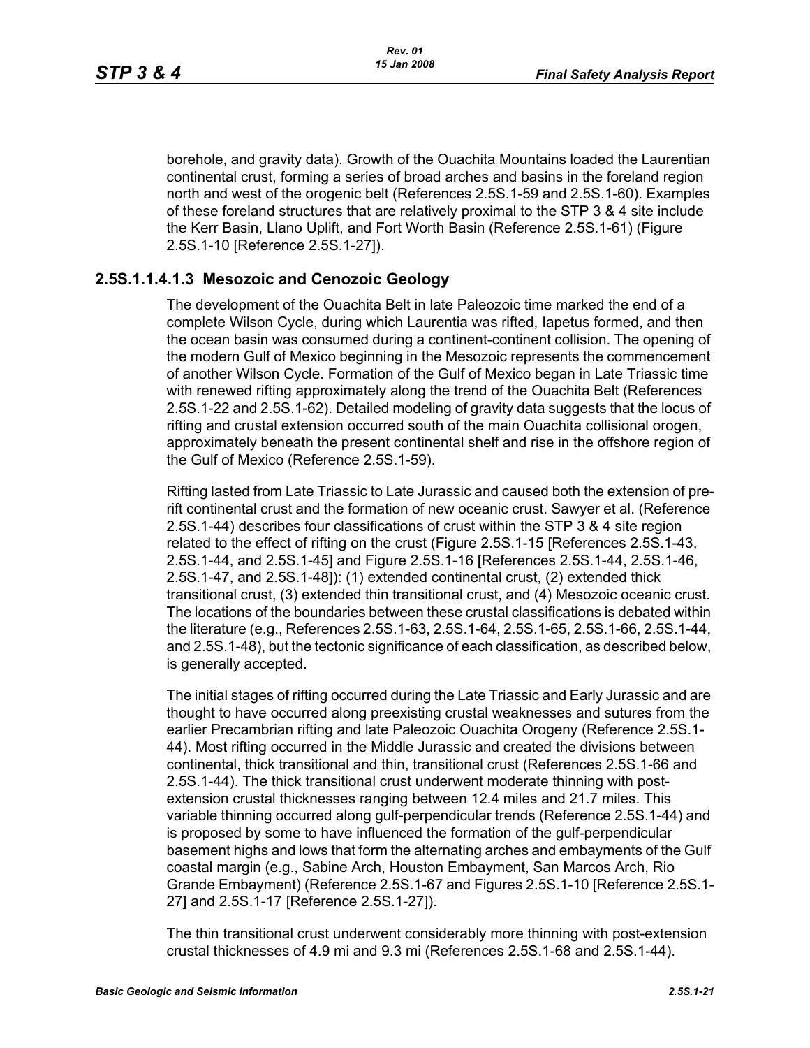borehole, and gravity data). Growth of the Ouachita Mountains loaded the Laurentian continental crust, forming a series of broad arches and basins in the foreland region north and west of the orogenic belt (References 2.5S.1-59 and 2.5S.1-60). Examples of these foreland structures that are relatively proximal to the STP 3 & 4 site include the Kerr Basin, Llano Uplift, and Fort Worth Basin (Reference 2.5S.1-61) (Figure 2.5S.1-10 [Reference 2.5S.1-27]).

### 2.5S.1.1.4.1.3 Mesozoic and Cenozoic Geology

The development of the Ouachita Belt in late Paleozoic time marked the end of a complete Wilson Cycle, during which Laurentia was rifted, Iapetus formed, and then the ocean basin was consumed during a continent-continent collision. The opening of the modern Gulf of Mexico beginning in the Mesozoic represents the commencement of another Wilson Cycle. Formation of the Gulf of Mexico began in Late Triassic time with renewed rifting approximately along the trend of the Ouachita Belt (References 2.5S.1-22 and 2.5S.1-62). Detailed modeling of gravity data suggests that the locus of rifting and crustal extension occurred south of the main Ouachita collisional orogen, approximately beneath the present continental shelf and rise in the offshore region of the Gulf of Mexico (Reference 2.5S.1-59).

Rifting lasted from Late Triassic to Late Jurassic and caused both the extension of pre-rift continental crust and the formation of new oceanic crust. Sawyer et al. (Reference 2.5S.1-44) describes four classifications of crust within the STP 3 & 4 site region related to the effect of rifting on the crust (Figure 2.5S.1-15 [References 2.5S.1-43, 2.5S.1-44, and 2.5S.1-45] and Figure 2.5S.1-16 [References 2.5S.1-44, 2.5S.1-46, 2.5S.1-47, and 2.5S.1-48]): (1) extended continental crust, (2) extended thick transitional crust, (3) extended thin transitional crust, and (4) Mesozoic oceanic crust. The locations of the boundaries between these crustal classifications is debated within the literature (e.g., References 2.5S.1-63, 2.5S.1-64, 2.5S.1-65, 2.5S.1-66, 2.5S.1-44, and 2.5S.1-48), but the tectonic significance of each classification, as described below, is generally accepted.

The initial stages of rifting occurred during the Late Triassic and Early Jurassic and are thought to have occurred along preexisting crustal weaknesses and sutures from the earlier Precambrian rifting and late Paleozoic Ouachita Orogeny (Reference 2.5S.1-44). Most rifting occurred in the Middle Jurassic and created the divisions between continental, thick transitional and thin, transitional crust (References 2.5S.1-66 and 2.5S.1-44). The thick transitional crust underwent moderate thinning with post-extension crustal thicknesses ranging between 12.4 miles and 21.7 miles. This variable thinning occurred along gulf-perpendicular trends (Reference 2.5S.1-44) and is proposed by some to have influenced the formation of the gulf-perpendicular basement highs and lows that form the alternating arches and embayments of the Gulf coastal margin (e.g., Sabine Arch, Houston Embayment, San Marcos Arch, Rio Grande Embayment) (Reference 2.5S.1-67 and Figures 2.5S.1-10 [Reference 2.5S.1-27] and 2.5S.1-17 [Reference 2.5S.1-27]).

The thin transitional crust underwent considerably more thinning with post-extension crustal thicknesses of 4.9 mi and 9.3 mi (References 2.5S.1-68 and 2.5S.1-44).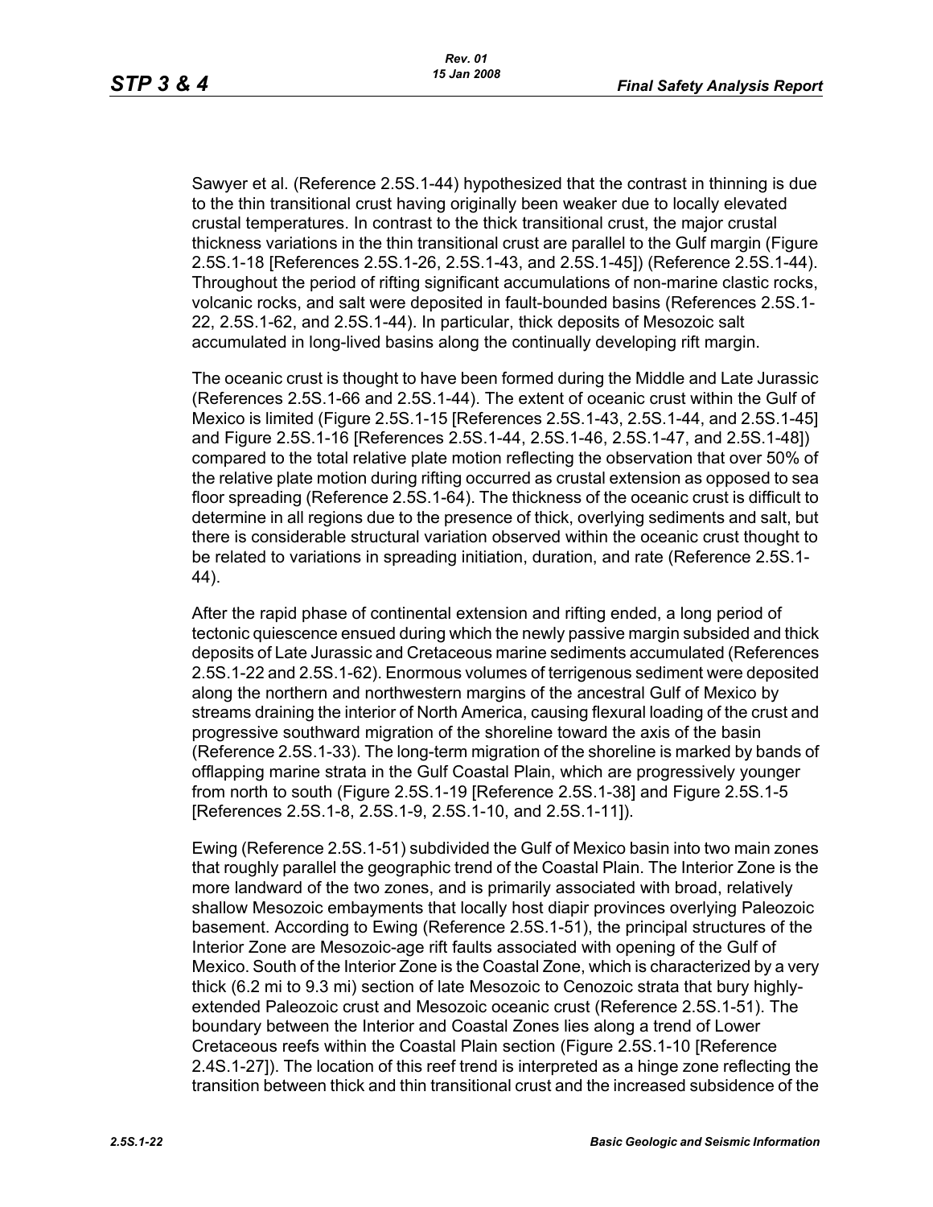Sawyer et al. (Reference 2.5S.1-44) hypothesized that the contrast in thinning is due to the thin transitional crust having originally been weaker due to locally elevated crustal temperatures. In contrast to the thick transitional crust, the major crustal thickness variations in the thin transitional crust are parallel to the Gulf margin (Figure 2.5S.1-18 [References 2.5S.1-26, 2.5S.1-43, and 2.5S.1-45]) (Reference 2.5S.1-44). Throughout the period of rifting significant accumulations of non-marine clastic rocks, volcanic rocks, and salt were deposited in fault-bounded basins (References 2.5S.1-22, 2.5S.1-62, and 2.5S.1-44). In particular, thick deposits of Mesozoic salt accumulated in long-lived basins along the continually developing rift margin.

The oceanic crust is thought to have been formed during the Middle and Late Jurassic (References 2.5S.1-66 and 2.5S.1-44). The extent of oceanic crust within the Gulf of Mexico is limited (Figure 2.5S.1-15 [References 2.5S.1-43, 2.5S.1-44, and 2.5S.1-45] and Figure 2.5S.1-16 [References 2.5S.1-44, 2.5S.1-46, 2.5S.1-47, and 2.5S.1-48]) compared to the total relative plate motion reflecting the observation that over 50% of the relative plate motion during rifting occurred as crustal extension as opposed to sea floor spreading (Reference 2.5S.1-64). The thickness of the oceanic crust is difficult to determine in all regions due to the presence of thick, overlying sediments and salt, but there is considerable structural variation observed within the oceanic crust thought to be related to variations in spreading initiation, duration, and rate (Reference 2.5S.1-44).

After the rapid phase of continental extension and rifting ended, a long period of tectonic quiescence ensued during which the newly passive margin subsided and thick deposits of Late Jurassic and Cretaceous marine sediments accumulated (References 2.5S.1-22 and 2.5S.1-62). Enormous volumes of terrigenous sediment were deposited along the northern and northwestern margins of the ancestral Gulf of Mexico by streams draining the interior of North America, causing flexural loading of the crust and progressive southward migration of the shoreline toward the axis of the basin (Reference 2.5S.1-33). The long-term migration of the shoreline is marked by bands of offlapping marine strata in the Gulf Coastal Plain, which are progressively younger from north to south (Figure 2.5S.1-19 [Reference 2.5S.1-38] and Figure 2.5S.1-5 [References 2.5S.1-8, 2.5S.1-9, 2.5S.1-10, and 2.5S.1-11]).

Ewing (Reference 2.5S.1-51) subdivided the Gulf of Mexico basin into two main zones that roughly parallel the geographic trend of the Coastal Plain. The Interior Zone is the more landward of the two zones, and is primarily associated with broad, relatively shallow Mesozoic embayments that locally host diapir provinces overlying Paleozoic basement. According to Ewing (Reference 2.5S.1-51), the principal structures of the Interior Zone are Mesozoic-age rift faults associated with opening of the Gulf of Mexico. South of the Interior Zone is the Coastal Zone, which is characterized by a very thick (6.2 mi to 9.3 mi) section of late Mesozoic to Cenozoic strata that bury highly-extended Paleozoic crust and Mesozoic oceanic crust (Reference 2.5S.1-51). The boundary between the Interior and Coastal Zones lies along a trend of Lower Cretaceous reefs within the Coastal Plain section (Figure 2.5S.1-10 [Reference 2.4S.1-27]). The location of this reef trend is interpreted as a hinge zone reflecting the transition between thick and thin transitional crust and the increased subsidence of the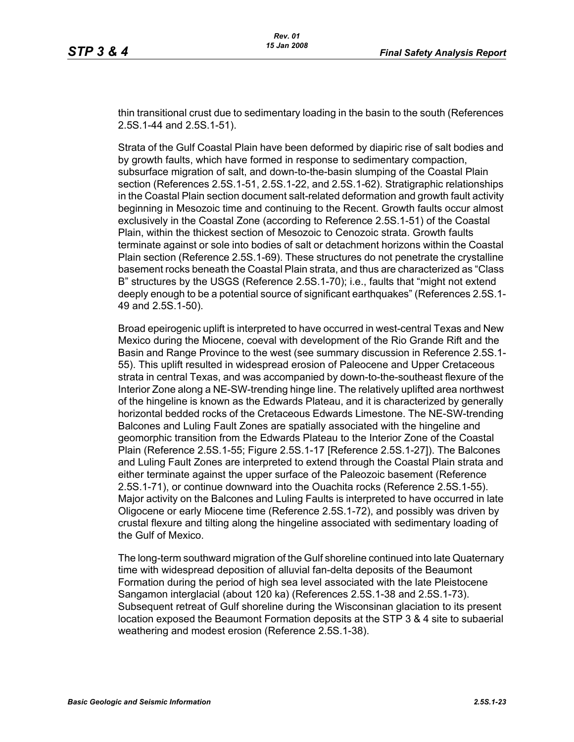thin transitional crust due to sedimentary loading in the basin to the south (References 2.5S.1-44 and 2.5S.1-51).

Strata of the Gulf Coastal Plain have been deformed by diapiric rise of salt bodies and by growth faults, which have formed in response to sedimentary compaction, subsurface migration of salt, and down-to-the-basin slumping of the Coastal Plain section (References 2.5S.1-51, 2.5S.1-22, and 2.5S.1-62). Stratigraphic relationships in the Coastal Plain section document salt-related deformation and growth fault activity beginning in Mesozoic time and continuing to the Recent. Growth faults occur almost exclusively in the Coastal Zone (according to Reference 2.5S.1-51) of the Coastal Plain, within the thickest section of Mesozoic to Cenozoic strata. Growth faults terminate against or sole into bodies of salt or detachment horizons within the Coastal Plain section (Reference 2.5S.1-69). These structures do not penetrate the crystalline basement rocks beneath the Coastal Plain strata, and thus are characterized as "Class B" structures by the USGS (Reference 2.5S.1-70); i.e., faults that "might not extend deeply enough to be a potential source of significant earthquakes" (References 2.5S.1-49 and 2.5S.1-50).

Broad epeirogenic uplift is interpreted to have occurred in west-central Texas and New Mexico during the Miocene, coeval with development of the Rio Grande Rift and the Basin and Range Province to the west (see summary discussion in Reference 2.5S.1-55). This uplift resulted in widespread erosion of Paleocene and Upper Cretaceous strata in central Texas, and was accompanied by down-to-the-southeast flexure of the Interior Zone along a NE-SW-trending hinge line. The relatively uplifted area northwest of the hingeline is known as the Edwards Plateau, and it is characterized by generally horizontal bedded rocks of the Cretaceous Edwards Limestone. The NE-SW-trending Balcones and Luling Fault Zones are spatially associated with the hingeline and geomorphic transition from the Edwards Plateau to the Interior Zone of the Coastal Plain (Reference 2.5S.1-55; Figure 2.5S.1-17 [Reference 2.5S.1-27]). The Balcones and Luling Fault Zones are interpreted to extend through the Coastal Plain strata and either terminate against the upper surface of the Paleozoic basement (Reference 2.5S.1-71), or continue downward into the Ouachita rocks (Reference 2.5S.1-55). Major activity on the Balcones and Luling Faults is interpreted to have occurred in late Oligocene or early Miocene time (Reference 2.5S.1-72), and possibly was driven by crustal flexure and tilting along the hingeline associated with sedimentary loading of the Gulf of Mexico.

The long-term southward migration of the Gulf shoreline continued into late Quaternary time with widespread deposition of alluvial fan-delta deposits of the Beaumont Formation during the period of high sea level associated with the late Pleistocene Sangamon interglacial (about 120 ka) (References 2.5S.1-38 and 2.5S.1-73). Subsequent retreat of Gulf shoreline during the Wisconsinan glaciation to its present location exposed the Beaumont Formation deposits at the STP 3 & 4 site to subaerial weathering and modest erosion (Reference 2.5S.1-38).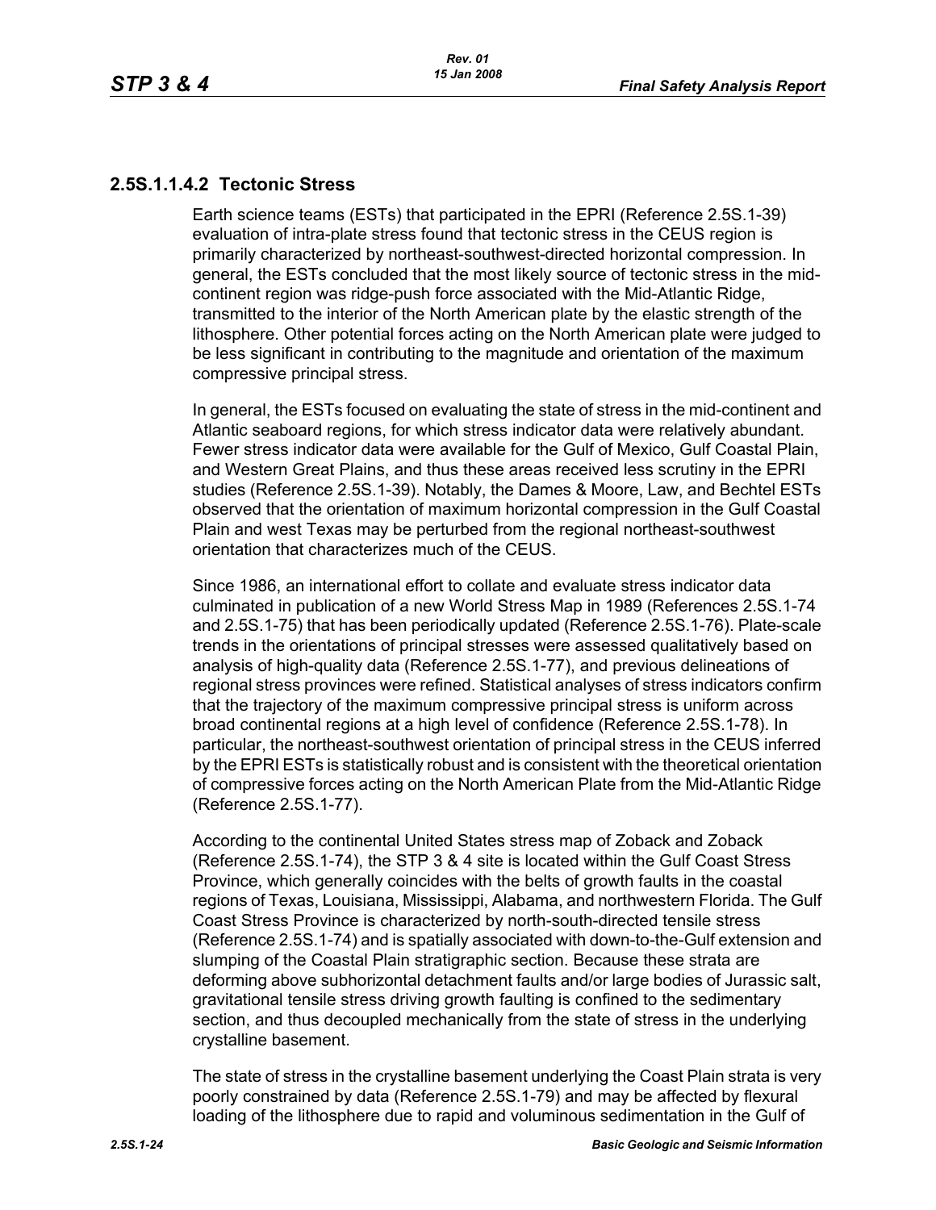### 2.5S.1.1.4.2 Tectonic Stress

Earth science teams (ESTs) that participated in the EPRI (Reference 2.5S.1-39) evaluation of intra-plate stress found that tectonic stress in the CEUS region is primarily characterized by northeast-southwest-directed horizontal compression. In general, the ESTs concluded that the most likely source of tectonic stress in the mid-continent region was ridge-push force associated with the Mid-Atlantic Ridge, transmitted to the interior of the North American plate by the elastic strength of the lithosphere. Other potential forces acting on the North American plate were judged to be less significant in contributing to the magnitude and orientation of the maximum compressive principal stress.

In general, the ESTs focused on evaluating the state of stress in the mid-continent and Atlantic seaboard regions, for which stress indicator data were relatively abundant. Fewer stress indicator data were available for the Gulf of Mexico, Gulf Coastal Plain, and Western Great Plains, and thus these areas received less scrutiny in the EPRI studies (Reference 2.5S.1-39). Notably, the Dames & Moore, Law, and Bechtel ESTs observed that the orientation of maximum horizontal compression in the Gulf Coastal Plain and west Texas may be perturbed from the regional northeast-southwest orientation that characterizes much of the CEUS.

Since 1986, an international effort to collate and evaluate stress indicator data culminated in publication of a new World Stress Map in 1989 (References 2.5S.1-74 and 2.5S.1-75) that has been periodically updated (Reference 2.5S.1-76). Plate-scale trends in the orientations of principal stresses were assessed qualitatively based on analysis of high-quality data (Reference 2.5S.1-77), and previous delineations of regional stress provinces were refined. Statistical analyses of stress indicators confirm that the trajectory of the maximum compressive principal stress is uniform across broad continental regions at a high level of confidence (Reference 2.5S.1-78). In particular, the northeast-southwest orientation of principal stress in the CEUS inferred by the EPRI ESTs is statistically robust and is consistent with the theoretical orientation of compressive forces acting on the North American Plate from the Mid-Atlantic Ridge (Reference 2.5S.1-77).

According to the continental United States stress map of Zoback and Zoback (Reference 2.5S.1-74), the STP 3 & 4 site is located within the Gulf Coast Stress Province, which generally coincides with the belts of growth faults in the coastal regions of Texas, Louisiana, Mississippi, Alabama, and northwestern Florida. The Gulf Coast Stress Province is characterized by north-south-directed tensile stress (Reference 2.5S.1-74) and is spatially associated with down-to-the-Gulf extension and slumping of the Coastal Plain stratigraphic section. Because these strata are deforming above subhorizontal detachment faults and/or large bodies of Jurassic salt, gravitational tensile stress driving growth faulting is confined to the sedimentary section, and thus decoupled mechanically from the state of stress in the underlying crystalline basement.

The state of stress in the crystalline basement underlying the Coast Plain strata is very poorly constrained by data (Reference 2.5S.1-79) and may be affected by flexural loading of the lithosphere due to rapid and voluminous sedimentation in the Gulf of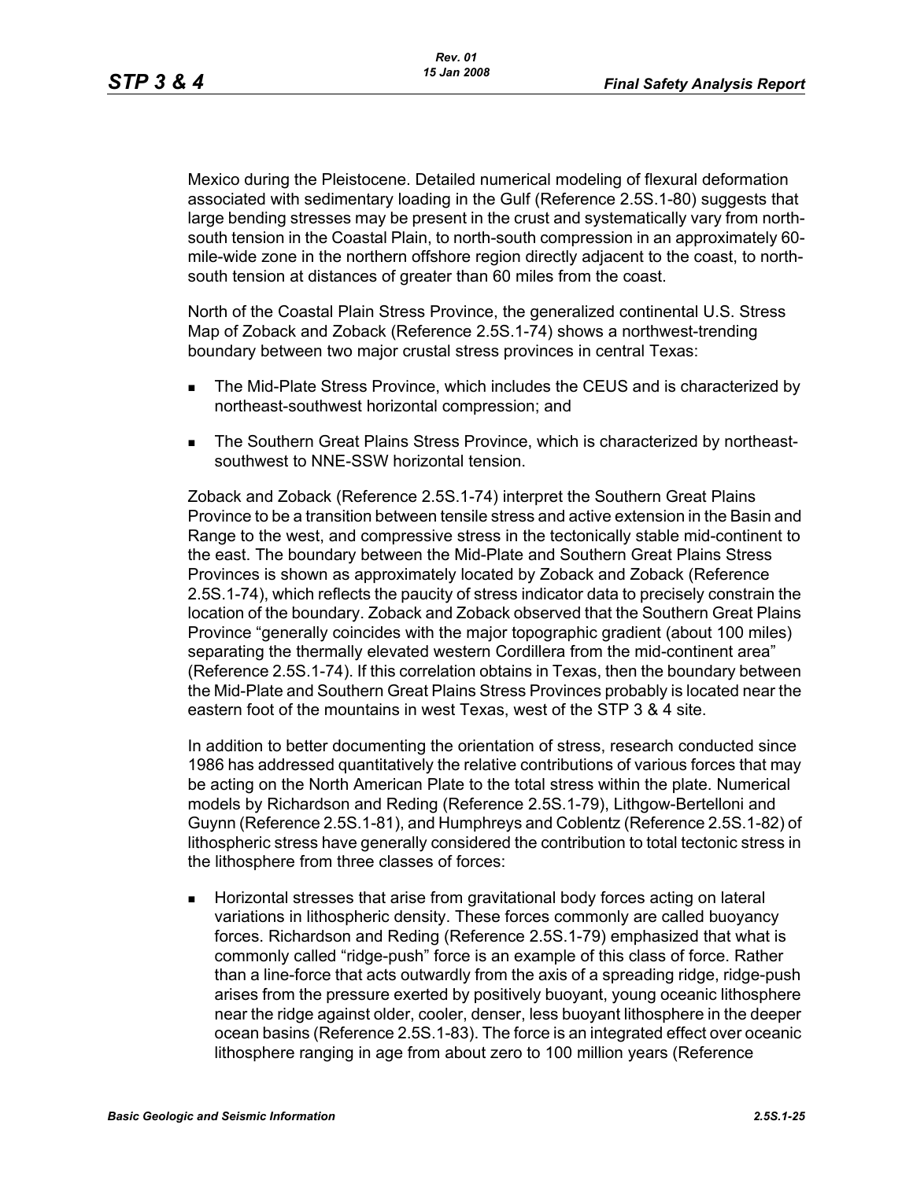Mexico during the Pleistocene. Detailed numerical modeling of flexural deformation associated with sedimentary loading in the Gulf (Reference 2.5S.1-80) suggests that large bending stresses may be present in the crust and systematically vary from north-south tension in the Coastal Plain, to north-south compression in an approximately 60-mile-wide zone in the northern offshore region directly adjacent to the coast, to north-south tension at distances of greater than 60 miles from the coast.

North of the Coastal Plain Stress Province, the generalized continental U.S. Stress Map of Zoback and Zoback (Reference 2.5S.1-74) shows a northwest-trending boundary between two major crustal stress provinces in central Texas:

- The Mid-Plate Stress Province, which includes the CEUS and is characterized by northeast-southwest horizontal compression; and
- The Southern Great Plains Stress Province, which is characterized by northeast-southwest to NNE-SSW horizontal tension.

Zoback and Zoback (Reference 2.5S.1-74) interpret the Southern Great Plains Province to be a transition between tensile stress and active extension in the Basin and Range to the west, and compressive stress in the tectonically stable mid-continent to the east. The boundary between the Mid-Plate and Southern Great Plains Stress Provinces is shown as approximately located by Zoback and Zoback (Reference 2.5S.1-74), which reflects the paucity of stress indicator data to precisely constrain the location of the boundary. Zoback and Zoback observed that the Southern Great Plains Province "generally coincides with the major topographic gradient (about 100 miles) separating the thermally elevated western Cordillera from the mid-continent area" (Reference 2.5S.1-74). If this correlation obtains in Texas, then the boundary between the Mid-Plate and Southern Great Plains Stress Provinces probably is located near the eastern foot of the mountains in west Texas, west of the STP 3 & 4 site.

In addition to better documenting the orientation of stress, research conducted since 1986 has addressed quantitatively the relative contributions of various forces that may be acting on the North American Plate to the total stress within the plate. Numerical models by Richardson and Reding (Reference 2.5S.1-79), Lithgow-Bertelloni and Guynn (Reference 2.5S.1-81), and Humphreys and Coblentz (Reference 2.5S.1-82) of lithospheric stress have generally considered the contribution to total tectonic stress in the lithosphere from three classes of forces:

- Horizontal stresses that arise from gravitational body forces acting on lateral variations in lithospheric density. These forces commonly are called buoyancy forces. Richardson and Reding (Reference 2.5S.1-79) emphasized that what is commonly called "ridge-push" force is an example of this class of force. Rather than a line-force that acts outwardly from the axis of a spreading ridge, ridge-push arises from the pressure exerted by positively buoyant, young oceanic lithosphere near the ridge against older, cooler, denser, less buoyant lithosphere in the deeper ocean basins (Reference 2.5S.1-83). The force is an integrated effect over oceanic lithosphere ranging in age from about zero to 100 million years (Reference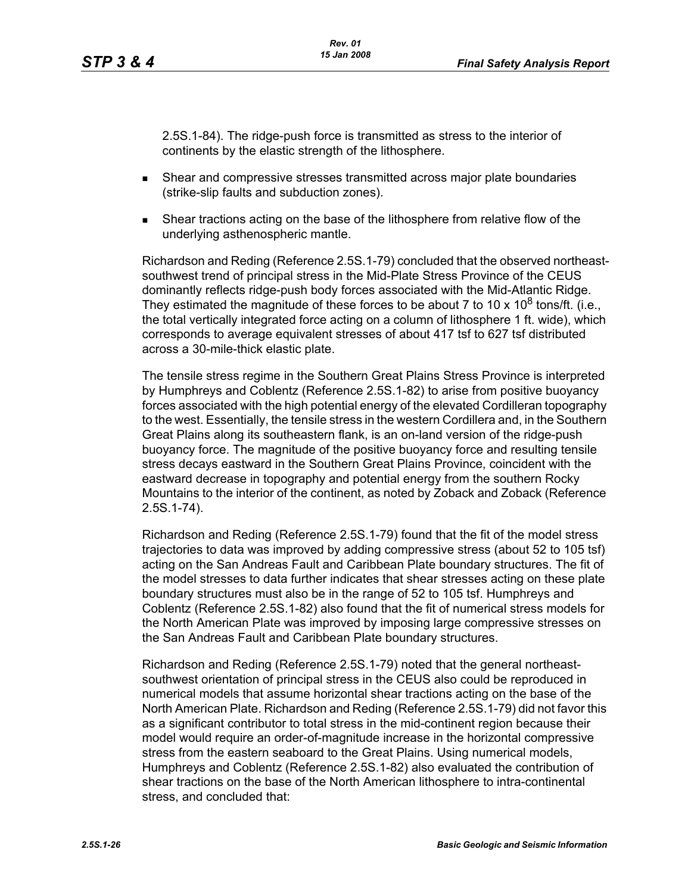2.5S.1-84). The ridge-push force is transmitted as stress to the interior of continents by the elastic strength of the lithosphere.

- Shear and compressive stresses transmitted across major plate boundaries (strike-slip faults and subduction zones).
- Shear tractions acting on the base of the lithosphere from relative flow of the underlying asthenospheric mantle.

Richardson and Reding (Reference 2.5S.1-79) concluded that the observed northeast-southwest trend of principal stress in the Mid-Plate Stress Province of the CEUS dominantly reflects ridge-push body forces associated with the Mid-Atlantic Ridge. They estimated the magnitude of these forces to be about 7 to 10 x $10^8$ tons/ft. (i.e., the total vertically integrated force acting on a column of lithosphere 1 ft. wide), which corresponds to average equivalent stresses of about 417 tsf to 627 tsf distributed across a 30-mile-thick elastic plate.

The tensile stress regime in the Southern Great Plains Stress Province is interpreted by Humphreys and Coblentz (Reference 2.5S.1-82) to arise from positive buoyancy forces associated with the high potential energy of the elevated Cordilleran topography to the west. Essentially, the tensile stress in the western Cordillera and, in the Southern Great Plains along its southeastern flank, is an on-land version of the ridge-push buoyancy force. The magnitude of the positive buoyancy force and resulting tensile stress decays eastward in the Southern Great Plains Province, coincident with the eastward decrease in topography and potential energy from the southern Rocky Mountains to the interior of the continent, as noted by Zoback and Zoback (Reference 2.5S.1-74).

Richardson and Reding (Reference 2.5S.1-79) found that the fit of the model stress trajectories to data was improved by adding compressive stress (about 52 to 105 tsf) acting on the San Andreas Fault and Caribbean Plate boundary structures. The fit of the model stresses to data further indicates that shear stresses acting on these plate boundary structures must also be in the range of 52 to 105 tsf. Humphreys and Coblentz (Reference 2.5S.1-82) also found that the fit of numerical stress models for the North American Plate was improved by imposing large compressive stresses on the San Andreas Fault and Caribbean Plate boundary structures.

Richardson and Reding (Reference 2.5S.1-79) noted that the general northeast-southwest orientation of principal stress in the CEUS also could be reproduced in numerical models that assume horizontal shear tractions acting on the base of the North American Plate. Richardson and Reding (Reference 2.5S.1-79) did not favor this as a significant contributor to total stress in the mid-continent region because their model would require an order-of-magnitude increase in the horizontal compressive stress from the eastern seaboard to the Great Plains. Using numerical models, Humphreys and Coblentz (Reference 2.5S.1-82) also evaluated the contribution of shear tractions on the base of the North American lithosphere to intra-continental stress, and concluded that: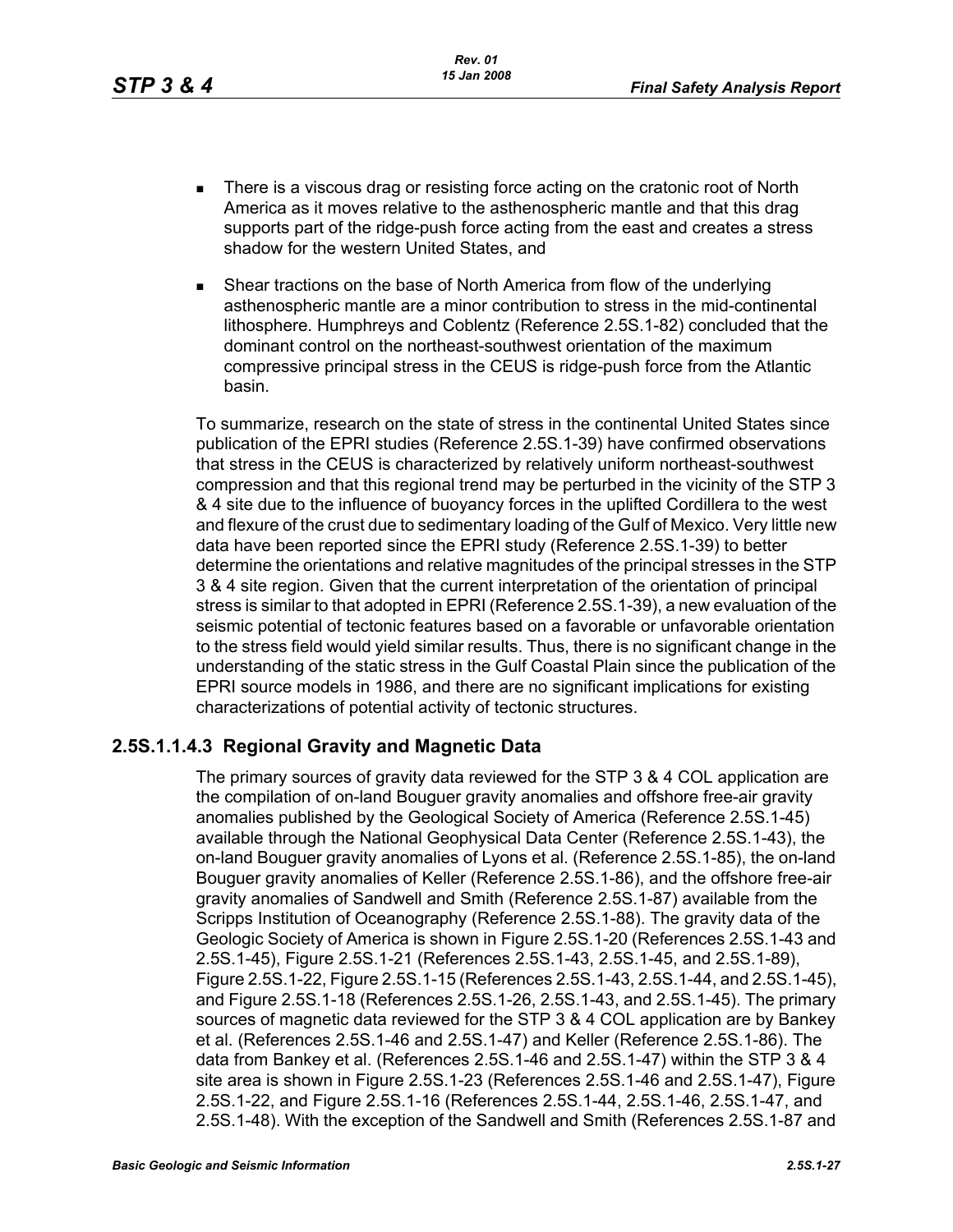- There is a viscous drag or resisting force acting on the cratonic root of North America as it moves relative to the asthenospheric mantle and that this drag supports part of the ridge-push force acting from the east and creates a stress shadow for the western United States, and
- Shear tractions on the base of North America from flow of the underlying asthenospheric mantle are a minor contribution to stress in the mid-continental lithosphere. Humphreys and Coblentz (Reference 2.5S.1-82) concluded that the dominant control on the northeast-southwest orientation of the maximum compressive principal stress in the CEUS is ridge-push force from the Atlantic basin.

To summarize, research on the state of stress in the continental United States since publication of the EPRI studies (Reference 2.5S.1-39) have confirmed observations that stress in the CEUS is characterized by relatively uniform northeast-southwest compression and that this regional trend may be perturbed in the vicinity of the STP 3 & 4 site due to the influence of buoyancy forces in the uplifted Cordillera to the west and flexure of the crust due to sedimentary loading of the Gulf of Mexico. Very little new data have been reported since the EPRI study (Reference 2.5S.1-39) to better determine the orientations and relative magnitudes of the principal stresses in the STP 3 & 4 site region. Given that the current interpretation of the orientation of principal stress is similar to that adopted in EPRI (Reference 2.5S.1-39), a new evaluation of the seismic potential of tectonic features based on a favorable or unfavorable orientation to the stress field would yield similar results. Thus, there is no significant change in the understanding of the static stress in the Gulf Coastal Plain since the publication of the EPRI source models in 1986, and there are no significant implications for existing characterizations of potential activity of tectonic structures.

### 2.5S.1.1.4.3 Regional Gravity and Magnetic Data

The primary sources of gravity data reviewed for the STP 3 & 4 COL application are the compilation of on-land Bouguer gravity anomalies and offshore free-air gravity anomalies published by the Geological Society of America (Reference 2.5S.1-45) available through the National Geophysical Data Center (Reference 2.5S.1-43), the on-land Bouguer gravity anomalies of Lyons et al. (Reference 2.5S.1-85), the on-land Bouguer gravity anomalies of Keller (Reference 2.5S.1-86), and the offshore free-air gravity anomalies of Sandwell and Smith (Reference 2.5S.1-87) available from the Scripps Institution of Oceanography (Reference 2.5S.1-88). The gravity data of the Geologic Society of America is shown in Figure 2.5S.1-20 (References 2.5S.1-43 and 2.5S.1-45), Figure 2.5S.1-21 (References 2.5S.1-43, 2.5S.1-45, and 2.5S.1-89), Figure 2.5S.1-22, Figure 2.5S.1-15 (References 2.5S.1-43, 2.5S.1-44, and 2.5S.1-45), and Figure 2.5S.1-18 (References 2.5S.1-26, 2.5S.1-43, and 2.5S.1-45). The primary sources of magnetic data reviewed for the STP 3 & 4 COL application are by Bankey et al. (References 2.5S.1-46 and 2.5S.1-47) and Keller (Reference 2.5S.1-86). The data from Bankey et al. (References 2.5S.1-46 and 2.5S.1-47) within the STP 3 & 4 site area is shown in Figure 2.5S.1-23 (References 2.5S.1-46 and 2.5S.1-47), Figure 2.5S.1-22, and Figure 2.5S.1-16 (References 2.5S.1-44, 2.5S.1-46, 2.5S.1-47, and 2.5S.1-48). With the exception of the Sandwell and Smith (References 2.5S.1-87 and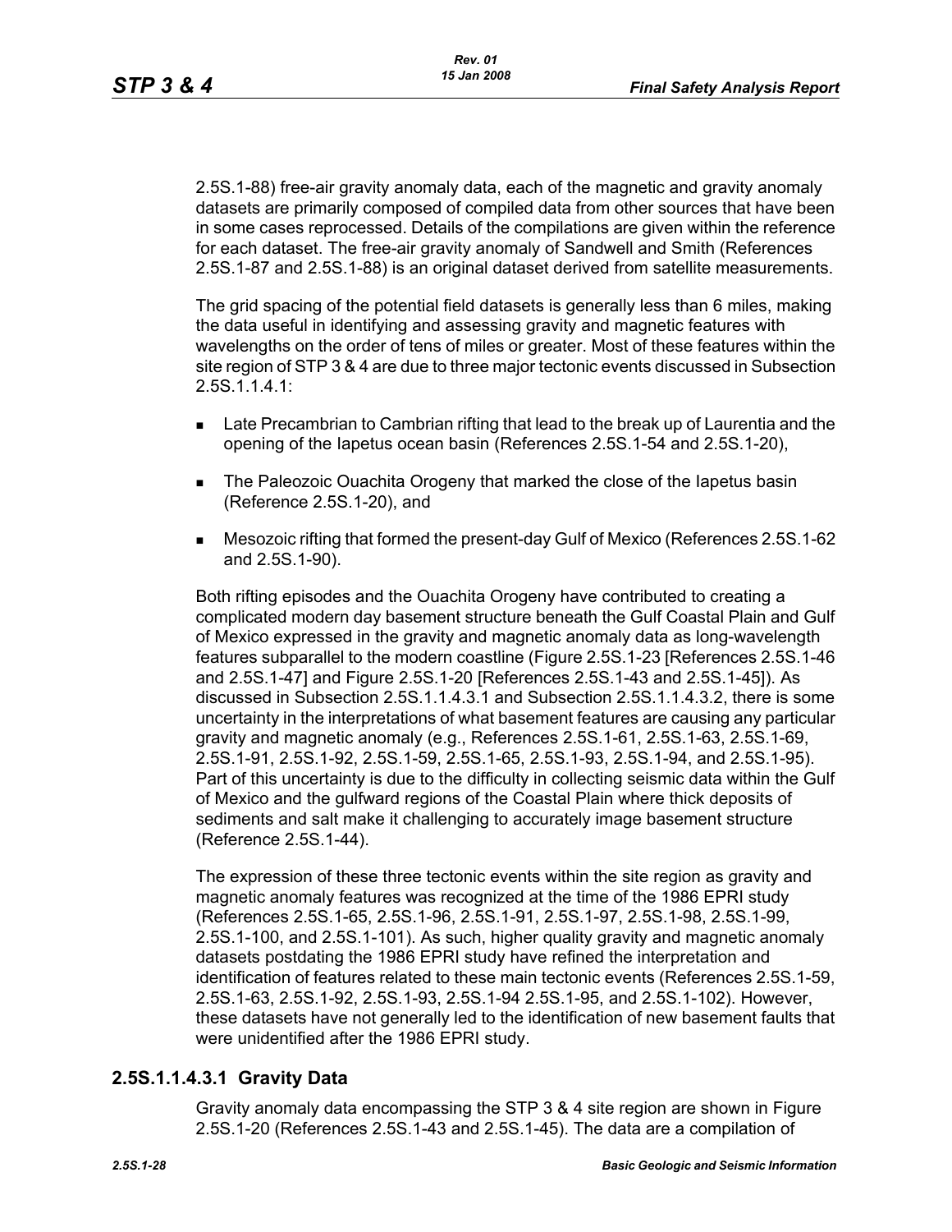2.5S.1-88) free-air gravity anomaly data, each of the magnetic and gravity anomaly datasets are primarily composed of compiled data from other sources that have been in some cases reprocessed. Details of the compilations are given within the reference for each dataset. The free-air gravity anomaly of Sandwell and Smith (References 2.5S.1-87 and 2.5S.1-88) is an original dataset derived from satellite measurements.

The grid spacing of the potential field datasets is generally less than 6 miles, making the data useful in identifying and assessing gravity and magnetic features with wavelengths on the order of tens of miles or greater. Most of these features within the site region of STP 3 & 4 are due to three major tectonic events discussed in Subsection 2.5S.1.1.4.1:

- Late Precambrian to Cambrian rifting that lead to the break up of Laurentia and the opening of the Iapetus ocean basin (References 2.5S.1-54 and 2.5S.1-20),
- The Paleozoic Ouachita Orogeny that marked the close of the Iapetus basin (Reference 2.5S.1-20), and
- Mesozoic rifting that formed the present-day Gulf of Mexico (References 2.5S.1-62 and 2.5S.1-90).

Both rifting episodes and the Ouachita Orogeny have contributed to creating a complicated modern day basement structure beneath the Gulf Coastal Plain and Gulf of Mexico expressed in the gravity and magnetic anomaly data as long-wavelength features subparallel to the modern coastline (Figure 2.5S.1-23 [References 2.5S.1-46 and 2.5S.1-47] and Figure 2.5S.1-20 [References 2.5S.1-43 and 2.5S.1-45]). As discussed in Subsection 2.5S.1.1.4.3.1 and Subsection 2.5S.1.1.4.3.2, there is some uncertainty in the interpretations of what basement features are causing any particular gravity and magnetic anomaly (e.g., References 2.5S.1-61, 2.5S.1-63, 2.5S.1-69, 2.5S.1-91, 2.5S.1-92, 2.5S.1-59, 2.5S.1-65, 2.5S.1-93, 2.5S.1-94, and 2.5S.1-95). Part of this uncertainty is due to the difficulty in collecting seismic data within the Gulf of Mexico and the gulfward regions of the Coastal Plain where thick deposits of sediments and salt make it challenging to accurately image basement structure (Reference 2.5S.1-44).

The expression of these three tectonic events within the site region as gravity and magnetic anomaly features was recognized at the time of the 1986 EPRI study (References 2.5S.1-65, 2.5S.1-96, 2.5S.1-91, 2.5S.1-97, 2.5S.1-98, 2.5S.1-99, 2.5S.1-100, and 2.5S.1-101). As such, higher quality gravity and magnetic anomaly datasets postdating the 1986 EPRI study have refined the interpretation and identification of features related to these main tectonic events (References 2.5S.1-59, 2.5S.1-63, 2.5S.1-92, 2.5S.1-93, 2.5S.1-94 2.5S.1-95, and 2.5S.1-102). However, these datasets have not generally led to the identification of new basement faults that were unidentified after the 1986 EPRI study.

### 2.5S.1.1.4.3.1 Gravity Data

Gravity anomaly data encompassing the STP 3 & 4 site region are shown in Figure 2.5S.1-20 (References 2.5S.1-43 and 2.5S.1-45). The data are a compilation of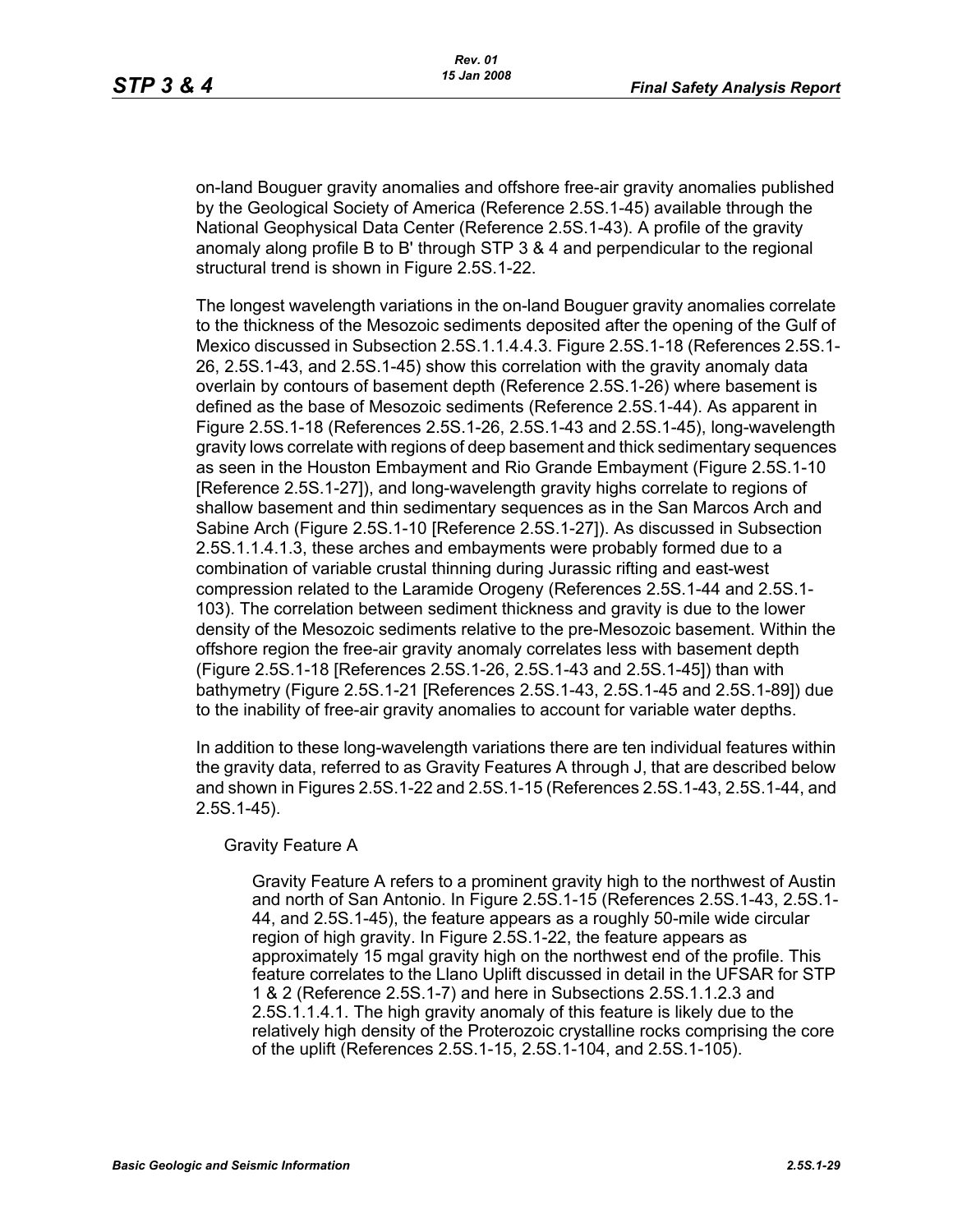on-land Bouguer gravity anomalies and offshore free-air gravity anomalies published by the Geological Society of America (Reference 2.5S.1-45) available through the National Geophysical Data Center (Reference 2.5S.1-43). A profile of the gravity anomaly along profile B to B' through STP 3 & 4 and perpendicular to the regional structural trend is shown in Figure 2.5S.1-22.

The longest wavelength variations in the on-land Bouguer gravity anomalies correlate to the thickness of the Mesozoic sediments deposited after the opening of the Gulf of Mexico discussed in Subsection 2.5S.1.1.4.4.3. Figure 2.5S.1-18 (References 2.5S.1-26, 2.5S.1-43, and 2.5S.1-45) show this correlation with the gravity anomaly data overlain by contours of basement depth (Reference 2.5S.1-26) where basement is defined as the base of Mesozoic sediments (Reference 2.5S.1-44). As apparent in Figure 2.5S.1-18 (References 2.5S.1-26, 2.5S.1-43 and 2.5S.1-45), long-wavelength gravity lows correlate with regions of deep basement and thick sedimentary sequences as seen in the Houston Embayment and Rio Grande Embayment (Figure 2.5S.1-10 [Reference 2.5S.1-27]), and long-wavelength gravity highs correlate to regions of shallow basement and thin sedimentary sequences as in the San Marcos Arch and Sabine Arch (Figure 2.5S.1-10 [Reference 2.5S.1-27]). As discussed in Subsection 2.5S.1.1.4.1.3, these arches and embayments were probably formed due to a combination of variable crustal thinning during Jurassic rifting and east-west compression related to the Laramide Orogeny (References 2.5S.1-44 and 2.5S.1-103). The correlation between sediment thickness and gravity is due to the lower density of the Mesozoic sediments relative to the pre-Mesozoic basement. Within the offshore region the free-air gravity anomaly correlates less with basement depth (Figure 2.5S.1-18 [References 2.5S.1-26, 2.5S.1-43 and 2.5S.1-45]) than with bathymetry (Figure 2.5S.1-21 [References 2.5S.1-43, 2.5S.1-45 and 2.5S.1-89]) due to the inability of free-air gravity anomalies to account for variable water depths.

In addition to these long-wavelength variations there are ten individual features within the gravity data, referred to as Gravity Features A through J, that are described below and shown in Figures 2.5S.1-22 and 2.5S.1-15 (References 2.5S.1-43, 2.5S.1-44, and 2.5S.1-45).

Gravity Feature A

Gravity Feature A refers to a prominent gravity high to the northwest of Austin and north of San Antonio. In Figure 2.5S.1-15 (References 2.5S.1-43, 2.5S.1-44, and 2.5S.1-45), the feature appears as a roughly 50-mile wide circular region of high gravity. In Figure 2.5S.1-22, the feature appears as approximately 15 mgal gravity high on the northwest end of the profile. This feature correlates to the Llano Uplift discussed in detail in the UFSAR for STP 1 & 2 (Reference 2.5S.1-7) and here in Subsections 2.5S.1.1.2.3 and 2.5S.1.1.4.1. The high gravity anomaly of this feature is likely due to the relatively high density of the Proterozoic crystalline rocks comprising the core of the uplift (References 2.5S.1-15, 2.5S.1-104, and 2.5S.1-105).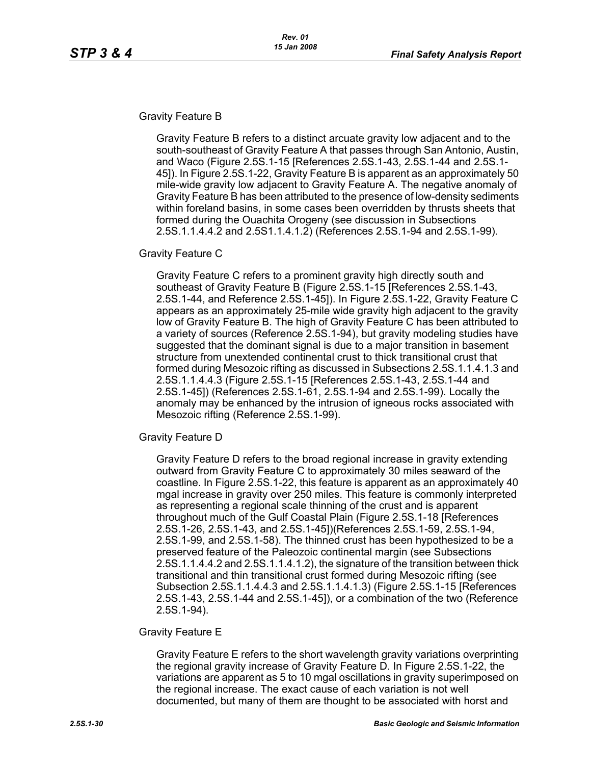Gravity Feature B

Gravity Feature B refers to a distinct arcuate gravity low adjacent and to the south-southeast of Gravity Feature A that passes through San Antonio, Austin, and Waco (Figure 2.5S.1-15 [References 2.5S.1-43, 2.5S.1-44 and 2.5S.1-45]). In Figure 2.5S.1-22, Gravity Feature B is apparent as an approximately 50 mile-wide gravity low adjacent to Gravity Feature A. The negative anomaly of Gravity Feature B has been attributed to the presence of low-density sediments within foreland basins, in some cases been overridden by thrusts sheets that formed during the Ouachita Orogeny (see discussion in Subsections 2.5S.1.1.4.4.2 and 2.5S1.1.4.1.2) (References 2.5S.1-94 and 2.5S.1-99).

Gravity Feature C

Gravity Feature C refers to a prominent gravity high directly south and southeast of Gravity Feature B (Figure 2.5S.1-15 [References 2.5S.1-43, 2.5S.1-44, and Reference 2.5S.1-45]). In Figure 2.5S.1-22, Gravity Feature C appears as an approximately 25-mile wide gravity high adjacent to the gravity low of Gravity Feature B. The high of Gravity Feature C has been attributed to a variety of sources (Reference 2.5S.1-94), but gravity modeling studies have suggested that the dominant signal is due to a major transition in basement structure from unextended continental crust to thick transitional crust that formed during Mesozoic rifting as discussed in Subsections 2.5S.1.1.4.1.3 and 2.5S.1.1.4.4.3 (Figure 2.5S.1-15 [References 2.5S.1-43, 2.5S.1-44 and 2.5S.1-45]) (References 2.5S.1-61, 2.5S.1-94 and 2.5S.1-99). Locally the anomaly may be enhanced by the intrusion of igneous rocks associated with Mesozoic rifting (Reference 2.5S.1-99).

Gravity Feature D

Gravity Feature D refers to the broad regional increase in gravity extending outward from Gravity Feature C to approximately 30 miles seaward of the coastline. In Figure 2.5S.1-22, this feature is apparent as an approximately 40 mgal increase in gravity over 250 miles. This feature is commonly interpreted as representing a regional scale thinning of the crust and is apparent throughout much of the Gulf Coastal Plain (Figure 2.5S.1-18 [References 2.5S.1-26, 2.5S.1-43, and 2.5S.1-45])(References 2.5S.1-59, 2.5S.1-94, 2.5S.1-99, and 2.5S.1-58). The thinned crust has been hypothesized to be a preserved feature of the Paleozoic continental margin (see Subsections 2.5S.1.1.4.4.2 and 2.5S.1.1.4.1.2), the signature of the transition between thick transitional and thin transitional crust formed during Mesozoic rifting (see Subsection 2.5S.1.1.4.4.3 and 2.5S.1.1.4.1.3) (Figure 2.5S.1-15 [References 2.5S.1-43, 2.5S.1-44 and 2.5S.1-45]), or a combination of the two (Reference 2.5S.1-94).

Gravity Feature E

Gravity Feature E refers to the short wavelength gravity variations overprinting the regional gravity increase of Gravity Feature D. In Figure 2.5S.1-22, the variations are apparent as 5 to 10 mgal oscillations in gravity superimposed on the regional increase. The exact cause of each variation is not well documented, but many of them are thought to be associated with horst and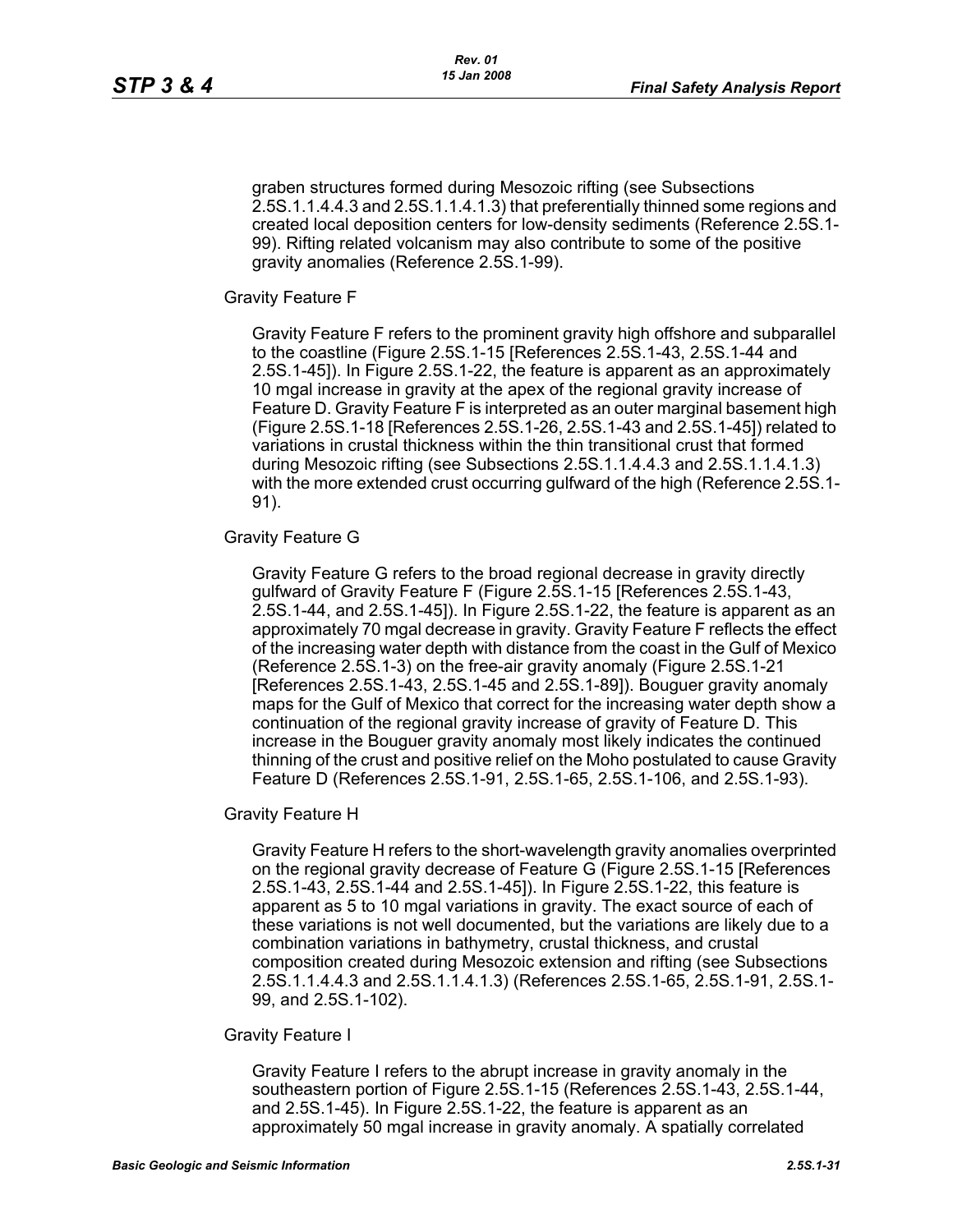graben structures formed during Mesozoic rifting (see Subsections 2.5S.1.1.4.4.3 and 2.5S.1.1.4.1.3) that preferentially thinned some regions and created local deposition centers for low-density sediments (Reference 2.5S.1-99). Rifting related volcanism may also contribute to some of the positive gravity anomalies (Reference 2.5S.1-99).

Gravity Feature F

Gravity Feature F refers to the prominent gravity high offshore and subparallel to the coastline (Figure 2.5S.1-15 [References 2.5S.1-43, 2.5S.1-44 and 2.5S.1-45]). In Figure 2.5S.1-22, the feature is apparent as an approximately 10 mgal increase in gravity at the apex of the regional gravity increase of Feature D. Gravity Feature F is interpreted as an outer marginal basement high (Figure 2.5S.1-18 [References 2.5S.1-26, 2.5S.1-43 and 2.5S.1-45]) related to variations in crustal thickness within the thin transitional crust that formed during Mesozoic rifting (see Subsections 2.5S.1.1.4.4.3 and 2.5S.1.1.4.1.3) with the more extended crust occurring gulfward of the high (Reference 2.5S.1-91).

Gravity Feature G

Gravity Feature G refers to the broad regional decrease in gravity directly gulfward of Gravity Feature F (Figure 2.5S.1-15 [References 2.5S.1-43, 2.5S.1-44, and 2.5S.1-45]). In Figure 2.5S.1-22, the feature is apparent as an approximately 70 mgal decrease in gravity. Gravity Feature F reflects the effect of the increasing water depth with distance from the coast in the Gulf of Mexico (Reference 2.5S.1-3) on the free-air gravity anomaly (Figure 2.5S.1-21 [References 2.5S.1-43, 2.5S.1-45 and 2.5S.1-89]). Bouguer gravity anomaly maps for the Gulf of Mexico that correct for the increasing water depth show a continuation of the regional gravity increase of gravity of Feature D. This increase in the Bouguer gravity anomaly most likely indicates the continued thinning of the crust and positive relief on the Moho postulated to cause Gravity Feature D (References 2.5S.1-91, 2.5S.1-65, 2.5S.1-106, and 2.5S.1-93).

Gravity Feature H

Gravity Feature H refers to the short-wavelength gravity anomalies overprinted on the regional gravity decrease of Feature G (Figure 2.5S.1-15 [References 2.5S.1-43, 2.5S.1-44 and 2.5S.1-45]). In Figure 2.5S.1-22, this feature is apparent as 5 to 10 mgal variations in gravity. The exact source of each of these variations is not well documented, but the variations are likely due to a combination variations in bathymetry, crustal thickness, and crustal composition created during Mesozoic extension and rifting (see Subsections 2.5S.1.1.4.4.3 and 2.5S.1.1.4.1.3) (References 2.5S.1-65, 2.5S.1-91, 2.5S.1-99, and 2.5S.1-102).

Gravity Feature I

Gravity Feature I refers to the abrupt increase in gravity anomaly in the southeastern portion of Figure 2.5S.1-15 (References 2.5S.1-43, 2.5S.1-44, and 2.5S.1-45). In Figure 2.5S.1-22, the feature is apparent as an approximately 50 mgal increase in gravity anomaly. A spatially correlated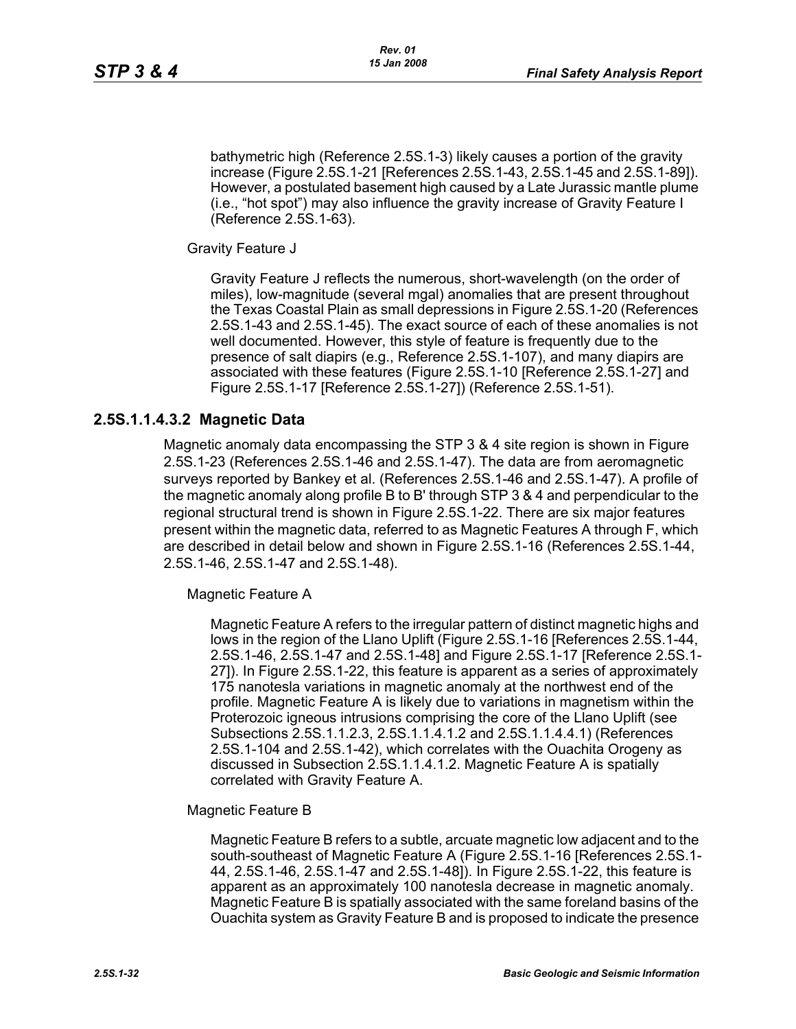bathymetric high (Reference 2.5S.1-3) likely causes a portion of the gravity increase (Figure 2.5S.1-21 [References 2.5S.1-43, 2.5S.1-45 and 2.5S.1-89]). However, a postulated basement high caused by a Late Jurassic mantle plume (i.e., “hot spot”) may also influence the gravity increase of Gravity Feature I (Reference 2.5S.1-63).

Gravity Feature J

Gravity Feature J reflects the numerous, short-wavelength (on the order of miles), low-magnitude (several mgal) anomalies that are present throughout the Texas Coastal Plain as small depressions in Figure 2.5S.1-20 (References 2.5S.1-43 and 2.5S.1-45). The exact source of each of these anomalies is not well documented. However, this style of feature is frequently due to the presence of salt diapirs (e.g., Reference 2.5S.1-107), and many diapirs are associated with these features (Figure 2.5S.1-10 [Reference 2.5S.1-27] and Figure 2.5S.1-17 [Reference 2.5S.1-27]) (Reference 2.5S.1-51).

### 2.5S.1.1.4.3.2 Magnetic Data

Magnetic anomaly data encompassing the STP 3 & 4 site region is shown in Figure 2.5S.1-23 (References 2.5S.1-46 and 2.5S.1-47). The data are from aeromagnetic surveys reported by Bankey et al. (References 2.5S.1-46 and 2.5S.1-47). A profile of the magnetic anomaly along profile B to B' through STP 3 & 4 and perpendicular to the regional structural trend is shown in Figure 2.5S.1-22. There are six major features present within the magnetic data, referred to as Magnetic Features A through F, which are described in detail below and shown in Figure 2.5S.1-16 (References 2.5S.1-44, 2.5S.1-46, 2.5S.1-47 and 2.5S.1-48).

Magnetic Feature A

Magnetic Feature A refers to the irregular pattern of distinct magnetic highs and lows in the region of the Llano Uplift (Figure 2.5S.1-16 [References 2.5S.1-44, 2.5S.1-46, 2.5S.1-47 and 2.5S.1-48] and Figure 2.5S.1-17 [Reference 2.5S.1-27]). In Figure 2.5S.1-22, this feature is apparent as a series of approximately 175 nanotesla variations in magnetic anomaly at the northwest end of the profile. Magnetic Feature A is likely due to variations in magnetism within the Proterozoic igneous intrusions comprising the core of the Llano Uplift (see Subsections 2.5S.1.1.2.3, 2.5S.1.1.4.1.2 and 2.5S.1.1.4.4.1) (References 2.5S.1-104 and 2.5S.1-42), which correlates with the Ouachita Orogeny as discussed in Subsection 2.5S.1.1.4.1.2. Magnetic Feature A is spatially correlated with Gravity Feature A.

Magnetic Feature B

Magnetic Feature B refers to a subtle, arcuate magnetic low adjacent and to the south-southeast of Magnetic Feature A (Figure 2.5S.1-16 [References 2.5S.1-44, 2.5S.1-46, 2.5S.1-47 and 2.5S.1-48]). In Figure 2.5S.1-22, this feature is apparent as an approximately 100 nanotesla decrease in magnetic anomaly. Magnetic Feature B is spatially associated with the same foreland basins of the Ouachita system as Gravity Feature B and is proposed to indicate the presence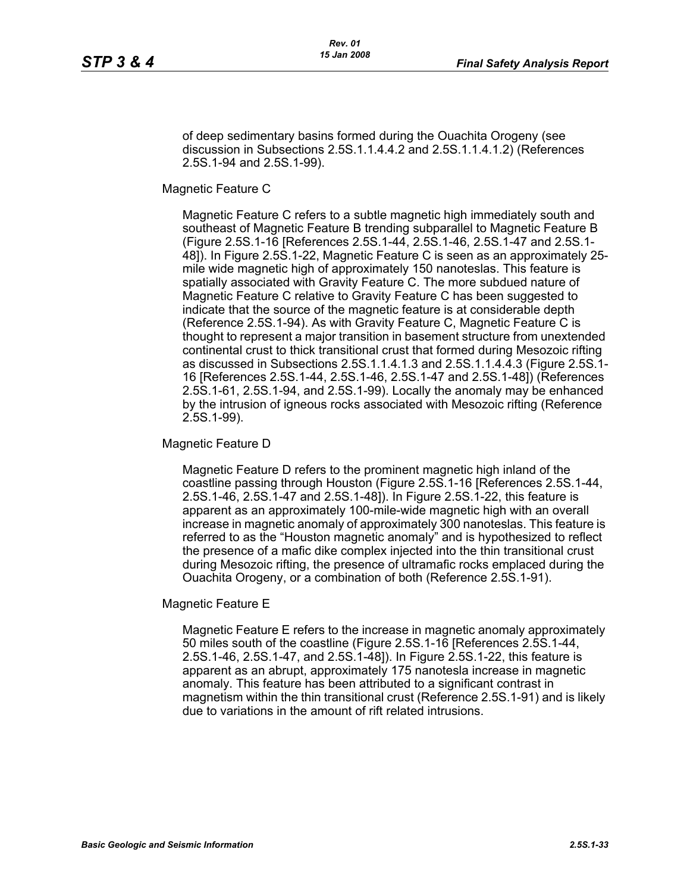of deep sedimentary basins formed during the Ouachita Orogeny (see discussion in Subsections 2.5S.1.1.4.4.2 and 2.5S.1.1.4.1.2) (References 2.5S.1-94 and 2.5S.1-99).

Magnetic Feature C

Magnetic Feature C refers to a subtle magnetic high immediately south and southeast of Magnetic Feature B trending subparallel to Magnetic Feature B (Figure 2.5S.1-16 [References 2.5S.1-44, 2.5S.1-46, 2.5S.1-47 and 2.5S.1-48]). In Figure 2.5S.1-22, Magnetic Feature C is seen as an approximately 25-mile wide magnetic high of approximately 150 nanoteslas. This feature is spatially associated with Gravity Feature C. The more subdued nature of Magnetic Feature C relative to Gravity Feature C has been suggested to indicate that the source of the magnetic feature is at considerable depth (Reference 2.5S.1-94). As with Gravity Feature C, Magnetic Feature C is thought to represent a major transition in basement structure from unextended continental crust to thick transitional crust that formed during Mesozoic rifting as discussed in Subsections 2.5S.1.1.4.1.3 and 2.5S.1.1.4.4.3 (Figure 2.5S.1-16 [References 2.5S.1-44, 2.5S.1-46, 2.5S.1-47 and 2.5S.1-48]) (References 2.5S.1-61, 2.5S.1-94, and 2.5S.1-99). Locally the anomaly may be enhanced by the intrusion of igneous rocks associated with Mesozoic rifting (Reference 2.5S.1-99).

Magnetic Feature D

Magnetic Feature D refers to the prominent magnetic high inland of the coastline passing through Houston (Figure 2.5S.1-16 [References 2.5S.1-44, 2.5S.1-46, 2.5S.1-47 and 2.5S.1-48]). In Figure 2.5S.1-22, this feature is apparent as an approximately 100-mile-wide magnetic high with an overall increase in magnetic anomaly of approximately 300 nanoteslas. This feature is referred to as the "Houston magnetic anomaly" and is hypothesized to reflect the presence of a mafic dike complex injected into the thin transitional crust during Mesozoic rifting, the presence of ultramafic rocks emplaced during the Ouachita Orogeny, or a combination of both (Reference 2.5S.1-91).

Magnetic Feature E

Magnetic Feature E refers to the increase in magnetic anomaly approximately 50 miles south of the coastline (Figure 2.5S.1-16 [References 2.5S.1-44, 2.5S.1-46, 2.5S.1-47, and 2.5S.1-48]). In Figure 2.5S.1-22, this feature is apparent as an abrupt, approximately 175 nanotesla increase in magnetic anomaly. This feature has been attributed to a significant contrast in magnetism within the thin transitional crust (Reference 2.5S.1-91) and is likely due to variations in the amount of rift related intrusions.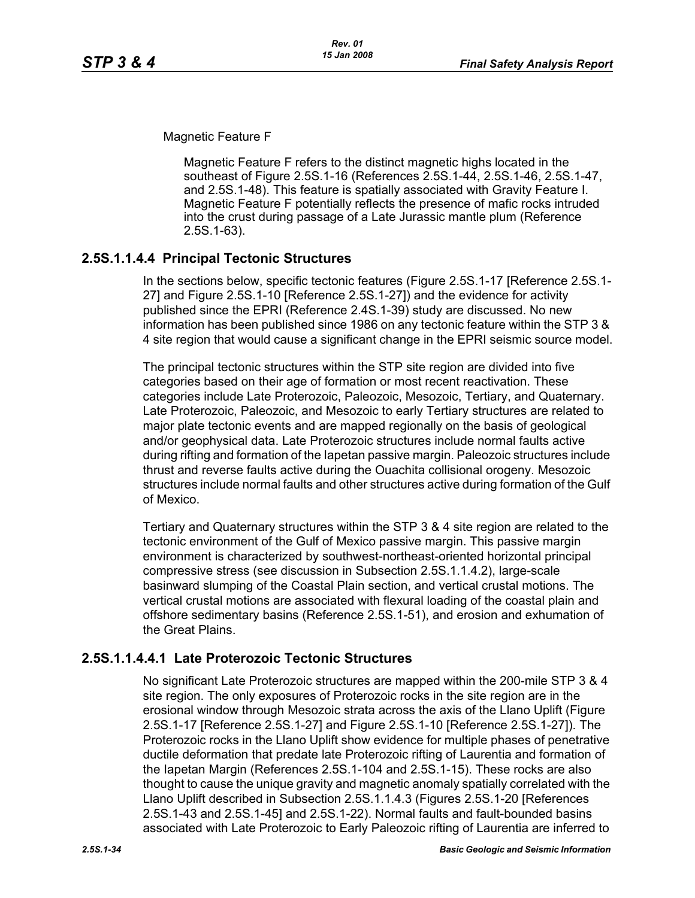Magnetic Feature F

Magnetic Feature F refers to the distinct magnetic highs located in the southeast of Figure 2.5S.1-16 (References 2.5S.1-44, 2.5S.1-46, 2.5S.1-47, and 2.5S.1-48). This feature is spatially associated with Gravity Feature I. Magnetic Feature F potentially reflects the presence of mafic rocks intruded into the crust during passage of a Late Jurassic mantle plum (Reference 2.5S.1-63).

### 2.5S.1.1.4.4 Principal Tectonic Structures

In the sections below, specific tectonic features (Figure 2.5S.1-17 [Reference 2.5S.1-27] and Figure 2.5S.1-10 [Reference 2.5S.1-27]) and the evidence for activity published since the EPRI (Reference 2.4S.1-39) study are discussed. No new information has been published since 1986 on any tectonic feature within the STP 3 & 4 site region that would cause a significant change in the EPRI seismic source model.

The principal tectonic structures within the STP site region are divided into five categories based on their age of formation or most recent reactivation. These categories include Late Proterozoic, Paleozoic, Mesozoic, Tertiary, and Quaternary. Late Proterozoic, Paleozoic, and Mesozoic to early Tertiary structures are related to major plate tectonic events and are mapped regionally on the basis of geological and/or geophysical data. Late Proterozoic structures include normal faults active during rifting and formation of the Iapetan passive margin. Paleozoic structures include thrust and reverse faults active during the Ouachita collisional orogeny. Mesozoic structures include normal faults and other structures active during formation of the Gulf of Mexico.

Tertiary and Quaternary structures within the STP 3 & 4 site region are related to the tectonic environment of the Gulf of Mexico passive margin. This passive margin environment is characterized by southwest-northeast-oriented horizontal principal compressive stress (see discussion in Subsection 2.5S.1.1.4.2), large-scale basinward slumping of the Coastal Plain section, and vertical crustal motions. The vertical crustal motions are associated with flexural loading of the coastal plain and offshore sedimentary basins (Reference 2.5S.1-51), and erosion and exhumation of the Great Plains.

### 2.5S.1.1.4.4.1 Late Proterozoic Tectonic Structures

No significant Late Proterozoic structures are mapped within the 200-mile STP 3 & 4 site region. The only exposures of Proterozoic rocks in the site region are in the erosional window through Mesozoic strata across the axis of the Llano Uplift (Figure 2.5S.1-17 [Reference 2.5S.1-27] and Figure 2.5S.1-10 [Reference 2.5S.1-27]). The Proterozoic rocks in the Llano Uplift show evidence for multiple phases of penetrative ductile deformation that predate late Proterozoic rifting of Laurentia and formation of the Iapetan Margin (References 2.5S.1-104 and 2.5S.1-15). These rocks are also thought to cause the unique gravity and magnetic anomaly spatially correlated with the Llano Uplift described in Subsection 2.5S.1.1.4.3 (Figures 2.5S.1-20 [References 2.5S.1-43 and 2.5S.1-45] and 2.5S.1-22). Normal faults and fault-bounded basins associated with Late Proterozoic to Early Paleozoic rifting of Laurentia are inferred to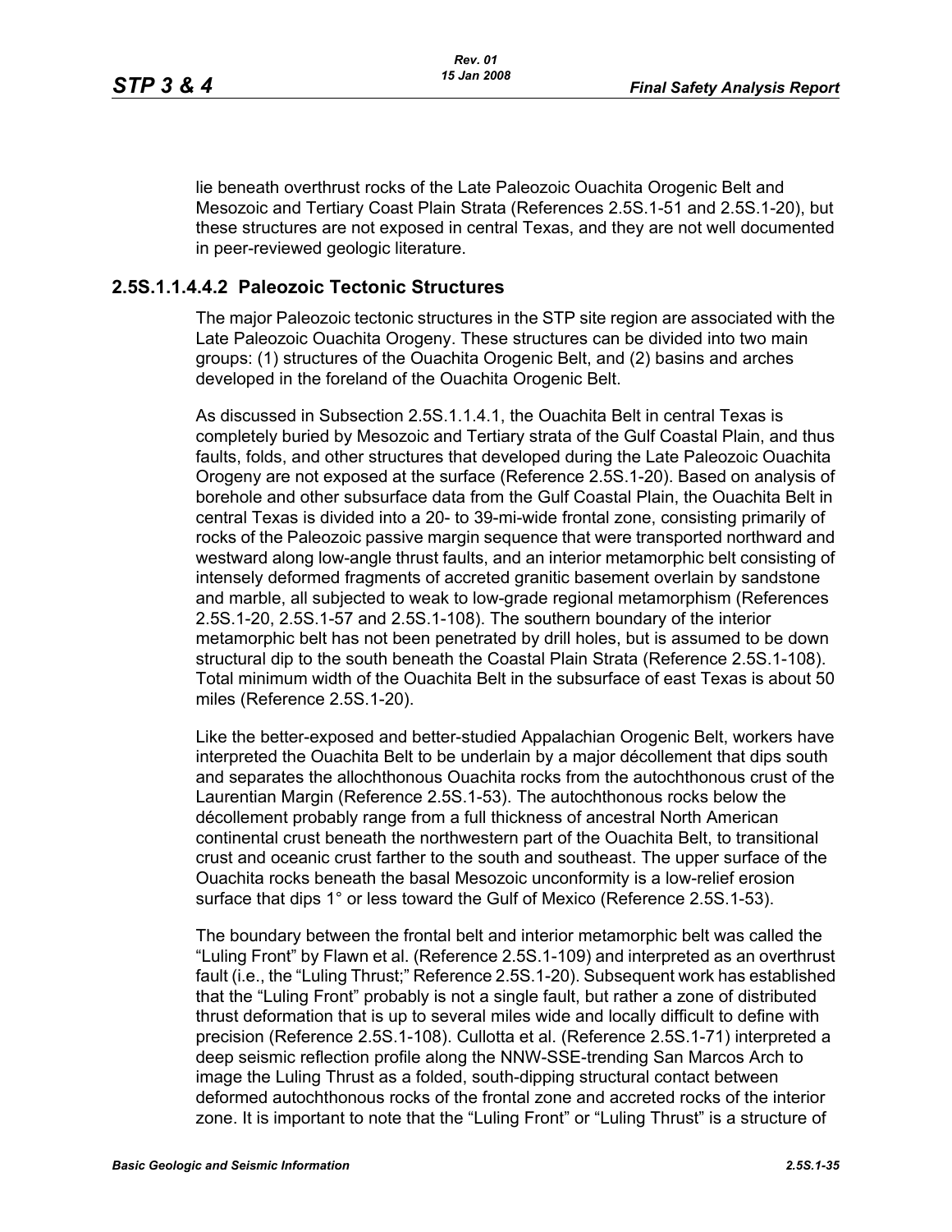lie beneath overthrust rocks of the Late Paleozoic Ouachita Orogenic Belt and Mesozoic and Tertiary Coast Plain Strata (References 2.5S.1-51 and 2.5S.1-20), but these structures are not exposed in central Texas, and they are not well documented in peer-reviewed geologic literature.

### 2.5S.1.1.4.4.2 Paleozoic Tectonic Structures

The major Paleozoic tectonic structures in the STP site region are associated with the Late Paleozoic Ouachita Orogeny. These structures can be divided into two main groups: (1) structures of the Ouachita Orogenic Belt, and (2) basins and arches developed in the foreland of the Ouachita Orogenic Belt.

As discussed in Subsection 2.5S.1.1.4.1, the Ouachita Belt in central Texas is completely buried by Mesozoic and Tertiary strata of the Gulf Coastal Plain, and thus faults, folds, and other structures that developed during the Late Paleozoic Ouachita Orogeny are not exposed at the surface (Reference 2.5S.1-20). Based on analysis of borehole and other subsurface data from the Gulf Coastal Plain, the Ouachita Belt in central Texas is divided into a 20- to 39-mi-wide frontal zone, consisting primarily of rocks of the Paleozoic passive margin sequence that were transported northward and westward along low-angle thrust faults, and an interior metamorphic belt consisting of intensely deformed fragments of accreted granitic basement overlain by sandstone and marble, all subjected to weak to low-grade regional metamorphism (References 2.5S.1-20, 2.5S.1-57 and 2.5S.1-108). The southern boundary of the interior metamorphic belt has not been penetrated by drill holes, but is assumed to be down structural dip to the south beneath the Coastal Plain Strata (Reference 2.5S.1-108). Total minimum width of the Ouachita Belt in the subsurface of east Texas is about 50 miles (Reference 2.5S.1-20).

Like the better-exposed and better-studied Appalachian Orogenic Belt, workers have interpreted the Ouachita Belt to be underlain by a major décollement that dips south and separates the allochthonous Ouachita rocks from the autochthonous crust of the Laurentian Margin (Reference 2.5S.1-53). The autochthonous rocks below the décollement probably range from a full thickness of ancestral North American continental crust beneath the northwestern part of the Ouachita Belt, to transitional crust and oceanic crust farther to the south and southeast. The upper surface of the Ouachita rocks beneath the basal Mesozoic unconformity is a low-relief erosion surface that dips 1° or less toward the Gulf of Mexico (Reference 2.5S.1-53).

The boundary between the frontal belt and interior metamorphic belt was called the "Luling Front" by Flawn et al. (Reference 2.5S.1-109) and interpreted as an overthrust fault (i.e., the "Luling Thrust;" Reference 2.5S.1-20). Subsequent work has established that the "Luling Front" probably is not a single fault, but rather a zone of distributed thrust deformation that is up to several miles wide and locally difficult to define with precision (Reference 2.5S.1-108). Cullotta et al. (Reference 2.5S.1-71) interpreted a deep seismic reflection profile along the NNW-SSE-trending San Marcos Arch to image the Luling Thrust as a folded, south-dipping structural contact between deformed autochthonous rocks of the frontal zone and accreted rocks of the interior zone. It is important to note that the "Luling Front" or "Luling Thrust" is a structure of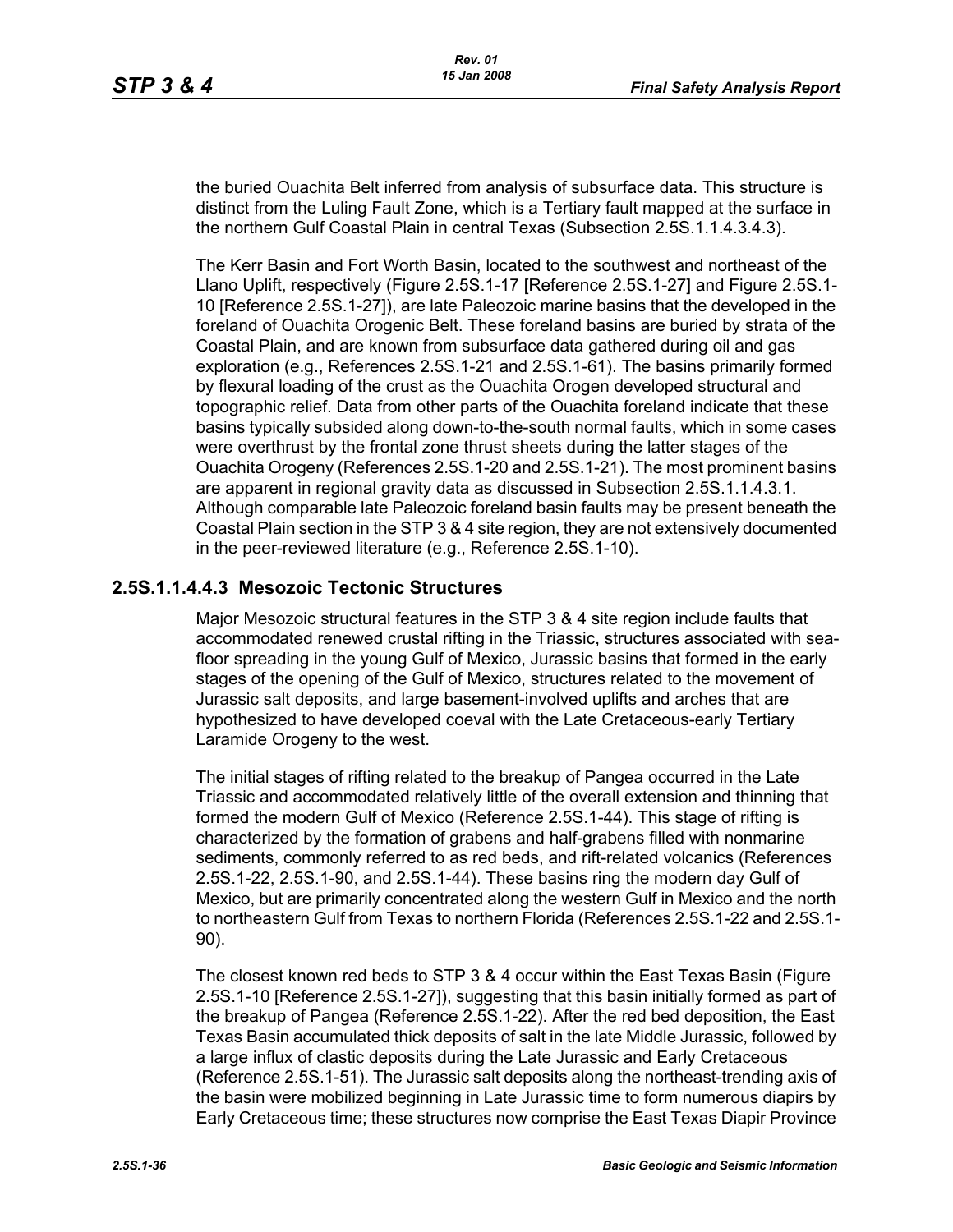the buried Ouachita Belt inferred from analysis of subsurface data. This structure is distinct from the Luling Fault Zone, which is a Tertiary fault mapped at the surface in the northern Gulf Coastal Plain in central Texas (Subsection 2.5S.1.1.4.3.4.3).

The Kerr Basin and Fort Worth Basin, located to the southwest and northeast of the Llano Uplift, respectively (Figure 2.5S.1-17 [Reference 2.5S.1-27] and Figure 2.5S.1-10 [Reference 2.5S.1-27]), are late Paleozoic marine basins that the developed in the foreland of Ouachita Orogenic Belt. These foreland basins are buried by strata of the Coastal Plain, and are known from subsurface data gathered during oil and gas exploration (e.g., References 2.5S.1-21 and 2.5S.1-61). The basins primarily formed by flexural loading of the crust as the Ouachita Orogen developed structural and topographic relief. Data from other parts of the Ouachita foreland indicate that these basins typically subsided along down-to-the-south normal faults, which in some cases were overthrust by the frontal zone thrust sheets during the latter stages of the Ouachita Orogeny (References 2.5S.1-20 and 2.5S.1-21). The most prominent basins are apparent in regional gravity data as discussed in Subsection 2.5S.1.1.4.3.1. Although comparable late Paleozoic foreland basin faults may be present beneath the Coastal Plain section in the STP 3 & 4 site region, they are not extensively documented in the peer-reviewed literature (e.g., Reference 2.5S.1-10).

### 2.5S.1.1.4.4.3 Mesozoic Tectonic Structures

Major Mesozoic structural features in the STP 3 & 4 site region include faults that accommodated renewed crustal rifting in the Triassic, structures associated with sea-floor spreading in the young Gulf of Mexico, Jurassic basins that formed in the early stages of the opening of the Gulf of Mexico, structures related to the movement of Jurassic salt deposits, and large basement-involved uplifts and arches that are hypothesized to have developed coeval with the Late Cretaceous-early Tertiary Laramide Orogeny to the west.

The initial stages of rifting related to the breakup of Pangea occurred in the Late Triassic and accommodated relatively little of the overall extension and thinning that formed the modern Gulf of Mexico (Reference 2.5S.1-44). This stage of rifting is characterized by the formation of grabens and half-grabens filled with nonmarine sediments, commonly referred to as red beds, and rift-related volcanics (References 2.5S.1-22, 2.5S.1-90, and 2.5S.1-44). These basins ring the modern day Gulf of Mexico, but are primarily concentrated along the western Gulf in Mexico and the north to northeastern Gulf from Texas to northern Florida (References 2.5S.1-22 and 2.5S.1-90).

The closest known red beds to STP 3 & 4 occur within the East Texas Basin (Figure 2.5S.1-10 [Reference 2.5S.1-27]), suggesting that this basin initially formed as part of the breakup of Pangea (Reference 2.5S.1-22). After the red bed deposition, the East Texas Basin accumulated thick deposits of salt in the late Middle Jurassic, followed by a large influx of clastic deposits during the Late Jurassic and Early Cretaceous (Reference 2.5S.1-51). The Jurassic salt deposits along the northeast-trending axis of the basin were mobilized beginning in Late Jurassic time to form numerous diapirs by Early Cretaceous time; these structures now comprise the East Texas Diapir Province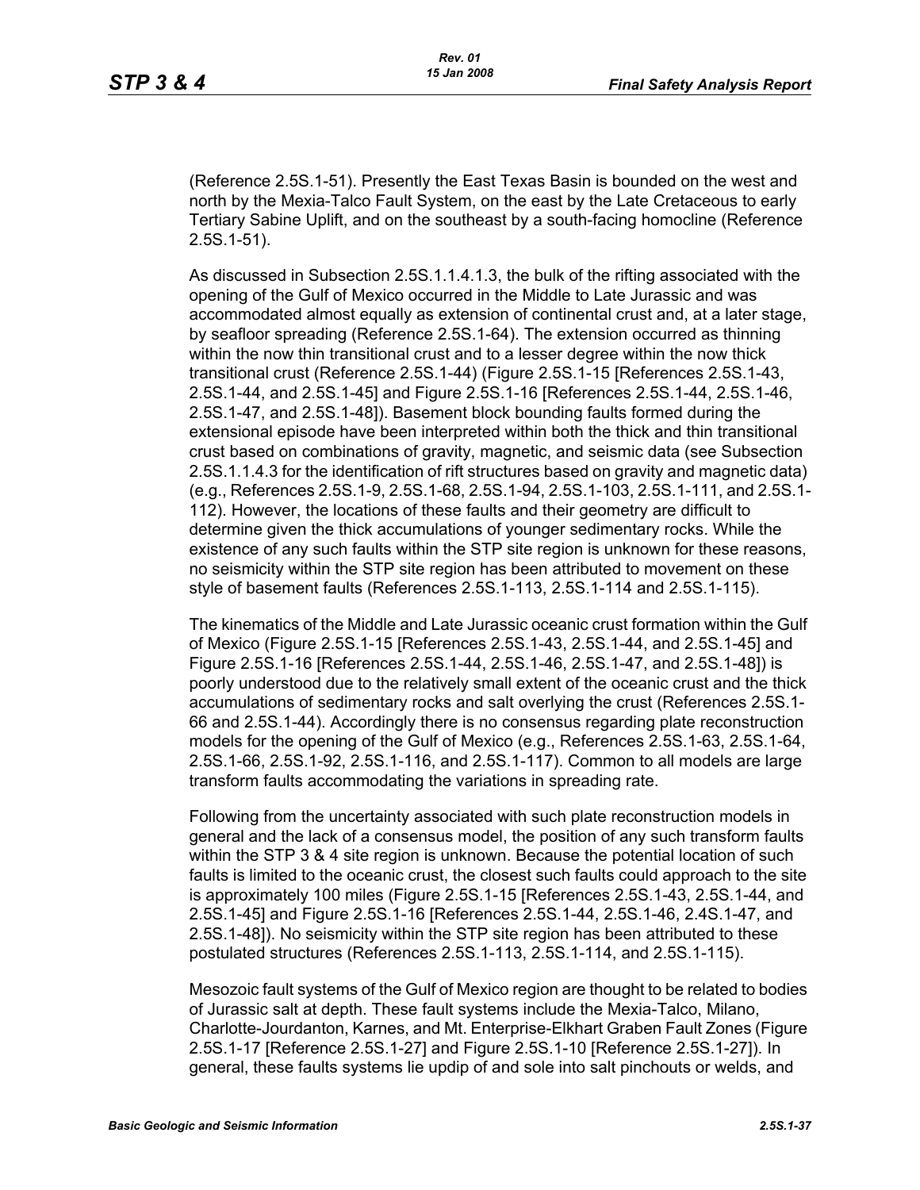(Reference 2.5S.1-51). Presently the East Texas Basin is bounded on the west and north by the Mexia-Talco Fault System, on the east by the Late Cretaceous to early Tertiary Sabine Uplift, and on the southeast by a south-facing homocline (Reference 2.5S.1-51).

As discussed in Subsection 2.5S.1.1.4.1.3, the bulk of the rifting associated with the opening of the Gulf of Mexico occurred in the Middle to Late Jurassic and was accommodated almost equally as extension of continental crust and, at a later stage, by seafloor spreading (Reference 2.5S.1-64). The extension occurred as thinning within the now thin transitional crust and to a lesser degree within the now thick transitional crust (Reference 2.5S.1-44) (Figure 2.5S.1-15 [References 2.5S.1-43, 2.5S.1-44, and 2.5S.1-45] and Figure 2.5S.1-16 [References 2.5S.1-44, 2.5S.1-46, 2.5S.1-47, and 2.5S.1-48]). Basement block bounding faults formed during the extensional episode have been interpreted within both the thick and thin transitional crust based on combinations of gravity, magnetic, and seismic data (see Subsection 2.5S.1.1.4.3 for the identification of rift structures based on gravity and magnetic data) (e.g., References 2.5S.1-9, 2.5S.1-68, 2.5S.1-94, 2.5S.1-103, 2.5S.1-111, and 2.5S.1-112). However, the locations of these faults and their geometry are difficult to determine given the thick accumulations of younger sedimentary rocks. While the existence of any such faults within the STP site region is unknown for these reasons, no seismicity within the STP site region has been attributed to movement on these style of basement faults (References 2.5S.1-113, 2.5S.1-114 and 2.5S.1-115).

The kinematics of the Middle and Late Jurassic oceanic crust formation within the Gulf of Mexico (Figure 2.5S.1-15 [References 2.5S.1-43, 2.5S.1-44, and 2.5S.1-45] and Figure 2.5S.1-16 [References 2.5S.1-44, 2.5S.1-46, 2.5S.1-47, and 2.5S.1-48]) is poorly understood due to the relatively small extent of the oceanic crust and the thick accumulations of sedimentary rocks and salt overlying the crust (References 2.5S.1-66 and 2.5S.1-44). Accordingly there is no consensus regarding plate reconstruction models for the opening of the Gulf of Mexico (e.g., References 2.5S.1-63, 2.5S.1-64, 2.5S.1-66, 2.5S.1-92, 2.5S.1-116, and 2.5S.1-117). Common to all models are large transform faults accommodating the variations in spreading rate.

Following from the uncertainty associated with such plate reconstruction models in general and the lack of a consensus model, the position of any such transform faults within the STP 3 & 4 site region is unknown. Because the potential location of such faults is limited to the oceanic crust, the closest such faults could approach to the site is approximately 100 miles (Figure 2.5S.1-15 [References 2.5S.1-43, 2.5S.1-44, and 2.5S.1-45] and Figure 2.5S.1-16 [References 2.5S.1-44, 2.5S.1-46, 2.4S.1-47, and 2.5S.1-48]). No seismicity within the STP site region has been attributed to these postulated structures (References 2.5S.1-113, 2.5S.1-114, and 2.5S.1-115).

Mesozoic fault systems of the Gulf of Mexico region are thought to be related to bodies of Jurassic salt at depth. These fault systems include the Mexia-Talco, Milano, Charlotte-Jourdanton, Karnes, and Mt. Enterprise-Elkhart Graben Fault Zones (Figure 2.5S.1-17 [Reference 2.5S.1-27] and Figure 2.5S.1-10 [Reference 2.5S.1-27]). In general, these faults systems lie updip of and sole into salt pinchouts or welds, and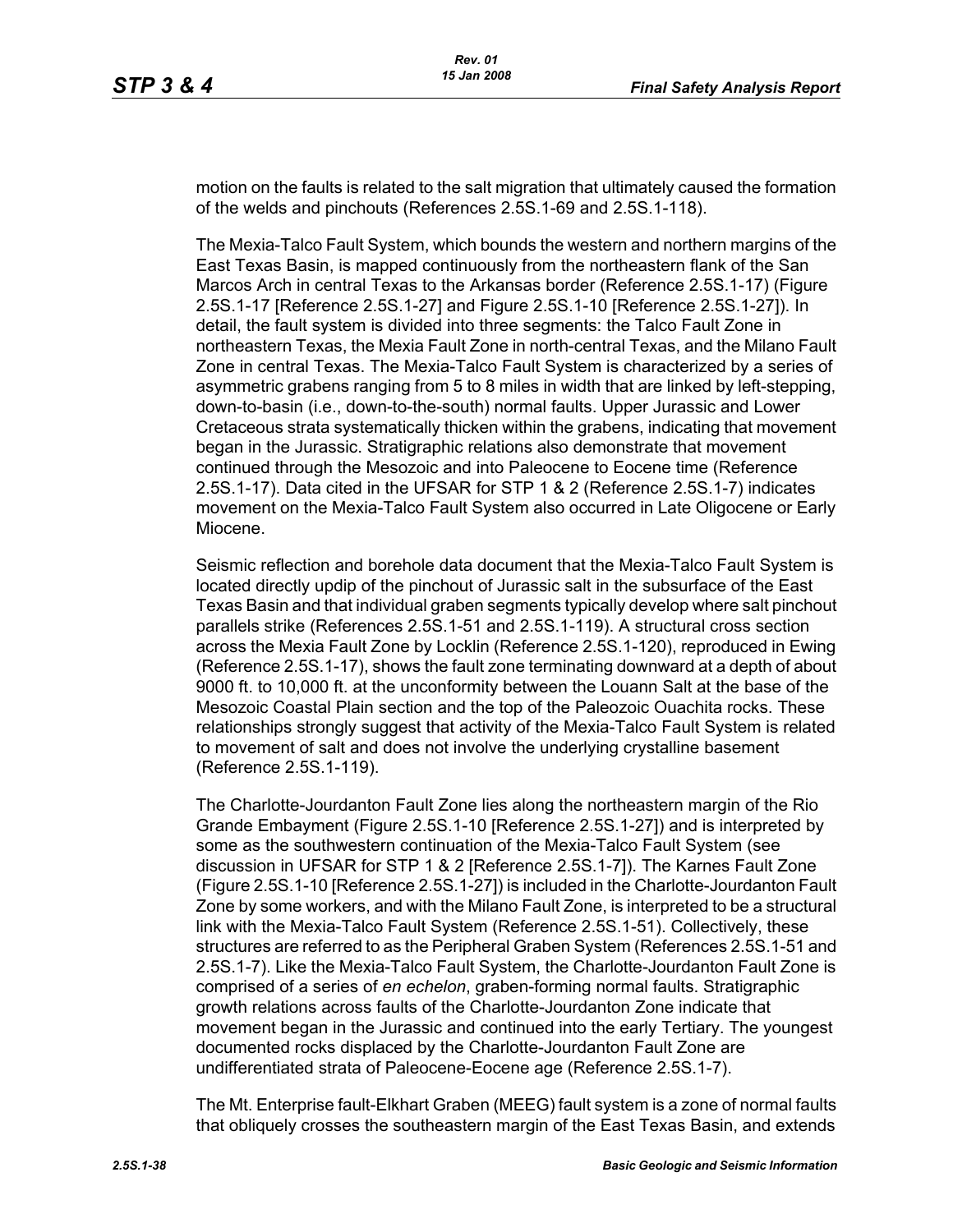motion on the faults is related to the salt migration that ultimately caused the formation of the welds and pinchouts (References 2.5S.1-69 and 2.5S.1-118).

The Mexia-Talco Fault System, which bounds the western and northern margins of the East Texas Basin, is mapped continuously from the northeastern flank of the San Marcos Arch in central Texas to the Arkansas border (Reference 2.5S.1-17) (Figure 2.5S.1-17 [Reference 2.5S.1-27] and Figure 2.5S.1-10 [Reference 2.5S.1-27]). In detail, the fault system is divided into three segments: the Talco Fault Zone in northeastern Texas, the Mexia Fault Zone in north-central Texas, and the Milano Fault Zone in central Texas. The Mexia-Talco Fault System is characterized by a series of asymmetric grabens ranging from 5 to 8 miles in width that are linked by left-stepping, down-to-basin (i.e., down-to-the-south) normal faults. Upper Jurassic and Lower Cretaceous strata systematically thicken within the grabens, indicating that movement began in the Jurassic. Stratigraphic relations also demonstrate that movement continued through the Mesozoic and into Paleocene to Eocene time (Reference 2.5S.1-17). Data cited in the UFSAR for STP 1 & 2 (Reference 2.5S.1-7) indicates movement on the Mexia-Talco Fault System also occurred in Late Oligocene or Early Miocene.

Seismic reflection and borehole data document that the Mexia-Talco Fault System is located directly updip of the pinchout of Jurassic salt in the subsurface of the East Texas Basin and that individual graben segments typically develop where salt pinchout parallels strike (References 2.5S.1-51 and 2.5S.1-119). A structural cross section across the Mexia Fault Zone by Locklin (Reference 2.5S.1-120), reproduced in Ewing (Reference 2.5S.1-17), shows the fault zone terminating downward at a depth of about 9000 ft. to 10,000 ft. at the unconformity between the Louann Salt at the base of the Mesozoic Coastal Plain section and the top of the Paleozoic Ouachita rocks. These relationships strongly suggest that activity of the Mexia-Talco Fault System is related to movement of salt and does not involve the underlying crystalline basement (Reference 2.5S.1-119).

The Charlotte-Jourdanton Fault Zone lies along the northeastern margin of the Rio Grande Embayment (Figure 2.5S.1-10 [Reference 2.5S.1-27]) and is interpreted by some as the southwestern continuation of the Mexia-Talco Fault System (see discussion in UFSAR for STP 1 & 2 [Reference 2.5S.1-7]). The Karnes Fault Zone (Figure 2.5S.1-10 [Reference 2.5S.1-27]) is included in the Charlotte-Jourdanton Fault Zone by some workers, and with the Milano Fault Zone, is interpreted to be a structural link with the Mexia-Talco Fault System (Reference 2.5S.1-51). Collectively, these structures are referred to as the Peripheral Graben System (References 2.5S.1-51 and 2.5S.1-7). Like the Mexia-Talco Fault System, the Charlotte-Jourdanton Fault Zone is comprised of a series of *en echelon*, graben-forming normal faults. Stratigraphic growth relations across faults of the Charlotte-Jourdanton Zone indicate that movement began in the Jurassic and continued into the early Tertiary. The youngest documented rocks displaced by the Charlotte-Jourdanton Fault Zone are undifferentiated strata of Paleocene-Eocene age (Reference 2.5S.1-7).

The Mt. Enterprise fault-Elkhart Graben (MEEG) fault system is a zone of normal faults that obliquely crosses the southeastern margin of the East Texas Basin, and extends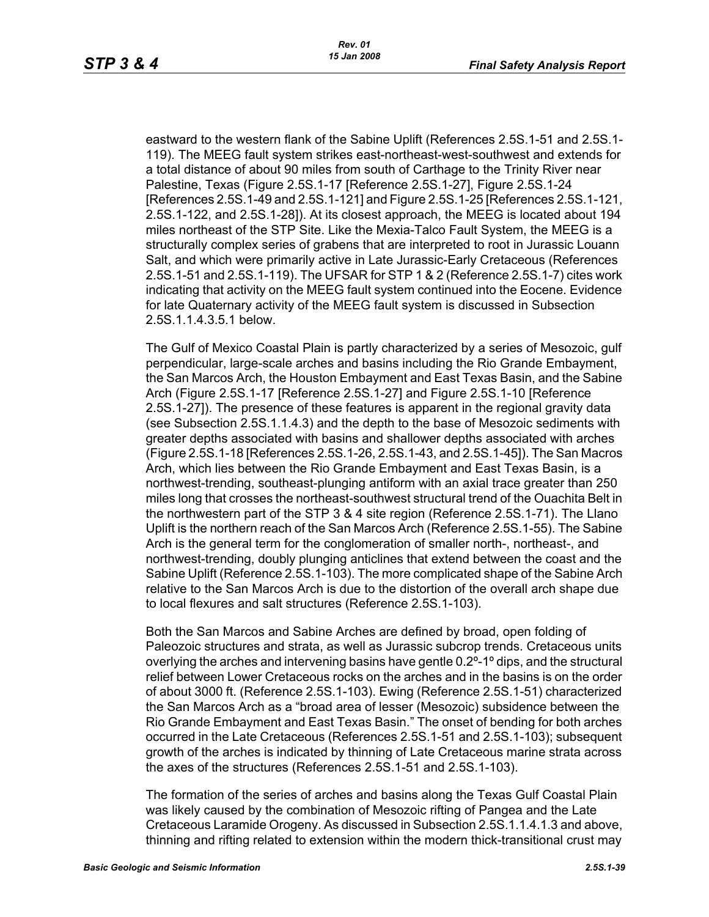eastward to the western flank of the Sabine Uplift (References 2.5S.1-51 and 2.5S.1-119). The MEEG fault system strikes east-northeast-west-southwest and extends for a total distance of about 90 miles from south of Carthage to the Trinity River near Palestine, Texas (Figure 2.5S.1-17 [Reference 2.5S.1-27], Figure 2.5S.1-24 [References 2.5S.1-49 and 2.5S.1-121] and Figure 2.5S.1-25 [References 2.5S.1-121, 2.5S.1-122, and 2.5S.1-28]). At its closest approach, the MEEG is located about 194 miles northeast of the STP Site. Like the Mexia-Talco Fault System, the MEEG is a structurally complex series of grabens that are interpreted to root in Jurassic Louann Salt, and which were primarily active in Late Jurassic-Early Cretaceous (References 2.5S.1-51 and 2.5S.1-119). The UFSAR for STP 1 & 2 (Reference 2.5S.1-7) cites work indicating that activity on the MEEG fault system continued into the Eocene. Evidence for late Quaternary activity of the MEEG fault system is discussed in Subsection 2.5S.1.1.4.3.5.1 below.

The Gulf of Mexico Coastal Plain is partly characterized by a series of Mesozoic, gulf perpendicular, large-scale arches and basins including the Rio Grande Embayment, the San Marcos Arch, the Houston Embayment and East Texas Basin, and the Sabine Arch (Figure 2.5S.1-17 [Reference 2.5S.1-27] and Figure 2.5S.1-10 [Reference 2.5S.1-27]). The presence of these features is apparent in the regional gravity data (see Subsection 2.5S.1.1.4.3) and the depth to the base of Mesozoic sediments with greater depths associated with basins and shallower depths associated with arches (Figure 2.5S.1-18 [References 2.5S.1-26, 2.5S.1-43, and 2.5S.1-45]). The San Macros Arch, which lies between the Rio Grande Embayment and East Texas Basin, is a northwest-trending, southeast-plunging antiform with an axial trace greater than 250 miles long that crosses the northeast-southwest structural trend of the Ouachita Belt in the northwestern part of the STP 3 & 4 site region (Reference 2.5S.1-71). The Llano Uplift is the northern reach of the San Marcos Arch (Reference 2.5S.1-55). The Sabine Arch is the general term for the conglomeration of smaller north-, northeast-, and northwest-trending, doubly plunging anticlines that extend between the coast and the Sabine Uplift (Reference 2.5S.1-103). The more complicated shape of the Sabine Arch relative to the San Marcos Arch is due to the distortion of the overall arch shape due to local flexures and salt structures (Reference 2.5S.1-103).

Both the San Marcos and Sabine Arches are defined by broad, open folding of Paleozoic structures and strata, as well as Jurassic subcrop trends. Cretaceous units overlying the arches and intervening basins have gentle 0.2º-1º dips, and the structural relief between Lower Cretaceous rocks on the arches and in the basins is on the order of about 3000 ft. (Reference 2.5S.1-103). Ewing (Reference 2.5S.1-51) characterized the San Marcos Arch as a "broad area of lesser (Mesozoic) subsidence between the Rio Grande Embayment and East Texas Basin." The onset of bending for both arches occurred in the Late Cretaceous (References 2.5S.1-51 and 2.5S.1-103); subsequent growth of the arches is indicated by thinning of Late Cretaceous marine strata across the axes of the structures (References 2.5S.1-51 and 2.5S.1-103).

The formation of the series of arches and basins along the Texas Gulf Coastal Plain was likely caused by the combination of Mesozoic rifting of Pangea and the Late Cretaceous Laramide Orogeny. As discussed in Subsection 2.5S.1.1.4.1.3 and above, thinning and rifting related to extension within the modern thick-transitional crust may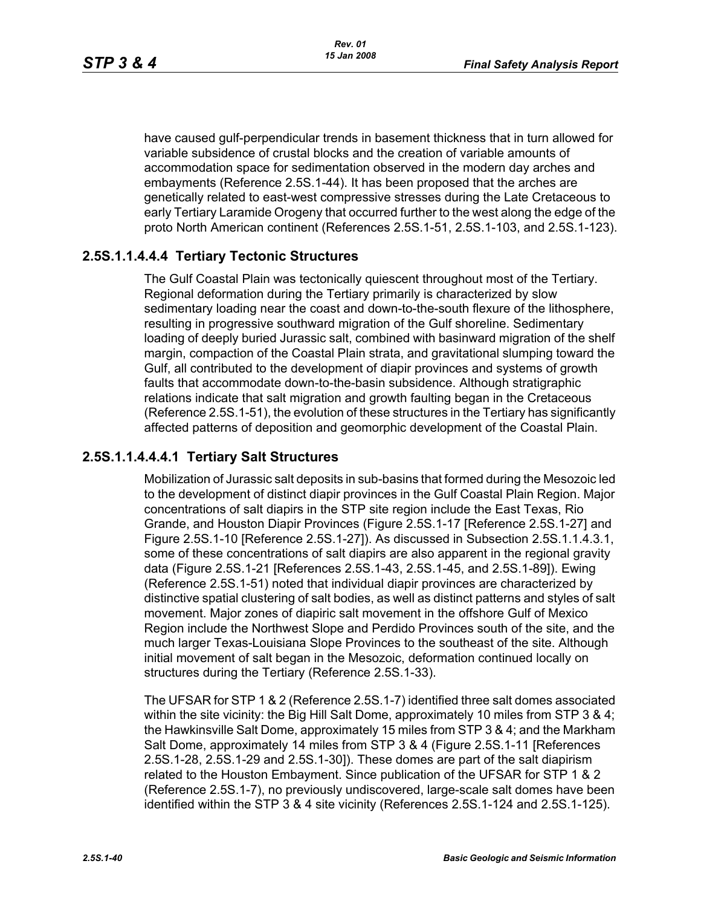have caused gulf-perpendicular trends in basement thickness that in turn allowed for variable subsidence of crustal blocks and the creation of variable amounts of accommodation space for sedimentation observed in the modern day arches and embayments (Reference 2.5S.1-44). It has been proposed that the arches are genetically related to east-west compressive stresses during the Late Cretaceous to early Tertiary Laramide Orogeny that occurred further to the west along the edge of the proto North American continent (References 2.5S.1-51, 2.5S.1-103, and 2.5S.1-123).

## 2.5S.1.1.4.4.4 Tertiary Tectonic Structures

The Gulf Coastal Plain was tectonically quiescent throughout most of the Tertiary. Regional deformation during the Tertiary primarily is characterized by slow sedimentary loading near the coast and down-to-the-south flexure of the lithosphere, resulting in progressive southward migration of the Gulf shoreline. Sedimentary loading of deeply buried Jurassic salt, combined with basinward migration of the shelf margin, compaction of the Coastal Plain strata, and gravitational slumping toward the Gulf, all contributed to the development of diapir provinces and systems of growth faults that accommodate down-to-the-basin subsidence. Although stratigraphic relations indicate that salt migration and growth faulting began in the Cretaceous (Reference 2.5S.1-51), the evolution of these structures in the Tertiary has significantly affected patterns of deposition and geomorphic development of the Coastal Plain.

## 2.5S.1.1.4.4.4.1 Tertiary Salt Structures

Mobilization of Jurassic salt deposits in sub-basins that formed during the Mesozoic led to the development of distinct diapir provinces in the Gulf Coastal Plain Region. Major concentrations of salt diapirs in the STP site region include the East Texas, Rio Grande, and Houston Diapir Provinces (Figure 2.5S.1-17 [Reference 2.5S.1-27] and Figure 2.5S.1-10 [Reference 2.5S.1-27]). As discussed in Subsection 2.5S.1.1.4.3.1, some of these concentrations of salt diapirs are also apparent in the regional gravity data (Figure 2.5S.1-21 [References 2.5S.1-43, 2.5S.1-45, and 2.5S.1-89]). Ewing (Reference 2.5S.1-51) noted that individual diapir provinces are characterized by distinctive spatial clustering of salt bodies, as well as distinct patterns and styles of salt movement. Major zones of diapiric salt movement in the offshore Gulf of Mexico Region include the Northwest Slope and Perdido Provinces south of the site, and the much larger Texas-Louisiana Slope Provinces to the southeast of the site. Although initial movement of salt began in the Mesozoic, deformation continued locally on structures during the Tertiary (Reference 2.5S.1-33).

The UFSAR for STP 1 & 2 (Reference 2.5S.1-7) identified three salt domes associated within the site vicinity: the Big Hill Salt Dome, approximately 10 miles from STP 3 & 4; the Hawkinsville Salt Dome, approximately 15 miles from STP 3 & 4; and the Markham Salt Dome, approximately 14 miles from STP 3 & 4 (Figure 2.5S.1-11 [References 2.5S.1-28, 2.5S.1-29 and 2.5S.1-30]). These domes are part of the salt diapirism related to the Houston Embayment. Since publication of the UFSAR for STP 1 & 2 (Reference 2.5S.1-7), no previously undiscovered, large-scale salt domes have been identified within the STP 3 & 4 site vicinity (References 2.5S.1-124 and 2.5S.1-125).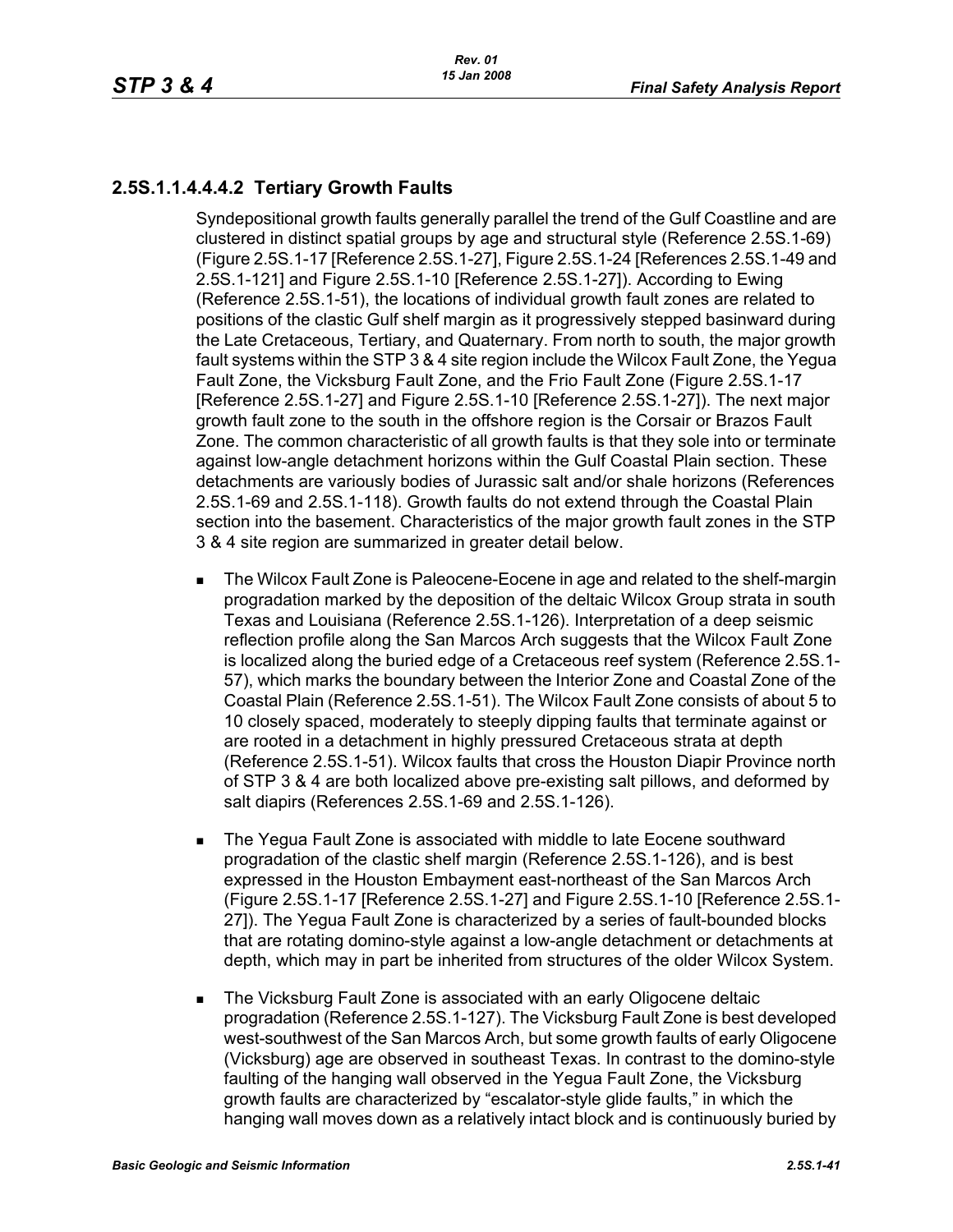#### 2.5S.1.1.4.4.4.2 Tertiary Growth Faults

Syndepositional growth faults generally parallel the trend of the Gulf Coastline and are clustered in distinct spatial groups by age and structural style (Reference 2.5S.1-69) (Figure 2.5S.1-17 [Reference 2.5S.1-27], Figure 2.5S.1-24 [References 2.5S.1-49 and 2.5S.1-121] and Figure 2.5S.1-10 [Reference 2.5S.1-27]). According to Ewing (Reference 2.5S.1-51), the locations of individual growth fault zones are related to positions of the clastic Gulf shelf margin as it progressively stepped basinward during the Late Cretaceous, Tertiary, and Quaternary. From north to south, the major growth fault systems within the STP 3 & 4 site region include the Wilcox Fault Zone, the Yegua Fault Zone, the Vicksburg Fault Zone, and the Frio Fault Zone (Figure 2.5S.1-17 [Reference 2.5S.1-27] and Figure 2.5S.1-10 [Reference 2.5S.1-27]). The next major growth fault zone to the south in the offshore region is the Corsair or Brazos Fault Zone. The common characteristic of all growth faults is that they sole into or terminate against low-angle detachment horizons within the Gulf Coastal Plain section. These detachments are variously bodies of Jurassic salt and/or shale horizons (References 2.5S.1-69 and 2.5S.1-118). Growth faults do not extend through the Coastal Plain section into the basement. Characteristics of the major growth fault zones in the STP 3 & 4 site region are summarized in greater detail below.

- The Wilcox Fault Zone is Paleocene-Eocene in age and related to the shelf-margin progradation marked by the deposition of the deltaic Wilcox Group strata in south Texas and Louisiana (Reference 2.5S.1-126). Interpretation of a deep seismic reflection profile along the San Marcos Arch suggests that the Wilcox Fault Zone is localized along the buried edge of a Cretaceous reef system (Reference 2.5S.1-57), which marks the boundary between the Interior Zone and Coastal Zone of the Coastal Plain (Reference 2.5S.1-51). The Wilcox Fault Zone consists of about 5 to 10 closely spaced, moderately to steeply dipping faults that terminate against or are rooted in a detachment in highly pressured Cretaceous strata at depth (Reference 2.5S.1-51). Wilcox faults that cross the Houston Diapir Province north of STP 3 & 4 are both localized above pre-existing salt pillows, and deformed by salt diapirs (References 2.5S.1-69 and 2.5S.1-126).

- The Yegua Fault Zone is associated with middle to late Eocene southward progradation of the clastic shelf margin (Reference 2.5S.1-126), and is best expressed in the Houston Embayment east-northeast of the San Marcos Arch (Figure 2.5S.1-17 [Reference 2.5S.1-27] and Figure 2.5S.1-10 [Reference 2.5S.1-27]). The Yegua Fault Zone is characterized by a series of fault-bounded blocks that are rotating domino-style against a low-angle detachment or detachments at depth, which may in part be inherited from structures of the older Wilcox System.

- The Vicksburg Fault Zone is associated with an early Oligocene deltaic progradation (Reference 2.5S.1-127). The Vicksburg Fault Zone is best developed west-southwest of the San Marcos Arch, but some growth faults of early Oligocene (Vicksburg) age are observed in southeast Texas. In contrast to the domino-style faulting of the hanging wall observed in the Yegua Fault Zone, the Vicksburg growth faults are characterized by "escalator-style glide faults," in which the hanging wall moves down as a relatively intact block and is continuously buried by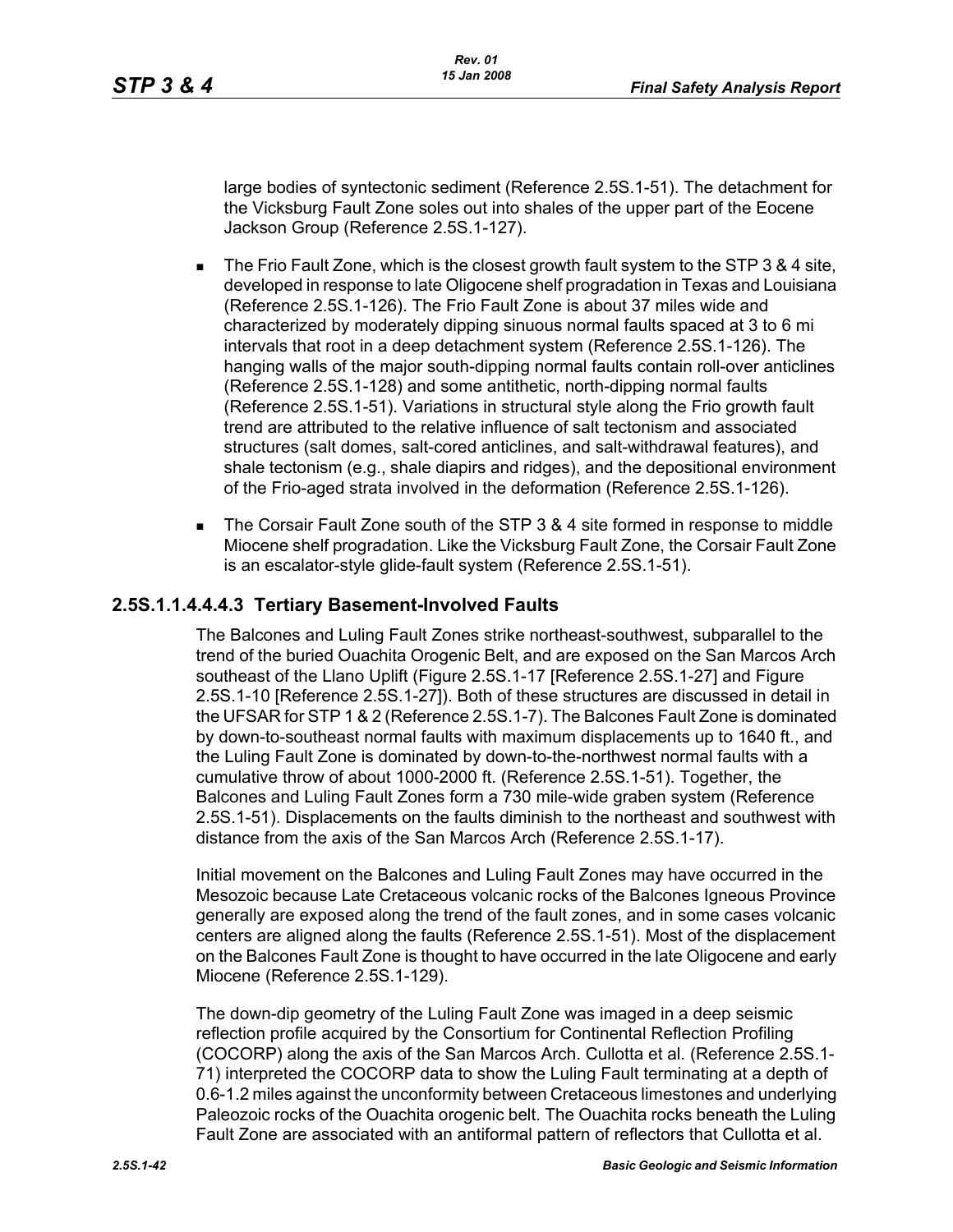large bodies of syntectonic sediment (Reference 2.5S.1-51). The detachment for the Vicksburg Fault Zone soles out into shales of the upper part of the Eocene Jackson Group (Reference 2.5S.1-127).

- The Frio Fault Zone, which is the closest growth fault system to the STP 3 & 4 site, developed in response to late Oligocene shelf progradation in Texas and Louisiana (Reference 2.5S.1-126). The Frio Fault Zone is about 37 miles wide and characterized by moderately dipping sinuous normal faults spaced at 3 to 6 mi intervals that root in a deep detachment system (Reference 2.5S.1-126). The hanging walls of the major south-dipping normal faults contain roll-over anticlines (Reference 2.5S.1-128) and some antithetic, north-dipping normal faults (Reference 2.5S.1-51). Variations in structural style along the Frio growth fault trend are attributed to the relative influence of salt tectonism and associated structures (salt domes, salt-cored anticlines, and salt-withdrawal features), and shale tectonism (e.g., shale diapirs and ridges), and the depositional environment of the Frio-aged strata involved in the deformation (Reference 2.5S.1-126).
- The Corsair Fault Zone south of the STP 3 & 4 site formed in response to middle Miocene shelf progradation. Like the Vicksburg Fault Zone, the Corsair Fault Zone is an escalator-style glide-fault system (Reference 2.5S.1-51).

### 2.5S.1.1.4.4.4.3 Tertiary Basement-Involved Faults

The Balcones and Luling Fault Zones strike northeast-southwest, subparallel to the trend of the buried Ouachita Orogenic Belt, and are exposed on the San Marcos Arch southeast of the Llano Uplift (Figure 2.5S.1-17 [Reference 2.5S.1-27] and Figure 2.5S.1-10 [Reference 2.5S.1-27]). Both of these structures are discussed in detail in the UFSAR for STP 1 & 2 (Reference 2.5S.1-7). The Balcones Fault Zone is dominated by down-to-southeast normal faults with maximum displacements up to 1640 ft., and the Luling Fault Zone is dominated by down-to-the-northwest normal faults with a cumulative throw of about 1000-2000 ft. (Reference 2.5S.1-51). Together, the Balcones and Luling Fault Zones form a 730 mile-wide graben system (Reference 2.5S.1-51). Displacements on the faults diminish to the northeast and southwest with distance from the axis of the San Marcos Arch (Reference 2.5S.1-17).

Initial movement on the Balcones and Luling Fault Zones may have occurred in the Mesozoic because Late Cretaceous volcanic rocks of the Balcones Igneous Province generally are exposed along the trend of the fault zones, and in some cases volcanic centers are aligned along the faults (Reference 2.5S.1-51). Most of the displacement on the Balcones Fault Zone is thought to have occurred in the late Oligocene and early Miocene (Reference 2.5S.1-129).

The down-dip geometry of the Luling Fault Zone was imaged in a deep seismic reflection profile acquired by the Consortium for Continental Reflection Profiling (COCORP) along the axis of the San Marcos Arch. Cullotta et al. (Reference 2.5S.1-71) interpreted the COCORP data to show the Luling Fault terminating at a depth of 0.6-1.2 miles against the unconformity between Cretaceous limestones and underlying Paleozoic rocks of the Ouachita orogenic belt. The Ouachita rocks beneath the Luling Fault Zone are associated with an antiformal pattern of reflectors that Cullotta et al.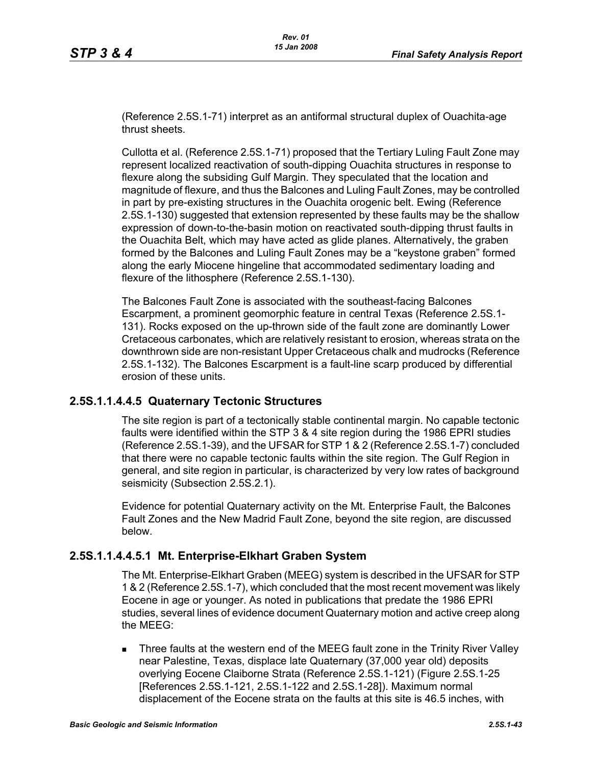(Reference 2.5S.1-71) interpret as an antiformal structural duplex of Ouachita-age thrust sheets.

Cullotta et al. (Reference 2.5S.1-71) proposed that the Tertiary Luling Fault Zone may represent localized reactivation of south-dipping Ouachita structures in response to flexure along the subsiding Gulf Margin. They speculated that the location and magnitude of flexure, and thus the Balcones and Luling Fault Zones, may be controlled in part by pre-existing structures in the Ouachita orogenic belt. Ewing (Reference 2.5S.1-130) suggested that extension represented by these faults may be the shallow expression of down-to-the-basin motion on reactivated south-dipping thrust faults in the Ouachita Belt, which may have acted as glide planes. Alternatively, the graben formed by the Balcones and Luling Fault Zones may be a "keystone graben" formed along the early Miocene hingeline that accommodated sedimentary loading and flexure of the lithosphere (Reference 2.5S.1-130).

The Balcones Fault Zone is associated with the southeast-facing Balcones Escarpment, a prominent geomorphic feature in central Texas (Reference 2.5S.1-131). Rocks exposed on the up-thrown side of the fault zone are dominantly Lower Cretaceous carbonates, which are relatively resistant to erosion, whereas strata on the downthrown side are non-resistant Upper Cretaceous chalk and mudrocks (Reference 2.5S.1-132). The Balcones Escarpment is a fault-line scarp produced by differential erosion of these units.

## 2.5S.1.1.4.4.5 Quaternary Tectonic Structures

The site region is part of a tectonically stable continental margin. No capable tectonic faults were identified within the STP 3 & 4 site region during the 1986 EPRI studies (Reference 2.5S.1-39), and the UFSAR for STP 1 & 2 (Reference 2.5S.1-7) concluded that there were no capable tectonic faults within the site region. The Gulf Region in general, and site region in particular, is characterized by very low rates of background seismicity (Subsection 2.5S.2.1).

Evidence for potential Quaternary activity on the Mt. Enterprise Fault, the Balcones Fault Zones and the New Madrid Fault Zone, beyond the site region, are discussed below.

## 2.5S.1.1.4.4.5.1 Mt. Enterprise-Elkhart Graben System

The Mt. Enterprise-Elkhart Graben (MEEG) system is described in the UFSAR for STP 1 & 2 (Reference 2.5S.1-7), which concluded that the most recent movement was likely Eocene in age or younger. As noted in publications that predate the 1986 EPRI studies, several lines of evidence document Quaternary motion and active creep along the MEEG:

- Three faults at the western end of the MEEG fault zone in the Trinity River Valley near Palestine, Texas, displace late Quaternary (37,000 year old) deposits overlying Eocene Claiborne Strata (Reference 2.5S.1-121) (Figure 2.5S.1-25 [References 2.5S.1-121, 2.5S.1-122 and 2.5S.1-28]). Maximum normal displacement of the Eocene strata on the faults at this site is 46.5 inches, with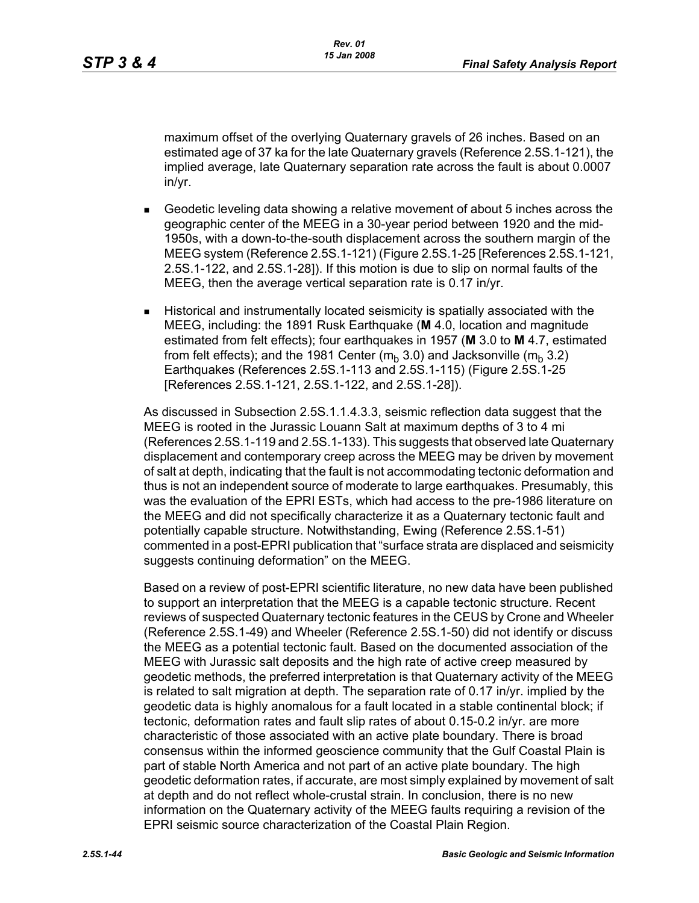maximum offset of the overlying Quaternary gravels of 26 inches. Based on an estimated age of 37 ka for the late Quaternary gravels (Reference 2.5S.1-121), the implied average, late Quaternary separation rate across the fault is about 0.0007 in/yr.

- Geodetic leveling data showing a relative movement of about 5 inches across the geographic center of the MEEG in a 30-year period between 1920 and the mid-1950s, with a down-to-the-south displacement across the southern margin of the MEEG system (Reference 2.5S.1-121) (Figure 2.5S.1-25 [References 2.5S.1-121, 2.5S.1-122, and 2.5S.1-28]). If this motion is due to slip on normal faults of the MEEG, then the average vertical separation rate is 0.17 in/yr.
- Historical and instrumentally located seismicity is spatially associated with the MEEG, including: the 1891 Rusk Earthquake (**M** 4.0, location and magnitude estimated from felt effects); four earthquakes in 1957 (**M** 3.0 to **M** 4.7, estimated from felt effects); and the 1981 Center ($m_b$ 3.0) and Jacksonville ($m_b$ 3.2) Earthquakes (References 2.5S.1-113 and 2.5S.1-115) (Figure 2.5S.1-25 [References 2.5S.1-121, 2.5S.1-122, and 2.5S.1-28]).

As discussed in Subsection 2.5S.1.1.4.3.3, seismic reflection data suggest that the MEEG is rooted in the Jurassic Louann Salt at maximum depths of 3 to 4 mi (References 2.5S.1-119 and 2.5S.1-133). This suggests that observed late Quaternary displacement and contemporary creep across the MEEG may be driven by movement of salt at depth, indicating that the fault is not accommodating tectonic deformation and thus is not an independent source of moderate to large earthquakes. Presumably, this was the evaluation of the EPRI ESTs, which had access to the pre-1986 literature on the MEEG and did not specifically characterize it as a Quaternary tectonic fault and potentially capable structure. Notwithstanding, Ewing (Reference 2.5S.1-51) commented in a post-EPRI publication that "surface strata are displaced and seismicity suggests continuing deformation" on the MEEG.

Based on a review of post-EPRI scientific literature, no new data have been published to support an interpretation that the MEEG is a capable tectonic structure. Recent reviews of suspected Quaternary tectonic features in the CEUS by Crone and Wheeler (Reference 2.5S.1-49) and Wheeler (Reference 2.5S.1-50) did not identify or discuss the MEEG as a potential tectonic fault. Based on the documented association of the MEEG with Jurassic salt deposits and the high rate of active creep measured by geodetic methods, the preferred interpretation is that Quaternary activity of the MEEG is related to salt migration at depth. The separation rate of 0.17 in/yr. implied by the geodetic data is highly anomalous for a fault located in a stable continental block; if tectonic, deformation rates and fault slip rates of about 0.15-0.2 in/yr. are more characteristic of those associated with an active plate boundary. There is broad consensus within the informed geoscience community that the Gulf Coastal Plain is part of stable North America and not part of an active plate boundary. The high geodetic deformation rates, if accurate, are most simply explained by movement of salt at depth and do not reflect whole-crustal strain. In conclusion, there is no new information on the Quaternary activity of the MEEG faults requiring a revision of the EPRI seismic source characterization of the Coastal Plain Region.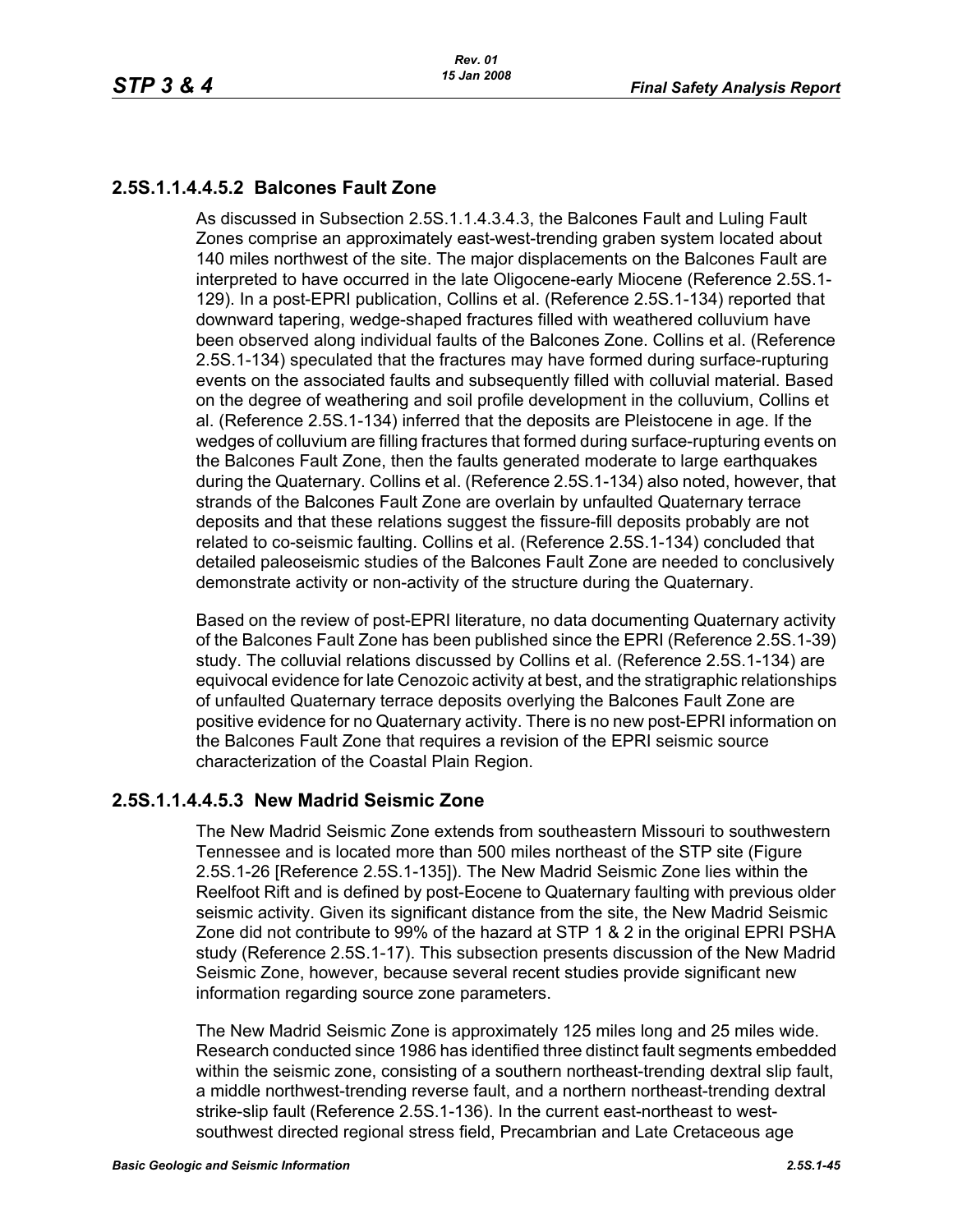## 2.5S.1.1.4.4.5.2 Balcones Fault Zone

As discussed in Subsection 2.5S.1.1.4.3.4.3, the Balcones Fault and Luling Fault Zones comprise an approximately east-west-trending graben system located about 140 miles northwest of the site. The major displacements on the Balcones Fault are interpreted to have occurred in the late Oligocene-early Miocene (Reference 2.5S.1-129). In a post-EPRI publication, Collins et al. (Reference 2.5S.1-134) reported that downward tapering, wedge-shaped fractures filled with weathered colluvium have been observed along individual faults of the Balcones Zone. Collins et al. (Reference 2.5S.1-134) speculated that the fractures may have formed during surface-rupturing events on the associated faults and subsequently filled with colluvial material. Based on the degree of weathering and soil profile development in the colluvium, Collins et al. (Reference 2.5S.1-134) inferred that the deposits are Pleistocene in age. If the wedges of colluvium are filling fractures that formed during surface-rupturing events on the Balcones Fault Zone, then the faults generated moderate to large earthquakes during the Quaternary. Collins et al. (Reference 2.5S.1-134) also noted, however, that strands of the Balcones Fault Zone are overlain by unfaulted Quaternary terrace deposits and that these relations suggest the fissure-fill deposits probably are not related to co-seismic faulting. Collins et al. (Reference 2.5S.1-134) concluded that detailed paleoseismic studies of the Balcones Fault Zone are needed to conclusively demonstrate activity or non-activity of the structure during the Quaternary.

Based on the review of post-EPRI literature, no data documenting Quaternary activity of the Balcones Fault Zone has been published since the EPRI (Reference 2.5S.1-39) study. The colluvial relations discussed by Collins et al. (Reference 2.5S.1-134) are equivocal evidence for late Cenozoic activity at best, and the stratigraphic relationships of unfaulted Quaternary terrace deposits overlying the Balcones Fault Zone are positive evidence for no Quaternary activity. There is no new post-EPRI information on the Balcones Fault Zone that requires a revision of the EPRI seismic source characterization of the Coastal Plain Region.

## 2.5S.1.1.4.4.5.3 New Madrid Seismic Zone

The New Madrid Seismic Zone extends from southeastern Missouri to southwestern Tennessee and is located more than 500 miles northeast of the STP site (Figure 2.5S.1-26 [Reference 2.5S.1-135]). The New Madrid Seismic Zone lies within the Reelfoot Rift and is defined by post-Eocene to Quaternary faulting with previous older seismic activity. Given its significant distance from the site, the New Madrid Seismic Zone did not contribute to 99% of the hazard at STP 1 & 2 in the original EPRI PSHA study (Reference 2.5S.1-17). This subsection presents discussion of the New Madrid Seismic Zone, however, because several recent studies provide significant new information regarding source zone parameters.

The New Madrid Seismic Zone is approximately 125 miles long and 25 miles wide. Research conducted since 1986 has identified three distinct fault segments embedded within the seismic zone, consisting of a southern northeast-trending dextral slip fault, a middle northwest-trending reverse fault, and a northern northeast-trending dextral strike-slip fault (Reference 2.5S.1-136). In the current east-northeast to west-southwest directed regional stress field, Precambrian and Late Cretaceous age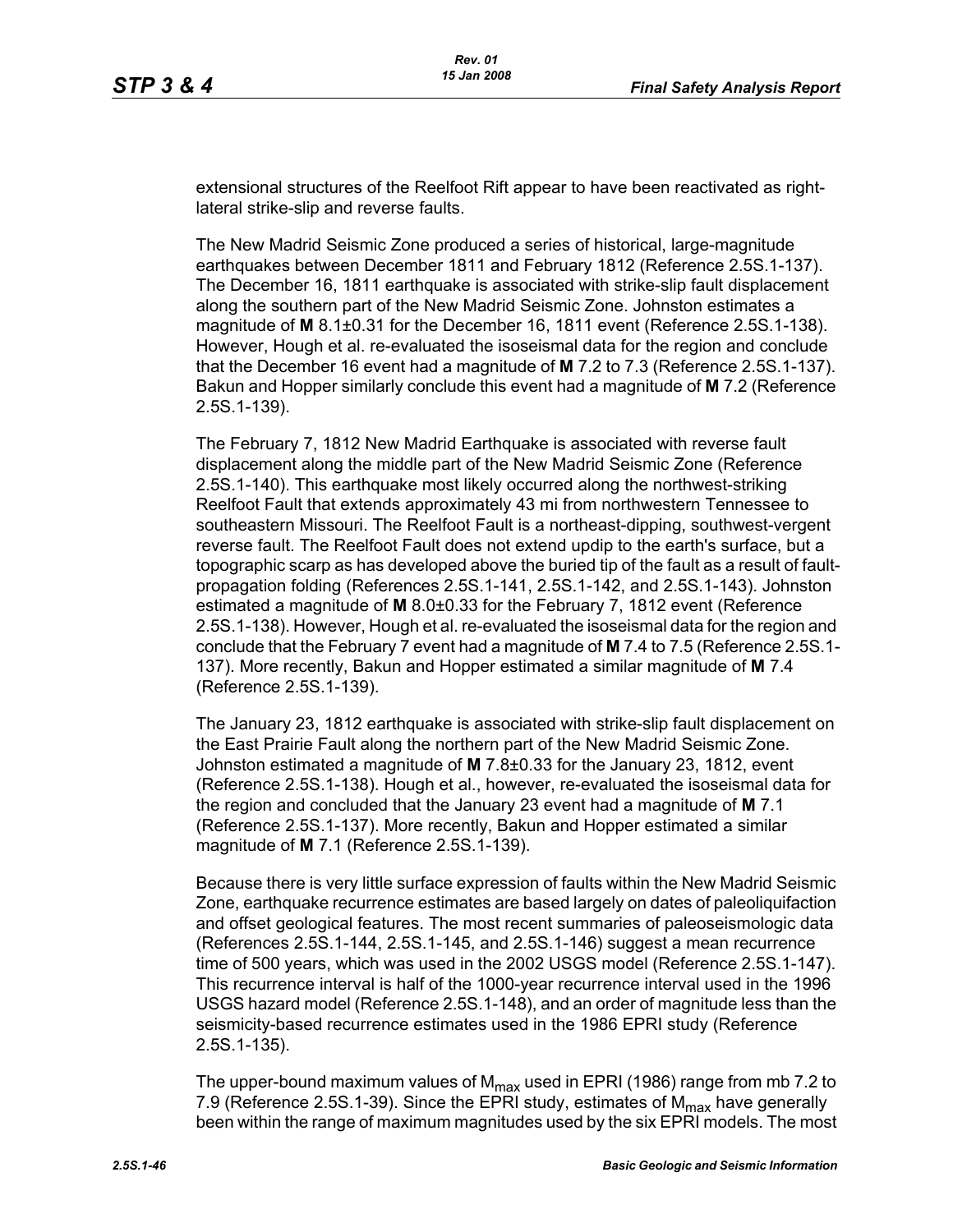extensional structures of the Reelfoot Rift appear to have been reactivated as right-lateral strike-slip and reverse faults.

The New Madrid Seismic Zone produced a series of historical, large-magnitude earthquakes between December 1811 and February 1812 (Reference 2.5S.1-137). The December 16, 1811 earthquake is associated with strike-slip fault displacement along the southern part of the New Madrid Seismic Zone. Johnston estimates a magnitude of **M** 8.1±0.31 for the December 16, 1811 event (Reference 2.5S.1-138). However, Hough et al. re-evaluated the isoseismal data for the region and conclude that the December 16 event had a magnitude of **M** 7.2 to 7.3 (Reference 2.5S.1-137). Bakun and Hopper similarly conclude this event had a magnitude of **M** 7.2 (Reference 2.5S.1-139).

The February 7, 1812 New Madrid Earthquake is associated with reverse fault displacement along the middle part of the New Madrid Seismic Zone (Reference 2.5S.1-140). This earthquake most likely occurred along the northwest-striking Reelfoot Fault that extends approximately 43 mi from northwestern Tennessee to southeastern Missouri. The Reelfoot Fault is a northeast-dipping, southwest-vergent reverse fault. The Reelfoot Fault does not extend updip to the earth's surface, but a topographic scarp as has developed above the buried tip of the fault as a result of fault-propagation folding (References 2.5S.1-141, 2.5S.1-142, and 2.5S.1-143). Johnston estimated a magnitude of **M** 8.0±0.33 for the February 7, 1812 event (Reference 2.5S.1-138). However, Hough et al. re-evaluated the isoseismal data for the region and conclude that the February 7 event had a magnitude of **M** 7.4 to 7.5 (Reference 2.5S.1-137). More recently, Bakun and Hopper estimated a similar magnitude of **M** 7.4 (Reference 2.5S.1-139).

The January 23, 1812 earthquake is associated with strike-slip fault displacement on the East Prairie Fault along the northern part of the New Madrid Seismic Zone. Johnston estimated a magnitude of **M** 7.8±0.33 for the January 23, 1812, event (Reference 2.5S.1-138). Hough et al., however, re-evaluated the isoseismal data for the region and concluded that the January 23 event had a magnitude of **M** 7.1 (Reference 2.5S.1-137). More recently, Bakun and Hopper estimated a similar magnitude of **M** 7.1 (Reference 2.5S.1-139).

Because there is very little surface expression of faults within the New Madrid Seismic Zone, earthquake recurrence estimates are based largely on dates of paleoliquifaction and offset geological features. The most recent summaries of paleoseismologic data (References 2.5S.1-144, 2.5S.1-145, and 2.5S.1-146) suggest a mean recurrence time of 500 years, which was used in the 2002 USGS model (Reference 2.5S.1-147). This recurrence interval is half of the 1000-year recurrence interval used in the 1996 USGS hazard model (Reference 2.5S.1-148), and an order of magnitude less than the seismicity-based recurrence estimates used in the 1986 EPRI study (Reference 2.5S.1-135).

The upper-bound maximum values of $M_{max}$ used in EPRI (1986) range from mb 7.2 to 7.9 (Reference 2.5S.1-39). Since the EPRI study, estimates of $M_{max}$ have generally been within the range of maximum magnitudes used by the six EPRI models. The most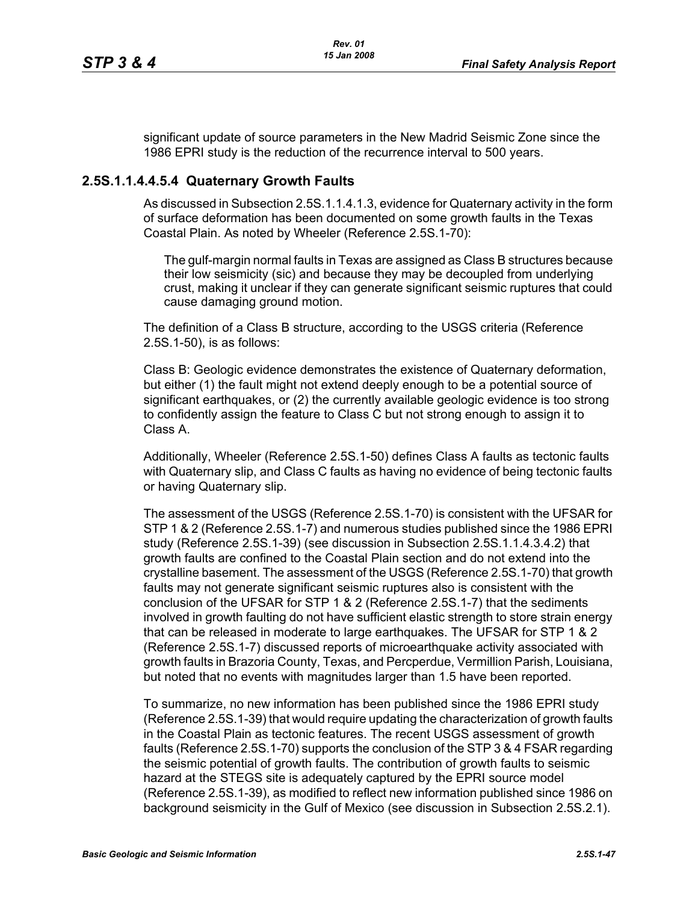significant update of source parameters in the New Madrid Seismic Zone since the 1986 EPRI study is the reduction of the recurrence interval to 500 years.

### 2.5S.1.1.4.4.5.4 Quaternary Growth Faults

As discussed in Subsection 2.5S.1.1.4.1.3, evidence for Quaternary activity in the form of surface deformation has been documented on some growth faults in the Texas Coastal Plain. As noted by Wheeler (Reference 2.5S.1-70):

> The gulf-margin normal faults in Texas are assigned as Class B structures because their low seismicity (sic) and because they may be decoupled from underlying crust, making it unclear if they can generate significant seismic ruptures that could cause damaging ground motion.

The definition of a Class B structure, according to the USGS criteria (Reference 2.5S.1-50), is as follows:

Class B: Geologic evidence demonstrates the existence of Quaternary deformation, but either (1) the fault might not extend deeply enough to be a potential source of significant earthquakes, or (2) the currently available geologic evidence is too strong to confidently assign the feature to Class C but not strong enough to assign it to Class A.

Additionally, Wheeler (Reference 2.5S.1-50) defines Class A faults as tectonic faults with Quaternary slip, and Class C faults as having no evidence of being tectonic faults or having Quaternary slip.

The assessment of the USGS (Reference 2.5S.1-70) is consistent with the UFSAR for STP 1 & 2 (Reference 2.5S.1-7) and numerous studies published since the 1986 EPRI study (Reference 2.5S.1-39) (see discussion in Subsection 2.5S.1.1.4.3.4.2) that growth faults are confined to the Coastal Plain section and do not extend into the crystalline basement. The assessment of the USGS (Reference 2.5S.1-70) that growth faults may not generate significant seismic ruptures also is consistent with the conclusion of the UFSAR for STP 1 & 2 (Reference 2.5S.1-7) that the sediments involved in growth faulting do not have sufficient elastic strength to store strain energy that can be released in moderate to large earthquakes. The UFSAR for STP 1 & 2 (Reference 2.5S.1-7) discussed reports of microearthquake activity associated with growth faults in Brazoria County, Texas, and Percperdue, Vermillion Parish, Louisiana, but noted that no events with magnitudes larger than 1.5 have been reported.

To summarize, no new information has been published since the 1986 EPRI study (Reference 2.5S.1-39) that would require updating the characterization of growth faults in the Coastal Plain as tectonic features. The recent USGS assessment of growth faults (Reference 2.5S.1-70) supports the conclusion of the STP 3 & 4 FSAR regarding the seismic potential of growth faults. The contribution of growth faults to seismic hazard at the STEGS site is adequately captured by the EPRI source model (Reference 2.5S.1-39), as modified to reflect new information published since 1986 on background seismicity in the Gulf of Mexico (see discussion in Subsection 2.5S.2.1).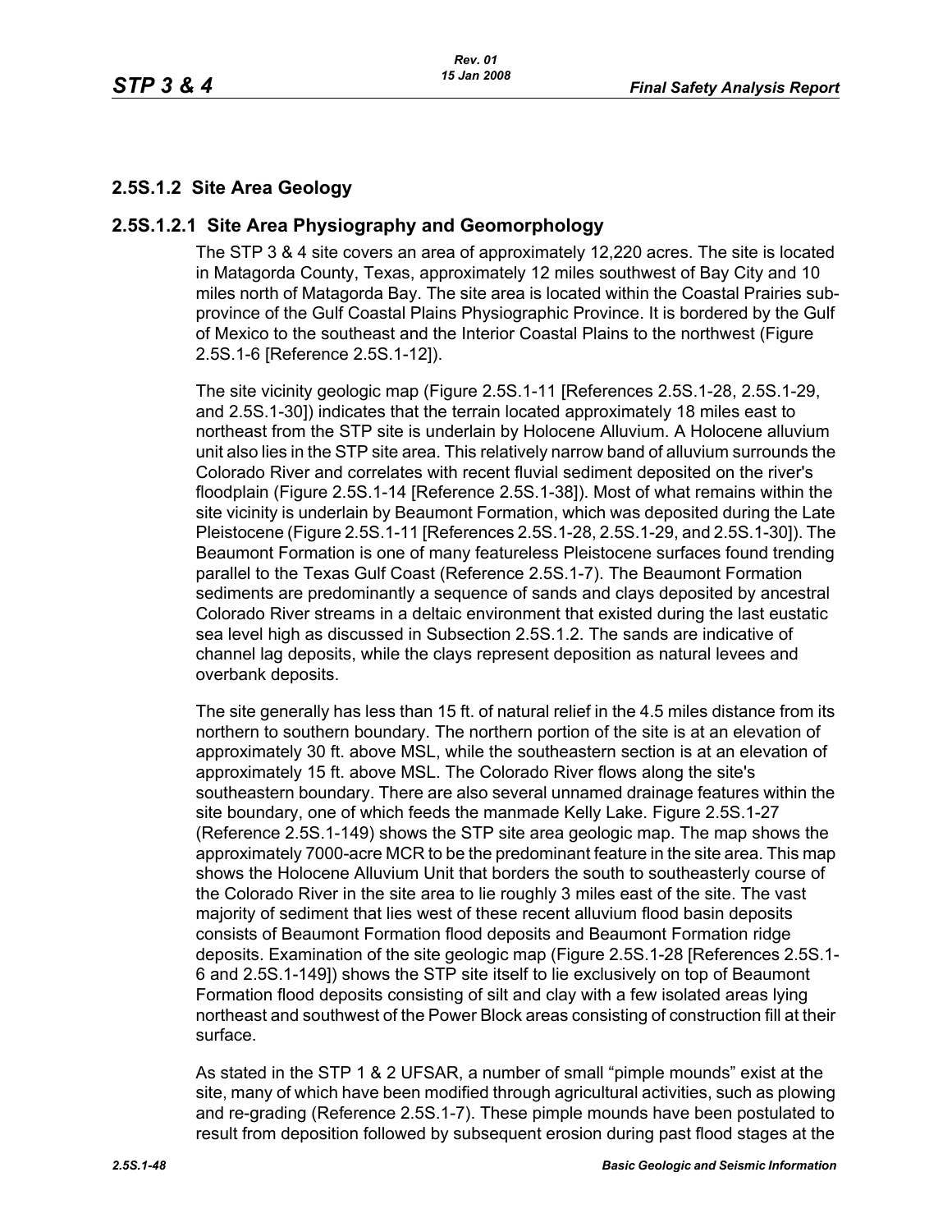## 2.5S.1.2 Site Area Geology

### 2.5S.1.2.1 Site Area Physiography and Geomorphology

The STP 3 & 4 site covers an area of approximately 12,220 acres. The site is located in Matagorda County, Texas, approximately 12 miles southwest of Bay City and 10 miles north of Matagorda Bay. The site area is located within the Coastal Prairies sub-province of the Gulf Coastal Plains Physiographic Province. It is bordered by the Gulf of Mexico to the southeast and the Interior Coastal Plains to the northwest (Figure 2.5S.1-6 [Reference 2.5S.1-12]).

The site vicinity geologic map (Figure 2.5S.1-11 [References 2.5S.1-28, 2.5S.1-29, and 2.5S.1-30]) indicates that the terrain located approximately 18 miles east to northeast from the STP site is underlain by Holocene Alluvium. A Holocene alluvium unit also lies in the STP site area. This relatively narrow band of alluvium surrounds the Colorado River and correlates with recent fluvial sediment deposited on the river's floodplain (Figure 2.5S.1-14 [Reference 2.5S.1-38]). Most of what remains within the site vicinity is underlain by Beaumont Formation, which was deposited during the Late Pleistocene (Figure 2.5S.1-11 [References 2.5S.1-28, 2.5S.1-29, and 2.5S.1-30]). The Beaumont Formation is one of many featureless Pleistocene surfaces found trending parallel to the Texas Gulf Coast (Reference 2.5S.1-7). The Beaumont Formation sediments are predominantly a sequence of sands and clays deposited by ancestral Colorado River streams in a deltaic environment that existed during the last eustatic sea level high as discussed in Subsection 2.5S.1.2. The sands are indicative of channel lag deposits, while the clays represent deposition as natural levees and overbank deposits.

The site generally has less than 15 ft. of natural relief in the 4.5 miles distance from its northern to southern boundary. The northern portion of the site is at an elevation of approximately 30 ft. above MSL, while the southeastern section is at an elevation of approximately 15 ft. above MSL. The Colorado River flows along the site's southeastern boundary. There are also several unnamed drainage features within the site boundary, one of which feeds the manmade Kelly Lake. Figure 2.5S.1-27 (Reference 2.5S.1-149) shows the STP site area geologic map. The map shows the approximately 7000-acre MCR to be the predominant feature in the site area. This map shows the Holocene Alluvium Unit that borders the south to southeasterly course of the Colorado River in the site area to lie roughly 3 miles east of the site. The vast majority of sediment that lies west of these recent alluvium flood basin deposits consists of Beaumont Formation flood deposits and Beaumont Formation ridge deposits. Examination of the site geologic map (Figure 2.5S.1-28 [References 2.5S.1-6 and 2.5S.1-149]) shows the STP site itself to lie exclusively on top of Beaumont Formation flood deposits consisting of silt and clay with a few isolated areas lying northeast and southwest of the Power Block areas consisting of construction fill at their surface.

As stated in the STP 1 & 2 UFSAR, a number of small "pimple mounds" exist at the site, many of which have been modified through agricultural activities, such as plowing and re-grading (Reference 2.5S.1-7). These pimple mounds have been postulated to result from deposition followed by subsequent erosion during past flood stages at the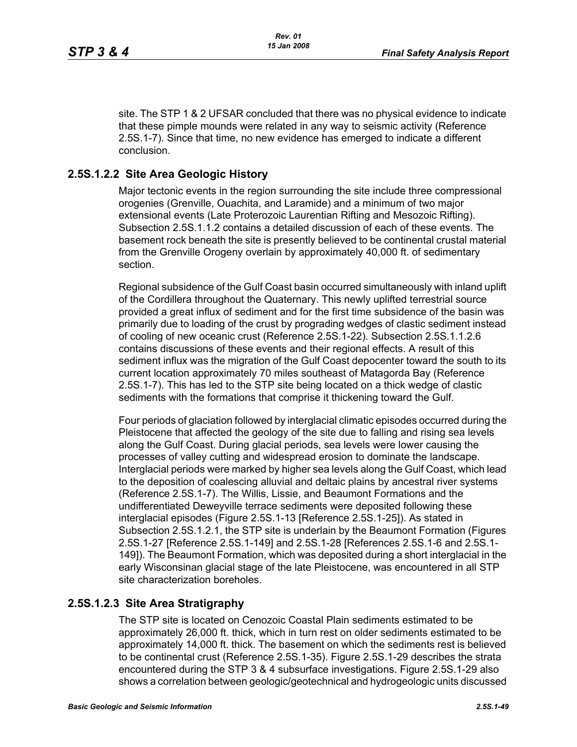site. The STP 1 & 2 UFSAR concluded that there was no physical evidence to indicate that these pimple mounds were related in any way to seismic activity (Reference 2.5S.1-7). Since that time, no new evidence has emerged to indicate a different conclusion.

### 2.5S.1.2.2 Site Area Geologic History

Major tectonic events in the region surrounding the site include three compressional orogenies (Grenville, Ouachita, and Laramide) and a minimum of two major extensional events (Late Proterozoic Laurentian Rifting and Mesozoic Rifting). Subsection 2.5S.1.1.2 contains a detailed discussion of each of these events. The basement rock beneath the site is presently believed to be continental crustal material from the Grenville Orogeny overlain by approximately 40,000 ft. of sedimentary section.

Regional subsidence of the Gulf Coast basin occurred simultaneously with inland uplift of the Cordillera throughout the Quaternary. This newly uplifted terrestrial source provided a great influx of sediment and for the first time subsidence of the basin was primarily due to loading of the crust by prograding wedges of clastic sediment instead of cooling of new oceanic crust (Reference 2.5S.1-22). Subsection 2.5S.1.1.2.6 contains discussions of these events and their regional effects. A result of this sediment influx was the migration of the Gulf Coast depocenter toward the south to its current location approximately 70 miles southeast of Matagorda Bay (Reference 2.5S.1-7). This has led to the STP site being located on a thick wedge of clastic sediments with the formations that comprise it thickening toward the Gulf.

Four periods of glaciation followed by interglacial climatic episodes occurred during the Pleistocene that affected the geology of the site due to falling and rising sea levels along the Gulf Coast. During glacial periods, sea levels were lower causing the processes of valley cutting and widespread erosion to dominate the landscape. Interglacial periods were marked by higher sea levels along the Gulf Coast, which lead to the deposition of coalescing alluvial and deltaic plains by ancestral river systems (Reference 2.5S.1-7). The Willis, Lissie, and Beaumont Formations and the undifferentiated Deweyville terrace sediments were deposited following these interglacial episodes (Figure 2.5S.1-13 [Reference 2.5S.1-25]). As stated in Subsection 2.5S.1.2.1, the STP site is underlain by the Beaumont Formation (Figures 2.5S.1-27 [Reference 2.5S.1-149] and 2.5S.1-28 [References 2.5S.1-6 and 2.5S.1-149]). The Beaumont Formation, which was deposited during a short interglacial in the early Wisconsinan glacial stage of the late Pleistocene, was encountered in all STP site characterization boreholes.

### 2.5S.1.2.3 Site Area Stratigraphy

The STP site is located on Cenozoic Coastal Plain sediments estimated to be approximately 26,000 ft. thick, which in turn rest on older sediments estimated to be approximately 14,000 ft. thick. The basement on which the sediments rest is believed to be continental crust (Reference 2.5S.1-35). Figure 2.5S.1-29 describes the strata encountered during the STP 3 & 4 subsurface investigations. Figure 2.5S.1-29 also shows a correlation between geologic/geotechnical and hydrogeologic units discussed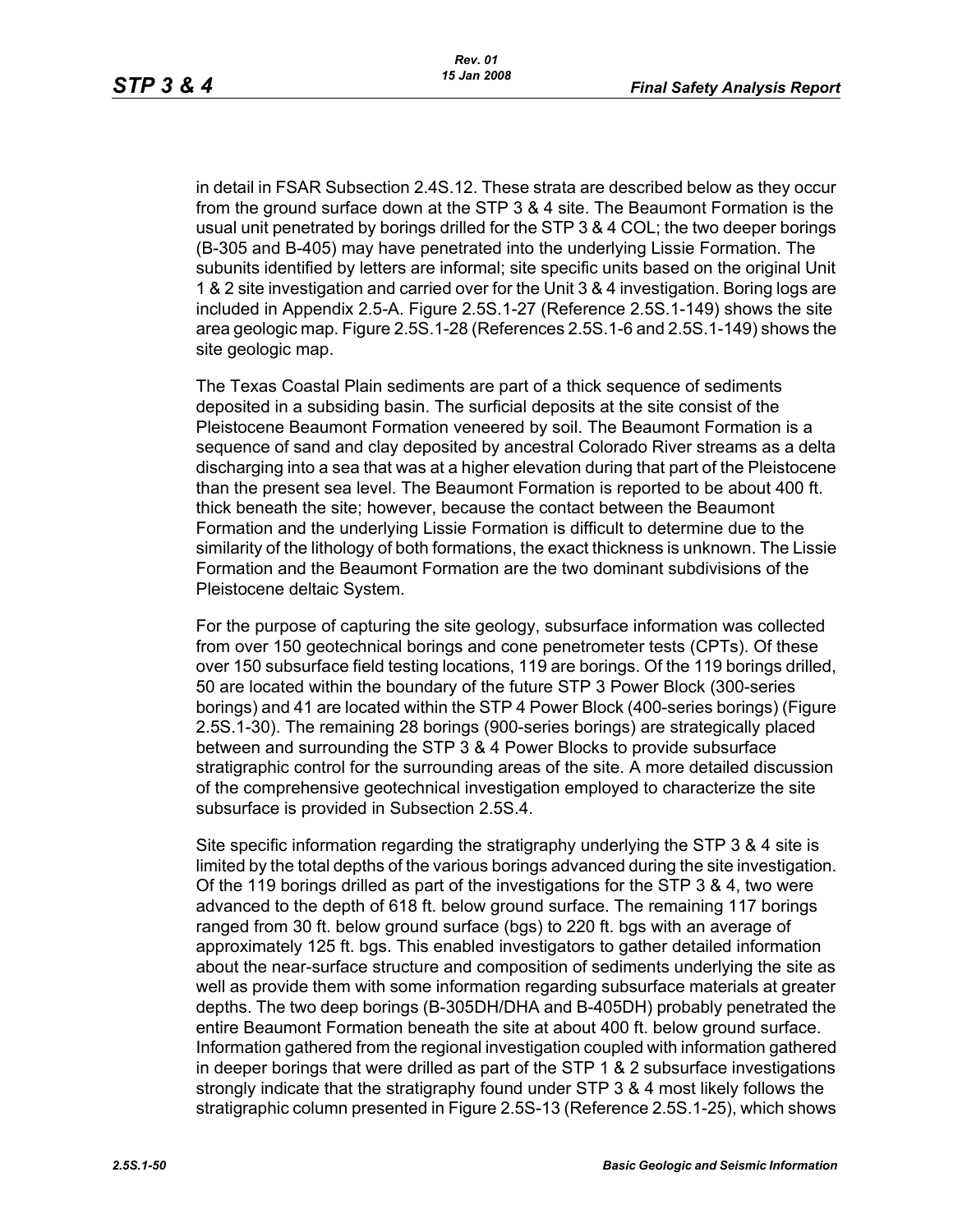in detail in FSAR Subsection 2.4S.12. These strata are described below as they occur from the ground surface down at the STP 3 & 4 site. The Beaumont Formation is the usual unit penetrated by borings drilled for the STP 3 & 4 COL; the two deeper borings (B-305 and B-405) may have penetrated into the underlying Lissie Formation. The subunits identified by letters are informal; site specific units based on the original Unit 1 & 2 site investigation and carried over for the Unit 3 & 4 investigation. Boring logs are included in Appendix 2.5-A. Figure 2.5S.1-27 (Reference 2.5S.1-149) shows the site area geologic map. Figure 2.5S.1-28 (References 2.5S.1-6 and 2.5S.1-149) shows the site geologic map.

The Texas Coastal Plain sediments are part of a thick sequence of sediments deposited in a subsiding basin. The surficial deposits at the site consist of the Pleistocene Beaumont Formation veneered by soil. The Beaumont Formation is a sequence of sand and clay deposited by ancestral Colorado River streams as a delta discharging into a sea that was at a higher elevation during that part of the Pleistocene than the present sea level. The Beaumont Formation is reported to be about 400 ft. thick beneath the site; however, because the contact between the Beaumont Formation and the underlying Lissie Formation is difficult to determine due to the similarity of the lithology of both formations, the exact thickness is unknown. The Lissie Formation and the Beaumont Formation are the two dominant subdivisions of the Pleistocene deltaic System.

For the purpose of capturing the site geology, subsurface information was collected from over 150 geotechnical borings and cone penetrometer tests (CPTs). Of these over 150 subsurface field testing locations, 119 are borings. Of the 119 borings drilled, 50 are located within the boundary of the future STP 3 Power Block (300-series borings) and 41 are located within the STP 4 Power Block (400-series borings) (Figure 2.5S.1-30). The remaining 28 borings (900-series borings) are strategically placed between and surrounding the STP 3 & 4 Power Blocks to provide subsurface stratigraphic control for the surrounding areas of the site. A more detailed discussion of the comprehensive geotechnical investigation employed to characterize the site subsurface is provided in Subsection 2.5S.4.

Site specific information regarding the stratigraphy underlying the STP 3 & 4 site is limited by the total depths of the various borings advanced during the site investigation. Of the 119 borings drilled as part of the investigations for the STP 3 & 4, two were advanced to the depth of 618 ft. below ground surface. The remaining 117 borings ranged from 30 ft. below ground surface (bgs) to 220 ft. bgs with an average of approximately 125 ft. bgs. This enabled investigators to gather detailed information about the near-surface structure and composition of sediments underlying the site as well as provide them with some information regarding subsurface materials at greater depths. The two deep borings (B-305DH/DHA and B-405DH) probably penetrated the entire Beaumont Formation beneath the site at about 400 ft. below ground surface. Information gathered from the regional investigation coupled with information gathered in deeper borings that were drilled as part of the STP 1 & 2 subsurface investigations strongly indicate that the stratigraphy found under STP 3 & 4 most likely follows the stratigraphic column presented in Figure 2.5S-13 (Reference 2.5S.1-25), which shows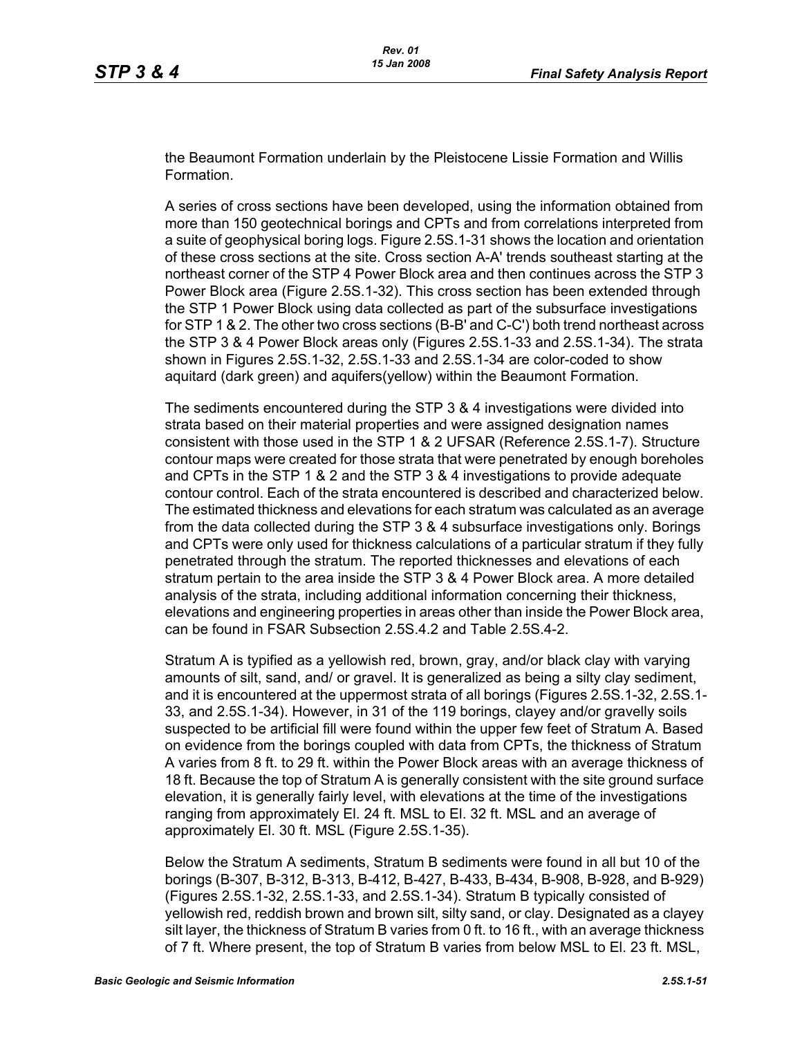the Beaumont Formation underlain by the Pleistocene Lissie Formation and Willis Formation.

A series of cross sections have been developed, using the information obtained from more than 150 geotechnical borings and CPTs and from correlations interpreted from a suite of geophysical boring logs. Figure 2.5S.1-31 shows the location and orientation of these cross sections at the site. Cross section A-A' trends southeast starting at the northeast corner of the STP 4 Power Block area and then continues across the STP 3 Power Block area (Figure 2.5S.1-32). This cross section has been extended through the STP 1 Power Block using data collected as part of the subsurface investigations for STP 1 & 2. The other two cross sections (B-B' and C-C') both trend northeast across the STP 3 & 4 Power Block areas only (Figures 2.5S.1-33 and 2.5S.1-34). The strata shown in Figures 2.5S.1-32, 2.5S.1-33 and 2.5S.1-34 are color-coded to show aquitard (dark green) and aquifers(yellow) within the Beaumont Formation.

The sediments encountered during the STP 3 & 4 investigations were divided into strata based on their material properties and were assigned designation names consistent with those used in the STP 1 & 2 UFSAR (Reference 2.5S.1-7). Structure contour maps were created for those strata that were penetrated by enough boreholes and CPTs in the STP 1 & 2 and the STP 3 & 4 investigations to provide adequate contour control. Each of the strata encountered is described and characterized below. The estimated thickness and elevations for each stratum was calculated as an average from the data collected during the STP 3 & 4 subsurface investigations only. Borings and CPTs were only used for thickness calculations of a particular stratum if they fully penetrated through the stratum. The reported thicknesses and elevations of each stratum pertain to the area inside the STP 3 & 4 Power Block area. A more detailed analysis of the strata, including additional information concerning their thickness, elevations and engineering properties in areas other than inside the Power Block area, can be found in FSAR Subsection 2.5S.4.2 and Table 2.5S.4-2.

Stratum A is typified as a yellowish red, brown, gray, and/or black clay with varying amounts of silt, sand, and/ or gravel. It is generalized as being a silty clay sediment, and it is encountered at the uppermost strata of all borings (Figures 2.5S.1-32, 2.5S.1-33, and 2.5S.1-34). However, in 31 of the 119 borings, clayey and/or gravelly soils suspected to be artificial fill were found within the upper few feet of Stratum A. Based on evidence from the borings coupled with data from CPTs, the thickness of Stratum A varies from 8 ft. to 29 ft. within the Power Block areas with an average thickness of 18 ft. Because the top of Stratum A is generally consistent with the site ground surface elevation, it is generally fairly level, with elevations at the time of the investigations ranging from approximately El. 24 ft. MSL to El. 32 ft. MSL and an average of approximately El. 30 ft. MSL (Figure 2.5S.1-35).

Below the Stratum A sediments, Stratum B sediments were found in all but 10 of the borings (B-307, B-312, B-313, B-412, B-427, B-433, B-434, B-908, B-928, and B-929) (Figures 2.5S.1-32, 2.5S.1-33, and 2.5S.1-34). Stratum B typically consisted of yellowish red, reddish brown and brown silt, silty sand, or clay. Designated as a clayey silt layer, the thickness of Stratum B varies from 0 ft. to 16 ft., with an average thickness of 7 ft. Where present, the top of Stratum B varies from below MSL to El. 23 ft. MSL,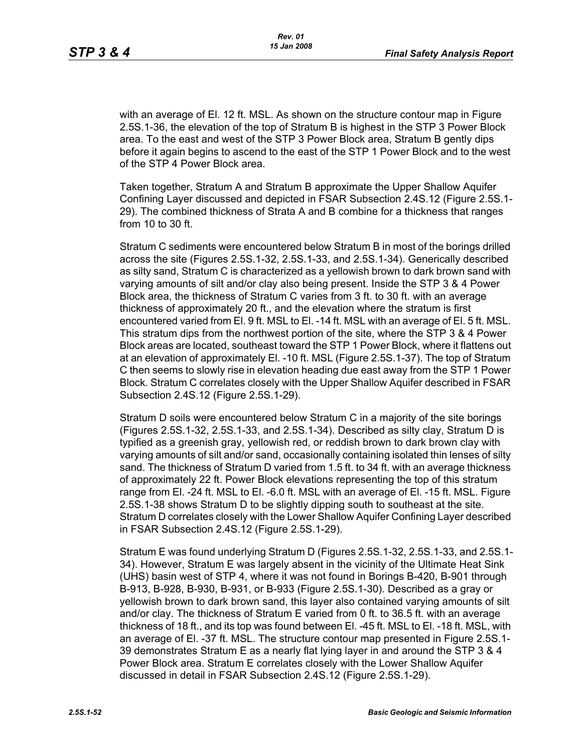with an average of El. 12 ft. MSL. As shown on the structure contour map in Figure 2.5S.1-36, the elevation of the top of Stratum B is highest in the STP 3 Power Block area. To the east and west of the STP 3 Power Block area, Stratum B gently dips before it again begins to ascend to the east of the STP 1 Power Block and to the west of the STP 4 Power Block area.

Taken together, Stratum A and Stratum B approximate the Upper Shallow Aquifer Confining Layer discussed and depicted in FSAR Subsection 2.4S.12 (Figure 2.5S.1-29). The combined thickness of Strata A and B combine for a thickness that ranges from 10 to 30 ft.

Stratum C sediments were encountered below Stratum B in most of the borings drilled across the site (Figures 2.5S.1-32, 2.5S.1-33, and 2.5S.1-34). Generically described as silty sand, Stratum C is characterized as a yellowish brown to dark brown sand with varying amounts of silt and/or clay also being present. Inside the STP 3 & 4 Power Block area, the thickness of Stratum C varies from 3 ft. to 30 ft. with an average thickness of approximately 20 ft., and the elevation where the stratum is first encountered varied from El. 9 ft. MSL to El. -14 ft. MSL with an average of El. 5 ft. MSL. This stratum dips from the northwest portion of the site, where the STP 3 & 4 Power Block areas are located, southeast toward the STP 1 Power Block, where it flattens out at an elevation of approximately El. -10 ft. MSL (Figure 2.5S.1-37). The top of Stratum C then seems to slowly rise in elevation heading due east away from the STP 1 Power Block. Stratum C correlates closely with the Upper Shallow Aquifer described in FSAR Subsection 2.4S.12 (Figure 2.5S.1-29).

Stratum D soils were encountered below Stratum C in a majority of the site borings (Figures 2.5S.1-32, 2.5S.1-33, and 2.5S.1-34). Described as silty clay, Stratum D is typified as a greenish gray, yellowish red, or reddish brown to dark brown clay with varying amounts of silt and/or sand, occasionally containing isolated thin lenses of silty sand. The thickness of Stratum D varied from 1.5 ft. to 34 ft. with an average thickness of approximately 22 ft. Power Block elevations representing the top of this stratum range from El. -24 ft. MSL to El. -6.0 ft. MSL with an average of El. -15 ft. MSL. Figure 2.5S.1-38 shows Stratum D to be slightly dipping south to southeast at the site. Stratum D correlates closely with the Lower Shallow Aquifer Confining Layer described in FSAR Subsection 2.4S.12 (Figure 2.5S.1-29).

Stratum E was found underlying Stratum D (Figures 2.5S.1-32, 2.5S.1-33, and 2.5S.1-34). However, Stratum E was largely absent in the vicinity of the Ultimate Heat Sink (UHS) basin west of STP 4, where it was not found in Borings B-420, B-901 through B-913, B-928, B-930, B-931, or B-933 (Figure 2.5S.1-30). Described as a gray or yellowish brown to dark brown sand, this layer also contained varying amounts of silt and/or clay. The thickness of Stratum E varied from 0 ft. to 36.5 ft. with an average thickness of 18 ft., and its top was found between El. -45 ft. MSL to El. -18 ft. MSL, with an average of El. -37 ft. MSL. The structure contour map presented in Figure 2.5S.1-39 demonstrates Stratum E as a nearly flat lying layer in and around the STP 3 & 4 Power Block area. Stratum E correlates closely with the Lower Shallow Aquifer discussed in detail in FSAR Subsection 2.4S.12 (Figure 2.5S.1-29).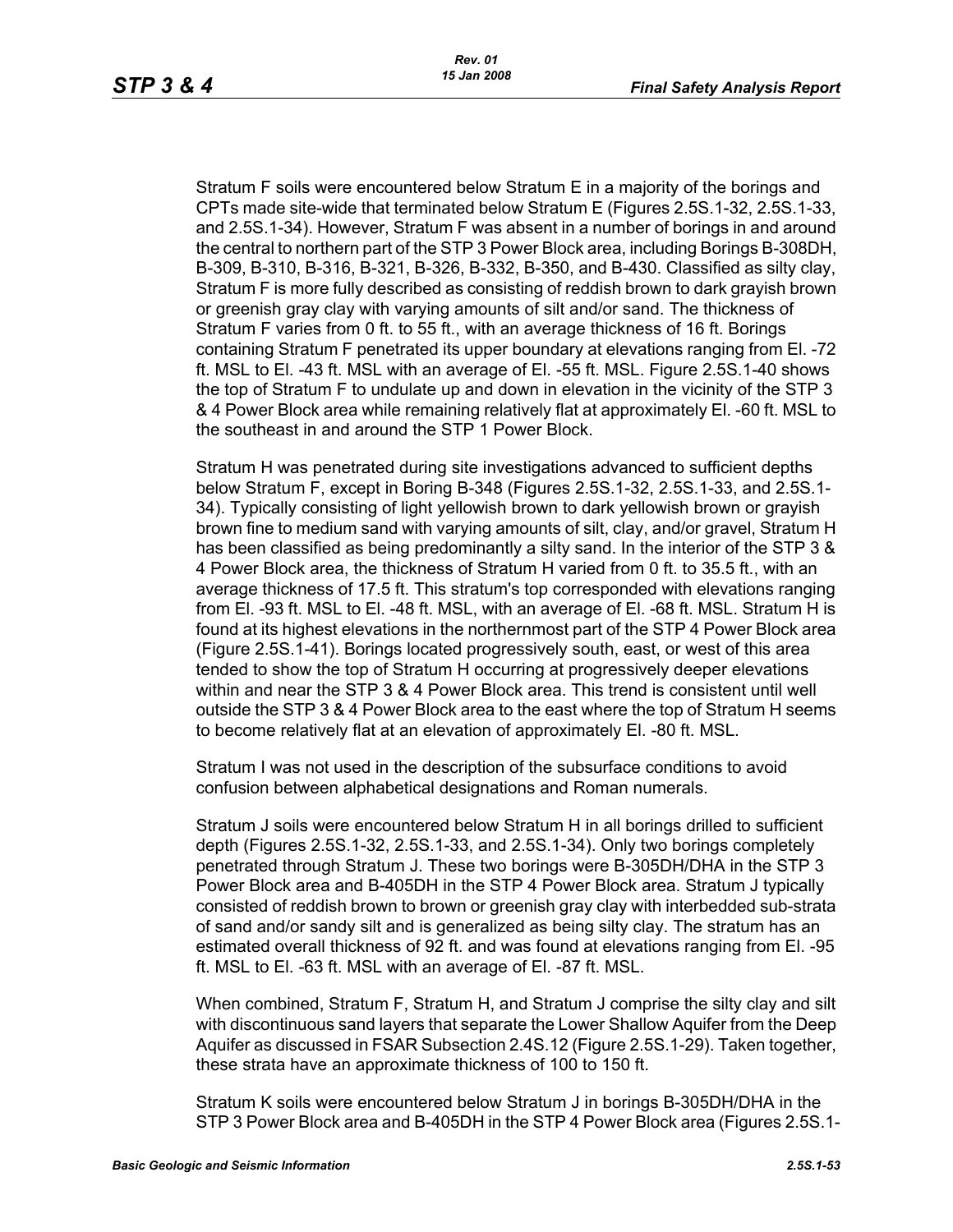Stratum F soils were encountered below Stratum E in a majority of the borings and CPTs made site-wide that terminated below Stratum E (Figures 2.5S.1-32, 2.5S.1-33, and 2.5S.1-34). However, Stratum F was absent in a number of borings in and around the central to northern part of the STP 3 Power Block area, including Borings B-308DH, B-309, B-310, B-316, B-321, B-326, B-332, B-350, and B-430. Classified as silty clay, Stratum F is more fully described as consisting of reddish brown to dark grayish brown or greenish gray clay with varying amounts of silt and/or sand. The thickness of Stratum F varies from 0 ft. to 55 ft., with an average thickness of 16 ft. Borings containing Stratum F penetrated its upper boundary at elevations ranging from El. -72 ft. MSL to El. -43 ft. MSL with an average of El. -55 ft. MSL. Figure 2.5S.1-40 shows the top of Stratum F to undulate up and down in elevation in the vicinity of the STP 3 & 4 Power Block area while remaining relatively flat at approximately El. -60 ft. MSL to the southeast in and around the STP 1 Power Block.

Stratum H was penetrated during site investigations advanced to sufficient depths below Stratum F, except in Boring B-348 (Figures 2.5S.1-32, 2.5S.1-33, and 2.5S.1-34). Typically consisting of light yellowish brown to dark yellowish brown or grayish brown fine to medium sand with varying amounts of silt, clay, and/or gravel, Stratum H has been classified as being predominantly a silty sand. In the interior of the STP 3 & 4 Power Block area, the thickness of Stratum H varied from 0 ft. to 35.5 ft., with an average thickness of 17.5 ft. This stratum's top corresponded with elevations ranging from El. -93 ft. MSL to El. -48 ft. MSL, with an average of El. -68 ft. MSL. Stratum H is found at its highest elevations in the northernmost part of the STP 4 Power Block area (Figure 2.5S.1-41). Borings located progressively south, east, or west of this area tended to show the top of Stratum H occurring at progressively deeper elevations within and near the STP 3 & 4 Power Block area. This trend is consistent until well outside the STP 3 & 4 Power Block area to the east where the top of Stratum H seems to become relatively flat at an elevation of approximately El. -80 ft. MSL.

Stratum I was not used in the description of the subsurface conditions to avoid confusion between alphabetical designations and Roman numerals.

Stratum J soils were encountered below Stratum H in all borings drilled to sufficient depth (Figures 2.5S.1-32, 2.5S.1-33, and 2.5S.1-34). Only two borings completely penetrated through Stratum J. These two borings were B-305DH/DHA in the STP 3 Power Block area and B-405DH in the STP 4 Power Block area. Stratum J typically consisted of reddish brown to brown or greenish gray clay with interbedded sub-strata of sand and/or sandy silt and is generalized as being silty clay. The stratum has an estimated overall thickness of 92 ft. and was found at elevations ranging from El. -95 ft. MSL to El. -63 ft. MSL with an average of El. -87 ft. MSL.

When combined, Stratum F, Stratum H, and Stratum J comprise the silty clay and silt with discontinuous sand layers that separate the Lower Shallow Aquifer from the Deep Aquifer as discussed in FSAR Subsection 2.4S.12 (Figure 2.5S.1-29). Taken together, these strata have an approximate thickness of 100 to 150 ft.

Stratum K soils were encountered below Stratum J in borings B-305DH/DHA in the STP 3 Power Block area and B-405DH in the STP 4 Power Block area (Figures 2.5S.1-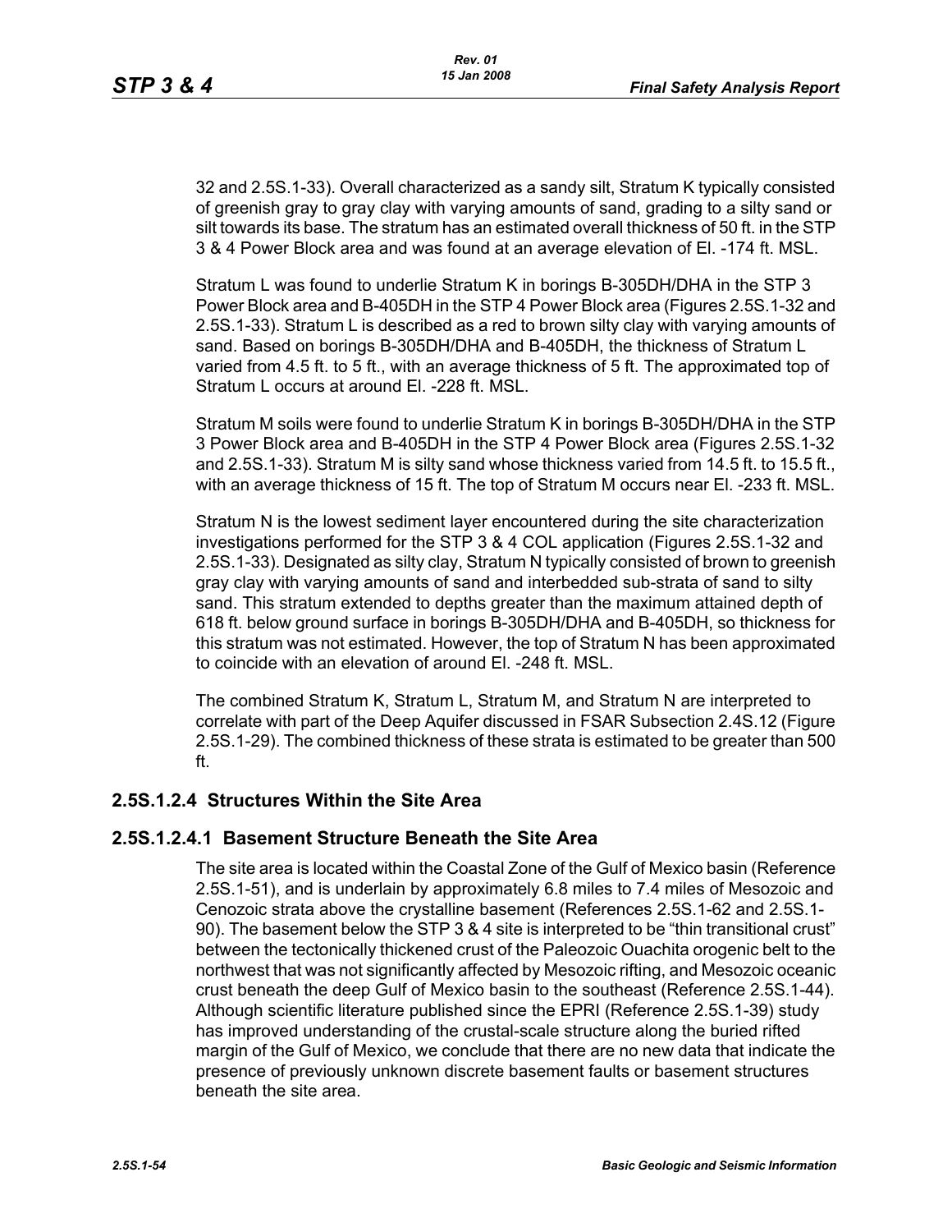32 and 2.5S.1-33). Overall characterized as a sandy silt, Stratum K typically consisted of greenish gray to gray clay with varying amounts of sand, grading to a silty sand or silt towards its base. The stratum has an estimated overall thickness of 50 ft. in the STP 3 & 4 Power Block area and was found at an average elevation of El. -174 ft. MSL.

Stratum L was found to underlie Stratum K in borings B-305DH/DHA in the STP 3 Power Block area and B-405DH in the STP 4 Power Block area (Figures 2.5S.1-32 and 2.5S.1-33). Stratum L is described as a red to brown silty clay with varying amounts of sand. Based on borings B-305DH/DHA and B-405DH, the thickness of Stratum L varied from 4.5 ft. to 5 ft., with an average thickness of 5 ft. The approximated top of Stratum L occurs at around El. -228 ft. MSL.

Stratum M soils were found to underlie Stratum K in borings B-305DH/DHA in the STP 3 Power Block area and B-405DH in the STP 4 Power Block area (Figures 2.5S.1-32 and 2.5S.1-33). Stratum M is silty sand whose thickness varied from 14.5 ft. to 15.5 ft., with an average thickness of 15 ft. The top of Stratum M occurs near El. -233 ft. MSL.

Stratum N is the lowest sediment layer encountered during the site characterization investigations performed for the STP 3 & 4 COL application (Figures 2.5S.1-32 and 2.5S.1-33). Designated as silty clay, Stratum N typically consisted of brown to greenish gray clay with varying amounts of sand and interbedded sub-strata of sand to silty sand. This stratum extended to depths greater than the maximum attained depth of 618 ft. below ground surface in borings B-305DH/DHA and B-405DH, so thickness for this stratum was not estimated. However, the top of Stratum N has been approximated to coincide with an elevation of around El. -248 ft. MSL.

The combined Stratum K, Stratum L, Stratum M, and Stratum N are interpreted to correlate with part of the Deep Aquifer discussed in FSAR Subsection 2.4S.12 (Figure 2.5S.1-29). The combined thickness of these strata is estimated to be greater than 500 ft.

### 2.5S.1.2.4 Structures Within the Site Area

#### 2.5S.1.2.4.1 Basement Structure Beneath the Site Area

The site area is located within the Coastal Zone of the Gulf of Mexico basin (Reference 2.5S.1-51), and is underlain by approximately 6.8 miles to 7.4 miles of Mesozoic and Cenozoic strata above the crystalline basement (References 2.5S.1-62 and 2.5S.1-90). The basement below the STP 3 & 4 site is interpreted to be "thin transitional crust" between the tectonically thickened crust of the Paleozoic Ouachita orogenic belt to the northwest that was not significantly affected by Mesozoic rifting, and Mesozoic oceanic crust beneath the deep Gulf of Mexico basin to the southeast (Reference 2.5S.1-44). Although scientific literature published since the EPRI (Reference 2.5S.1-39) study has improved understanding of the crustal-scale structure along the buried rifted margin of the Gulf of Mexico, we conclude that there are no new data that indicate the presence of previously unknown discrete basement faults or basement structures beneath the site area.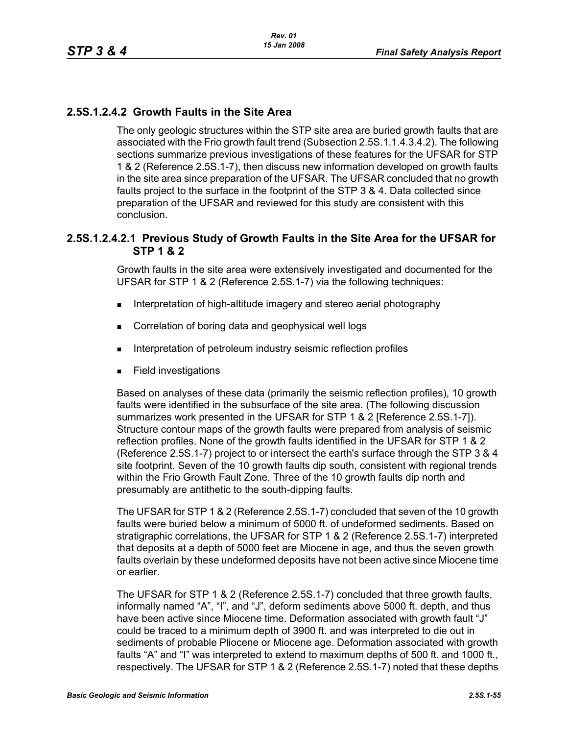### 2.5S.1.2.4.2 Growth Faults in the Site Area

The only geologic structures within the STP site area are buried growth faults that are associated with the Frio growth fault trend (Subsection 2.5S.1.1.4.3.4.2). The following sections summarize previous investigations of these features for the UFSAR for STP 1 & 2 (Reference 2.5S.1-7), then discuss new information developed on growth faults in the site area since preparation of the UFSAR. The UFSAR concluded that no growth faults project to the surface in the footprint of the STP 3 & 4. Data collected since preparation of the UFSAR and reviewed for this study are consistent with this conclusion.

#### 2.5S.1.2.4.2.1 Previous Study of Growth Faults in the Site Area for the UFSAR for STP 1 & 2

Growth faults in the site area were extensively investigated and documented for the UFSAR for STP 1 & 2 (Reference 2.5S.1-7) via the following techniques:

- Interpretation of high-altitude imagery and stereo aerial photography
- Correlation of boring data and geophysical well logs
- Interpretation of petroleum industry seismic reflection profiles
- Field investigations

Based on analyses of these data (primarily the seismic reflection profiles), 10 growth faults were identified in the subsurface of the site area. (The following discussion summarizes work presented in the UFSAR for STP 1 & 2 [Reference 2.5S.1-7]). Structure contour maps of the growth faults were prepared from analysis of seismic reflection profiles. None of the growth faults identified in the UFSAR for STP 1 & 2 (Reference 2.5S.1-7) project to or intersect the earth's surface through the STP 3 & 4 site footprint. Seven of the 10 growth faults dip south, consistent with regional trends within the Frio Growth Fault Zone. Three of the 10 growth faults dip north and presumably are antithetic to the south-dipping faults.

The UFSAR for STP 1 & 2 (Reference 2.5S.1-7) concluded that seven of the 10 growth faults were buried below a minimum of 5000 ft. of undeformed sediments. Based on stratigraphic correlations, the UFSAR for STP 1 & 2 (Reference 2.5S.1-7) interpreted that deposits at a depth of 5000 feet are Miocene in age, and thus the seven growth faults overlain by these undeformed deposits have not been active since Miocene time or earlier.

The UFSAR for STP 1 & 2 (Reference 2.5S.1-7) concluded that three growth faults, informally named "A", "I", and "J", deform sediments above 5000 ft. depth, and thus have been active since Miocene time. Deformation associated with growth fault "J" could be traced to a minimum depth of 3900 ft. and was interpreted to die out in sediments of probable Pliocene or Miocene age. Deformation associated with growth faults "A" and "I" was interpreted to extend to maximum depths of 500 ft. and 1000 ft., respectively. The UFSAR for STP 1 & 2 (Reference 2.5S.1-7) noted that these depths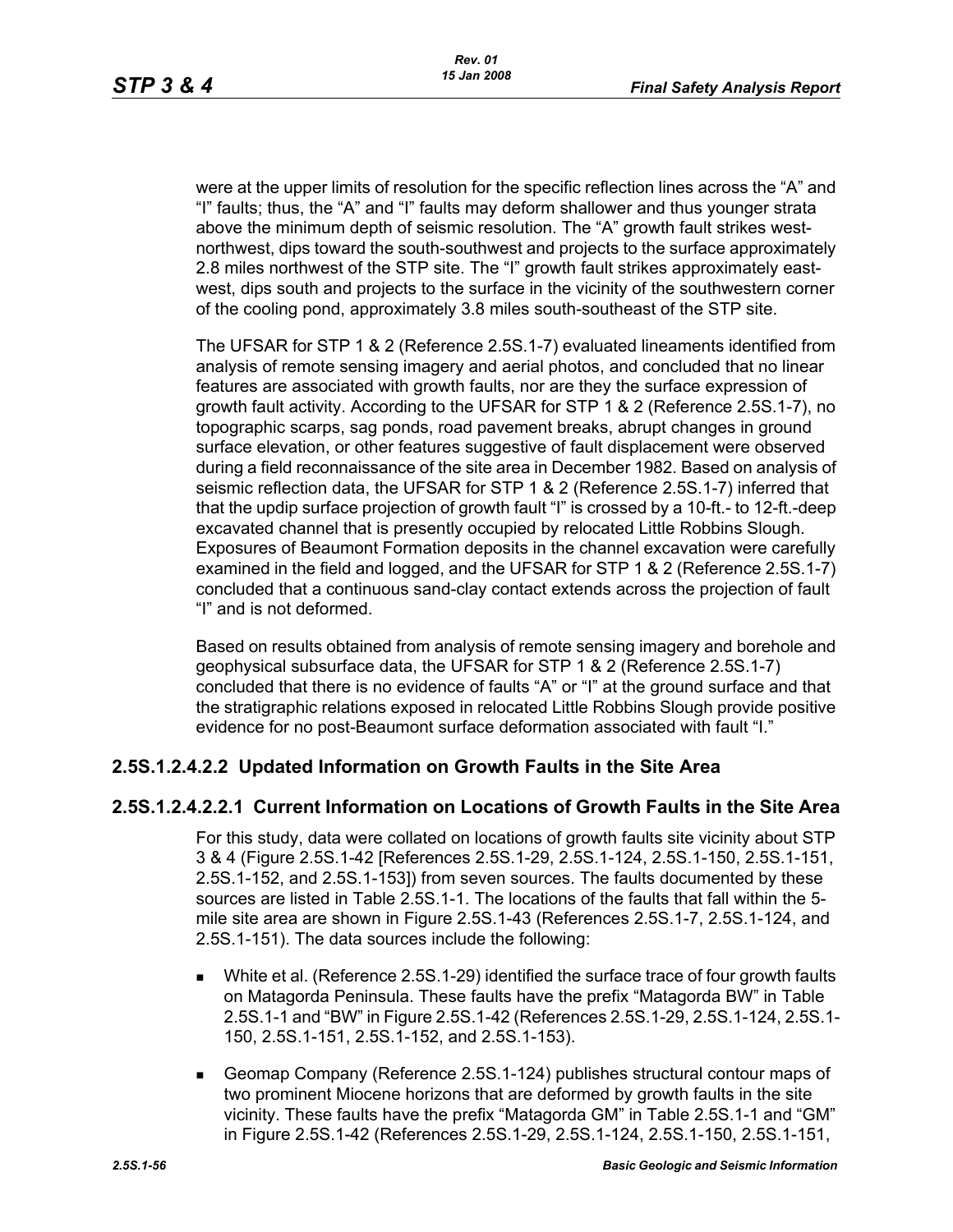were at the upper limits of resolution for the specific reflection lines across the “A” and “I” faults; thus, the “A” and “I” faults may deform shallower and thus younger strata above the minimum depth of seismic resolution. The “A” growth fault strikes west-northwest, dips toward the south-southwest and projects to the surface approximately 2.8 miles northwest of the STP site. The “I” growth fault strikes approximately east-west, dips south and projects to the surface in the vicinity of the southwestern corner of the cooling pond, approximately 3.8 miles south-southeast of the STP site.

The UFSAR for STP 1 & 2 (Reference 2.5S.1-7) evaluated lineaments identified from analysis of remote sensing imagery and aerial photos, and concluded that no linear features are associated with growth faults, nor are they the surface expression of growth fault activity. According to the UFSAR for STP 1 & 2 (Reference 2.5S.1-7), no topographic scarps, sag ponds, road pavement breaks, abrupt changes in ground surface elevation, or other features suggestive of fault displacement were observed during a field reconnaissance of the site area in December 1982. Based on analysis of seismic reflection data, the UFSAR for STP 1 & 2 (Reference 2.5S.1-7) inferred that that the updip surface projection of growth fault “I” is crossed by a 10-ft.- to 12-ft.-deep excavated channel that is presently occupied by relocated Little Robbins Slough. Exposures of Beaumont Formation deposits in the channel excavation were carefully examined in the field and logged, and the UFSAR for STP 1 & 2 (Reference 2.5S.1-7) concluded that a continuous sand-clay contact extends across the projection of fault “I” and is not deformed.

Based on results obtained from analysis of remote sensing imagery and borehole and geophysical subsurface data, the UFSAR for STP 1 & 2 (Reference 2.5S.1-7) concluded that there is no evidence of faults “A” or “I” at the ground surface and that the stratigraphic relations exposed in relocated Little Robbins Slough provide positive evidence for no post-Beaumont surface deformation associated with fault “I.”

### 2.5S.1.2.4.2.2 Updated Information on Growth Faults in the Site Area

### 2.5S.1.2.4.2.2.1 Current Information on Locations of Growth Faults in the Site Area

For this study, data were collated on locations of growth faults site vicinity about STP 3 & 4 (Figure 2.5S.1-42 [References 2.5S.1-29, 2.5S.1-124, 2.5S.1-150, 2.5S.1-151, 2.5S.1-152, and 2.5S.1-153]) from seven sources. The faults documented by these sources are listed in Table 2.5S.1-1. The locations of the faults that fall within the 5-mile site area are shown in Figure 2.5S.1-43 (References 2.5S.1-7, 2.5S.1-124, and 2.5S.1-151). The data sources include the following:

- White et al. (Reference 2.5S.1-29) identified the surface trace of four growth faults on Matagorda Peninsula. These faults have the prefix “Matagorda BW” in Table 2.5S.1-1 and “BW” in Figure 2.5S.1-42 (References 2.5S.1-29, 2.5S.1-124, 2.5S.1-150, 2.5S.1-151, 2.5S.1-152, and 2.5S.1-153).
- Geomap Company (Reference 2.5S.1-124) publishes structural contour maps of two prominent Miocene horizons that are deformed by growth faults in the site vicinity. These faults have the prefix “Matagorda GM” in Table 2.5S.1-1 and “GM” in Figure 2.5S.1-42 (References 2.5S.1-29, 2.5S.1-124, 2.5S.1-150, 2.5S.1-151,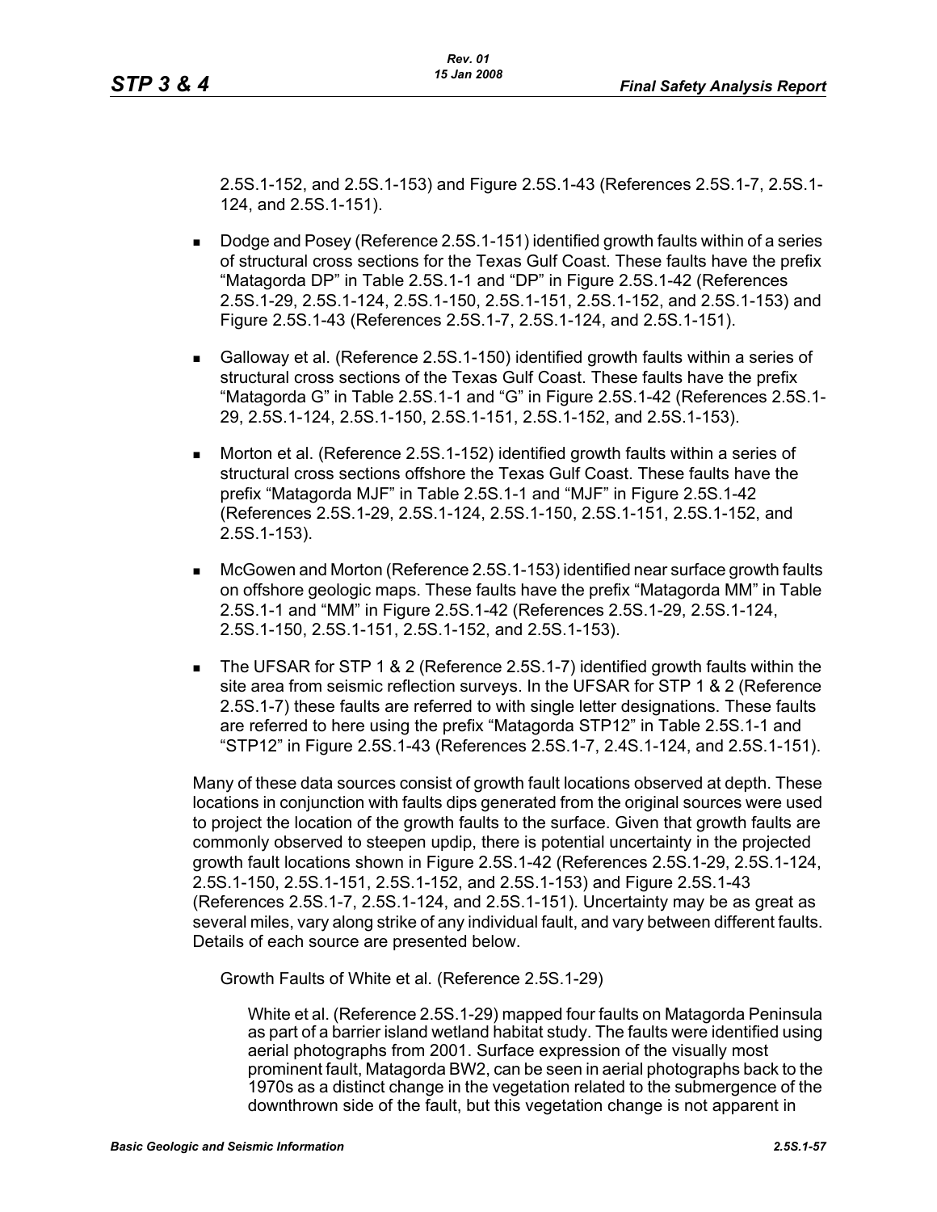2.5S.1-152, and 2.5S.1-153) and Figure 2.5S.1-43 (References 2.5S.1-7, 2.5S.1-124, and 2.5S.1-151).

- Dodge and Posey (Reference 2.5S.1-151) identified growth faults within of a series of structural cross sections for the Texas Gulf Coast. These faults have the prefix "Matagorda DP" in Table 2.5S.1-1 and "DP" in Figure 2.5S.1-42 (References 2.5S.1-29, 2.5S.1-124, 2.5S.1-150, 2.5S.1-151, 2.5S.1-152, and 2.5S.1-153) and Figure 2.5S.1-43 (References 2.5S.1-7, 2.5S.1-124, and 2.5S.1-151).
- Galloway et al. (Reference 2.5S.1-150) identified growth faults within a series of structural cross sections of the Texas Gulf Coast. These faults have the prefix "Matagorda G" in Table 2.5S.1-1 and "G" in Figure 2.5S.1-42 (References 2.5S.1-29, 2.5S.1-124, 2.5S.1-150, 2.5S.1-151, 2.5S.1-152, and 2.5S.1-153).
- Morton et al. (Reference 2.5S.1-152) identified growth faults within a series of structural cross sections offshore the Texas Gulf Coast. These faults have the prefix "Matagorda MJF" in Table 2.5S.1-1 and "MJF" in Figure 2.5S.1-42 (References 2.5S.1-29, 2.5S.1-124, 2.5S.1-150, 2.5S.1-151, 2.5S.1-152, and 2.5S.1-153).
- McGowen and Morton (Reference 2.5S.1-153) identified near surface growth faults on offshore geologic maps. These faults have the prefix "Matagorda MM" in Table 2.5S.1-1 and "MM" in Figure 2.5S.1-42 (References 2.5S.1-29, 2.5S.1-124, 2.5S.1-150, 2.5S.1-151, 2.5S.1-152, and 2.5S.1-153).
- The UFSAR for STP 1 & 2 (Reference 2.5S.1-7) identified growth faults within the site area from seismic reflection surveys. In the UFSAR for STP 1 & 2 (Reference 2.5S.1-7) these faults are referred to with single letter designations. These faults are referred to here using the prefix "Matagorda STP12" in Table 2.5S.1-1 and "STP12" in Figure 2.5S.1-43 (References 2.5S.1-7, 2.4S.1-124, and 2.5S.1-151).

Many of these data sources consist of growth fault locations observed at depth. These locations in conjunction with faults dips generated from the original sources were used to project the location of the growth faults to the surface. Given that growth faults are commonly observed to steepen updip, there is potential uncertainty in the projected growth fault locations shown in Figure 2.5S.1-42 (References 2.5S.1-29, 2.5S.1-124, 2.5S.1-150, 2.5S.1-151, 2.5S.1-152, and 2.5S.1-153) and Figure 2.5S.1-43 (References 2.5S.1-7, 2.5S.1-124, and 2.5S.1-151). Uncertainty may be as great as several miles, vary along strike of any individual fault, and vary between different faults. Details of each source are presented below.

Growth Faults of White et al. (Reference 2.5S.1-29)

White et al. (Reference 2.5S.1-29) mapped four faults on Matagorda Peninsula as part of a barrier island wetland habitat study. The faults were identified using aerial photographs from 2001. Surface expression of the visually most prominent fault, Matagorda BW2, can be seen in aerial photographs back to the 1970s as a distinct change in the vegetation related to the submergence of the downthrown side of the fault, but this vegetation change is not apparent in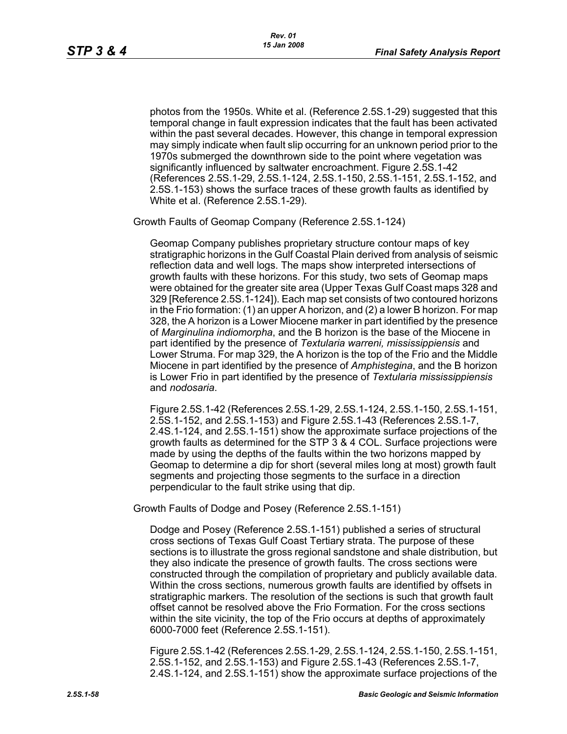photos from the 1950s. White et al. (Reference 2.5S.1-29) suggested that this temporal change in fault expression indicates that the fault has been activated within the past several decades. However, this change in temporal expression may simply indicate when fault slip occurring for an unknown period prior to the 1970s submerged the downthrown side to the point where vegetation was significantly influenced by saltwater encroachment. Figure 2.5S.1-42 (References 2.5S.1-29, 2.5S.1-124, 2.5S.1-150, 2.5S.1-151, 2.5S.1-152, and 2.5S.1-153) shows the surface traces of these growth faults as identified by White et al. (Reference 2.5S.1-29).

Growth Faults of Geomap Company (Reference 2.5S.1-124)

Geomap Company publishes proprietary structure contour maps of key stratigraphic horizons in the Gulf Coastal Plain derived from analysis of seismic reflection data and well logs. The maps show interpreted intersections of growth faults with these horizons. For this study, two sets of Geomap maps were obtained for the greater site area (Upper Texas Gulf Coast maps 328 and 329 [Reference 2.5S.1-124]). Each map set consists of two contoured horizons in the Frio formation: (1) an upper A horizon, and (2) a lower B horizon. For map 328, the A horizon is a Lower Miocene marker in part identified by the presence of *Marginulina indiomorpha*, and the B horizon is the base of the Miocene in part identified by the presence of *Textularia warreni, mississippiensis* and Lower Struma. For map 329, the A horizon is the top of the Frio and the Middle Miocene in part identified by the presence of *Amphistegina*, and the B horizon is Lower Frio in part identified by the presence of *Textularia mississippiensis* and *nodosaria*.

Figure 2.5S.1-42 (References 2.5S.1-29, 2.5S.1-124, 2.5S.1-150, 2.5S.1-151, 2.5S.1-152, and 2.5S.1-153) and Figure 2.5S.1-43 (References 2.5S.1-7, 2.4S.1-124, and 2.5S.1-151) show the approximate surface projections of the growth faults as determined for the STP 3 & 4 COL. Surface projections were made by using the depths of the faults within the two horizons mapped by Geomap to determine a dip for short (several miles long at most) growth fault segments and projecting those segments to the surface in a direction perpendicular to the fault strike using that dip.

Growth Faults of Dodge and Posey (Reference 2.5S.1-151)

Dodge and Posey (Reference 2.5S.1-151) published a series of structural cross sections of Texas Gulf Coast Tertiary strata. The purpose of these sections is to illustrate the gross regional sandstone and shale distribution, but they also indicate the presence of growth faults. The cross sections were constructed through the compilation of proprietary and publicly available data. Within the cross sections, numerous growth faults are identified by offsets in stratigraphic markers. The resolution of the sections is such that growth fault offset cannot be resolved above the Frio Formation. For the cross sections within the site vicinity, the top of the Frio occurs at depths of approximately 6000-7000 feet (Reference 2.5S.1-151).

Figure 2.5S.1-42 (References 2.5S.1-29, 2.5S.1-124, 2.5S.1-150, 2.5S.1-151, 2.5S.1-152, and 2.5S.1-153) and Figure 2.5S.1-43 (References 2.5S.1-7, 2.4S.1-124, and 2.5S.1-151) show the approximate surface projections of the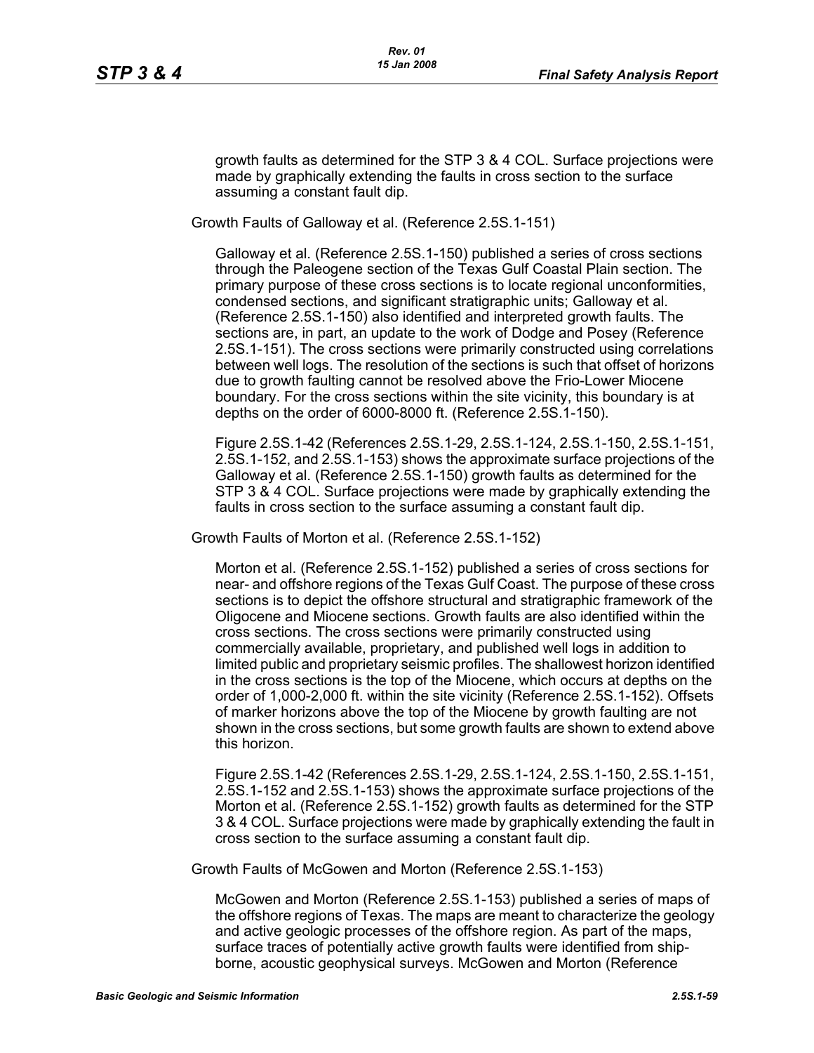growth faults as determined for the STP 3 & 4 COL. Surface projections were made by graphically extending the faults in cross section to the surface assuming a constant fault dip.

Growth Faults of Galloway et al. (Reference 2.5S.1-151)

Galloway et al. (Reference 2.5S.1-150) published a series of cross sections through the Paleogene section of the Texas Gulf Coastal Plain section. The primary purpose of these cross sections is to locate regional unconformities, condensed sections, and significant stratigraphic units; Galloway et al. (Reference 2.5S.1-150) also identified and interpreted growth faults. The sections are, in part, an update to the work of Dodge and Posey (Reference 2.5S.1-151). The cross sections were primarily constructed using correlations between well logs. The resolution of the sections is such that offset of horizons due to growth faulting cannot be resolved above the Frio-Lower Miocene boundary. For the cross sections within the site vicinity, this boundary is at depths on the order of 6000-8000 ft. (Reference 2.5S.1-150).

Figure 2.5S.1-42 (References 2.5S.1-29, 2.5S.1-124, 2.5S.1-150, 2.5S.1-151, 2.5S.1-152, and 2.5S.1-153) shows the approximate surface projections of the Galloway et al. (Reference 2.5S.1-150) growth faults as determined for the STP 3 & 4 COL. Surface projections were made by graphically extending the faults in cross section to the surface assuming a constant fault dip.

Growth Faults of Morton et al. (Reference 2.5S.1-152)

Morton et al. (Reference 2.5S.1-152) published a series of cross sections for near- and offshore regions of the Texas Gulf Coast. The purpose of these cross sections is to depict the offshore structural and stratigraphic framework of the Oligocene and Miocene sections. Growth faults are also identified within the cross sections. The cross sections were primarily constructed using commercially available, proprietary, and published well logs in addition to limited public and proprietary seismic profiles. The shallowest horizon identified in the cross sections is the top of the Miocene, which occurs at depths on the order of 1,000-2,000 ft. within the site vicinity (Reference 2.5S.1-152). Offsets of marker horizons above the top of the Miocene by growth faulting are not shown in the cross sections, but some growth faults are shown to extend above this horizon.

Figure 2.5S.1-42 (References 2.5S.1-29, 2.5S.1-124, 2.5S.1-150, 2.5S.1-151, 2.5S.1-152 and 2.5S.1-153) shows the approximate surface projections of the Morton et al. (Reference 2.5S.1-152) growth faults as determined for the STP 3 & 4 COL. Surface projections were made by graphically extending the fault in cross section to the surface assuming a constant fault dip.

Growth Faults of McGowen and Morton (Reference 2.5S.1-153)

McGowen and Morton (Reference 2.5S.1-153) published a series of maps of the offshore regions of Texas. The maps are meant to characterize the geology and active geologic processes of the offshore region. As part of the maps, surface traces of potentially active growth faults were identified from ship-borne, acoustic geophysical surveys. McGowen and Morton (Reference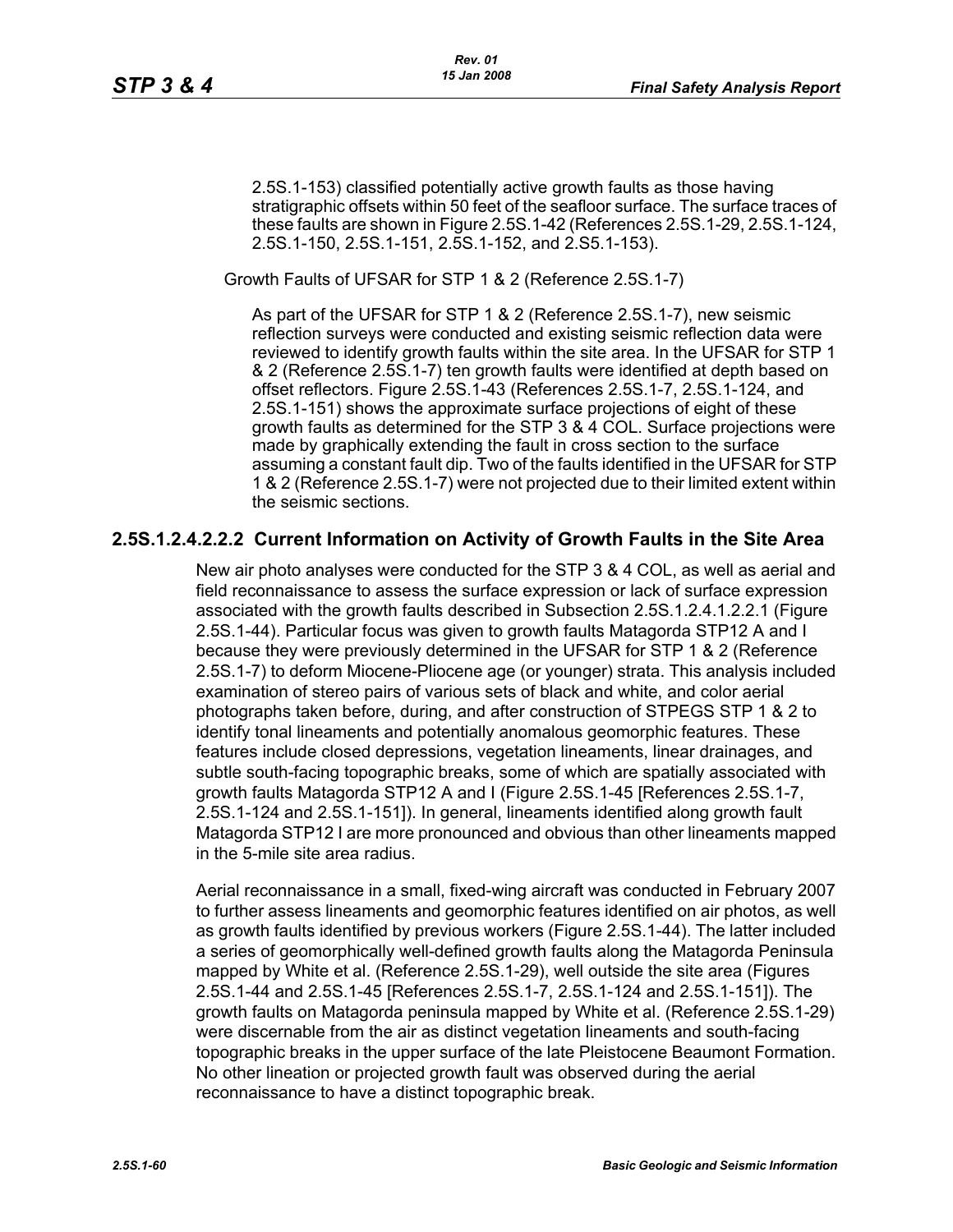2.5S.1-153) classified potentially active growth faults as those having stratigraphic offsets within 50 feet of the seafloor surface. The surface traces of these faults are shown in Figure 2.5S.1-42 (References 2.5S.1-29, 2.5S.1-124, 2.5S.1-150, 2.5S.1-151, 2.5S.1-152, and 2.S5.1-153).

Growth Faults of UFSAR for STP 1 & 2 (Reference 2.5S.1-7)

As part of the UFSAR for STP 1 & 2 (Reference 2.5S.1-7), new seismic reflection surveys were conducted and existing seismic reflection data were reviewed to identify growth faults within the site area. In the UFSAR for STP 1 & 2 (Reference 2.5S.1-7) ten growth faults were identified at depth based on offset reflectors. Figure 2.5S.1-43 (References 2.5S.1-7, 2.5S.1-124, and 2.5S.1-151) shows the approximate surface projections of eight of these growth faults as determined for the STP 3 & 4 COL. Surface projections were made by graphically extending the fault in cross section to the surface assuming a constant fault dip. Two of the faults identified in the UFSAR for STP 1 & 2 (Reference 2.5S.1-7) were not projected due to their limited extent within the seismic sections.

### 2.5S.1.2.4.2.2.2 Current Information on Activity of Growth Faults in the Site Area

New air photo analyses were conducted for the STP 3 & 4 COL, as well as aerial and field reconnaissance to assess the surface expression or lack of surface expression associated with the growth faults described in Subsection 2.5S.1.2.4.1.2.2.1 (Figure 2.5S.1-44). Particular focus was given to growth faults Matagorda STP12 A and I because they were previously determined in the UFSAR for STP 1 & 2 (Reference 2.5S.1-7) to deform Miocene-Pliocene age (or younger) strata. This analysis included examination of stereo pairs of various sets of black and white, and color aerial photographs taken before, during, and after construction of STPEGS STP 1 & 2 to identify tonal lineaments and potentially anomalous geomorphic features. These features include closed depressions, vegetation lineaments, linear drainages, and subtle south-facing topographic breaks, some of which are spatially associated with growth faults Matagorda STP12 A and I (Figure 2.5S.1-45 [References 2.5S.1-7, 2.5S.1-124 and 2.5S.1-151]). In general, lineaments identified along growth fault Matagorda STP12 I are more pronounced and obvious than other lineaments mapped in the 5-mile site area radius.

Aerial reconnaissance in a small, fixed-wing aircraft was conducted in February 2007 to further assess lineaments and geomorphic features identified on air photos, as well as growth faults identified by previous workers (Figure 2.5S.1-44). The latter included a series of geomorphically well-defined growth faults along the Matagorda Peninsula mapped by White et al. (Reference 2.5S.1-29), well outside the site area (Figures 2.5S.1-44 and 2.5S.1-45 [References 2.5S.1-7, 2.5S.1-124 and 2.5S.1-151]). The growth faults on Matagorda peninsula mapped by White et al. (Reference 2.5S.1-29) were discernable from the air as distinct vegetation lineaments and south-facing topographic breaks in the upper surface of the late Pleistocene Beaumont Formation. No other lineation or projected growth fault was observed during the aerial reconnaissance to have a distinct topographic break.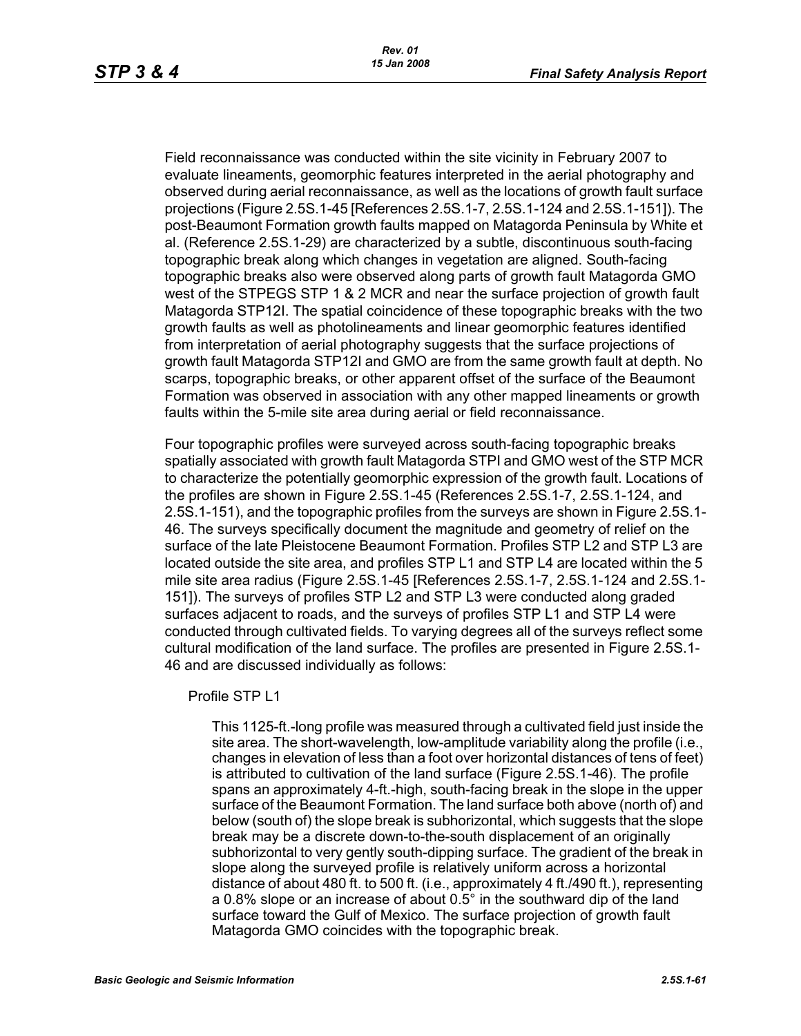Field reconnaissance was conducted within the site vicinity in February 2007 to evaluate lineaments, geomorphic features interpreted in the aerial photography and observed during aerial reconnaissance, as well as the locations of growth fault surface projections (Figure 2.5S.1-45 [References 2.5S.1-7, 2.5S.1-124 and 2.5S.1-151]). The post-Beaumont Formation growth faults mapped on Matagorda Peninsula by White et al. (Reference 2.5S.1-29) are characterized by a subtle, discontinuous south-facing topographic break along which changes in vegetation are aligned. South-facing topographic breaks also were observed along parts of growth fault Matagorda GMO west of the STPEGS STP 1 & 2 MCR and near the surface projection of growth fault Matagorda STP12I. The spatial coincidence of these topographic breaks with the two growth faults as well as photolineaments and linear geomorphic features identified from interpretation of aerial photography suggests that the surface projections of growth fault Matagorda STP12I and GMO are from the same growth fault at depth. No scarps, topographic breaks, or other apparent offset of the surface of the Beaumont Formation was observed in association with any other mapped lineaments or growth faults within the 5-mile site area during aerial or field reconnaissance.

Four topographic profiles were surveyed across south-facing topographic breaks spatially associated with growth fault Matagorda STPI and GMO west of the STP MCR to characterize the potentially geomorphic expression of the growth fault. Locations of the profiles are shown in Figure 2.5S.1-45 (References 2.5S.1-7, 2.5S.1-124, and 2.5S.1-151), and the topographic profiles from the surveys are shown in Figure 2.5S.1-46. The surveys specifically document the magnitude and geometry of relief on the surface of the late Pleistocene Beaumont Formation. Profiles STP L2 and STP L3 are located outside the site area, and profiles STP L1 and STP L4 are located within the 5 mile site area radius (Figure 2.5S.1-45 [References 2.5S.1-7, 2.5S.1-124 and 2.5S.1-151]). The surveys of profiles STP L2 and STP L3 were conducted along graded surfaces adjacent to roads, and the surveys of profiles STP L1 and STP L4 were conducted through cultivated fields. To varying degrees all of the surveys reflect some cultural modification of the land surface. The profiles are presented in Figure 2.5S.1-46 and are discussed individually as follows:

Profile STP L1

This 1125-ft.-long profile was measured through a cultivated field just inside the site area. The short-wavelength, low-amplitude variability along the profile (i.e., changes in elevation of less than a foot over horizontal distances of tens of feet) is attributed to cultivation of the land surface (Figure 2.5S.1-46). The profile spans an approximately 4-ft.-high, south-facing break in the slope in the upper surface of the Beaumont Formation. The land surface both above (north of) and below (south of) the slope break is subhorizontal, which suggests that the slope break may be a discrete down-to-the-south displacement of an originally subhorizontal to very gently south-dipping surface. The gradient of the break in slope along the surveyed profile is relatively uniform across a horizontal distance of about 480 ft. to 500 ft. (i.e., approximately 4 ft./490 ft.), representing a 0.8% slope or an increase of about 0.5° in the southward dip of the land surface toward the Gulf of Mexico. The surface projection of growth fault Matagorda GMO coincides with the topographic break.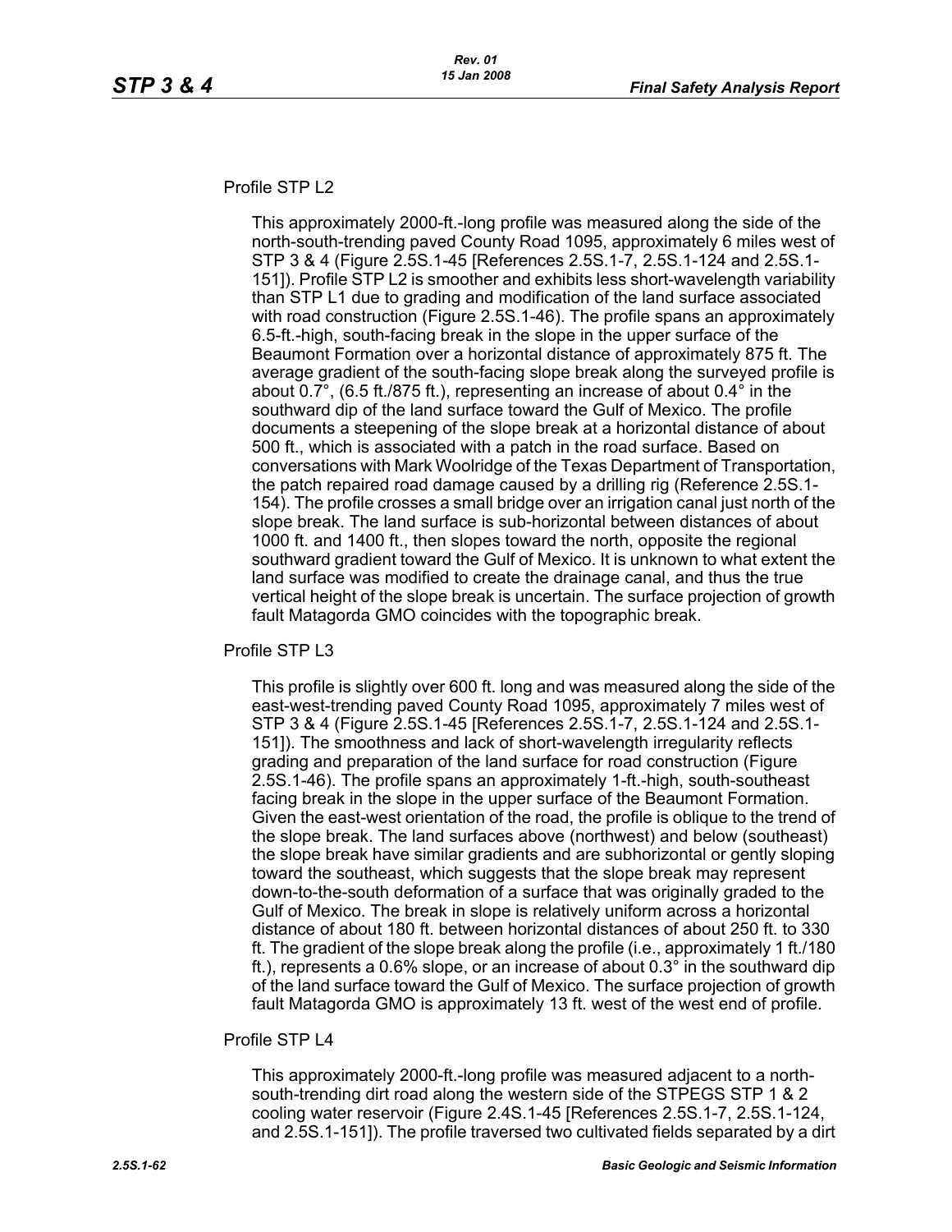Profile STP L2

This approximately 2000-ft.-long profile was measured along the side of the north-south-trending paved County Road 1095, approximately 6 miles west of STP 3 & 4 (Figure 2.5S.1-45 [References 2.5S.1-7, 2.5S.1-124 and 2.5S.1-151]). Profile STP L2 is smoother and exhibits less short-wavelength variability than STP L1 due to grading and modification of the land surface associated with road construction (Figure 2.5S.1-46). The profile spans an approximately 6.5-ft.-high, south-facing break in the slope in the upper surface of the Beaumont Formation over a horizontal distance of approximately 875 ft. The average gradient of the south-facing slope break along the surveyed profile is about 0.7°, (6.5 ft./875 ft.), representing an increase of about 0.4° in the southward dip of the land surface toward the Gulf of Mexico. The profile documents a steepening of the slope break at a horizontal distance of about 500 ft., which is associated with a patch in the road surface. Based on conversations with Mark Woolridge of the Texas Department of Transportation, the patch repaired road damage caused by a drilling rig (Reference 2.5S.1-154). The profile crosses a small bridge over an irrigation canal just north of the slope break. The land surface is sub-horizontal between distances of about 1000 ft. and 1400 ft., then slopes toward the north, opposite the regional southward gradient toward the Gulf of Mexico. It is unknown to what extent the land surface was modified to create the drainage canal, and thus the true vertical height of the slope break is uncertain. The surface projection of growth fault Matagorda GMO coincides with the topographic break.

Profile STP L3

This profile is slightly over 600 ft. long and was measured along the side of the east-west-trending paved County Road 1095, approximately 7 miles west of STP 3 & 4 (Figure 2.5S.1-45 [References 2.5S.1-7, 2.5S.1-124 and 2.5S.1-151]). The smoothness and lack of short-wavelength irregularity reflects grading and preparation of the land surface for road construction (Figure 2.5S.1-46). The profile spans an approximately 1-ft.-high, south-southeast facing break in the slope in the upper surface of the Beaumont Formation. Given the east-west orientation of the road, the profile is oblique to the trend of the slope break. The land surfaces above (northwest) and below (southeast) the slope break have similar gradients and are subhorizontal or gently sloping toward the southeast, which suggests that the slope break may represent down-to-the-south deformation of a surface that was originally graded to the Gulf of Mexico. The break in slope is relatively uniform across a horizontal distance of about 180 ft. between horizontal distances of about 250 ft. to 330 ft. The gradient of the slope break along the profile (i.e., approximately 1 ft./180 ft.), represents a 0.6% slope, or an increase of about 0.3° in the southward dip of the land surface toward the Gulf of Mexico. The surface projection of growth fault Matagorda GMO is approximately 13 ft. west of the west end of profile.

Profile STP L4

This approximately 2000-ft.-long profile was measured adjacent to a north-south-trending dirt road along the western side of the STPEGS STP 1 & 2 cooling water reservoir (Figure 2.4S.1-45 [References 2.5S.1-7, 2.5S.1-124, and 2.5S.1-151]). The profile traversed two cultivated fields separated by a dirt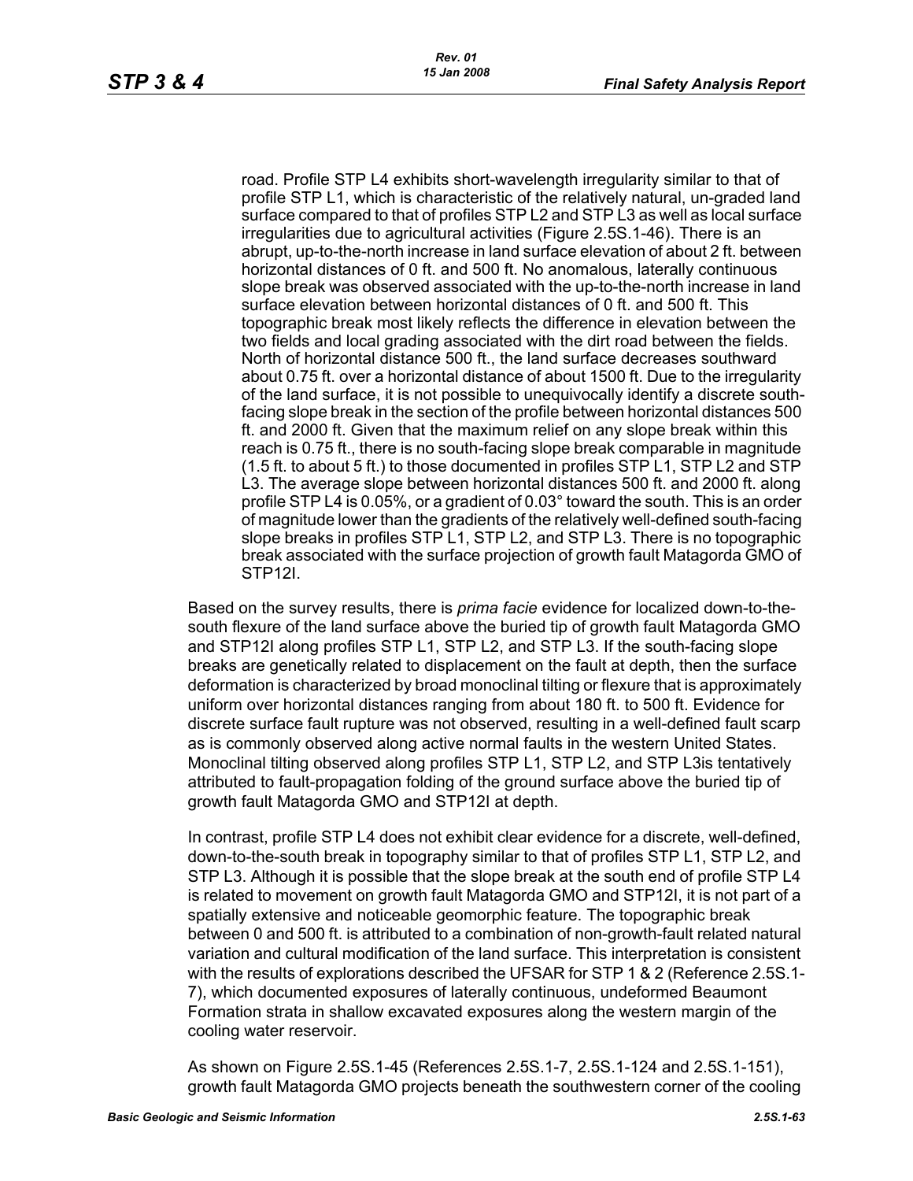road. Profile STP L4 exhibits short-wavelength irregularity similar to that of profile STP L1, which is characteristic of the relatively natural, un-graded land surface compared to that of profiles STP L2 and STP L3 as well as local surface irregularities due to agricultural activities (Figure 2.5S.1-46). There is an abrupt, up-to-the-north increase in land surface elevation of about 2 ft. between horizontal distances of 0 ft. and 500 ft. No anomalous, laterally continuous slope break was observed associated with the up-to-the-north increase in land surface elevation between horizontal distances of 0 ft. and 500 ft. This topographic break most likely reflects the difference in elevation between the two fields and local grading associated with the dirt road between the fields. North of horizontal distance 500 ft., the land surface decreases southward about 0.75 ft. over a horizontal distance of about 1500 ft. Due to the irregularity of the land surface, it is not possible to unequivocally identify a discrete south-facing slope break in the section of the profile between horizontal distances 500 ft. and 2000 ft. Given that the maximum relief on any slope break within this reach is 0.75 ft., there is no south-facing slope break comparable in magnitude (1.5 ft. to about 5 ft.) to those documented in profiles STP L1, STP L2 and STP L3. The average slope between horizontal distances 500 ft. and 2000 ft. along profile STP L4 is 0.05%, or a gradient of 0.03° toward the south. This is an order of magnitude lower than the gradients of the relatively well-defined south-facing slope breaks in profiles STP L1, STP L2, and STP L3. There is no topographic break associated with the surface projection of growth fault Matagorda GMO of STP12I.

Based on the survey results, there is *prima facie* evidence for localized down-to-the-south flexure of the land surface above the buried tip of growth fault Matagorda GMO and STP12I along profiles STP L1, STP L2, and STP L3. If the south-facing slope breaks are genetically related to displacement on the fault at depth, then the surface deformation is characterized by broad monoclinal tilting or flexure that is approximately uniform over horizontal distances ranging from about 180 ft. to 500 ft. Evidence for discrete surface fault rupture was not observed, resulting in a well-defined fault scarp as is commonly observed along active normal faults in the western United States. Monoclinal tilting observed along profiles STP L1, STP L2, and STP L3is tentatively attributed to fault-propagation folding of the ground surface above the buried tip of growth fault Matagorda GMO and STP12I at depth.

In contrast, profile STP L4 does not exhibit clear evidence for a discrete, well-defined, down-to-the-south break in topography similar to that of profiles STP L1, STP L2, and STP L3. Although it is possible that the slope break at the south end of profile STP L4 is related to movement on growth fault Matagorda GMO and STP12I, it is not part of a spatially extensive and noticeable geomorphic feature. The topographic break between 0 and 500 ft. is attributed to a combination of non-growth-fault related natural variation and cultural modification of the land surface. This interpretation is consistent with the results of explorations described the UFSAR for STP 1 & 2 (Reference 2.5S.1-7), which documented exposures of laterally continuous, undeformed Beaumont Formation strata in shallow excavated exposures along the western margin of the cooling water reservoir.

As shown on Figure 2.5S.1-45 (References 2.5S.1-7, 2.5S.1-124 and 2.5S.1-151), growth fault Matagorda GMO projects beneath the southwestern corner of the cooling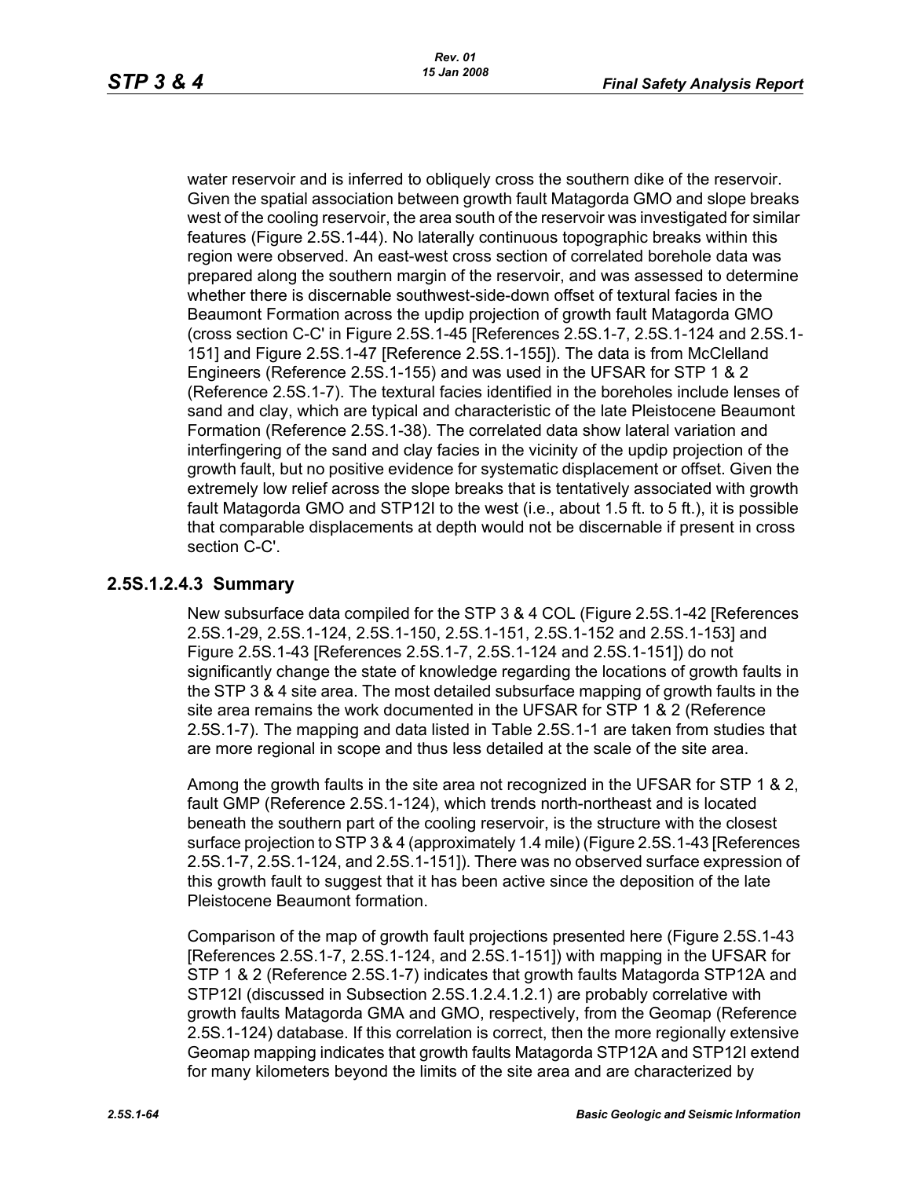water reservoir and is inferred to obliquely cross the southern dike of the reservoir. Given the spatial association between growth fault Matagorda GMO and slope breaks west of the cooling reservoir, the area south of the reservoir was investigated for similar features (Figure 2.5S.1-44). No laterally continuous topographic breaks within this region were observed. An east-west cross section of correlated borehole data was prepared along the southern margin of the reservoir, and was assessed to determine whether there is discernable southwest-side-down offset of textural facies in the Beaumont Formation across the updip projection of growth fault Matagorda GMO (cross section C-C' in Figure 2.5S.1-45 [References 2.5S.1-7, 2.5S.1-124 and 2.5S.1-151] and Figure 2.5S.1-47 [Reference 2.5S.1-155]). The data is from McClelland Engineers (Reference 2.5S.1-155) and was used in the UFSAR for STP 1 & 2 (Reference 2.5S.1-7). The textural facies identified in the boreholes include lenses of sand and clay, which are typical and characteristic of the late Pleistocene Beaumont Formation (Reference 2.5S.1-38). The correlated data show lateral variation and interfingering of the sand and clay facies in the vicinity of the updip projection of the growth fault, but no positive evidence for systematic displacement or offset. Given the extremely low relief across the slope breaks that is tentatively associated with growth fault Matagorda GMO and STP12I to the west (i.e., about 1.5 ft. to 5 ft.), it is possible that comparable displacements at depth would not be discernable if present in cross section C-C'.

### 2.5S.1.2.4.3 Summary

New subsurface data compiled for the STP 3 & 4 COL (Figure 2.5S.1-42 [References 2.5S.1-29, 2.5S.1-124, 2.5S.1-150, 2.5S.1-151, 2.5S.1-152 and 2.5S.1-153] and Figure 2.5S.1-43 [References 2.5S.1-7, 2.5S.1-124 and 2.5S.1-151]) do not significantly change the state of knowledge regarding the locations of growth faults in the STP 3 & 4 site area. The most detailed subsurface mapping of growth faults in the site area remains the work documented in the UFSAR for STP 1 & 2 (Reference 2.5S.1-7). The mapping and data listed in Table 2.5S.1-1 are taken from studies that are more regional in scope and thus less detailed at the scale of the site area.

Among the growth faults in the site area not recognized in the UFSAR for STP 1 & 2, fault GMP (Reference 2.5S.1-124), which trends north-northeast and is located beneath the southern part of the cooling reservoir, is the structure with the closest surface projection to STP 3 & 4 (approximately 1.4 mile) (Figure 2.5S.1-43 [References 2.5S.1-7, 2.5S.1-124, and 2.5S.1-151]). There was no observed surface expression of this growth fault to suggest that it has been active since the deposition of the late Pleistocene Beaumont formation.

Comparison of the map of growth fault projections presented here (Figure 2.5S.1-43 [References 2.5S.1-7, 2.5S.1-124, and 2.5S.1-151]) with mapping in the UFSAR for STP 1 & 2 (Reference 2.5S.1-7) indicates that growth faults Matagorda STP12A and STP12I (discussed in Subsection 2.5S.1.2.4.1.2.1) are probably correlative with growth faults Matagorda GMA and GMO, respectively, from the Geomap (Reference 2.5S.1-124) database. If this correlation is correct, then the more regionally extensive Geomap mapping indicates that growth faults Matagorda STP12A and STP12I extend for many kilometers beyond the limits of the site area and are characterized by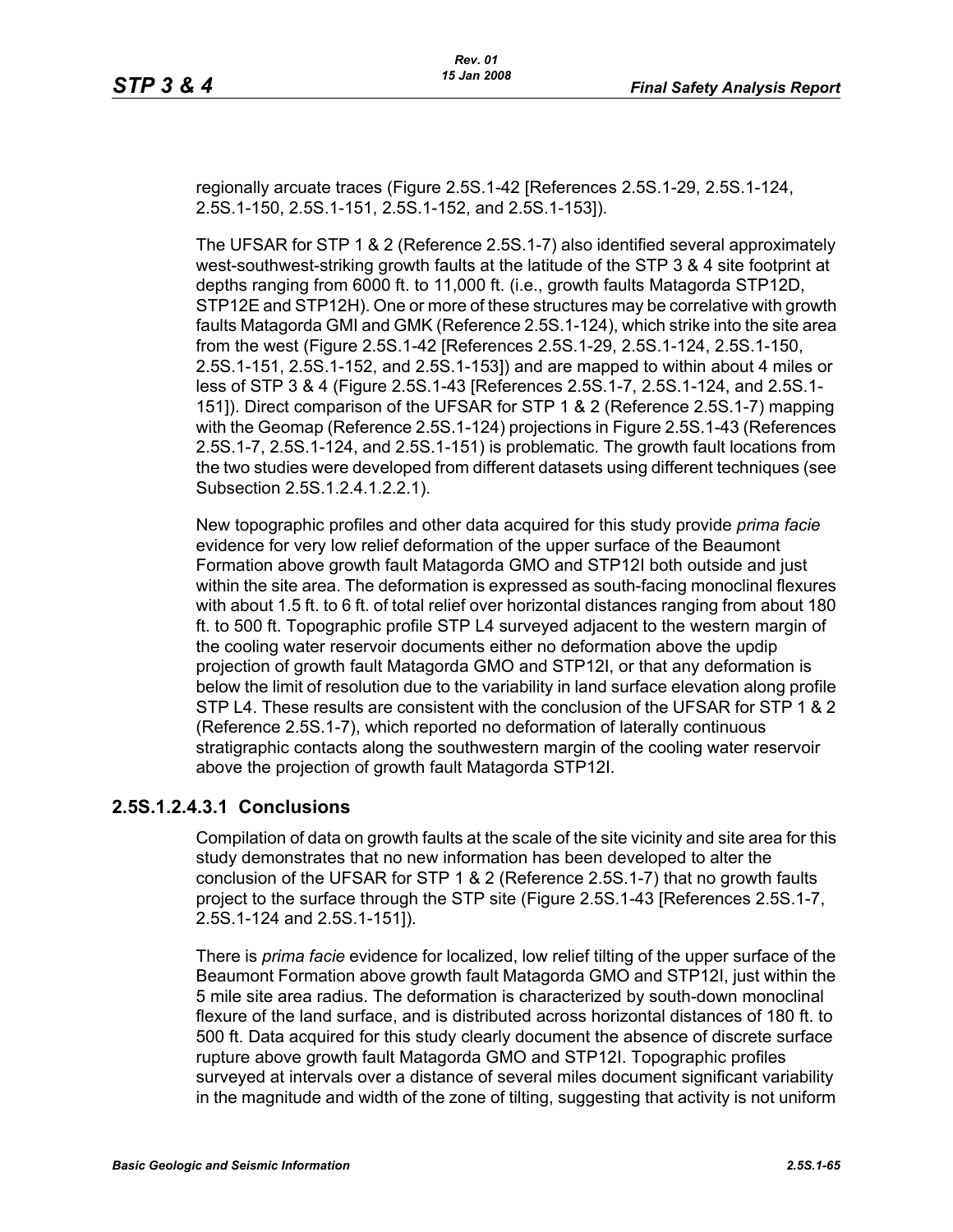regionally arcuate traces (Figure 2.5S.1-42 [References 2.5S.1-29, 2.5S.1-124, 2.5S.1-150, 2.5S.1-151, 2.5S.1-152, and 2.5S.1-153]).

The UFSAR for STP 1 & 2 (Reference 2.5S.1-7) also identified several approximately west-southwest-striking growth faults at the latitude of the STP 3 & 4 site footprint at depths ranging from 6000 ft. to 11,000 ft. (i.e., growth faults Matagorda STP12D, STP12E and STP12H). One or more of these structures may be correlative with growth faults Matagorda GMI and GMK (Reference 2.5S.1-124), which strike into the site area from the west (Figure 2.5S.1-42 [References 2.5S.1-29, 2.5S.1-124, 2.5S.1-150, 2.5S.1-151, 2.5S.1-152, and 2.5S.1-153]) and are mapped to within about 4 miles or less of STP 3 & 4 (Figure 2.5S.1-43 [References 2.5S.1-7, 2.5S.1-124, and 2.5S.1-151]). Direct comparison of the UFSAR for STP 1 & 2 (Reference 2.5S.1-7) mapping with the Geomap (Reference 2.5S.1-124) projections in Figure 2.5S.1-43 (References 2.5S.1-7, 2.5S.1-124, and 2.5S.1-151) is problematic. The growth fault locations from the two studies were developed from different datasets using different techniques (see Subsection 2.5S.1.2.4.1.2.2.1).

New topographic profiles and other data acquired for this study provide *prima facie* evidence for very low relief deformation of the upper surface of the Beaumont Formation above growth fault Matagorda GMO and STP12I both outside and just within the site area. The deformation is expressed as south-facing monoclinal flexures with about 1.5 ft. to 6 ft. of total relief over horizontal distances ranging from about 180 ft. to 500 ft. Topographic profile STP L4 surveyed adjacent to the western margin of the cooling water reservoir documents either no deformation above the updip projection of growth fault Matagorda GMO and STP12I, or that any deformation is below the limit of resolution due to the variability in land surface elevation along profile STP L4. These results are consistent with the conclusion of the UFSAR for STP 1 & 2 (Reference 2.5S.1-7), which reported no deformation of laterally continuous stratigraphic contacts along the southwestern margin of the cooling water reservoir above the projection of growth fault Matagorda STP12I.

### 2.5S.1.2.4.3.1 Conclusions

Compilation of data on growth faults at the scale of the site vicinity and site area for this study demonstrates that no new information has been developed to alter the conclusion of the UFSAR for STP 1 & 2 (Reference 2.5S.1-7) that no growth faults project to the surface through the STP site (Figure 2.5S.1-43 [References 2.5S.1-7, 2.5S.1-124 and 2.5S.1-151]).

There is *prima facie* evidence for localized, low relief tilting of the upper surface of the Beaumont Formation above growth fault Matagorda GMO and STP12I, just within the 5 mile site area radius. The deformation is characterized by south-down monoclinal flexure of the land surface, and is distributed across horizontal distances of 180 ft. to 500 ft. Data acquired for this study clearly document the absence of discrete surface rupture above growth fault Matagorda GMO and STP12I. Topographic profiles surveyed at intervals over a distance of several miles document significant variability in the magnitude and width of the zone of tilting, suggesting that activity is not uniform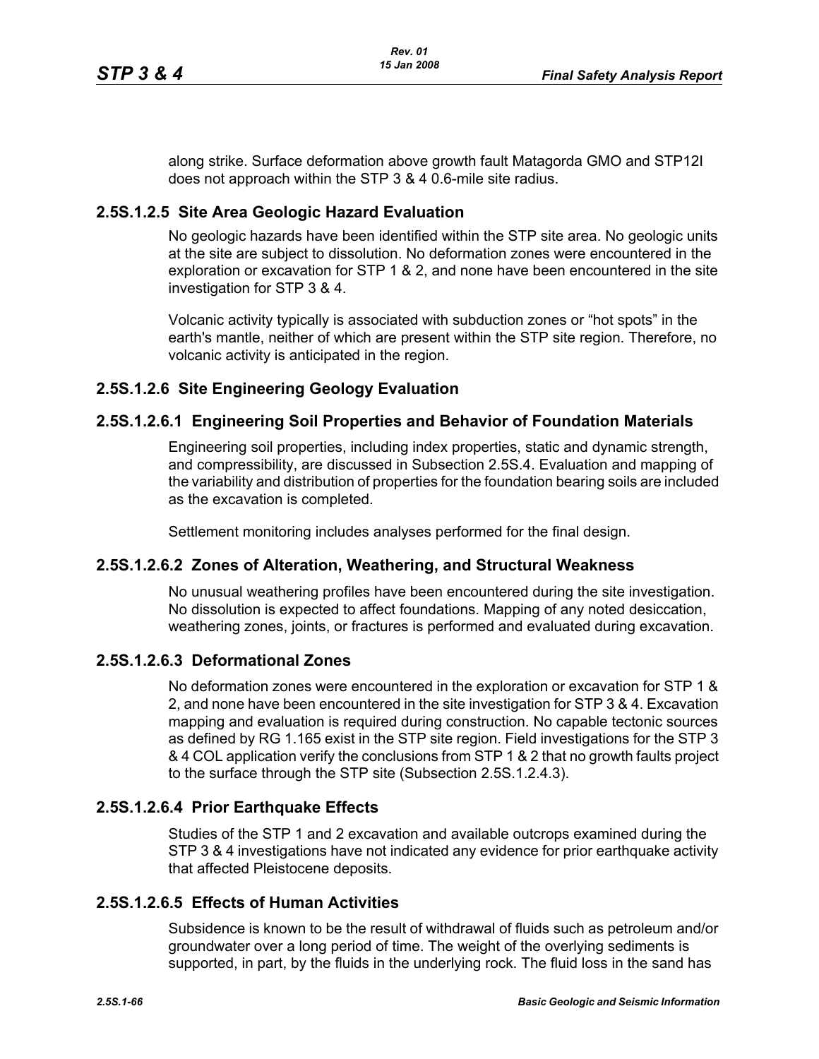along strike. Surface deformation above growth fault Matagorda GMO and STP12I does not approach within the STP 3 & 4 0.6-mile site radius.

### 2.5S.1.2.5 Site Area Geologic Hazard Evaluation

No geologic hazards have been identified within the STP site area. No geologic units at the site are subject to dissolution. No deformation zones were encountered in the exploration or excavation for STP 1 & 2, and none have been encountered in the site investigation for STP 3 & 4.

Volcanic activity typically is associated with subduction zones or “hot spots” in the earth's mantle, neither of which are present within the STP site region. Therefore, no volcanic activity is anticipated in the region.

### 2.5S.1.2.6 Site Engineering Geology Evaluation

#### 2.5S.1.2.6.1 Engineering Soil Properties and Behavior of Foundation Materials

Engineering soil properties, including index properties, static and dynamic strength, and compressibility, are discussed in Subsection 2.5S.4. Evaluation and mapping of the variability and distribution of properties for the foundation bearing soils are included as the excavation is completed.

Settlement monitoring includes analyses performed for the final design.

#### 2.5S.1.2.6.2 Zones of Alteration, Weathering, and Structural Weakness

No unusual weathering profiles have been encountered during the site investigation. No dissolution is expected to affect foundations. Mapping of any noted desiccation, weathering zones, joints, or fractures is performed and evaluated during excavation.

#### 2.5S.1.2.6.3 Deformational Zones

No deformation zones were encountered in the exploration or excavation for STP 1 & 2, and none have been encountered in the site investigation for STP 3 & 4. Excavation mapping and evaluation is required during construction. No capable tectonic sources as defined by RG 1.165 exist in the STP site region. Field investigations for the STP 3 & 4 COL application verify the conclusions from STP 1 & 2 that no growth faults project to the surface through the STP site (Subsection 2.5S.1.2.4.3).

#### 2.5S.1.2.6.4 Prior Earthquake Effects

Studies of the STP 1 and 2 excavation and available outcrops examined during the STP 3 & 4 investigations have not indicated any evidence for prior earthquake activity that affected Pleistocene deposits.

#### 2.5S.1.2.6.5 Effects of Human Activities

Subsidence is known to be the result of withdrawal of fluids such as petroleum and/or groundwater over a long period of time. The weight of the overlying sediments is supported, in part, by the fluids in the underlying rock. The fluid loss in the sand has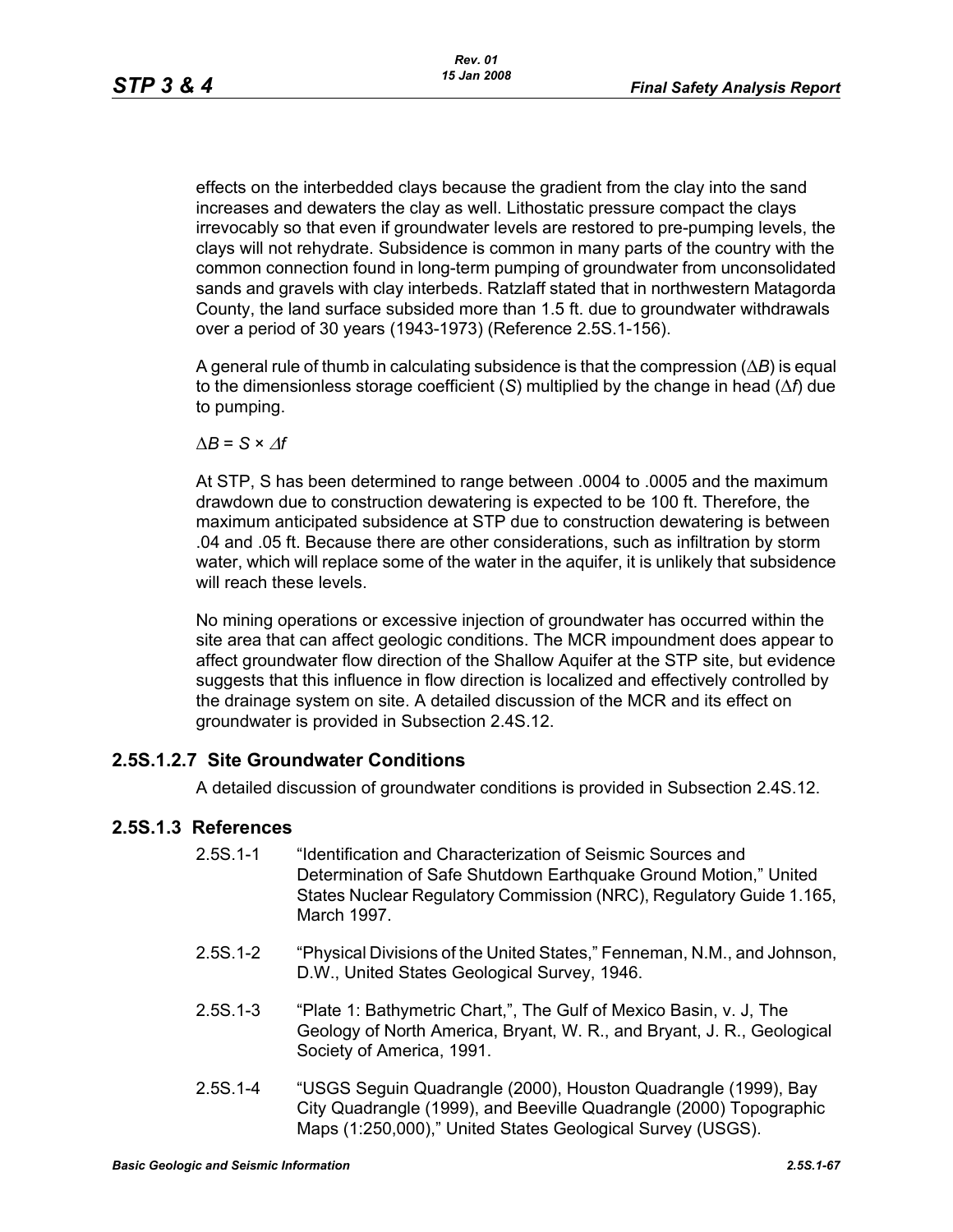effects on the interbedded clays because the gradient from the clay into the sand increases and dewaters the clay as well. Lithostatic pressure compact the clays irrevocably so that even if groundwater levels are restored to pre-pumping levels, the clays will not rehydrate. Subsidence is common in many parts of the country with the common connection found in long-term pumping of groundwater from unconsolidated sands and gravels with clay interbeds. Ratzlaff stated that in northwestern Matagorda County, the land surface subsided more than 1.5 ft. due to groundwater withdrawals over a period of 30 years (1943-1973) (Reference 2.5S.1-156).

A general rule of thumb in calculating subsidence is that the compression ($\Delta B$) is equal to the dimensionless storage coefficient ($S$) multiplied by the change in head ($\Delta f$) due to pumping.

$$\Delta B = S \times \Delta f$$

At STP, S has been determined to range between .0004 to .0005 and the maximum drawdown due to construction dewatering is expected to be 100 ft. Therefore, the maximum anticipated subsidence at STP due to construction dewatering is between .04 and .05 ft. Because there are other considerations, such as infiltration by storm water, which will replace some of the water in the aquifer, it is unlikely that subsidence will reach these levels.

No mining operations or excessive injection of groundwater has occurred within the site area that can affect geologic conditions. The MCR impoundment does appear to affect groundwater flow direction of the Shallow Aquifer at the STP site, but evidence suggests that this influence in flow direction is localized and effectively controlled by the drainage system on site. A detailed discussion of the MCR and its effect on groundwater is provided in Subsection 2.4S.12.

### 2.5S.1.2.7 Site Groundwater Conditions

A detailed discussion of groundwater conditions is provided in Subsection 2.4S.12.

## 2.5S.1.3 References

2.5S.1-1 "Identification and Characterization of Seismic Sources and Determination of Safe Shutdown Earthquake Ground Motion," United States Nuclear Regulatory Commission (NRC), Regulatory Guide 1.165, March 1997.

2.5S.1-2 "Physical Divisions of the United States," Fenneman, N.M., and Johnson, D.W., United States Geological Survey, 1946.

2.5S.1-3 "Plate 1: Bathymetric Chart,", The Gulf of Mexico Basin, v. J, The Geology of North America, Bryant, W. R., and Bryant, J. R., Geological Society of America, 1991.

2.5S.1-4 "USGS Seguin Quadrangle (2000), Houston Quadrangle (1999), Bay City Quadrangle (1999), and Beeville Quadrangle (2000) Topographic Maps (1:250,000)," United States Geological Survey (USGS).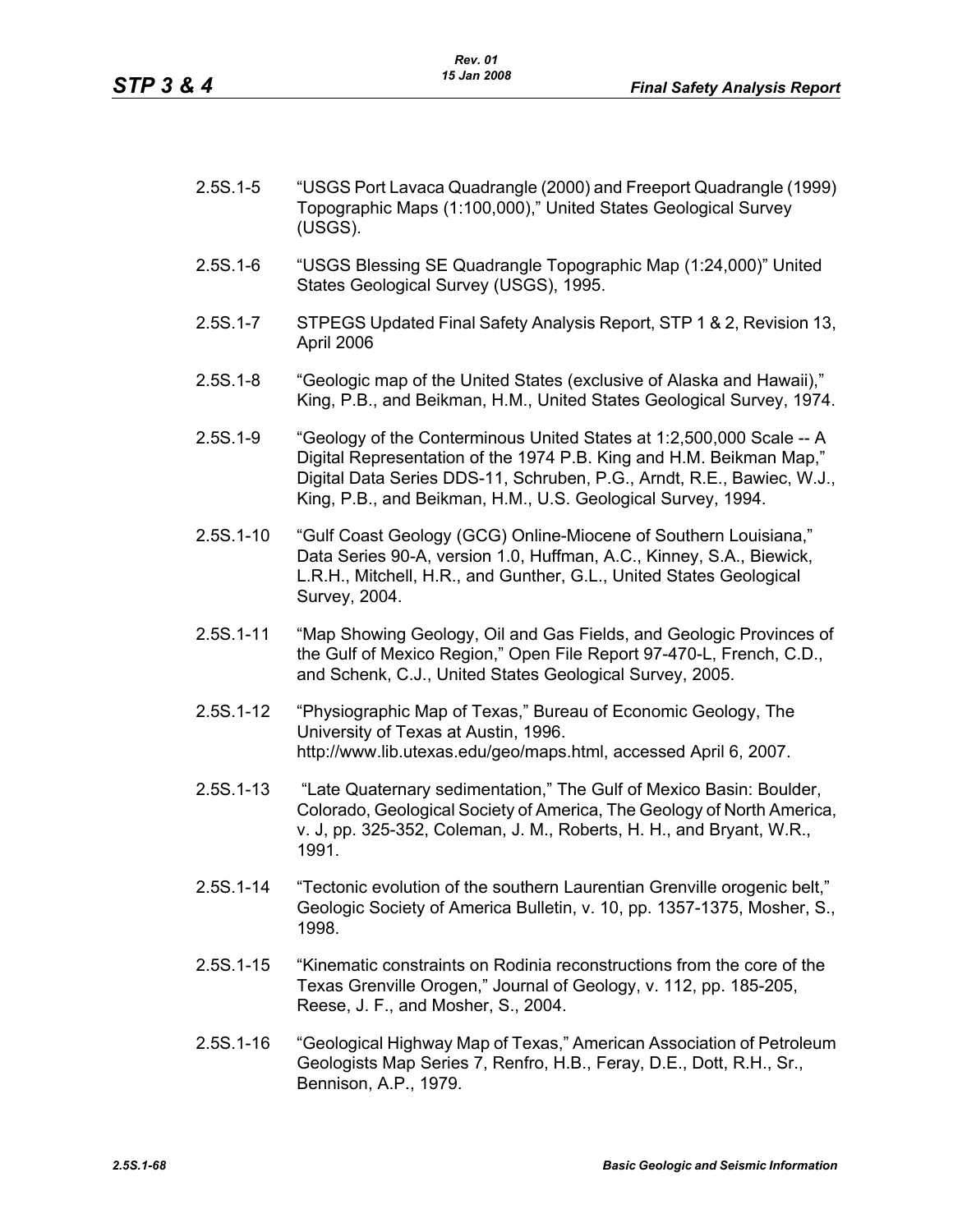2.5S.1-5 “USGS Port Lavaca Quadrangle (2000) and Freeport Quadrangle (1999) Topographic Maps (1:100,000),” United States Geological Survey (USGS).

2.5S.1-6 “USGS Blessing SE Quadrangle Topographic Map (1:24,000)” United States Geological Survey (USGS), 1995.

2.5S.1-7 STPEGS Updated Final Safety Analysis Report, STP 1 & 2, Revision 13, April 2006

2.5S.1-8 “Geologic map of the United States (exclusive of Alaska and Hawaii),” King, P.B., and Beikman, H.M., United States Geological Survey, 1974.

2.5S.1-9 “Geology of the Conterminous United States at 1:2,500,000 Scale -- A Digital Representation of the 1974 P.B. King and H.M. Beikman Map,” Digital Data Series DDS-11, Schruben, P.G., Arndt, R.E., Bawiec, W.J., King, P.B., and Beikman, H.M., U.S. Geological Survey, 1994.

2.5S.1-10 “Gulf Coast Geology (GCG) Online-Miocene of Southern Louisiana,” Data Series 90-A, version 1.0, Huffman, A.C., Kinney, S.A., Biewick, L.R.H., Mitchell, H.R., and Gunther, G.L., United States Geological Survey, 2004.

2.5S.1-11 “Map Showing Geology, Oil and Gas Fields, and Geologic Provinces of the Gulf of Mexico Region,” Open File Report 97-470-L, French, C.D., and Schenk, C.J., United States Geological Survey, 2005.

2.5S.1-12 “Physiographic Map of Texas,” Bureau of Economic Geology, The University of Texas at Austin, 1996. http://www.lib.utexas.edu/geo/maps.html, accessed April 6, 2007.

2.5S.1-13 “Late Quaternary sedimentation,” The Gulf of Mexico Basin: Boulder, Colorado, Geological Society of America, The Geology of North America, v. J, pp. 325-352, Coleman, J. M., Roberts, H. H., and Bryant, W.R., 1991.

2.5S.1-14 “Tectonic evolution of the southern Laurentian Grenville orogenic belt,” Geologic Society of America Bulletin, v. 10, pp. 1357-1375, Mosher, S., 1998.

2.5S.1-15 “Kinematic constraints on Rodinia reconstructions from the core of the Texas Grenville Orogen,” Journal of Geology, v. 112, pp. 185-205, Reese, J. F., and Mosher, S., 2004.

2.5S.1-16 “Geological Highway Map of Texas,” American Association of Petroleum Geologists Map Series 7, Renfro, H.B., Feray, D.E., Dott, R.H., Sr., Bennison, A.P., 1979.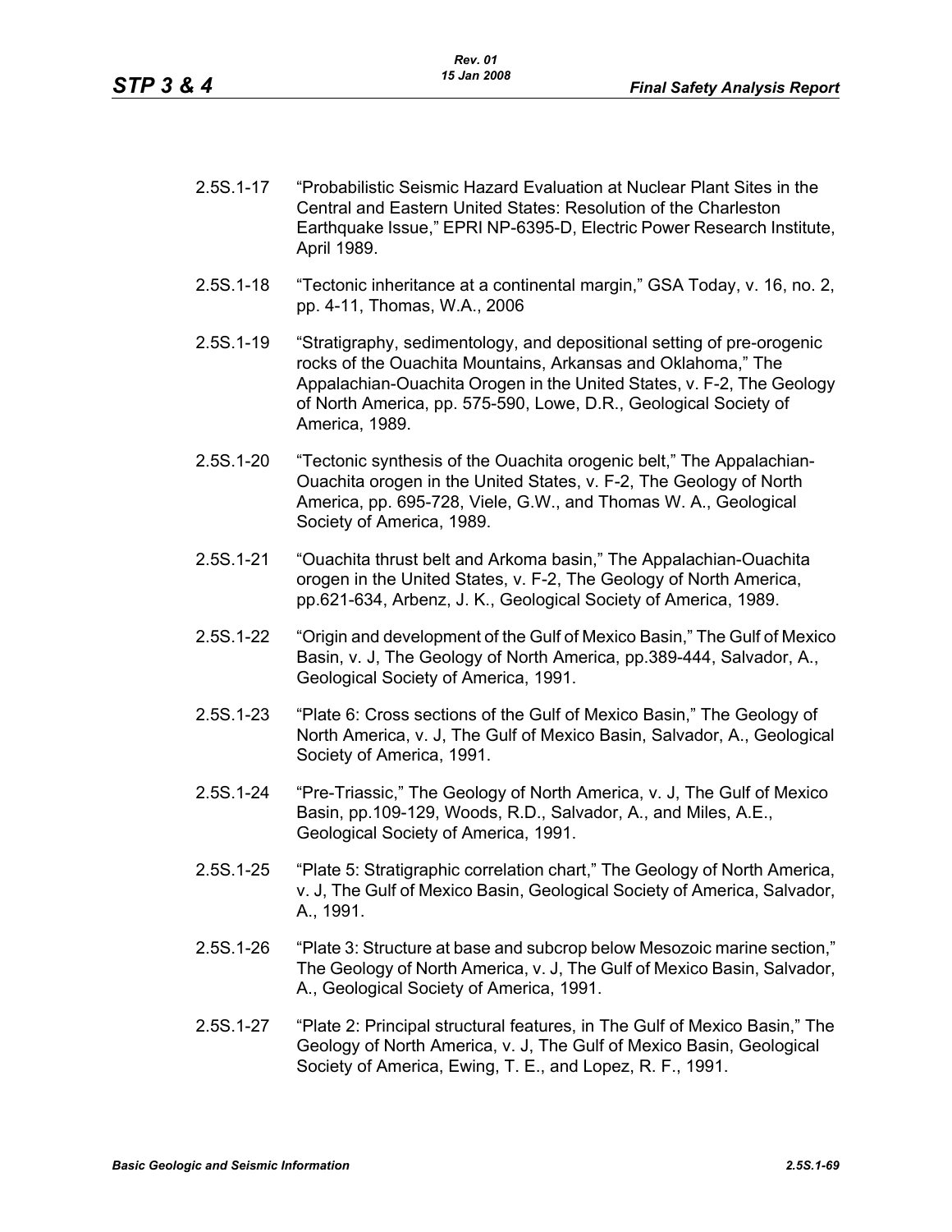2.5S.1-17 "Probabilistic Seismic Hazard Evaluation at Nuclear Plant Sites in the Central and Eastern United States: Resolution of the Charleston Earthquake Issue," EPRI NP-6395-D, Electric Power Research Institute, April 1989.

2.5S.1-18 "Tectonic inheritance at a continental margin," GSA Today, v. 16, no. 2, pp. 4-11, Thomas, W.A., 2006

2.5S.1-19 "Stratigraphy, sedimentology, and depositional setting of pre-orogenic rocks of the Ouachita Mountains, Arkansas and Oklahoma," The Appalachian-Ouachita Orogen in the United States, v. F-2, The Geology of North America, pp. 575-590, Lowe, D.R., Geological Society of America, 1989.

2.5S.1-20 "Tectonic synthesis of the Ouachita orogenic belt," The Appalachian-Ouachita orogen in the United States, v. F-2, The Geology of North America, pp. 695-728, Viele, G.W., and Thomas W. A., Geological Society of America, 1989.

2.5S.1-21 "Ouachita thrust belt and Arkoma basin," The Appalachian-Ouachita orogen in the United States, v. F-2, The Geology of North America, pp.621-634, Arbenz, J. K., Geological Society of America, 1989.

2.5S.1-22 "Origin and development of the Gulf of Mexico Basin," The Gulf of Mexico Basin, v. J, The Geology of North America, pp.389-444, Salvador, A., Geological Society of America, 1991.

2.5S.1-23 "Plate 6: Cross sections of the Gulf of Mexico Basin," The Geology of North America, v. J, The Gulf of Mexico Basin, Salvador, A., Geological Society of America, 1991.

2.5S.1-24 "Pre-Triassic," The Geology of North America, v. J, The Gulf of Mexico Basin, pp.109-129, Woods, R.D., Salvador, A., and Miles, A.E., Geological Society of America, 1991.

2.5S.1-25 "Plate 5: Stratigraphic correlation chart," The Geology of North America, v. J, The Gulf of Mexico Basin, Geological Society of America, Salvador, A., 1991.

2.5S.1-26 "Plate 3: Structure at base and subcrop below Mesozoic marine section," The Geology of North America, v. J, The Gulf of Mexico Basin, Salvador, A., Geological Society of America, 1991.

2.5S.1-27 "Plate 2: Principal structural features, in The Gulf of Mexico Basin," The Geology of North America, v. J, The Gulf of Mexico Basin, Geological Society of America, Ewing, T. E., and Lopez, R. F., 1991.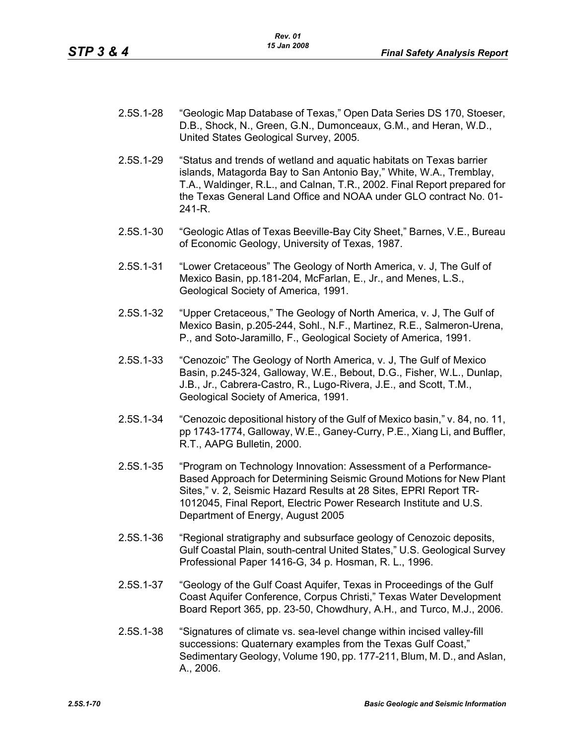2.5S.1-28 "Geologic Map Database of Texas," Open Data Series DS 170, Stoeser, D.B., Shock, N., Green, G.N., Dumonceaux, G.M., and Heran, W.D., United States Geological Survey, 2005.

2.5S.1-29 "Status and trends of wetland and aquatic habitats on Texas barrier islands, Matagorda Bay to San Antonio Bay," White, W.A., Tremblay, T.A., Waldinger, R.L., and Calnan, T.R., 2002. Final Report prepared for the Texas General Land Office and NOAA under GLO contract No. 01-241-R.

2.5S.1-30 "Geologic Atlas of Texas Beeville-Bay City Sheet," Barnes, V.E., Bureau of Economic Geology, University of Texas, 1987.

2.5S.1-31 "Lower Cretaceous" The Geology of North America, v. J, The Gulf of Mexico Basin, pp.181-204, McFarlan, E., Jr., and Menes, L.S., Geological Society of America, 1991.

2.5S.1-32 "Upper Cretaceous," The Geology of North America, v. J, The Gulf of Mexico Basin, p.205-244, Sohl., N.F., Martinez, R.E., Salmeron-Urena, P., and Soto-Jaramillo, F., Geological Society of America, 1991.

2.5S.1-33 "Cenozoic" The Geology of North America, v. J, The Gulf of Mexico Basin, p.245-324, Galloway, W.E., Bebout, D.G., Fisher, W.L., Dunlap, J.B., Jr., Cabrera-Castro, R., Lugo-Rivera, J.E., and Scott, T.M., Geological Society of America, 1991.

2.5S.1-34 "Cenozoic depositional history of the Gulf of Mexico basin," v. 84, no. 11, pp 1743-1774, Galloway, W.E., Ganey-Curry, P.E., Xiang Li, and Buffler, R.T., AAPG Bulletin, 2000.

2.5S.1-35 "Program on Technology Innovation: Assessment of a Performance-Based Approach for Determining Seismic Ground Motions for New Plant Sites," v. 2, Seismic Hazard Results at 28 Sites, EPRI Report TR-1012045, Final Report, Electric Power Research Institute and U.S. Department of Energy, August 2005

2.5S.1-36 "Regional stratigraphy and subsurface geology of Cenozoic deposits, Gulf Coastal Plain, south-central United States," U.S. Geological Survey Professional Paper 1416-G, 34 p. Hosman, R. L., 1996.

2.5S.1-37 "Geology of the Gulf Coast Aquifer, Texas in Proceedings of the Gulf Coast Aquifer Conference, Corpus Christi," Texas Water Development Board Report 365, pp. 23-50, Chowdhury, A.H., and Turco, M.J., 2006.

2.5S.1-38 "Signatures of climate vs. sea-level change within incised valley-fill successions: Quaternary examples from the Texas Gulf Coast," Sedimentary Geology, Volume 190, pp. 177-211, Blum, M. D., and Aslan, A., 2006.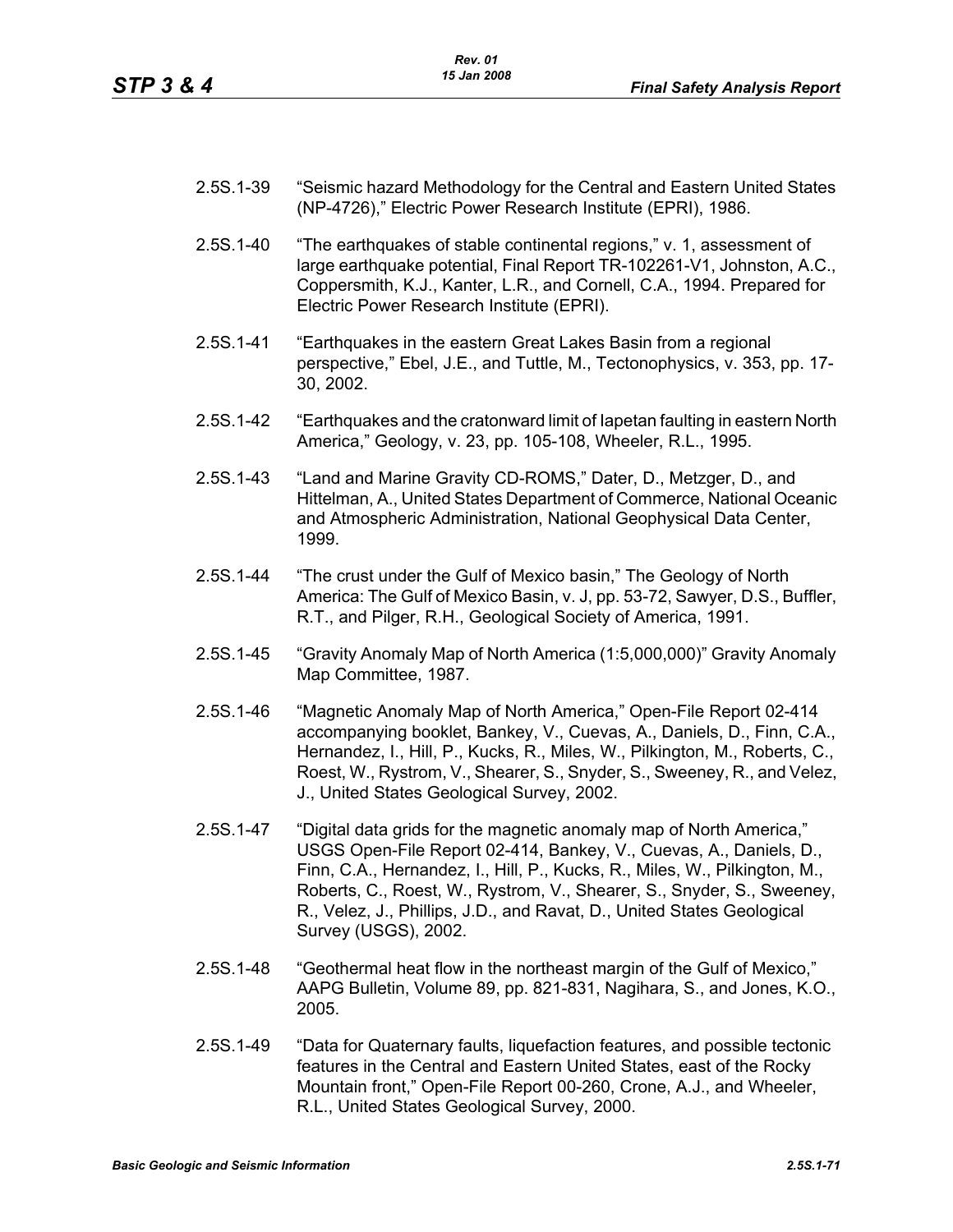2.5S.1-39 “Seismic hazard Methodology for the Central and Eastern United States (NP-4726),” Electric Power Research Institute (EPRI), 1986.

2.5S.1-40 “The earthquakes of stable continental regions,” v. 1, assessment of large earthquake potential, Final Report TR-102261-V1, Johnston, A.C., Coppersmith, K.J., Kanter, L.R., and Cornell, C.A., 1994. Prepared for Electric Power Research Institute (EPRI).

2.5S.1-41 “Earthquakes in the eastern Great Lakes Basin from a regional perspective,” Ebel, J.E., and Tuttle, M., Tectonophysics, v. 353, pp. 17-30, 2002.

2.5S.1-42 “Earthquakes and the cratonward limit of Iapetan faulting in eastern North America,” Geology, v. 23, pp. 105-108, Wheeler, R.L., 1995.

2.5S.1-43 “Land and Marine Gravity CD-ROMS,” Dater, D., Metzger, D., and Hittelman, A., United States Department of Commerce, National Oceanic and Atmospheric Administration, National Geophysical Data Center, 1999.

2.5S.1-44 “The crust under the Gulf of Mexico basin,” The Geology of North America: The Gulf of Mexico Basin, v. J, pp. 53-72, Sawyer, D.S., Buffler, R.T., and Pilger, R.H., Geological Society of America, 1991.

2.5S.1-45 “Gravity Anomaly Map of North America (1:5,000,000)” Gravity Anomaly Map Committee, 1987.

2.5S.1-46 “Magnetic Anomaly Map of North America,” Open-File Report 02-414 accompanying booklet, Bankey, V., Cuevas, A., Daniels, D., Finn, C.A., Hernandez, I., Hill, P., Kucks, R., Miles, W., Pilkington, M., Roberts, C., Roest, W., Rystrom, V., Shearer, S., Snyder, S., Sweeney, R., and Velez, J., United States Geological Survey, 2002.

2.5S.1-47 “Digital data grids for the magnetic anomaly map of North America,” USGS Open-File Report 02-414, Bankey, V., Cuevas, A., Daniels, D., Finn, C.A., Hernandez, I., Hill, P., Kucks, R., Miles, W., Pilkington, M., Roberts, C., Roest, W., Rystrom, V., Shearer, S., Snyder, S., Sweeney, R., Velez, J., Phillips, J.D., and Ravat, D., United States Geological Survey (USGS), 2002.

2.5S.1-48 “Geothermal heat flow in the northeast margin of the Gulf of Mexico,” AAPG Bulletin, Volume 89, pp. 821-831, Nagihara, S., and Jones, K.O., 2005.

2.5S.1-49 “Data for Quaternary faults, liquefaction features, and possible tectonic features in the Central and Eastern United States, east of the Rocky Mountain front,” Open-File Report 00-260, Crone, A.J., and Wheeler, R.L., United States Geological Survey, 2000.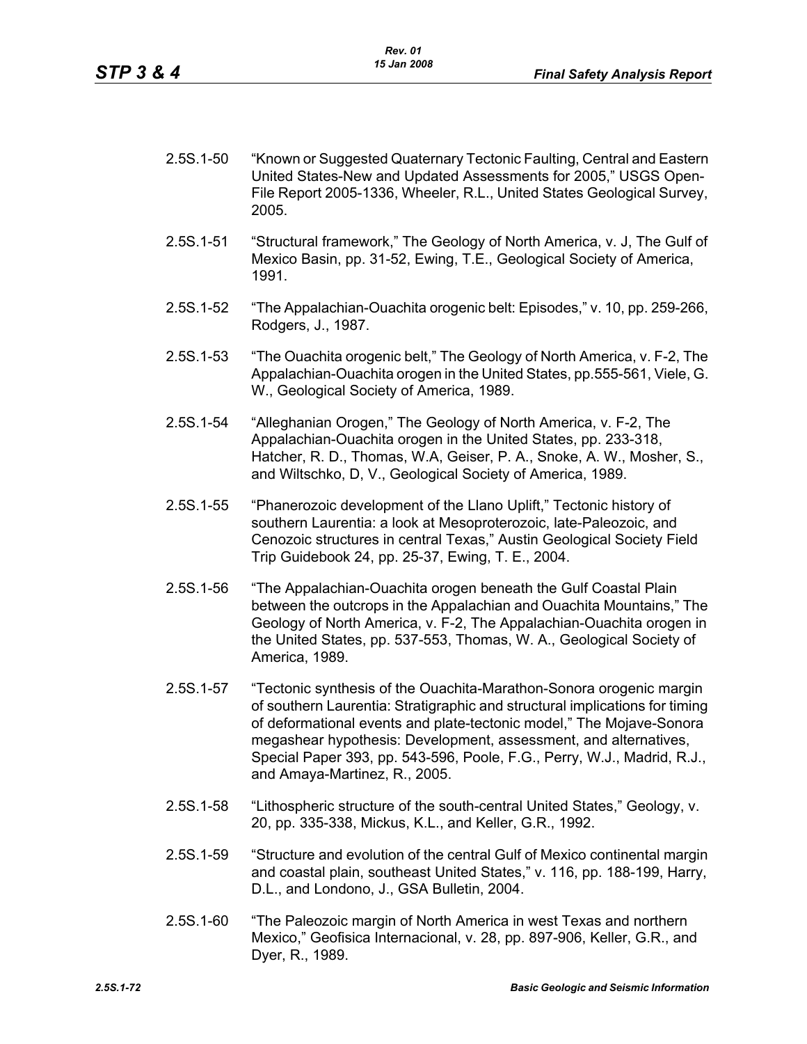2.5S.1-50 "Known or Suggested Quaternary Tectonic Faulting, Central and Eastern United States-New and Updated Assessments for 2005," USGS Open-File Report 2005-1336, Wheeler, R.L., United States Geological Survey, 2005.

2.5S.1-51 "Structural framework," The Geology of North America, v. J, The Gulf of Mexico Basin, pp. 31-52, Ewing, T.E., Geological Society of America, 1991.

2.5S.1-52 "The Appalachian-Ouachita orogenic belt: Episodes," v. 10, pp. 259-266, Rodgers, J., 1987.

2.5S.1-53 "The Ouachita orogenic belt," The Geology of North America, v. F-2, The Appalachian-Ouachita orogen in the United States, pp.555-561, Viele, G. W., Geological Society of America, 1989.

2.5S.1-54 "Alleghanian Orogen," The Geology of North America, v. F-2, The Appalachian-Ouachita orogen in the United States, pp. 233-318, Hatcher, R. D., Thomas, W.A, Geiser, P. A., Snoke, A. W., Mosher, S., and Wiltschko, D, V., Geological Society of America, 1989.

2.5S.1-55 "Phanerozoic development of the Llano Uplift," Tectonic history of southern Laurentia: a look at Mesoproterozoic, late-Paleozoic, and Cenozoic structures in central Texas," Austin Geological Society Field Trip Guidebook 24, pp. 25-37, Ewing, T. E., 2004.

2.5S.1-56 "The Appalachian-Ouachita orogen beneath the Gulf Coastal Plain between the outcrops in the Appalachian and Ouachita Mountains," The Geology of North America, v. F-2, The Appalachian-Ouachita orogen in the United States, pp. 537-553, Thomas, W. A., Geological Society of America, 1989.

2.5S.1-57 "Tectonic synthesis of the Ouachita-Marathon-Sonora orogenic margin of southern Laurentia: Stratigraphic and structural implications for timing of deformational events and plate-tectonic model," The Mojave-Sonora megashear hypothesis: Development, assessment, and alternatives, Special Paper 393, pp. 543-596, Poole, F.G., Perry, W.J., Madrid, R.J., and Amaya-Martinez, R., 2005.

2.5S.1-58 "Lithospheric structure of the south-central United States," Geology, v. 20, pp. 335-338, Mickus, K.L., and Keller, G.R., 1992.

2.5S.1-59 "Structure and evolution of the central Gulf of Mexico continental margin and coastal plain, southeast United States," v. 116, pp. 188-199, Harry, D.L., and Londono, J., GSA Bulletin, 2004.

2.5S.1-60 "The Paleozoic margin of North America in west Texas and northern Mexico," Geofisica Internacional, v. 28, pp. 897-906, Keller, G.R., and Dyer, R., 1989.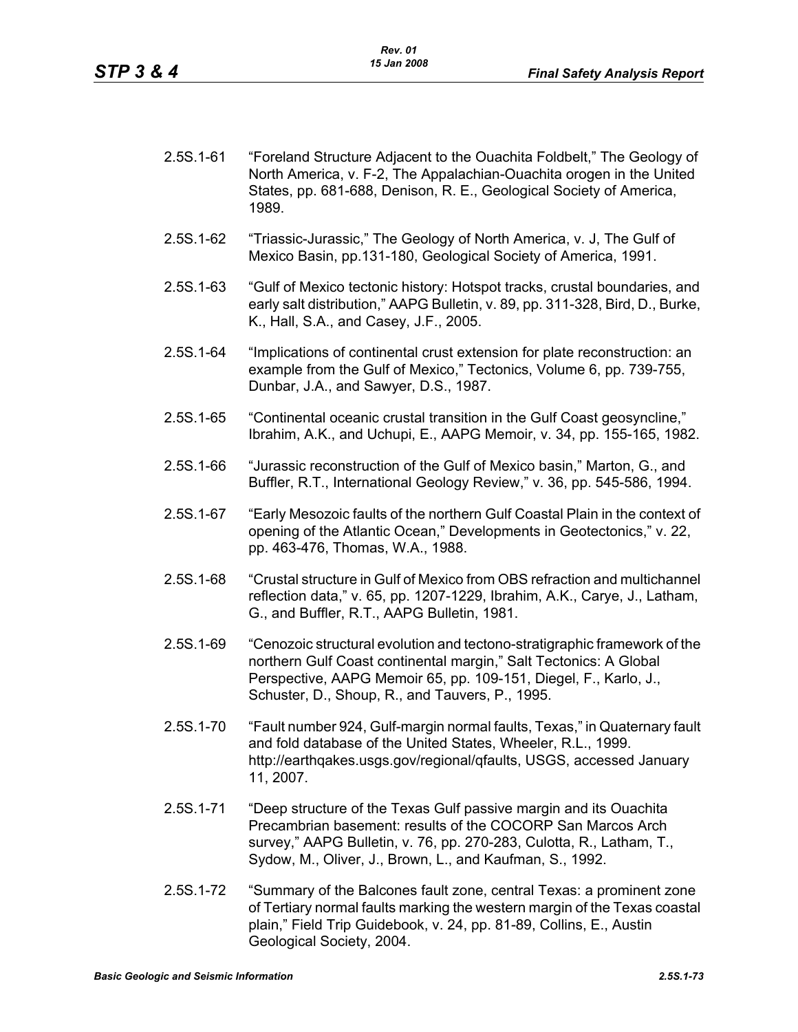2.5S.1-61 “Foreland Structure Adjacent to the Ouachita Foldbelt,” The Geology of North America, v. F-2, The Appalachian-Ouachita orogen in the United States, pp. 681-688, Denison, R. E., Geological Society of America, 1989.

2.5S.1-62 “Triassic-Jurassic,” The Geology of North America, v. J, The Gulf of Mexico Basin, pp.131-180, Geological Society of America, 1991.

2.5S.1-63 “Gulf of Mexico tectonic history: Hotspot tracks, crustal boundaries, and early salt distribution,” AAPG Bulletin, v. 89, pp. 311-328, Bird, D., Burke, K., Hall, S.A., and Casey, J.F., 2005.

2.5S.1-64 “Implications of continental crust extension for plate reconstruction: an example from the Gulf of Mexico,” Tectonics, Volume 6, pp. 739-755, Dunbar, J.A., and Sawyer, D.S., 1987.

2.5S.1-65 “Continental oceanic crustal transition in the Gulf Coast geosyncline,” Ibrahim, A.K., and Uchupi, E., AAPG Memoir, v. 34, pp. 155-165, 1982.

2.5S.1-66 “Jurassic reconstruction of the Gulf of Mexico basin,” Marton, G., and Buffler, R.T., International Geology Review,” v. 36, pp. 545-586, 1994.

2.5S.1-67 “Early Mesozoic faults of the northern Gulf Coastal Plain in the context of opening of the Atlantic Ocean,” Developments in Geotectonics,” v. 22, pp. 463-476, Thomas, W.A., 1988.

2.5S.1-68 “Crustal structure in Gulf of Mexico from OBS refraction and multichannel reflection data,” v. 65, pp. 1207-1229, Ibrahim, A.K., Carye, J., Latham, G., and Buffler, R.T., AAPG Bulletin, 1981.

2.5S.1-69 “Cenozoic structural evolution and tectono-stratigraphic framework of the northern Gulf Coast continental margin,” Salt Tectonics: A Global Perspective, AAPG Memoir 65, pp. 109-151, Diegel, F., Karlo, J., Schuster, D., Shoup, R., and Tauvers, P., 1995.

2.5S.1-70 “Fault number 924, Gulf-margin normal faults, Texas,” in Quaternary fault and fold database of the United States, Wheeler, R.L., 1999. http://earthqakes.usgs.gov/regional/qfaults, USGS, accessed January 11, 2007.

2.5S.1-71 “Deep structure of the Texas Gulf passive margin and its Ouachita Precambrian basement: results of the COCORP San Marcos Arch survey,” AAPG Bulletin, v. 76, pp. 270-283, Culotta, R., Latham, T., Sydow, M., Oliver, J., Brown, L., and Kaufman, S., 1992.

2.5S.1-72 “Summary of the Balcones fault zone, central Texas: a prominent zone of Tertiary normal faults marking the western margin of the Texas coastal plain,” Field Trip Guidebook, v. 24, pp. 81-89, Collins, E., Austin Geological Society, 2004.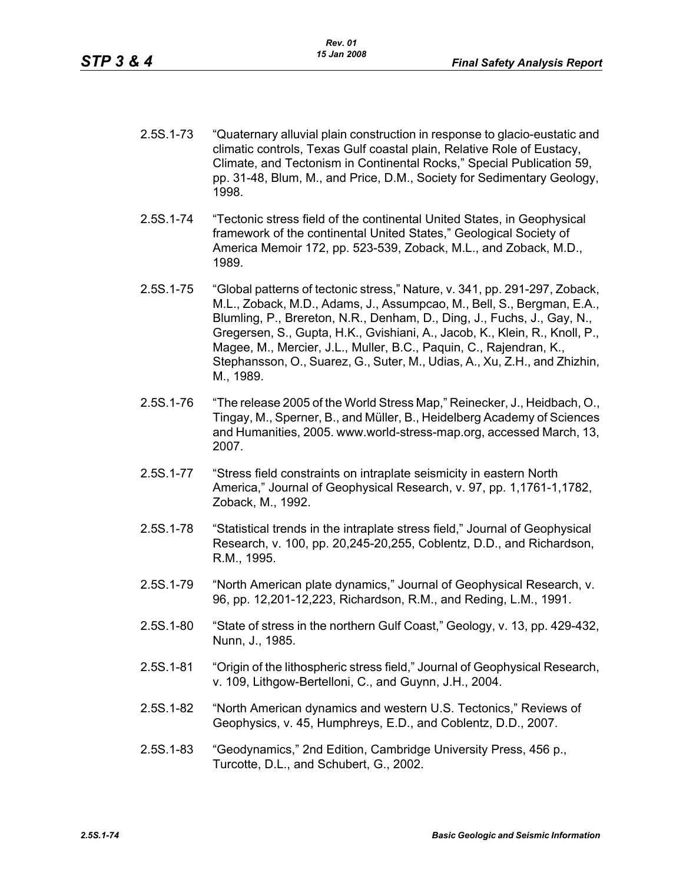2.5S.1-73 "Quaternary alluvial plain construction in response to glacio-eustatic and climatic controls, Texas Gulf coastal plain, Relative Role of Eustacy, Climate, and Tectonism in Continental Rocks," Special Publication 59, pp. 31-48, Blum, M., and Price, D.M., Society for Sedimentary Geology, 1998.

2.5S.1-74 "Tectonic stress field of the continental United States, in Geophysical framework of the continental United States," Geological Society of America Memoir 172, pp. 523-539, Zoback, M.L., and Zoback, M.D., 1989.

2.5S.1-75 "Global patterns of tectonic stress," Nature, v. 341, pp. 291-297, Zoback, M.L., Zoback, M.D., Adams, J., Assumpcao, M., Bell, S., Bergman, E.A., Blumling, P., Brereton, N.R., Denham, D., Ding, J., Fuchs, J., Gay, N., Gregersen, S., Gupta, H.K., Gvishiani, A., Jacob, K., Klein, R., Knoll, P., Magee, M., Mercier, J.L., Muller, B.C., Paquin, C., Rajendran, K., Stephansson, O., Suarez, G., Suter, M., Udias, A., Xu, Z.H., and Zhizhin, M., 1989.

2.5S.1-76 "The release 2005 of the World Stress Map," Reinecker, J., Heidbach, O., Tingay, M., Sperner, B., and Müller, B., Heidelberg Academy of Sciences and Humanities, 2005. www.world-stress-map.org, accessed March, 13, 2007.

2.5S.1-77 "Stress field constraints on intraplate seismicity in eastern North America," Journal of Geophysical Research, v. 97, pp. 1,1761-1,1782, Zoback, M., 1992.

2.5S.1-78 "Statistical trends in the intraplate stress field," Journal of Geophysical Research, v. 100, pp. 20,245-20,255, Coblentz, D.D., and Richardson, R.M., 1995.

2.5S.1-79 "North American plate dynamics," Journal of Geophysical Research, v. 96, pp. 12,201-12,223, Richardson, R.M., and Reding, L.M., 1991.

2.5S.1-80 "State of stress in the northern Gulf Coast," Geology, v. 13, pp. 429-432, Nunn, J., 1985.

2.5S.1-81 "Origin of the lithospheric stress field," Journal of Geophysical Research, v. 109, Lithgow-Bertelloni, C., and Guynn, J.H., 2004.

2.5S.1-82 "North American dynamics and western U.S. Tectonics," Reviews of Geophysics, v. 45, Humphreys, E.D., and Coblentz, D.D., 2007.

2.5S.1-83 "Geodynamics," 2nd Edition, Cambridge University Press, 456 p., Turcotte, D.L., and Schubert, G., 2002.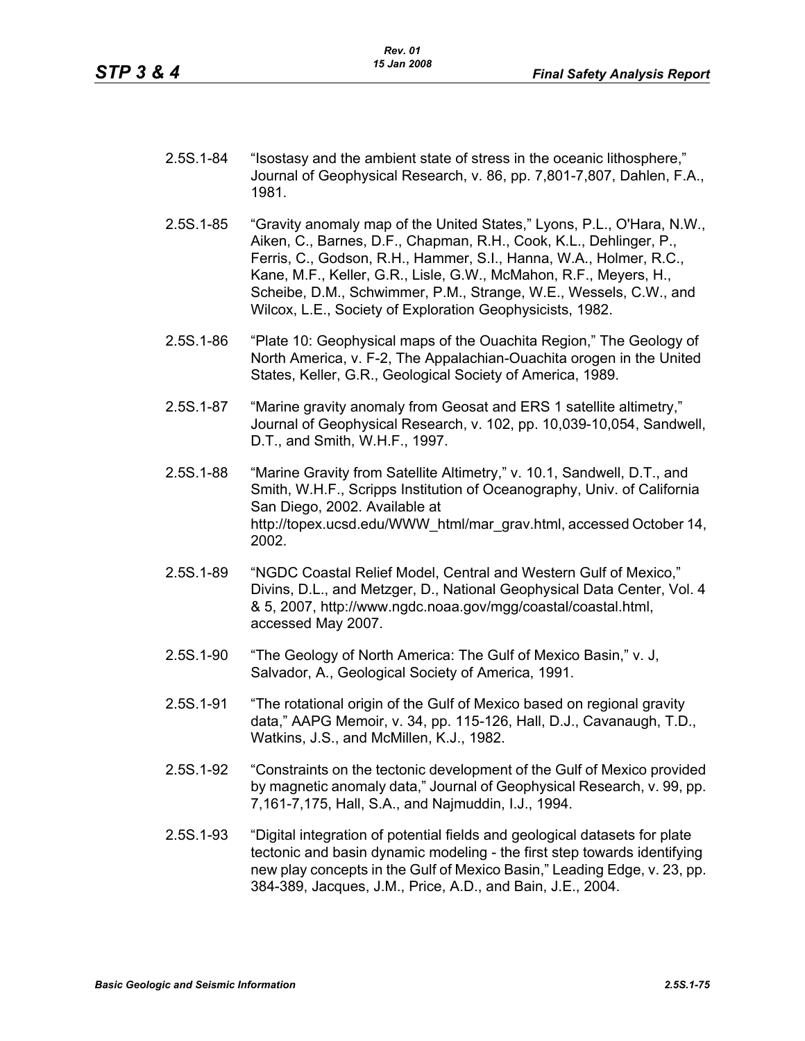2.5S.1-84 "Isostasy and the ambient state of stress in the oceanic lithosphere," Journal of Geophysical Research, v. 86, pp. 7,801-7,807, Dahlen, F.A., 1981.

2.5S.1-85 "Gravity anomaly map of the United States," Lyons, P.L., O'Hara, N.W., Aiken, C., Barnes, D.F., Chapman, R.H., Cook, K.L., Dehlinger, P., Ferris, C., Godson, R.H., Hammer, S.I., Hanna, W.A., Holmer, R.C., Kane, M.F., Keller, G.R., Lisle, G.W., McMahon, R.F., Meyers, H., Scheibe, D.M., Schwimmer, P.M., Strange, W.E., Wessels, C.W., and Wilcox, L.E., Society of Exploration Geophysicists, 1982.

2.5S.1-86 "Plate 10: Geophysical maps of the Ouachita Region," The Geology of North America, v. F-2, The Appalachian-Ouachita orogen in the United States, Keller, G.R., Geological Society of America, 1989.

2.5S.1-87 "Marine gravity anomaly from Geosat and ERS 1 satellite altimetry," Journal of Geophysical Research, v. 102, pp. 10,039-10,054, Sandwell, D.T., and Smith, W.H.F., 1997.

2.5S.1-88 "Marine Gravity from Satellite Altimetry," v. 10.1, Sandwell, D.T., and Smith, W.H.F., Scripps Institution of Oceanography, Univ. of California San Diego, 2002. Available at http://topex.ucsd.edu/WWW_html/mar_grav.html, accessed October 14, 2002.

2.5S.1-89 "NGDC Coastal Relief Model, Central and Western Gulf of Mexico," Divins, D.L., and Metzger, D., National Geophysical Data Center, Vol. 4 & 5, 2007, http://www.ngdc.noaa.gov/mgg/coastal/coastal.html, accessed May 2007.

2.5S.1-90 "The Geology of North America: The Gulf of Mexico Basin," v. J, Salvador, A., Geological Society of America, 1991.

2.5S.1-91 "The rotational origin of the Gulf of Mexico based on regional gravity data," AAPG Memoir, v. 34, pp. 115-126, Hall, D.J., Cavanaugh, T.D., Watkins, J.S., and McMillen, K.J., 1982.

2.5S.1-92 "Constraints on the tectonic development of the Gulf of Mexico provided by magnetic anomaly data," Journal of Geophysical Research, v. 99, pp. 7,161-7,175, Hall, S.A., and Najmuddin, I.J., 1994.

2.5S.1-93 "Digital integration of potential fields and geological datasets for plate tectonic and basin dynamic modeling - the first step towards identifying new play concepts in the Gulf of Mexico Basin," Leading Edge, v. 23, pp. 384-389, Jacques, J.M., Price, A.D., and Bain, J.E., 2004.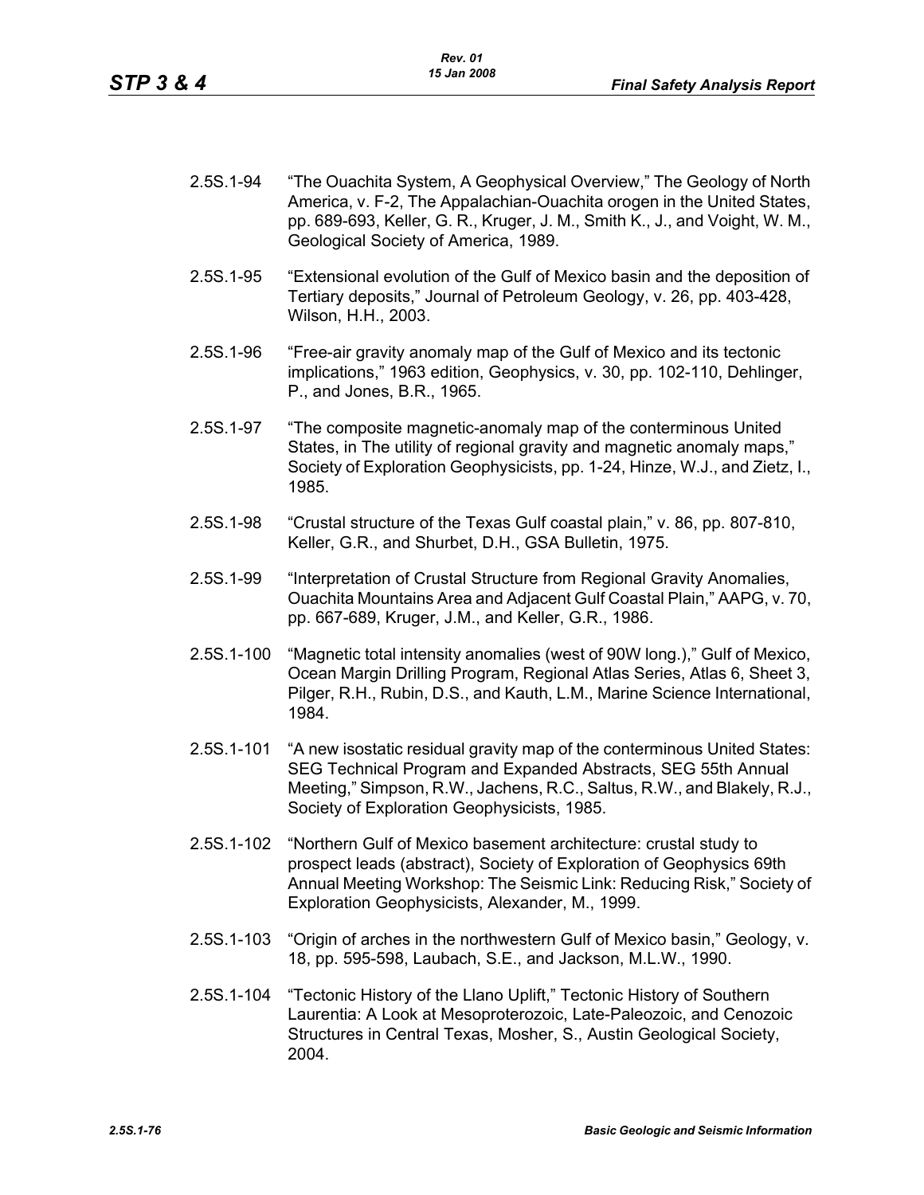2.5S.1-94 "The Ouachita System, A Geophysical Overview," The Geology of North America, v. F-2, The Appalachian-Ouachita orogen in the United States, pp. 689-693, Keller, G. R., Kruger, J. M., Smith K., J., and Voight, W. M., Geological Society of America, 1989.

2.5S.1-95 "Extensional evolution of the Gulf of Mexico basin and the deposition of Tertiary deposits," Journal of Petroleum Geology, v. 26, pp. 403-428, Wilson, H.H., 2003.

2.5S.1-96 "Free-air gravity anomaly map of the Gulf of Mexico and its tectonic implications," 1963 edition, Geophysics, v. 30, pp. 102-110, Dehlinger, P., and Jones, B.R., 1965.

2.5S.1-97 "The composite magnetic-anomaly map of the conterminous United States, in The utility of regional gravity and magnetic anomaly maps," Society of Exploration Geophysicists, pp. 1-24, Hinze, W.J., and Zietz, I., 1985.

2.5S.1-98 "Crustal structure of the Texas Gulf coastal plain," v. 86, pp. 807-810, Keller, G.R., and Shurbet, D.H., GSA Bulletin, 1975.

2.5S.1-99 "Interpretation of Crustal Structure from Regional Gravity Anomalies, Ouachita Mountains Area and Adjacent Gulf Coastal Plain," AAPG, v. 70, pp. 667-689, Kruger, J.M., and Keller, G.R., 1986.

2.5S.1-100 "Magnetic total intensity anomalies (west of 90W long.)," Gulf of Mexico, Ocean Margin Drilling Program, Regional Atlas Series, Atlas 6, Sheet 3, Pilger, R.H., Rubin, D.S., and Kauth, L.M., Marine Science International, 1984.

2.5S.1-101 "A new isostatic residual gravity map of the conterminous United States: SEG Technical Program and Expanded Abstracts, SEG 55th Annual Meeting," Simpson, R.W., Jachens, R.C., Saltus, R.W., and Blakely, R.J., Society of Exploration Geophysicists, 1985.

2.5S.1-102 "Northern Gulf of Mexico basement architecture: crustal study to prospect leads (abstract), Society of Exploration of Geophysics 69th Annual Meeting Workshop: The Seismic Link: Reducing Risk," Society of Exploration Geophysicists, Alexander, M., 1999.

2.5S.1-103 "Origin of arches in the northwestern Gulf of Mexico basin," Geology, v. 18, pp. 595-598, Laubach, S.E., and Jackson, M.L.W., 1990.

2.5S.1-104 "Tectonic History of the Llano Uplift," Tectonic History of Southern Laurentia: A Look at Mesoproterozoic, Late-Paleozoic, and Cenozoic Structures in Central Texas, Mosher, S., Austin Geological Society, 2004.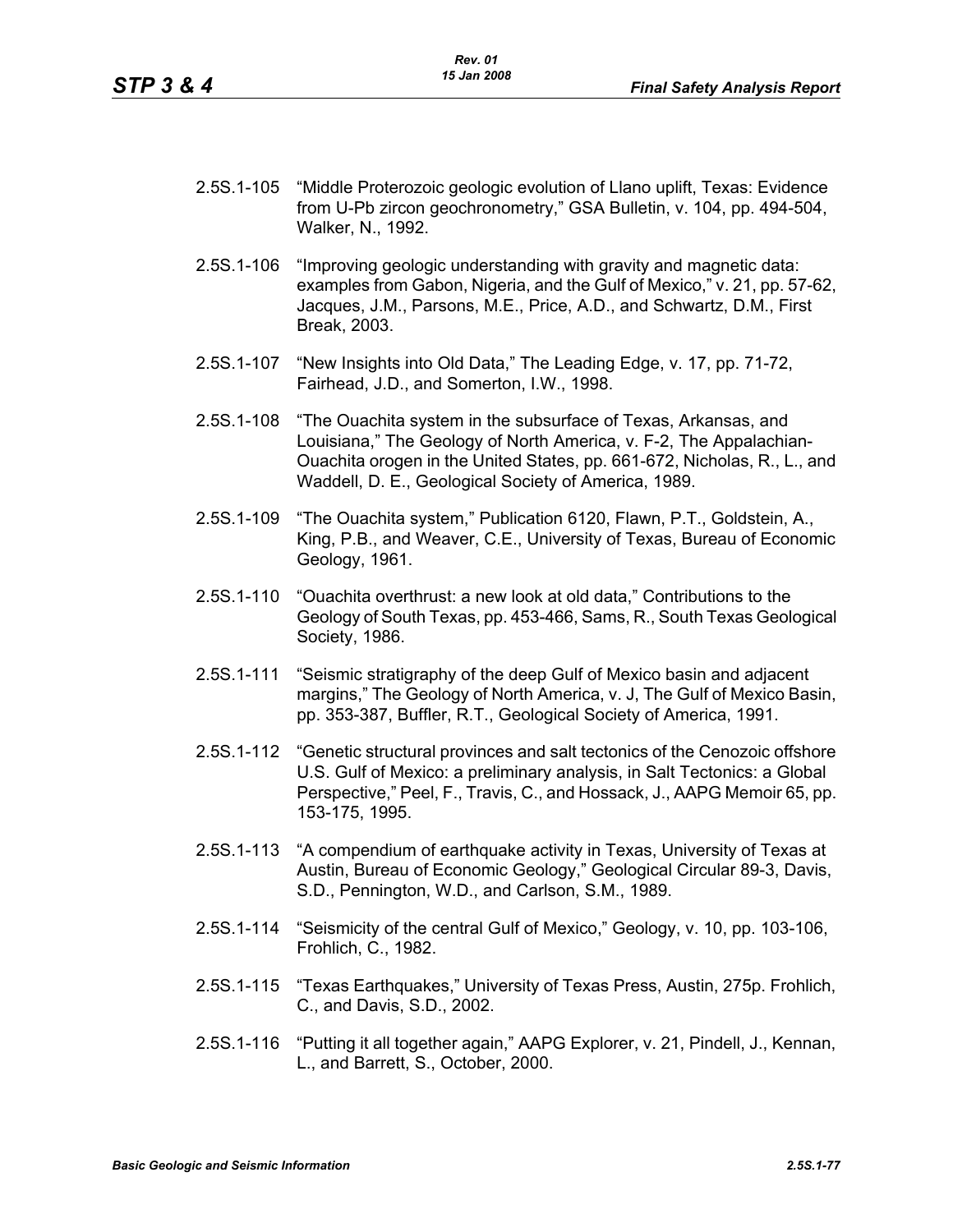2.5S.1-105 "Middle Proterozoic geologic evolution of Llano uplift, Texas: Evidence from U-Pb zircon geochronometry," GSA Bulletin, v. 104, pp. 494-504, Walker, N., 1992.

2.5S.1-106 "Improving geologic understanding with gravity and magnetic data: examples from Gabon, Nigeria, and the Gulf of Mexico," v. 21, pp. 57-62, Jacques, J.M., Parsons, M.E., Price, A.D., and Schwartz, D.M., First Break, 2003.

2.5S.1-107 "New Insights into Old Data," The Leading Edge, v. 17, pp. 71-72, Fairhead, J.D., and Somerton, I.W., 1998.

2.5S.1-108 "The Ouachita system in the subsurface of Texas, Arkansas, and Louisiana," The Geology of North America, v. F-2, The Appalachian-Ouachita orogen in the United States, pp. 661-672, Nicholas, R., L., and Waddell, D. E., Geological Society of America, 1989.

2.5S.1-109 "The Ouachita system," Publication 6120, Flawn, P.T., Goldstein, A., King, P.B., and Weaver, C.E., University of Texas, Bureau of Economic Geology, 1961.

2.5S.1-110 "Ouachita overthrust: a new look at old data," Contributions to the Geology of South Texas, pp. 453-466, Sams, R., South Texas Geological Society, 1986.

2.5S.1-111 "Seismic stratigraphy of the deep Gulf of Mexico basin and adjacent margins," The Geology of North America, v. J, The Gulf of Mexico Basin, pp. 353-387, Buffler, R.T., Geological Society of America, 1991.

2.5S.1-112 "Genetic structural provinces and salt tectonics of the Cenozoic offshore U.S. Gulf of Mexico: a preliminary analysis, in Salt Tectonics: a Global Perspective," Peel, F., Travis, C., and Hossack, J., AAPG Memoir 65, pp. 153-175, 1995.

2.5S.1-113 "A compendium of earthquake activity in Texas, University of Texas at Austin, Bureau of Economic Geology," Geological Circular 89-3, Davis, S.D., Pennington, W.D., and Carlson, S.M., 1989.

2.5S.1-114 "Seismicity of the central Gulf of Mexico," Geology, v. 10, pp. 103-106, Frohlich, C., 1982.

2.5S.1-115 "Texas Earthquakes," University of Texas Press, Austin, 275p. Frohlich, C., and Davis, S.D., 2002.

2.5S.1-116 "Putting it all together again," AAPG Explorer, v. 21, Pindell, J., Kennan, L., and Barrett, S., October, 2000.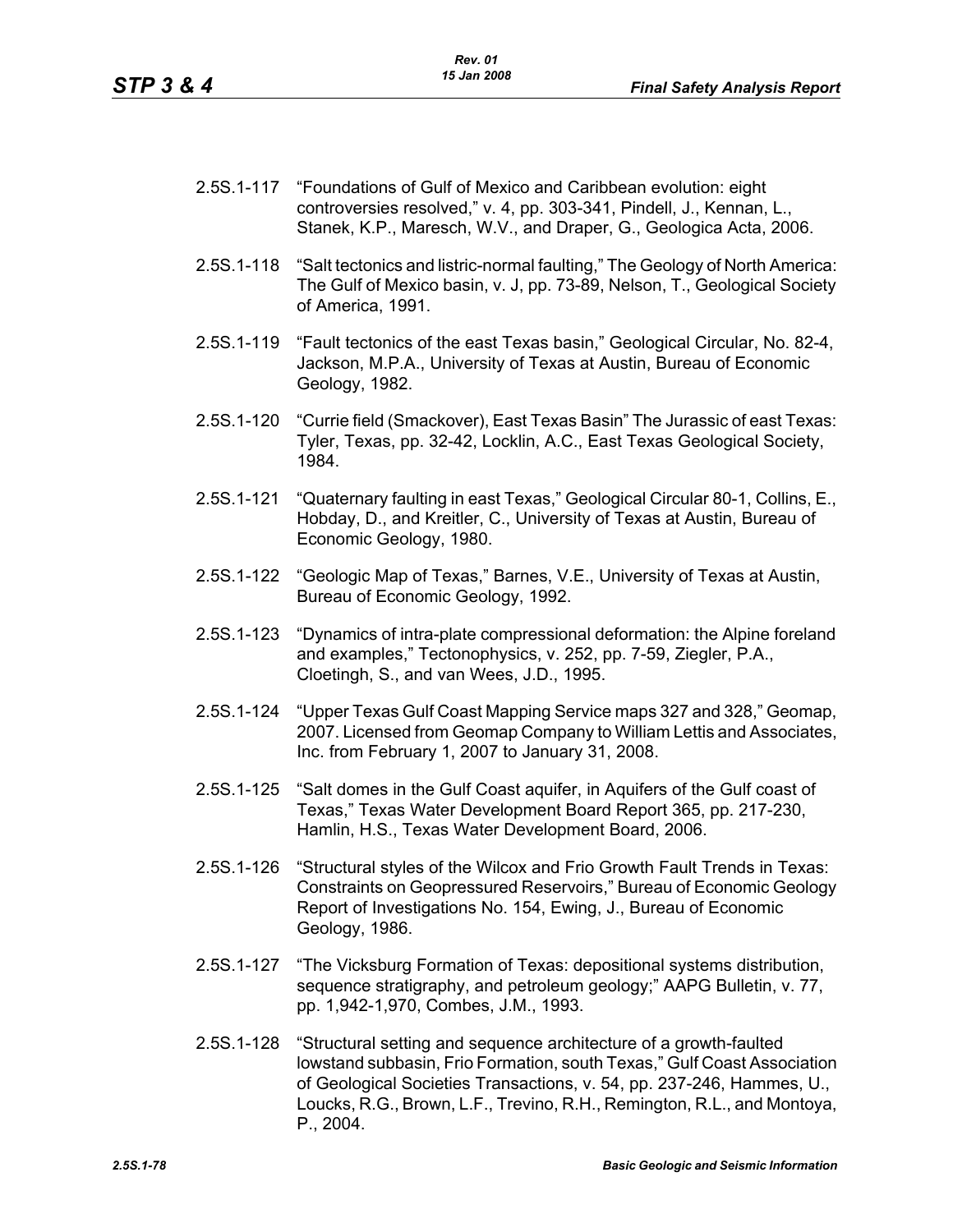2.5S.1-117 "Foundations of Gulf of Mexico and Caribbean evolution: eight controversies resolved," v. 4, pp. 303-341, Pindell, J., Kennan, L., Stanek, K.P., Maresch, W.V., and Draper, G., Geologica Acta, 2006.

2.5S.1-118 "Salt tectonics and listric-normal faulting," The Geology of North America: The Gulf of Mexico basin, v. J, pp. 73-89, Nelson, T., Geological Society of America, 1991.

2.5S.1-119 "Fault tectonics of the east Texas basin," Geological Circular, No. 82-4, Jackson, M.P.A., University of Texas at Austin, Bureau of Economic Geology, 1982.

2.5S.1-120 "Currie field (Smackover), East Texas Basin" The Jurassic of east Texas: Tyler, Texas, pp. 32-42, Locklin, A.C., East Texas Geological Society, 1984.

2.5S.1-121 "Quaternary faulting in east Texas," Geological Circular 80-1, Collins, E., Hobday, D., and Kreitler, C., University of Texas at Austin, Bureau of Economic Geology, 1980.

2.5S.1-122 "Geologic Map of Texas," Barnes, V.E., University of Texas at Austin, Bureau of Economic Geology, 1992.

2.5S.1-123 "Dynamics of intra-plate compressional deformation: the Alpine foreland and examples," Tectonophysics, v. 252, pp. 7-59, Ziegler, P.A., Cloetingh, S., and van Wees, J.D., 1995.

2.5S.1-124 "Upper Texas Gulf Coast Mapping Service maps 327 and 328," Geomap, 2007. Licensed from Geomap Company to William Lettis and Associates, Inc. from February 1, 2007 to January 31, 2008.

2.5S.1-125 "Salt domes in the Gulf Coast aquifer, in Aquifers of the Gulf coast of Texas," Texas Water Development Board Report 365, pp. 217-230, Hamlin, H.S., Texas Water Development Board, 2006.

2.5S.1-126 "Structural styles of the Wilcox and Frio Growth Fault Trends in Texas: Constraints on Geopressured Reservoirs," Bureau of Economic Geology Report of Investigations No. 154, Ewing, J., Bureau of Economic Geology, 1986.

2.5S.1-127 "The Vicksburg Formation of Texas: depositional systems distribution, sequence stratigraphy, and petroleum geology;" AAPG Bulletin, v. 77, pp. 1,942-1,970, Combes, J.M., 1993.

2.5S.1-128 "Structural setting and sequence architecture of a growth-faulted lowstand subbasin, Frio Formation, south Texas," Gulf Coast Association of Geological Societies Transactions, v. 54, pp. 237-246, Hammes, U., Loucks, R.G., Brown, L.F., Trevino, R.H., Remington, R.L., and Montoya, P., 2004.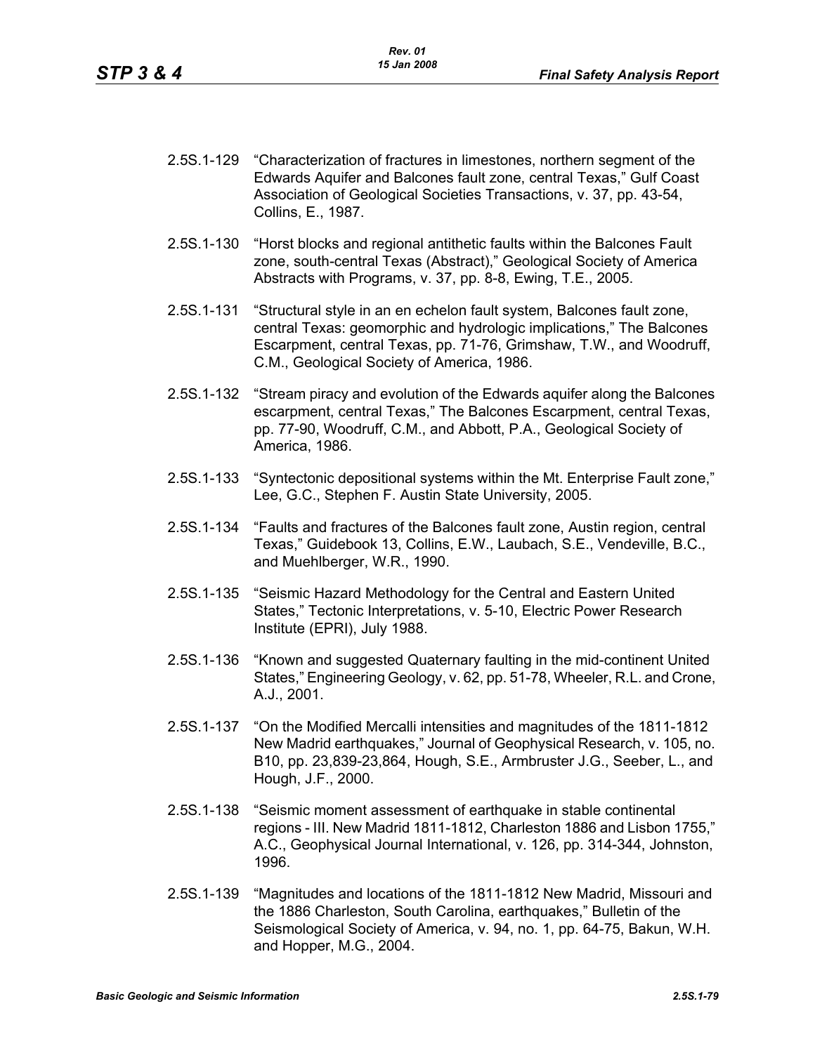2.5S.1-129 "Characterization of fractures in limestones, northern segment of the Edwards Aquifer and Balcones fault zone, central Texas," Gulf Coast Association of Geological Societies Transactions, v. 37, pp. 43-54, Collins, E., 1987.

2.5S.1-130 "Horst blocks and regional antithetic faults within the Balcones Fault zone, south-central Texas (Abstract)," Geological Society of America Abstracts with Programs, v. 37, pp. 8-8, Ewing, T.E., 2005.

2.5S.1-131 "Structural style in an en echelon fault system, Balcones fault zone, central Texas: geomorphic and hydrologic implications," The Balcones Escarpment, central Texas, pp. 71-76, Grimshaw, T.W., and Woodruff, C.M., Geological Society of America, 1986.

2.5S.1-132 "Stream piracy and evolution of the Edwards aquifer along the Balcones escarpment, central Texas," The Balcones Escarpment, central Texas, pp. 77-90, Woodruff, C.M., and Abbott, P.A., Geological Society of America, 1986.

2.5S.1-133 "Syntectonic depositional systems within the Mt. Enterprise Fault zone," Lee, G.C., Stephen F. Austin State University, 2005.

2.5S.1-134 "Faults and fractures of the Balcones fault zone, Austin region, central Texas," Guidebook 13, Collins, E.W., Laubach, S.E., Vendeville, B.C., and Muehlberger, W.R., 1990.

2.5S.1-135 "Seismic Hazard Methodology for the Central and Eastern United States," Tectonic Interpretations, v. 5-10, Electric Power Research Institute (EPRI), July 1988.

2.5S.1-136 "Known and suggested Quaternary faulting in the mid-continent United States," Engineering Geology, v. 62, pp. 51-78, Wheeler, R.L. and Crone, A.J., 2001.

2.5S.1-137 "On the Modified Mercalli intensities and magnitudes of the 1811-1812 New Madrid earthquakes," Journal of Geophysical Research, v. 105, no. B10, pp. 23,839-23,864, Hough, S.E., Armbruster J.G., Seeber, L., and Hough, J.F., 2000.

2.5S.1-138 "Seismic moment assessment of earthquake in stable continental regions - III. New Madrid 1811-1812, Charleston 1886 and Lisbon 1755," A.C., Geophysical Journal International, v. 126, pp. 314-344, Johnston, 1996.

2.5S.1-139 "Magnitudes and locations of the 1811-1812 New Madrid, Missouri and the 1886 Charleston, South Carolina, earthquakes," Bulletin of the Seismological Society of America, v. 94, no. 1, pp. 64-75, Bakun, W.H. and Hopper, M.G., 2004.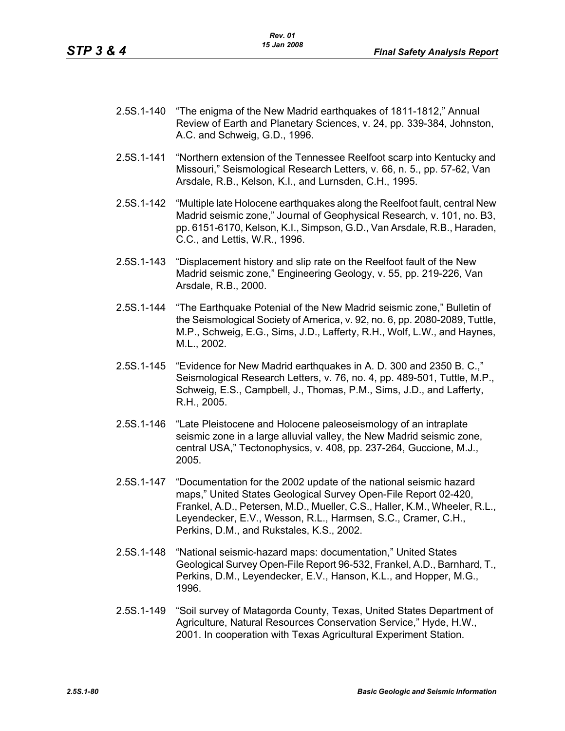2.5S.1-140 “The enigma of the New Madrid earthquakes of 1811-1812,” Annual Review of Earth and Planetary Sciences, v. 24, pp. 339-384, Johnston, A.C. and Schweig, G.D., 1996.

2.5S.1-141 “Northern extension of the Tennessee Reelfoot scarp into Kentucky and Missouri,” Seismological Research Letters, v. 66, n. 5., pp. 57-62, Van Arsdale, R.B., Kelson, K.I., and Lurnsden, C.H., 1995.

2.5S.1-142 “Multiple late Holocene earthquakes along the Reelfoot fault, central New Madrid seismic zone,” Journal of Geophysical Research, v. 101, no. B3, pp. 6151-6170, Kelson, K.I., Simpson, G.D., Van Arsdale, R.B., Haraden, C.C., and Lettis, W.R., 1996.

2.5S.1-143 “Displacement history and slip rate on the Reelfoot fault of the New Madrid seismic zone,” Engineering Geology, v. 55, pp. 219-226, Van Arsdale, R.B., 2000.

2.5S.1-144 “The Earthquake Potenial of the New Madrid seismic zone,” Bulletin of the Seismological Society of America, v. 92, no. 6, pp. 2080-2089, Tuttle, M.P., Schweig, E.G., Sims, J.D., Lafferty, R.H., Wolf, L.W., and Haynes, M.L., 2002.

2.5S.1-145 “Evidence for New Madrid earthquakes in A. D. 300 and 2350 B. C.,” Seismological Research Letters, v. 76, no. 4, pp. 489-501, Tuttle, M.P., Schweig, E.S., Campbell, J., Thomas, P.M., Sims, J.D., and Lafferty, R.H., 2005.

2.5S.1-146 “Late Pleistocene and Holocene paleoseismology of an intraplate seismic zone in a large alluvial valley, the New Madrid seismic zone, central USA,” Tectonophysics, v. 408, pp. 237-264, Guccione, M.J., 2005.

2.5S.1-147 “Documentation for the 2002 update of the national seismic hazard maps,” United States Geological Survey Open-File Report 02-420, Frankel, A.D., Petersen, M.D., Mueller, C.S., Haller, K.M., Wheeler, R.L., Leyendecker, E.V., Wesson, R.L., Harmsen, S.C., Cramer, C.H., Perkins, D.M., and Rukstales, K.S., 2002.

2.5S.1-148 “National seismic-hazard maps: documentation,” United States Geological Survey Open-File Report 96-532, Frankel, A.D., Barnhard, T., Perkins, D.M., Leyendecker, E.V., Hanson, K.L., and Hopper, M.G., 1996.

2.5S.1-149 “Soil survey of Matagorda County, Texas, United States Department of Agriculture, Natural Resources Conservation Service,” Hyde, H.W., 2001. In cooperation with Texas Agricultural Experiment Station.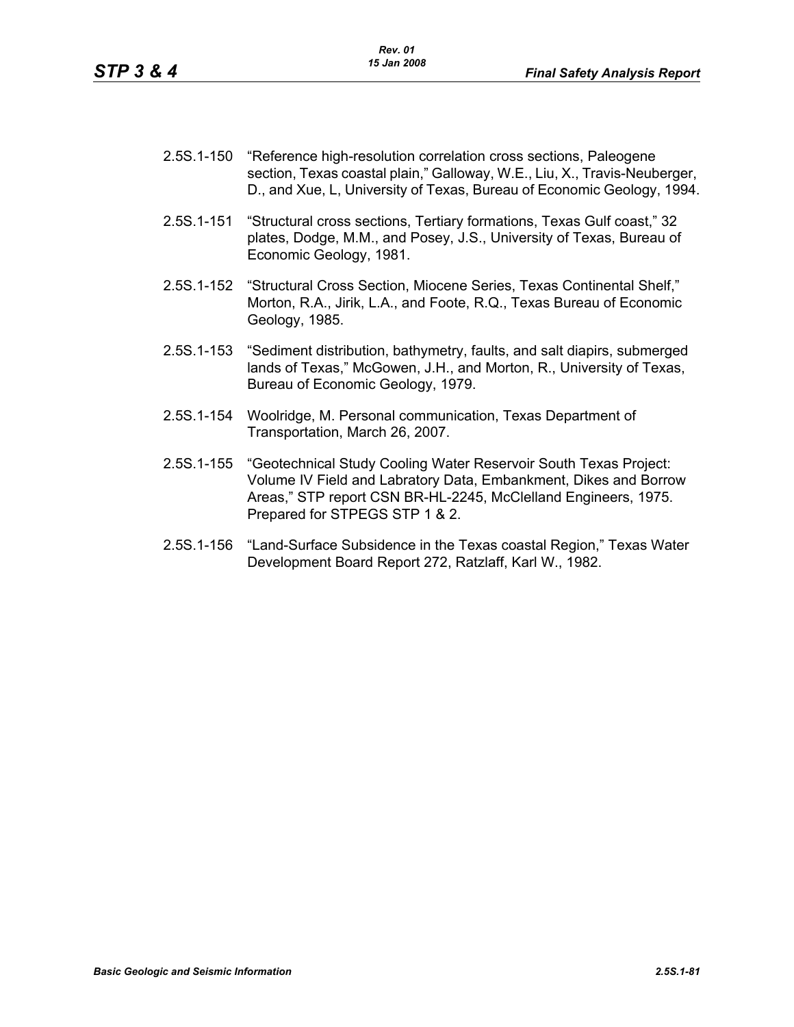2.5S.1-150 "Reference high-resolution correlation cross sections, Paleogene section, Texas coastal plain," Galloway, W.E., Liu, X., Travis-Neuberger, D., and Xue, L, University of Texas, Bureau of Economic Geology, 1994.

2.5S.1-151 "Structural cross sections, Tertiary formations, Texas Gulf coast," 32 plates, Dodge, M.M., and Posey, J.S., University of Texas, Bureau of Economic Geology, 1981.

2.5S.1-152 "Structural Cross Section, Miocene Series, Texas Continental Shelf," Morton, R.A., Jirik, L.A., and Foote, R.Q., Texas Bureau of Economic Geology, 1985.

2.5S.1-153 "Sediment distribution, bathymetry, faults, and salt diapirs, submerged lands of Texas," McGowen, J.H., and Morton, R., University of Texas, Bureau of Economic Geology, 1979.

2.5S.1-154 Woolridge, M. Personal communication, Texas Department of Transportation, March 26, 2007.

2.5S.1-155 "Geotechnical Study Cooling Water Reservoir South Texas Project: Volume IV Field and Labratory Data, Embankment, Dikes and Borrow Areas," STP report CSN BR-HL-2245, McClelland Engineers, 1975. Prepared for STPEGS STP 1 & 2.

2.5S.1-156 "Land-Surface Subsidence in the Texas coastal Region," Texas Water Development Board Report 272, Ratzlaff, Karl W., 1982.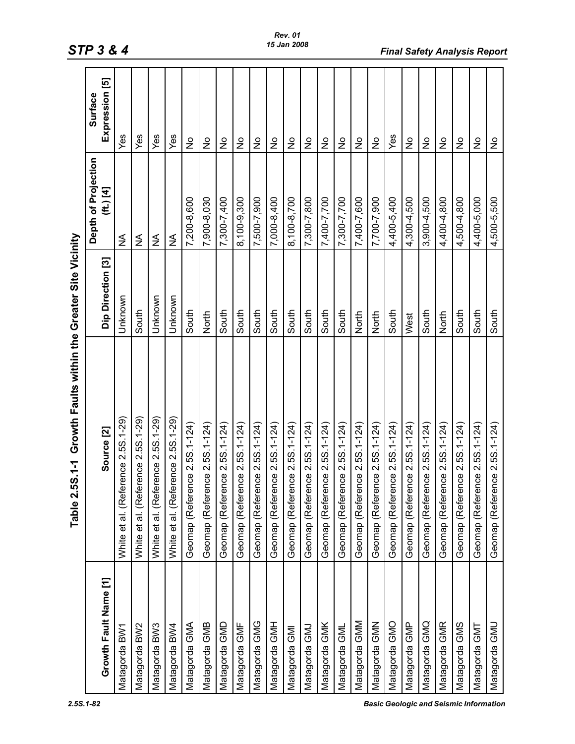**Table 2.5S.1-1 Growth Faults within the Greater Site Vicinity**

| Growth Fault Name [1] | Source [2] | Dip Direction [3] | Depth of Projection (ft.) [4] | Surface Expression [5] |
|---|---|---|---|---|
| Matagorda BW1 | White et al. (Reference 2.5S.1-29) | Unknown | NA | Yes |
| Matagorda BW2 | White et al. (Reference 2.5S.1-29) | South | NA | Yes |
| Matagorda BW3 | White et al. (Reference 2.5S.1-29) | Unknown | NA | Yes |
| Matagorda BW4 | White et al. (Reference 2.5S.1-29) | Unknown | NA | Yes |
| Matagorda GMA | Geomap (Reference 2.5S.1-124) | South | 7,200-8,600 | No |
| Matagorda GMB | Geomap (Reference 2.5S.1-124) | North | 7,900-8,030 | No |
| Matagorda GMD | Geomap (Reference 2.5S.1-124) | South | 7,300-7,400 | No |
| Matagorda GMF | Geomap (Reference 2.5S.1-124) | South | 8,100-9,300 | No |
| Matagorda GMG | Geomap (Reference 2.5S.1-124) | South | 7,500-7,900 | No |
| Matagorda GMH | Geomap (Reference 2.5S.1-124) | South | 7,000-8,400 | No |
| Matagorda GMI | Geomap (Reference 2.5S.1-124) | South | 8,100-8,700 | No |
| Matagorda GMJ | Geomap (Reference 2.5S.1-124) | South | 7,300-7,800 | No |
| Matagorda GMK | Geomap (Reference 2.5S.1-124) | South | 7,400-7,700 | No |
| Matagorda GML | Geomap (Reference 2.5S.1-124) | South | 7,300-7,700 | No |
| Matagorda GMM | Geomap (Reference 2.5S.1-124) | North | 7,400-7,600 | No |
| Matagorda GMN | Geomap (Reference 2.5S.1-124) | North | 7,700-7,900 | No |
| Matagorda GMO | Geomap (Reference 2.5S.1-124) | South | 4,400-5,400 | Yes |
| Matagorda GMP | Geomap (Reference 2.5S.1-124) | West | 4,300-4,500 | No |
| Matagorda GMQ | Geomap (Reference 2.5S.1-124) | South | 3,900-4,500 | No |
| Matagorda GMR | Geomap (Reference 2.5S.1-124) | North | 4,400-4,800 | No |
| Matagorda GMS | Geomap (Reference 2.5S.1-124) | South | 4,500-4,800 | No |
| Matagorda GMT | Geomap (Reference 2.5S.1-124) | South | 4,400-5,000 | No |
| Matagorda GMU | Geomap (Reference 2.5S.1-124) | South | 4,500-5,500 | No |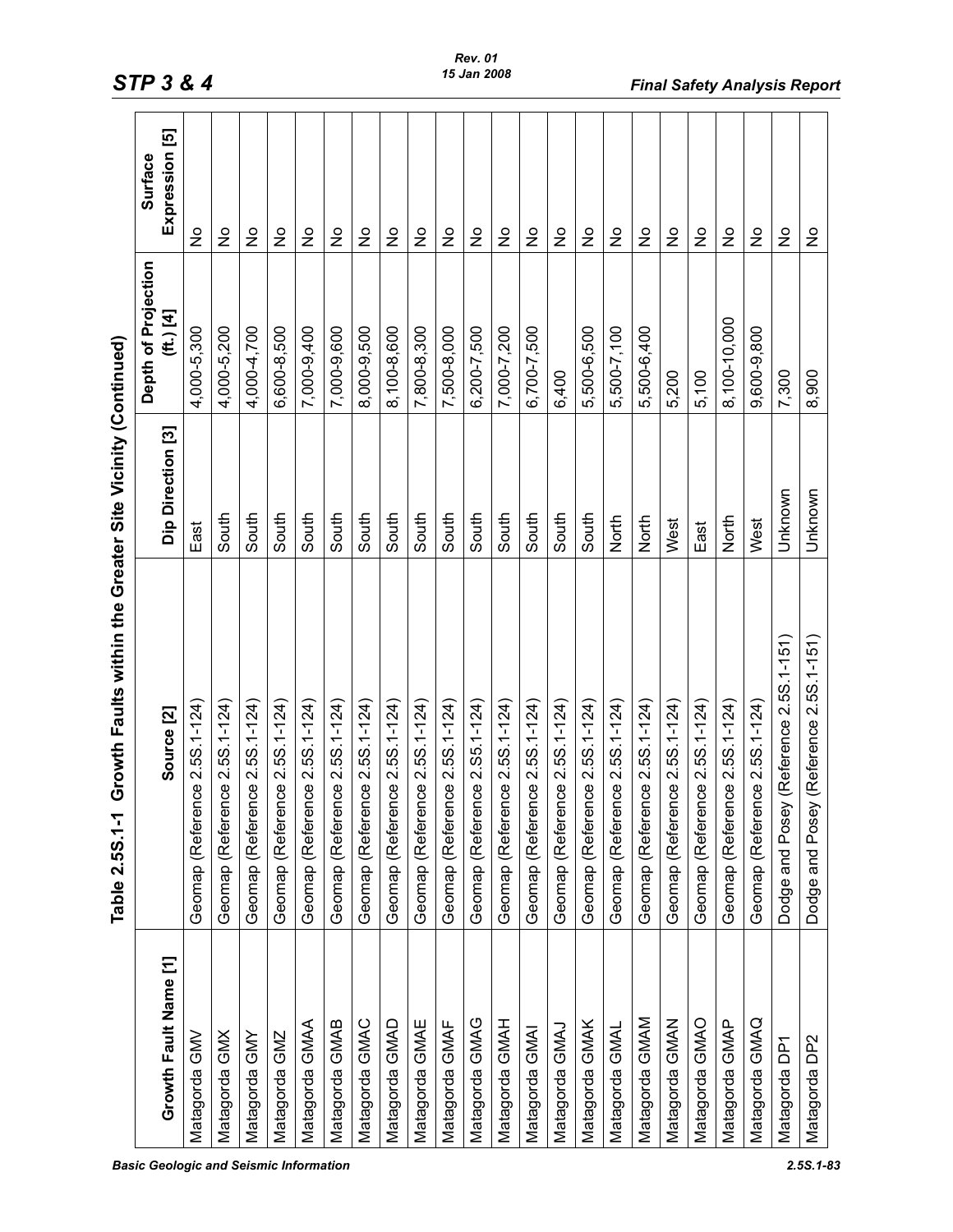## Table 2.5S.1-1 Growth Faults within the Greater Site Vicinity (Continued)

| Growth Fault Name [1] | Source [2] | Dip Direction [3] | Depth of Projection (ft.) [4] | Surface Expression [5] |
|---|---|---|---|---|
| Matagorda GMV | Geomap (Reference 2.5S.1-124) | East | 4,000-5,300 | No |
| Matagorda GMX | Geomap (Reference 2.5S.1-124) | South | 4,000-5,200 | No |
| Matagorda GMY | Geomap (Reference 2.5S.1-124) | South | 4,000-4,700 | No |
| Matagorda GMZ | Geomap (Reference 2.5S.1-124) | South | 6,600-8,500 | No |
| Matagorda GMAA | Geomap (Reference 2.5S.1-124) | South | 7,000-9,400 | No |
| Matagorda GMAB | Geomap (Reference 2.5S.1-124) | South | 7,000-9,600 | No |
| Matagorda GMAC | Geomap (Reference 2.5S.1-124) | South | 8,000-9,500 | No |
| Matagorda GMAD | Geomap (Reference 2.5S.1-124) | South | 8,100-8,600 | No |
| Matagorda GMAE | Geomap (Reference 2.5S.1-124) | South | 7,800-8,300 | No |
| Matagorda GMAF | Geomap (Reference 2.5S.1-124) | South | 7,500-8,000 | No |
| Matagorda GMAG | Geomap (Reference 2.5S.1-124) | South | 6,200-7,500 | No |
| Matagorda GMAH | Geomap (Reference 2.5S.1-124) | South | 7,000-7,200 | No |
| Matagorda GMAI | Geomap (Reference 2.5S.1-124) | South | 6,700-7,500 | No |
| Matagorda GMAJ | Geomap (Reference 2.5S.1-124) | South | 6,400 | No |
| Matagorda GMAK | Geomap (Reference 2.5S.1-124) | South | 5,500-6,500 | No |
| Matagorda GMAL | Geomap (Reference 2.5S.1-124) | North | 5,500-7,100 | No |
| Matagorda GMAM | Geomap (Reference 2.5S.1-124) | North | 5,500-6,400 | No |
| Matagorda GMAN | Geomap (Reference 2.5S.1-124) | West | 5,200 | No |
| Matagorda GMAO | Geomap (Reference 2.5S.1-124) | East | 5,100 | No |
| Matagorda GMAP | Geomap (Reference 2.5S.1-124) | North | 8,100-10,000 | No |
| Matagorda GMAQ | Geomap (Reference 2.5S.1-124) | West | 9,600-9,800 | No |
| Matagorda DP1 | Dodge and Posey (Reference 2.5S.1-151) | Unknown | 7,300 | No |
| Matagorda DP2 | Dodge and Posey (Reference 2.5S.1-151) | Unknown | 8,900 | No |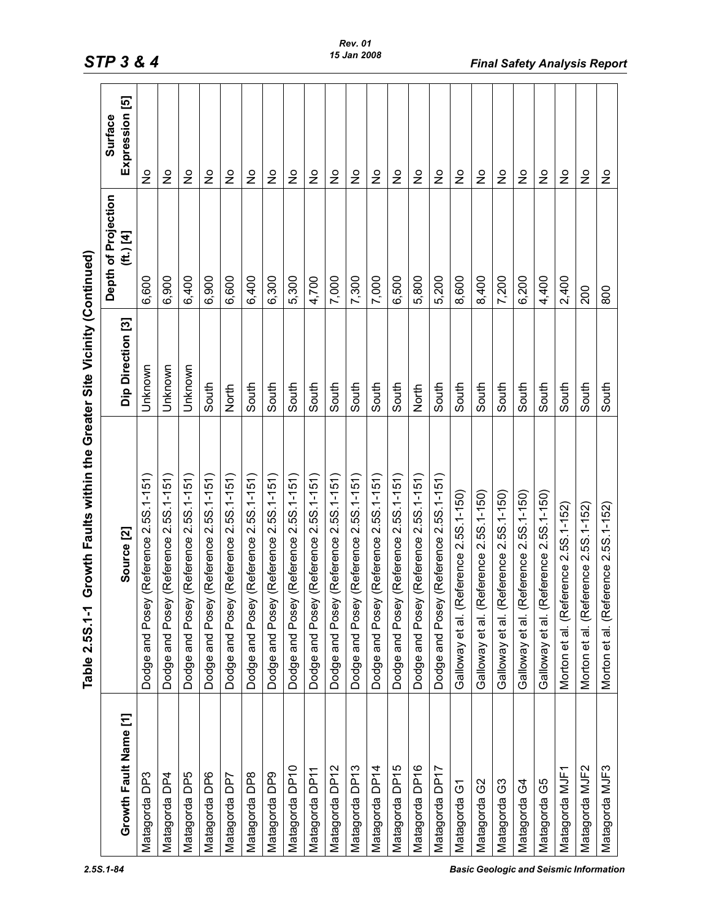## Table 2.5S.1-1 Growth Faults within the Greater Site Vicinity (Continued)

| Growth Fault Name [1] | Source [2] | Dip Direction [3] | Depth of Projection (ft.) [4] | Surface Expression [5] |
|---|---|---|---|---|
| Matagorda DP3 | Dodge and Posey (Reference 2.5S.1-151) | Unknown | 6,600 | No |
| Matagorda DP4 | Dodge and Posey (Reference 2.5S.1-151) | Unknown | 6,900 | No |
| Matagorda DP5 | Dodge and Posey (Reference 2.5S.1-151) | Unknown | 6,400 | No |
| Matagorda DP6 | Dodge and Posey (Reference 2.5S.1-151) | South | 6,900 | No |
| Matagorda DP7 | Dodge and Posey (Reference 2.5S.1-151) | North | 6,600 | No |
| Matagorda DP8 | Dodge and Posey (Reference 2.5S.1-151) | South | 6,400 | No |
| Matagorda DP9 | Dodge and Posey (Reference 2.5S.1-151) | South | 6,300 | No |
| Matagorda DP10 | Dodge and Posey (Reference 2.5S.1-151) | South | 5,300 | No |
| Matagorda DP11 | Dodge and Posey (Reference 2.5S.1-151) | South | 4,700 | No |
| Matagorda DP12 | Dodge and Posey (Reference 2.5S.1-151) | South | 7,000 | No |
| Matagorda DP13 | Dodge and Posey (Reference 2.5S.1-151) | South | 7,300 | No |
| Matagorda DP14 | Dodge and Posey (Reference 2.5S.1-151) | South | 7,000 | No |
| Matagorda DP15 | Dodge and Posey (Reference 2.5S.1-151) | South | 6,500 | No |
| Matagorda DP16 | Dodge and Posey (Reference 2.5S.1-151) | North | 5,800 | No |
| Matagorda DP17 | Dodge and Posey (Reference 2.5S.1-151) | South | 5,200 | No |
| Matagorda G1 | Galloway et al. (Reference 2.5S.1-150) | South | 8,600 | No |
| Matagorda G2 | Galloway et al. (Reference 2.5S.1-150) | South | 8,400 | No |
| Matagorda G3 | Galloway et al. (Reference 2.5S.1-150) | South | 7,200 | No |
| Matagorda G4 | Galloway et al. (Reference 2.5S.1-150) | South | 6,200 | No |
| Matagorda G5 | Galloway et al. (Reference 2.5S.1-150) | South | 4,400 | No |
| Matagorda MJF1 | Morton et al. (Reference 2.5S.1-152) | South | 2,400 | No |
| Matagorda MJF2 | Morton et al. (Reference 2.5S.1-152) | South | 200 | No |
| Matagorda MJF3 | Morton et al. (Reference 2.5S.1-152) | South | 800 | No |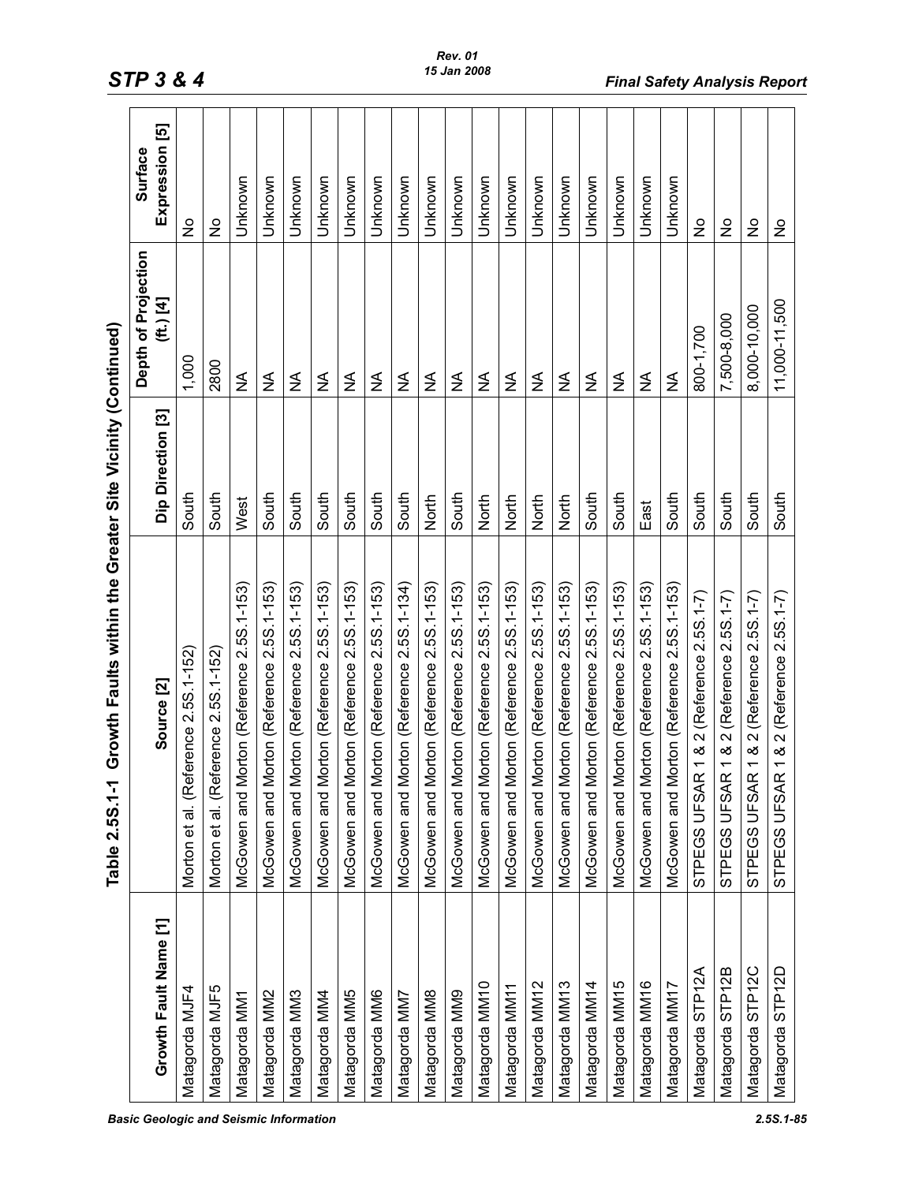Table 2.5S.1-1 Growth Faults within the Greater Site Vicinity (Continued)

| Growth Fault Name [1] | Source [2] | Dip Direction [3] | Depth of Projection (ft.) [4] | Surface Expression [5] |
|---|---|---|---|---|
| Matagorda MJF4 | Morton et al. (Reference 2.5S.1-152) | South | 1,000 | No |
| Matagorda MJF5 | Morton et al. (Reference 2.5S.1-152) | South | 2800 | No |
| Matagorda MM1 | McGowen and Morton (Reference 2.5S.1-153) | West | NA | Unknown |
| Matagorda MM2 | McGowen and Morton (Reference 2.5S.1-153) | South | NA | Unknown |
| Matagorda MM3 | McGowen and Morton (Reference 2.5S.1-153) | South | NA | Unknown |
| Matagorda MM4 | McGowen and Morton (Reference 2.5S.1-153) | South | NA | Unknown |
| Matagorda MM5 | McGowen and Morton (Reference 2.5S.1-153) | South | NA | Unknown |
| Matagorda MM6 | McGowen and Morton (Reference 2.5S.1-153) | South | NA | Unknown |
| Matagorda MM7 | McGowen and Morton (Reference 2.5S.1-134) | South | NA | Unknown |
| Matagorda MM8 | McGowen and Morton (Reference 2.5S.1-153) | North | NA | Unknown |
| Matagorda MM9 | McGowen and Morton (Reference 2.5S.1-153) | South | NA | Unknown |
| Matagorda MM10 | McGowen and Morton (Reference 2.5S.1-153) | North | NA | Unknown |
| Matagorda MM11 | McGowen and Morton (Reference 2.5S.1-153) | North | NA | Unknown |
| Matagorda MM12 | McGowen and Morton (Reference 2.5S.1-153) | North | NA | Unknown |
| Matagorda MM13 | McGowen and Morton (Reference 2.5S.1-153) | North | NA | Unknown |
| Matagorda MM14 | McGowen and Morton (Reference 2.5S.1-153) | South | NA | Unknown |
| Matagorda MM15 | McGowen and Morton (Reference 2.5S.1-153) | South | NA | Unknown |
| Matagorda MM16 | McGowen and Morton (Reference 2.5S.1-153) | East | NA | Unknown |
| Matagorda MM17 | McGowen and Morton (Reference 2.5S.1-153) | South | NA | Unknown |
| Matagorda STP12A | STPEGS UFSAR 1 & 2 (Reference 2.5S.1-7) | South | 800-1,700 | No |
| Matagorda STP12B | STPEGS UFSAR 1 & 2 (Reference 2.5S.1-7) | South | 7,500-8,000 | No |
| Matagorda STP12C | STPEGS UFSAR 1 & 2 (Reference 2.5S.1-7) | South | 8,000-10,000 | No |
| Matagorda STP12D | STPEGS UFSAR 1 & 2 (Reference 2.5S.1-7) | South | 11,000-11,500 | No |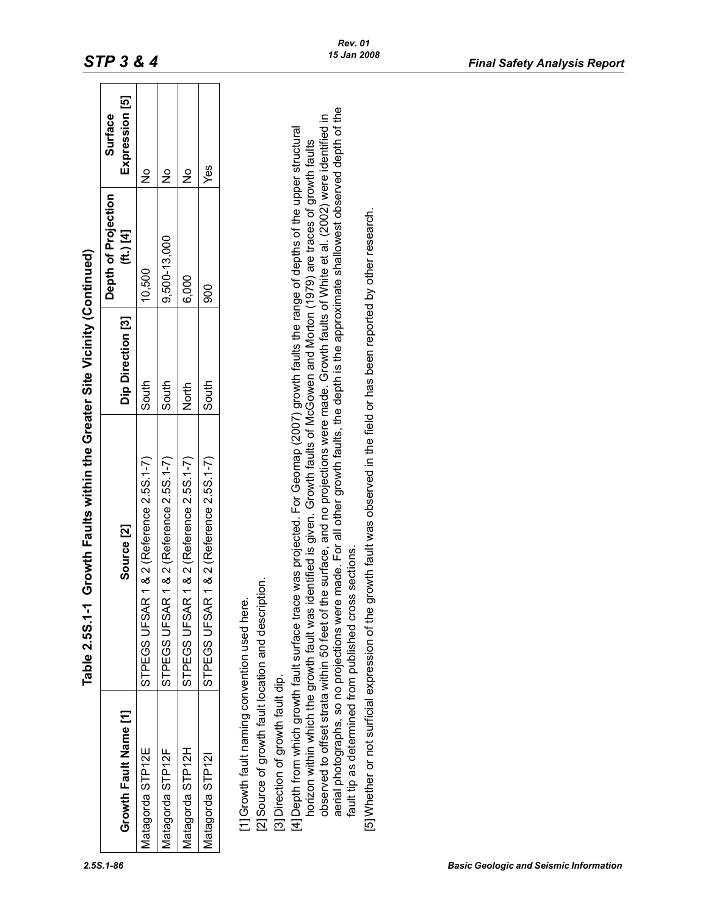## Table 2.5S.1-1 Growth Faults within the Greater Site Vicinity (Continued)

| Growth Fault Name [1] | Source [2] | Dip Direction [3] | Depth of Projection (ft.) [4] | Surface Expression [5] |
|---|---|---|---|---|
| Matagorda STP12E | STPEGS UFSAR 1 & 2 (Reference 2.5S.1-7) | South | 10,500 | No |
| Matagorda STP12F | STPEGS UFSAR 1 & 2 (Reference 2.5S.1-7) | South | 9,500-13,000 | No |
| Matagorda STP12H | STPEGS UFSAR 1 & 2 (Reference 2.5S.1-7) | North | 6,000 | No |
| Matagorda STP12I | STPEGS UFSAR 1 & 2 (Reference 2.5S.1-7) | South | 900 | Yes |

[1] Growth fault naming convention used here.

[2] Source of growth fault location and description.

[3] Direction of growth fault dip.

[4] Depth from which growth fault surface trace was projected. For Geomap (2007) growth faults the range of depths of the upper structural horizon within which the growth fault was identified is given. Growth faults of McGowen and Morton (1979) are traces of growth faults observed to offset strata within 50 feet of the surface, and no projections were made. Growth faults of White et al. (2002) were identified in aerial photographs, so no projections were made. For all other growth faults, the depth is the approximate shallowest observed depth of the fault tip as determined from published cross sections.

[5] Whether or not surficial expression of the growth fault was observed in the field or has been reported by other research.